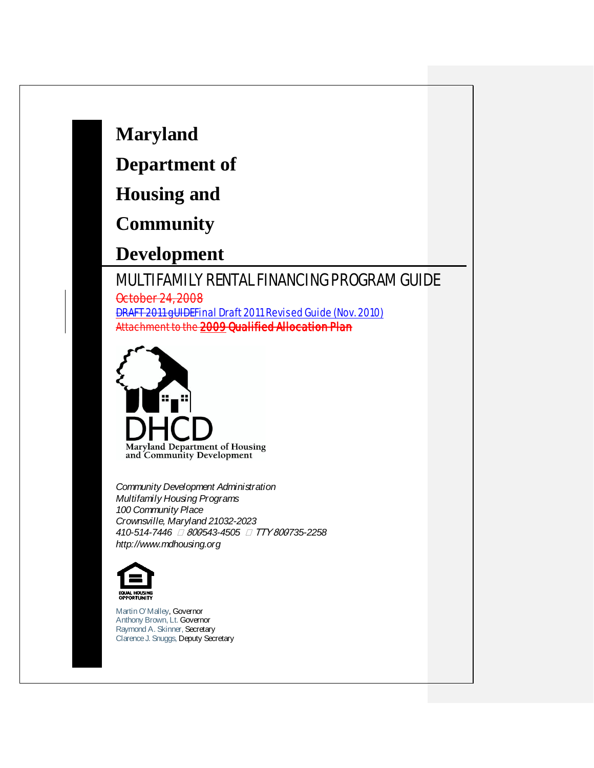# Maryland Department of Housing and Community Development

## MULTIFAMILY RENTAL FINANCING PROGRAM GUIDE

~~October 24, 2008~~

~~DRAFT 2011 gUIDE~~Final Draft 2011 Revised Guide (Nov. 2010)

~~Attachment to the **2009 Qualified Allocation Plan**~~

DHCD

Maryland Department of Housing and Community Development

*Community Development Administration*
*Multifamily Housing Programs*
*100 Community Place*
*Crownsville, Maryland 21032-2023*
*410-514-7446 800543-4505 TTY 800735-2258*
*http://www.mdhousing.org*

EQUAL HOUSING OPPORTUNITY

Martin O'Malley, Governor
Anthony Brown, Lt. Governor
Raymond A. Skinner, Secretary
Clarence J. Snuggs, Deputy Secretary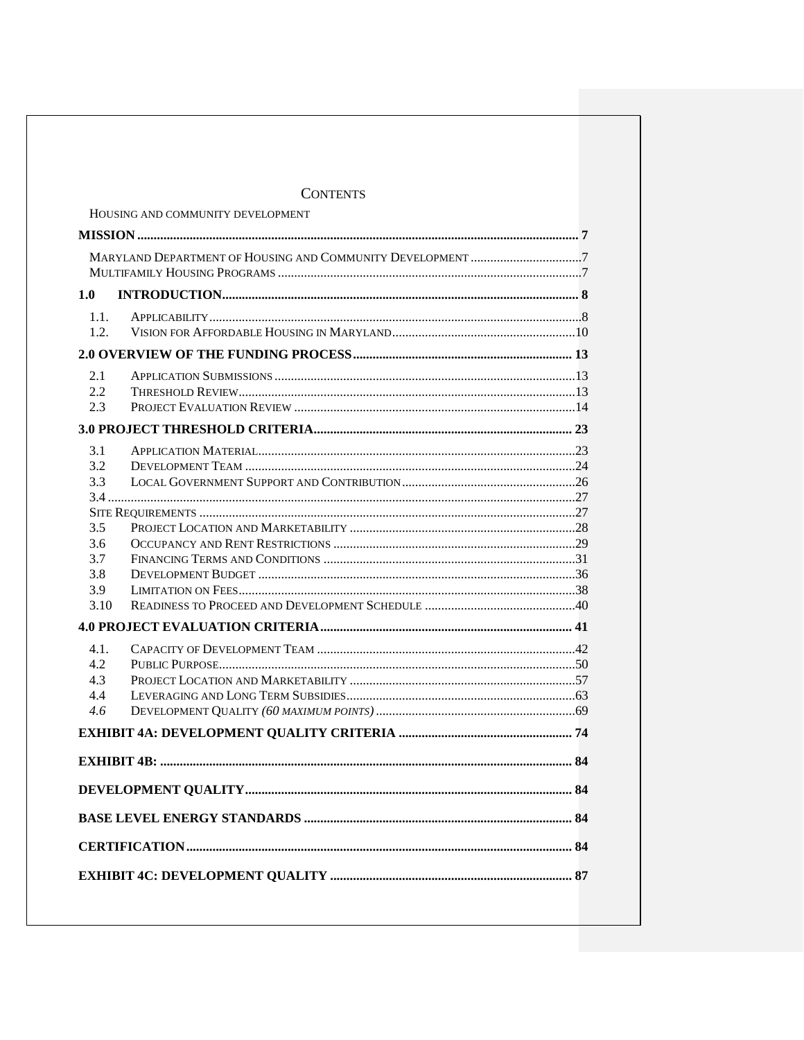# CONTENTS

HOUSING AND COMMUNITY DEVELOPMENT

**MISSION** ..................................................................................................................... **7**

MARYLAND DEPARTMENT OF HOUSING AND COMMUNITY DEVELOPMENT .................................7
MULTIFAMILY HOUSING PROGRAMS ............................................................................................7

**1.0 INTRODUCTION** ........................................................................................................ **8**

1.1. APPLICABILITY ................................................................................................................8
1.2. VISION FOR AFFORDABLE HOUSING IN MARYLAND .......................................................10

**2.0 OVERVIEW OF THE FUNDING PROCESS** .................................................................. **13**

2.1 APPLICATION SUBMISSIONS ...........................................................................................13
2.2 THRESHOLD REVIEW ......................................................................................................13
2.3 PROJECT EVALUATION REVIEW .....................................................................................14

**3.0 PROJECT THRESHOLD CRITERIA** .............................................................................. **23**

3.1 APPLICATION MATERIAL .................................................................................................23
3.2 DEVELOPMENT TEAM ....................................................................................................24
3.3 LOCAL GOVERNMENT SUPPORT AND CONTRIBUTION .....................................................26
3.4 ...............................................................................................................................................27
SITE REQUIREMENTS ..................................................................................................................27
3.5 PROJECT LOCATION AND MARKETABILITY ....................................................................28
3.6 OCCUPANCY AND RENT RESTRICTIONS .........................................................................29
3.7 FINANCING TERMS AND CONDITIONS ............................................................................31
3.8 DEVELOPMENT BUDGET ................................................................................................36
3.9 LIMITATION ON FEES ......................................................................................................38
3.10 READINESS TO PROCEED AND DEVELOPMENT SCHEDULE .............................................40

**4.0 PROJECT EVALUATION CRITERIA** ............................................................................ **41**

4.1. CAPACITY OF DEVELOPMENT TEAM ..............................................................................42
4.2 PUBLIC PURPOSE ............................................................................................................50
4.3 PROJECT LOCATION AND MARKETABILITY ....................................................................57
4.4 LEVERAGING AND LONG TERM SUBSIDIES .....................................................................63
*4.6* DEVELOPMENT QUALITY *(60 MAXIMUM POINTS)* ............................................................69

**EXHIBIT 4A: DEVELOPMENT QUALITY CRITERIA** ..................................................... **74**

**EXHIBIT 4B:** ............................................................................................................. **84**

**DEVELOPMENT QUALITY** .................................................................................................. **84**

**BASE LEVEL ENERGY STANDARDS** ................................................................................. **84**

**CERTIFICATION** .................................................................................................................... **84**

**EXHIBIT 4C: DEVELOPMENT QUALITY** ......................................................................... **87**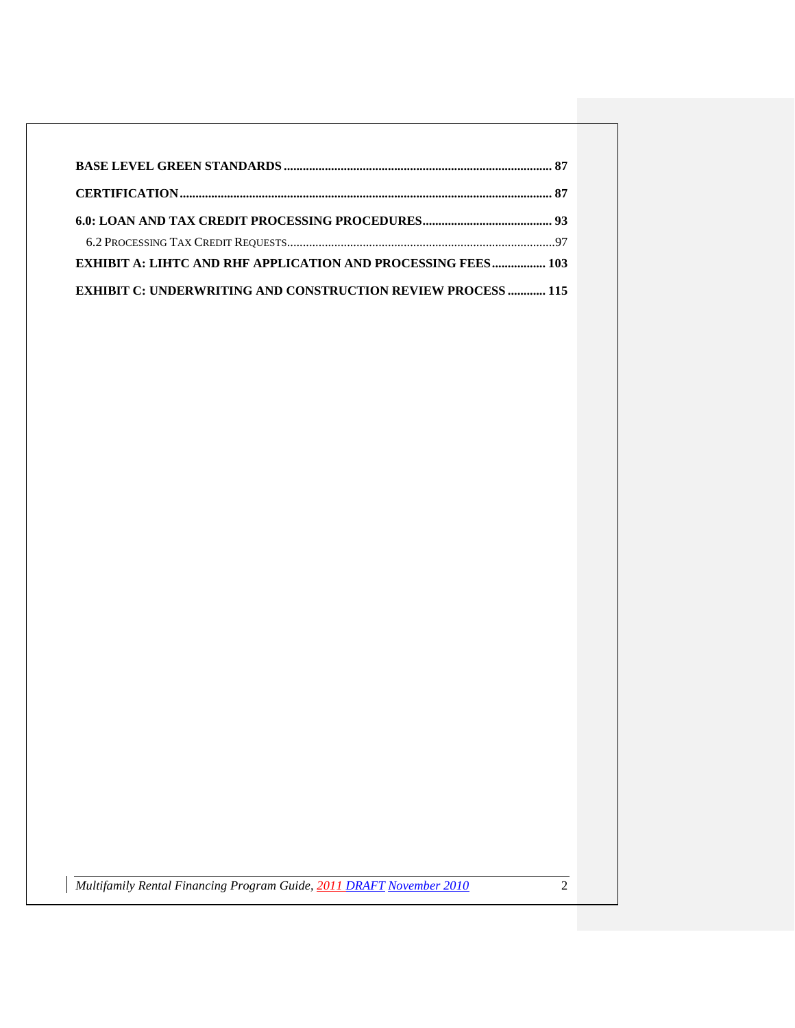**BASE LEVEL GREEN STANDARDS** .................................................................................... 87

**CERTIFICATION** .................................................................................................................... 87

**6.0: LOAN AND TAX CREDIT PROCESSING PROCEDURES** ........................................ 93

6.2 PROCESSING TAX CREDIT REQUESTS....................................................................................97

**EXHIBIT A: LIHTC AND RHF APPLICATION AND PROCESSING FEES** ................. 103

**EXHIBIT C: UNDERWRITING AND CONSTRUCTION REVIEW PROCESS** ............ 115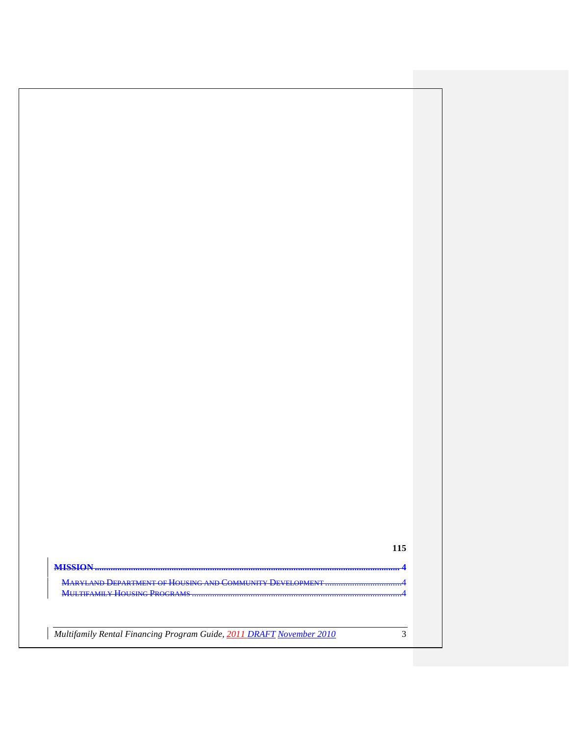115

**MISSION ................................................................................................................................ 4**

MARYLAND DEPARTMENT OF HOUSING AND COMMUNITY DEVELOPMENT ..................................4

MULTIFAMILY HOUSING PROGRAMS ..............................................................................................4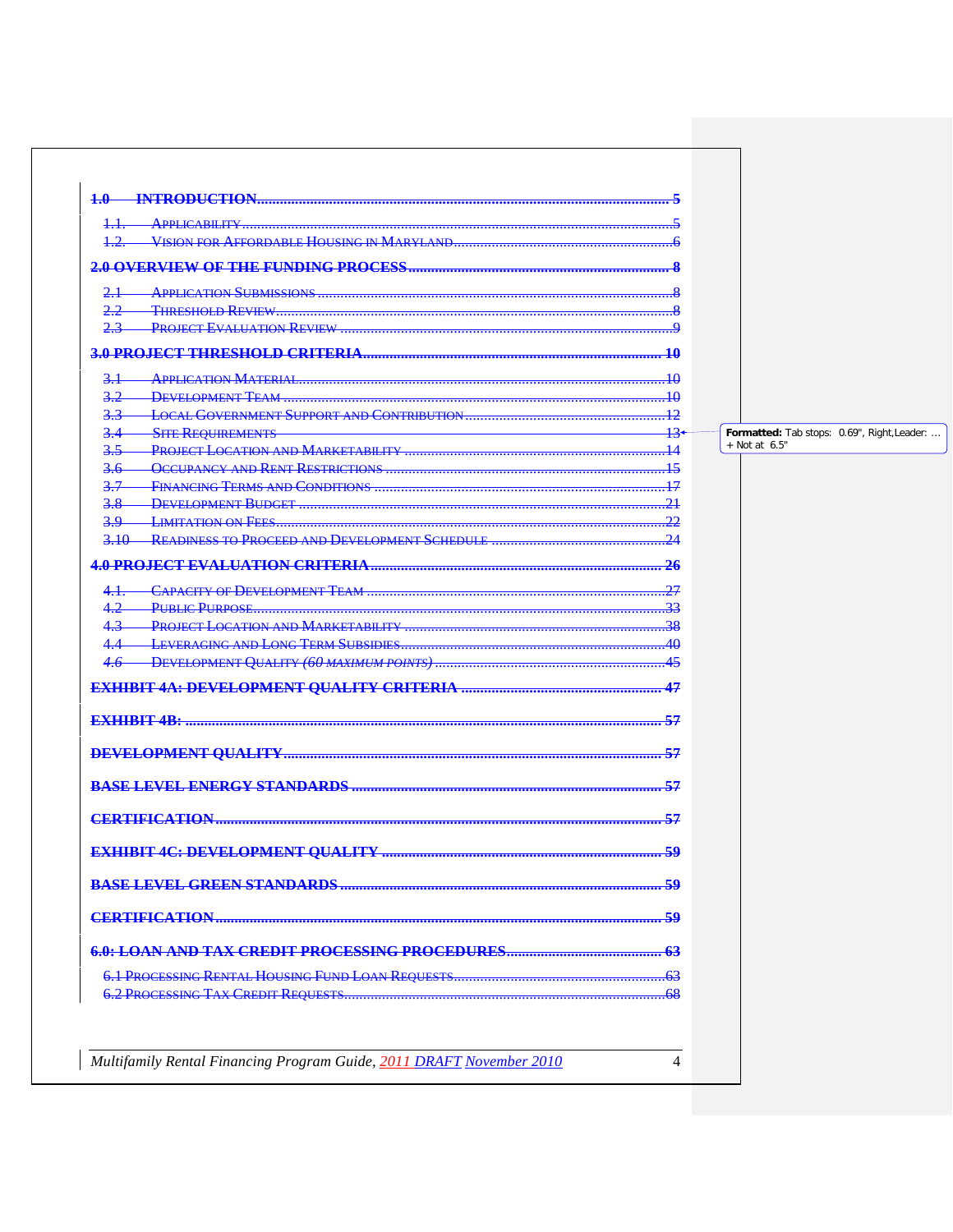1.0 INTRODUCTION ..... 5

- 1.1. APPLICABILITY ..... 5
- 1.2. VISION FOR AFFORDABLE HOUSING IN MARYLAND ..... 6

2.0 OVERVIEW OF THE FUNDING PROCESS ..... 8

- 2.1 APPLICATION SUBMISSIONS ..... 8
- 2.2 THRESHOLD REVIEW ..... 8
- 2.3 PROJECT EVALUATION REVIEW ..... 9

3.0 PROJECT THRESHOLD CRITERIA ..... 10

- 3.1 APPLICATION MATERIAL ..... 10
- 3.2 DEVELOPMENT TEAM ..... 10
- 3.3 LOCAL GOVERNMENT SUPPORT AND CONTRIBUTION ..... 12
- 3.4 SITE REQUIREMENTS ..... 13
- 3.5 PROJECT LOCATION AND MARKETABILITY ..... 14
- 3.6 OCCUPANCY AND RENT RESTRICTIONS ..... 15
- 3.7 FINANCING TERMS AND CONDITIONS ..... 17
- 3.8 DEVELOPMENT BUDGET ..... 21
- 3.9 LIMITATION ON FEES ..... 22
- 3.10 READINESS TO PROCEED AND DEVELOPMENT SCHEDULE ..... 24

4.0 PROJECT EVALUATION CRITERIA ..... 26

- 4.1. CAPACITY OF DEVELOPMENT TEAM ..... 27
- 4.2 PUBLIC PURPOSE ..... 33
- 4.3 PROJECT LOCATION AND MARKETABILITY ..... 38
- 4.4 LEVERAGING AND LONG TERM SUBSIDIES ..... 40
- *4.6* DEVELOPMENT QUALITY *(60 MAXIMUM POINTS)* ..... 45

EXHIBIT 4A: DEVELOPMENT QUALITY CRITERIA ..... 47

EXHIBIT 4B: ..... 57

DEVELOPMENT QUALITY ..... 57

BASE LEVEL ENERGY STANDARDS ..... 57

CERTIFICATION ..... 57

EXHIBIT 4C: DEVELOPMENT QUALITY ..... 59

BASE LEVEL GREEN STANDARDS ..... 59

CERTIFICATION ..... 59

6.0: LOAN AND TAX CREDIT PROCESSING PROCEDURES ..... 63

- 6.1 PROCESSING RENTAL HOUSING FUND LOAN REQUESTS ..... 63
- 6.2 PROCESSING TAX CREDIT REQUESTS ..... 68

Formatted: Tab stops: 0.69", Right,Leader: … + Not at 6.5"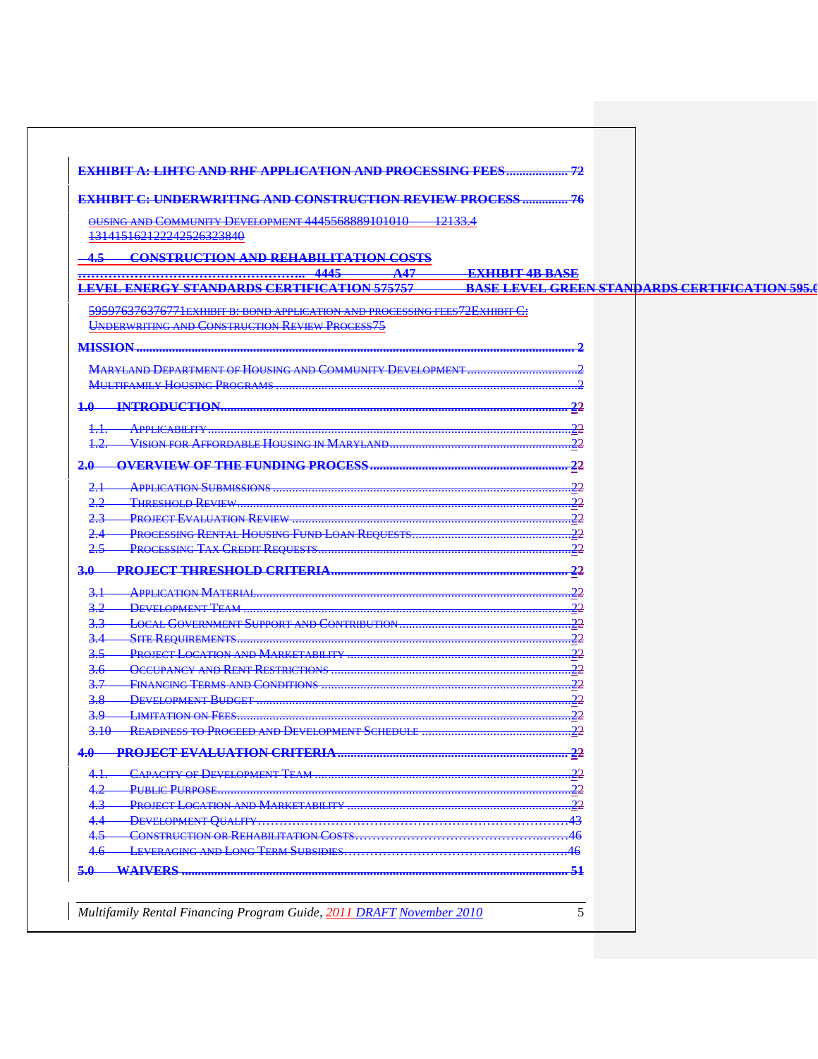**EXHIBIT A: LIHTC AND RHF APPLICATION AND PROCESSING FEES .................. 72**

**EXHIBIT C: UNDERWRITING AND CONSTRUCTION REVIEW PROCESS ............. 76**

OUSING AND COMMUNITY DEVELOPMENT 4445568889101010 12133.4 131415162122242526323840

**4.5 CONSTRUCTION AND REHABILITATION COSTS ………………………………………….. 4445 A47 EXHIBIT 4B BASE LEVEL ENERGY STANDARDS CERTIFICATION 575757 BASE LEVEL GREEN STANDARDS CERTIFICATION 595.0**

595976376376771EXHIBIT B: BOND APPLICATION AND PROCESSING FEES72EXHIBIT C: UNDERWRITING AND CONSTRUCTION REVIEW PROCESS75

**MISSION ........................................................................................................................ 2**

MARYLAND DEPARTMENT OF HOUSING AND COMMUNITY DEVELOPMENT ..................................2
MULTIFAMILY HOUSING PROGRAMS ...............................................................................................2

**1.0 INTRODUCTION............................................................................................... 22**

1.1. APPLICABILITY ..................................................................................................................22
1.2. VISION FOR AFFORDABLE HOUSING IN MARYLAND.........................................................22

**2.0 OVERVIEW OF THE FUNDING PROCESS ............................................................ 22**

2.1 APPLICATION SUBMISSIONS ..............................................................................................22
2.2 THRESHOLD REVIEW.........................................................................................................22
2.3 PROJECT EVALUATION REVIEW ........................................................................................22
2.4 PROCESSING RENTAL HOUSING FUND LOAN REQUESTS..................................................22
2.5 PROCESSING TAX CREDIT REQUESTS................................................................................22

**3.0 PROJECT THRESHOLD CRITERIA...................................................................... 22**

3.1 APPLICATION MATERIAL...................................................................................................22
3.2 DEVELOPMENT TEAM .......................................................................................................22
3.3 LOCAL GOVERNMENT SUPPORT AND CONTRIBUTION......................................................22
3.4 SITE REQUIREMENTS.........................................................................................................22
3.5 PROJECT LOCATION AND MARKETABILITY .....................................................................22
3.6 OCCUPANCY AND RENT RESTRICTIONS ...........................................................................22
3.7 FINANCING TERMS AND CONDITIONS ..............................................................................22
3.8 DEVELOPMENT BUDGET ...................................................................................................22
3.9 LIMITATION ON FEES........................................................................................................22
3.10 READINESS TO PROCEED AND DEVELOPMENT SCHEDULE ...............................................22

**4.0 PROJECT EVALUATION CRITERIA.................................................................... 22**

4.1. CAPACITY OF DEVELOPMENT TEAM ................................................................................22
4.2 PUBLIC PURPOSE...............................................................................................................22
4.3 PROJECT LOCATION AND MARKETABILITY .....................................................................22
4.4 DEVELOPMENT QUALITY……………………………………………………………….43
4.5 CONSTRUCTION OR REHABILITATION COSTS……………………………………………….46
4.6 LEVERAGING AND LONG TERM SUBSIDIES……………………………………………….46

**5.0 WAIVERS .......................................................................................................... 51**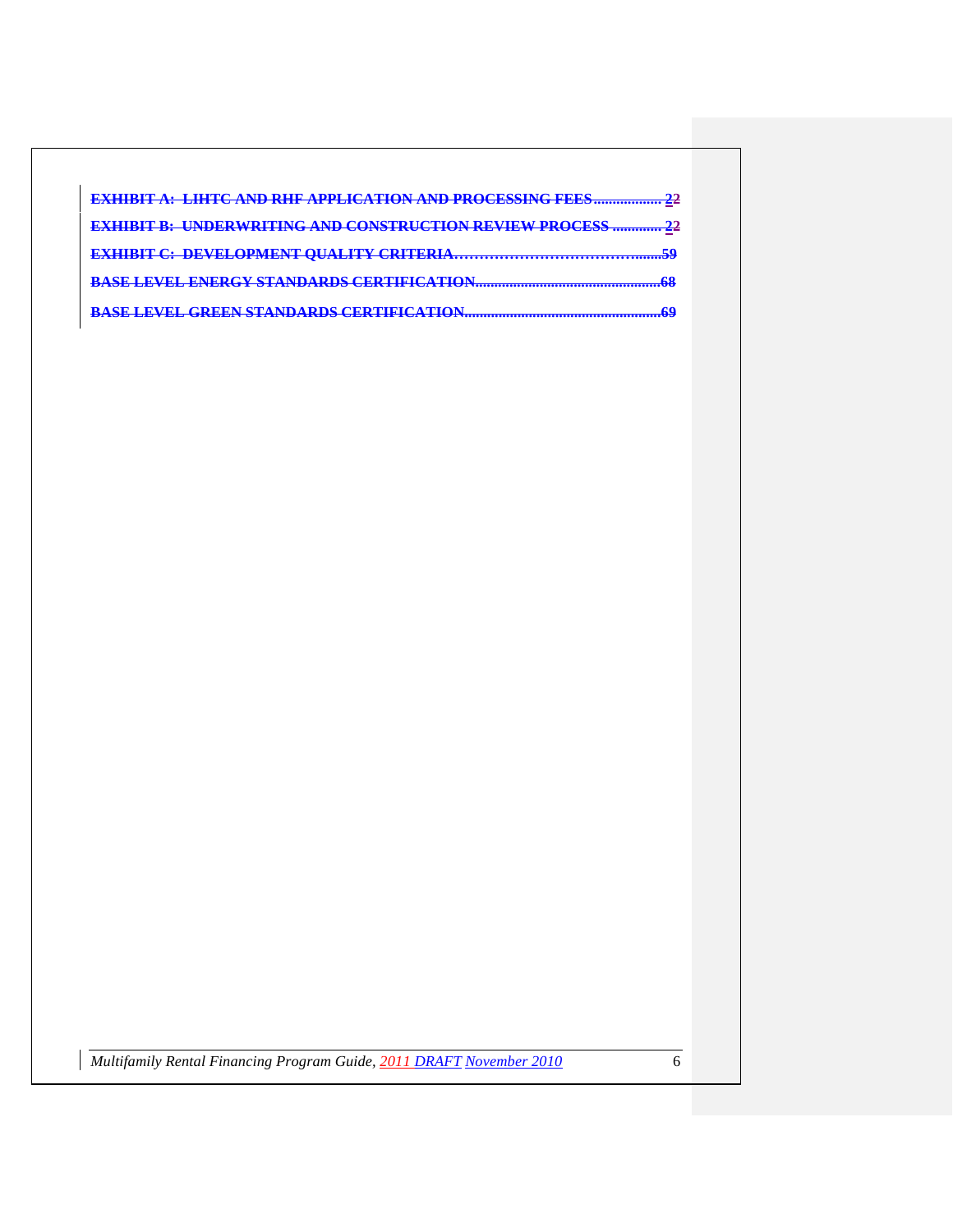**EXHIBIT A: LIHTC AND RHF APPLICATION AND PROCESSING FEES.................. 22**

**EXHIBIT B: UNDERWRITING AND CONSTRUCTION REVIEW PROCESS ............. 22**

**EXHIBIT C: DEVELOPMENT QUALITY CRITERIA…………………………….......59**

**BASE LEVEL ENERGY STANDARDS CERTIFICATION...............................................68**

**BASE LEVEL GREEN STANDARDS CERTIFICATION...................................................69**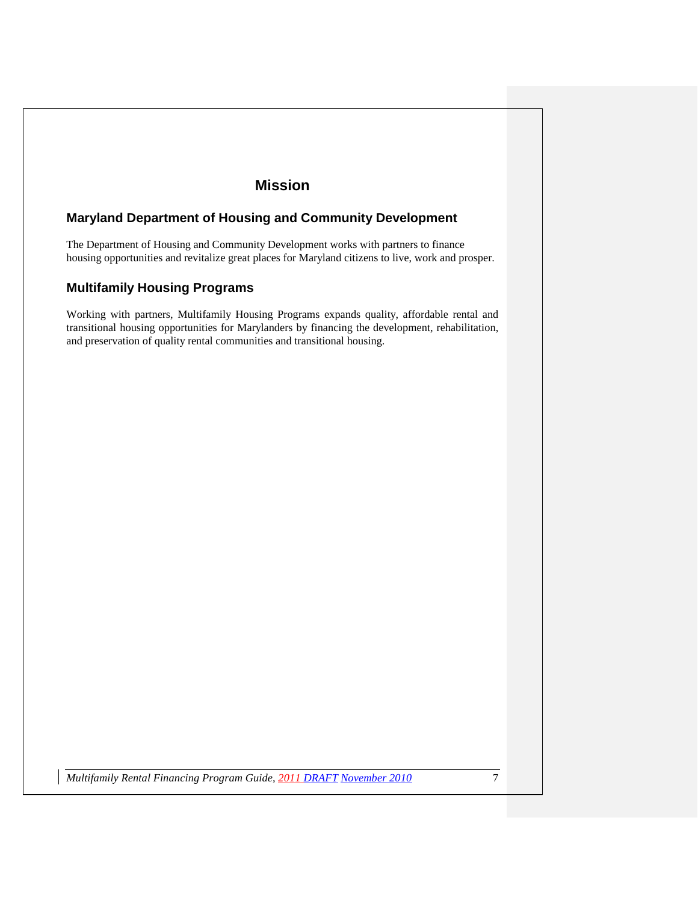# Mission

## Maryland Department of Housing and Community Development

The Department of Housing and Community Development works with partners to finance housing opportunities and revitalize great places for Maryland citizens to live, work and prosper.

## Multifamily Housing Programs

Working with partners, Multifamily Housing Programs expands quality, affordable rental and transitional housing opportunities for Marylanders by financing the development, rehabilitation, and preservation of quality rental communities and transitional housing.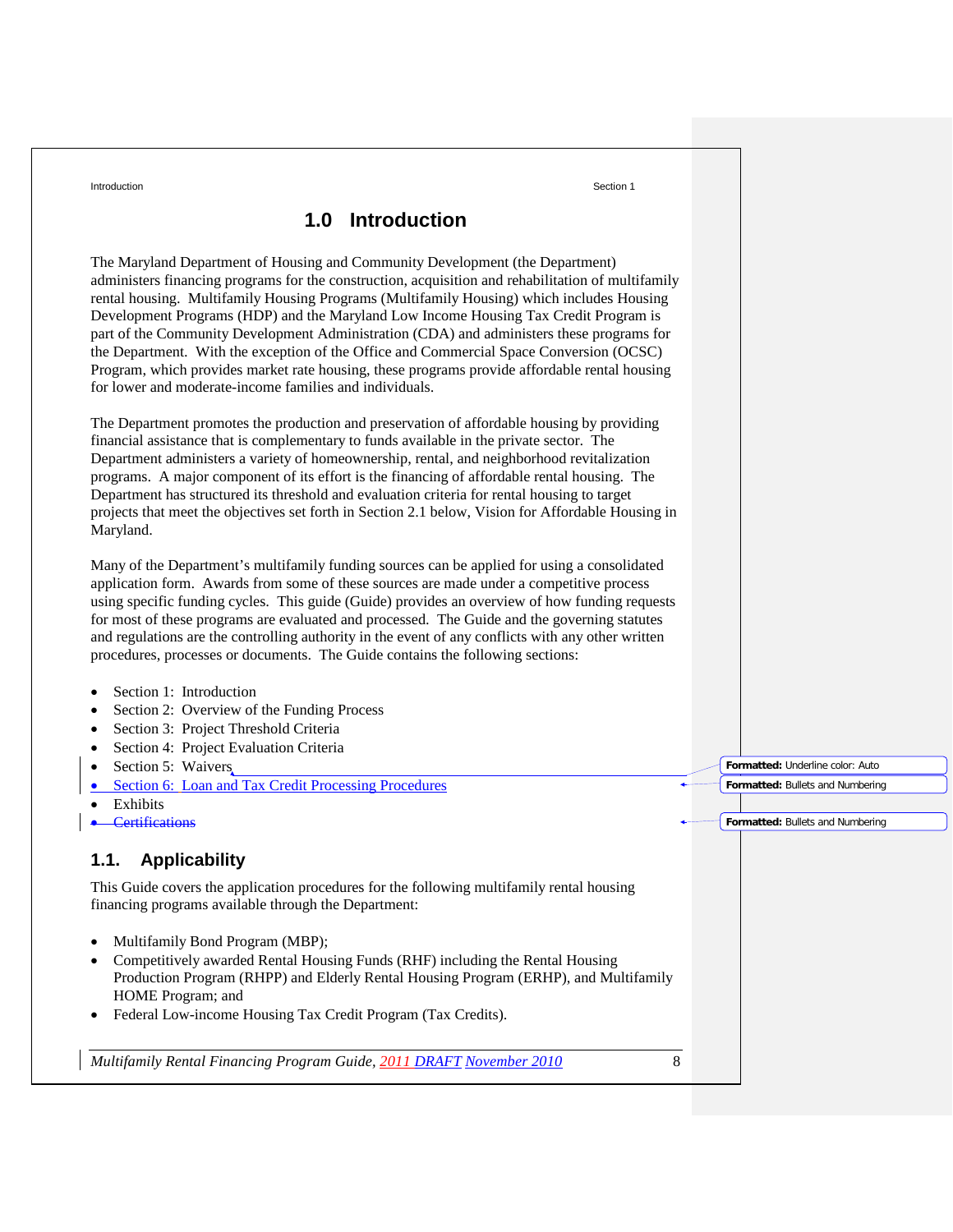# 1.0 Introduction

The Maryland Department of Housing and Community Development (the Department) administers financing programs for the construction, acquisition and rehabilitation of multifamily rental housing. Multifamily Housing Programs (Multifamily Housing) which includes Housing Development Programs (HDP) and the Maryland Low Income Housing Tax Credit Program is part of the Community Development Administration (CDA) and administers these programs for the Department. With the exception of the Office and Commercial Space Conversion (OCSC) Program, which provides market rate housing, these programs provide affordable rental housing for lower and moderate-income families and individuals.

The Department promotes the production and preservation of affordable housing by providing financial assistance that is complementary to funds available in the private sector. The Department administers a variety of homeownership, rental, and neighborhood revitalization programs. A major component of its effort is the financing of affordable rental housing. The Department has structured its threshold and evaluation criteria for rental housing to target projects that meet the objectives set forth in Section 2.1 below, Vision for Affordable Housing in Maryland.

Many of the Department's multifamily funding sources can be applied for using a consolidated application form. Awards from some of these sources are made under a competitive process using specific funding cycles. This guide (Guide) provides an overview of how funding requests for most of these programs are evaluated and processed. The Guide and the governing statutes and regulations are the controlling authority in the event of any conflicts with any other written procedures, processes or documents. The Guide contains the following sections:

- Section 1: Introduction
- Section 2: Overview of the Funding Process
- Section 3: Project Threshold Criteria
- Section 4: Project Evaluation Criteria
- Section 5: Waivers
- Section 6: Loan and Tax Credit Processing Procedures
- Exhibits
- ~~Certifications~~

## 1.1. Applicability

This Guide covers the application procedures for the following multifamily rental housing financing programs available through the Department:

- Multifamily Bond Program (MBP);
- Competitively awarded Rental Housing Funds (RHF) including the Rental Housing Production Program (RHPP) and Elderly Rental Housing Program (ERHP), and Multifamily HOME Program; and
- Federal Low-income Housing Tax Credit Program (Tax Credits).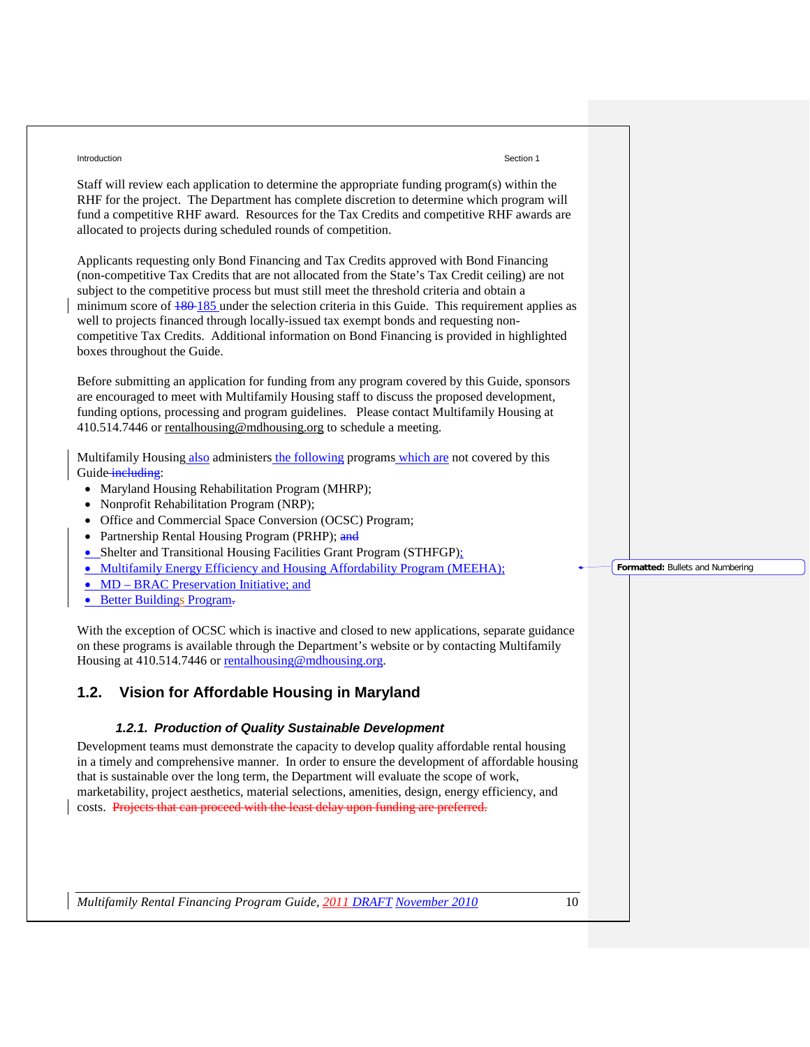Staff will review each application to determine the appropriate funding program(s) within the RHF for the project. The Department has complete discretion to determine which program will fund a competitive RHF award. Resources for the Tax Credits and competitive RHF awards are allocated to projects during scheduled rounds of competition.

Applicants requesting only Bond Financing and Tax Credits approved with Bond Financing (non-competitive Tax Credits that are not allocated from the State's Tax Credit ceiling) are not subject to the competitive process but must still meet the threshold criteria and obtain a minimum score of ~~180~~ 185 under the selection criteria in this Guide. This requirement applies as well to projects financed through locally-issued tax exempt bonds and requesting non-competitive Tax Credits. Additional information on Bond Financing is provided in highlighted boxes throughout the Guide.

Before submitting an application for funding from any program covered by this Guide, sponsors are encouraged to meet with Multifamily Housing staff to discuss the proposed development, funding options, processing and program guidelines. Please contact Multifamily Housing at 410.514.7446 or rentalhousing@mdhousing.org to schedule a meeting.

Multifamily Housing also administers the following programs which are not covered by this Guide ~~including~~:

- Maryland Housing Rehabilitation Program (MHRP);
- Nonprofit Rehabilitation Program (NRP);
- Office and Commercial Space Conversion (OCSC) Program;
- Partnership Rental Housing Program (PRHP); ~~and~~
- Shelter and Transitional Housing Facilities Grant Program (STHFGP);
- Multifamily Energy Efficiency and Housing Affordability Program (MEEHA);
- MD – BRAC Preservation Initiative; and
- Better Buildings Program~~.~~

With the exception of OCSC which is inactive and closed to new applications, separate guidance on these programs is available through the Department's website or by contacting Multifamily Housing at 410.514.7446 or rentalhousing@mdhousing.org.

## 1.2. Vision for Affordable Housing in Maryland

### *1.2.1. Production of Quality Sustainable Development*

Development teams must demonstrate the capacity to develop quality affordable rental housing in a timely and comprehensive manner. In order to ensure the development of affordable housing that is sustainable over the long term, the Department will evaluate the scope of work, marketability, project aesthetics, material selections, amenities, design, energy efficiency, and costs. ~~Projects that can proceed with the least delay upon funding are preferred.~~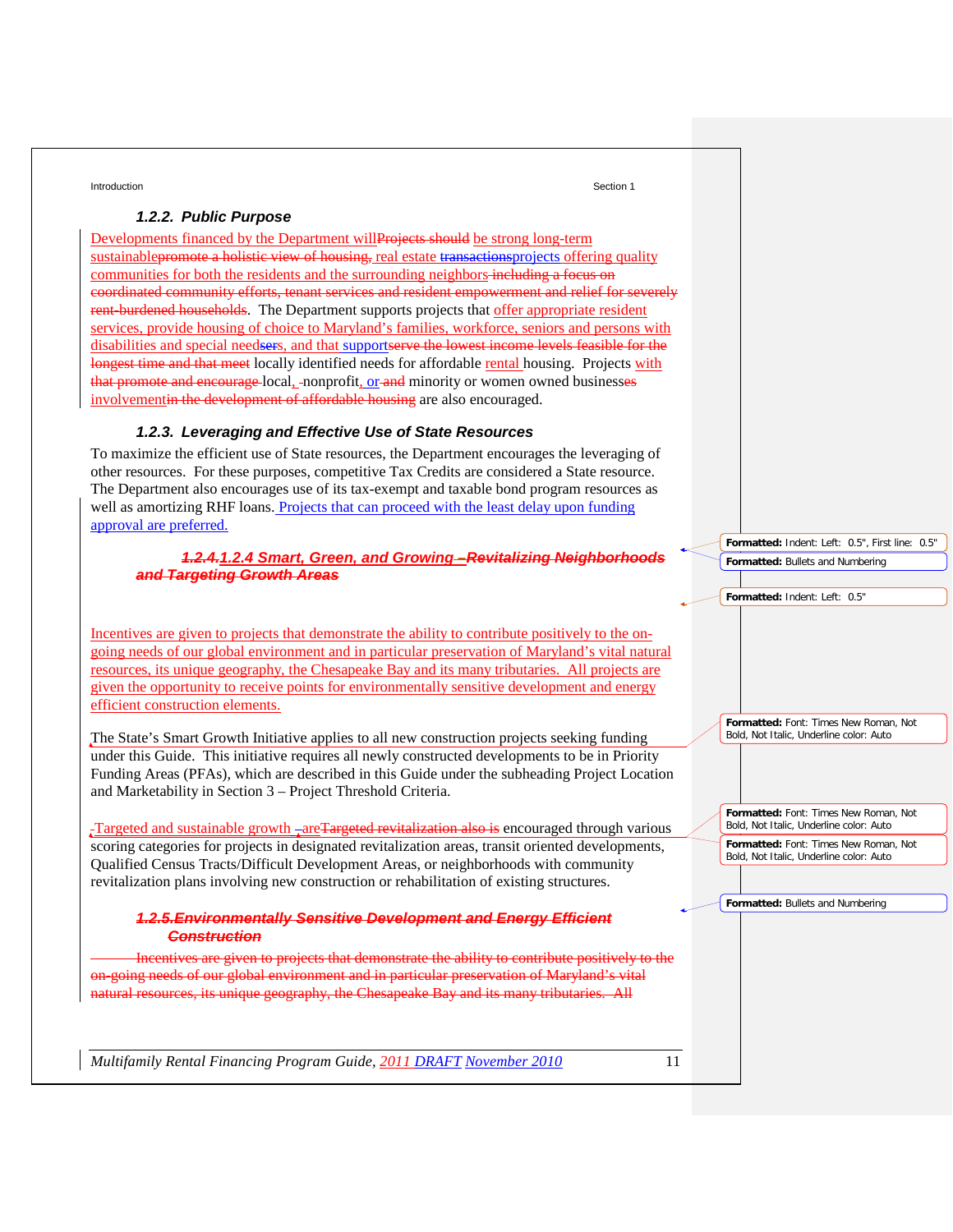### *1.2.2. Public Purpose*

Developments financed by the Department will~~Projects should~~ be strong long-term sustainable~~promote a holistic view of housing,~~ real estate ~~transactions~~projects offering quality communities for both the residents and the surrounding neighbors~~ including a focus on coordinated community efforts, tenant services and resident empowerment and relief for severely rent-burdened households~~. The Department supports projects that offer appropriate resident services, provide housing of choice to Maryland's families, workforce, seniors and persons with disabilities and special need~~ser~~s, and that support~~serve the lowest income levels feasible for the longest time and that meet~~ locally identified needs for affordable rental housing. Projects with ~~that promote and encourage~~ local, ~~-~~nonprofit, or ~~and~~ minority or women owned businesse~~es~~ involvement~~in the development of affordable housing~~ are also encouraged.

### *1.2.3. Leveraging and Effective Use of State Resources*

To maximize the efficient use of State resources, the Department encourages the leveraging of other resources. For these purposes, competitive Tax Credits are considered a State resource. The Department also encourages use of its tax-exempt and taxable bond program resources as well as amortizing RHF loans. Projects that can proceed with the least delay upon funding approval are preferred.

### *~~1.2.4.~~1.2.4 Smart, Green, and Growing ~~–Revitalizing Neighborhoods and Targeting Growth Areas~~*

Incentives are given to projects that demonstrate the ability to contribute positively to the on-going needs of our global environment and in particular preservation of Maryland's vital natural resources, its unique geography, the Chesapeake Bay and its many tributaries. All projects are given the opportunity to receive points for environmentally sensitive development and energy efficient construction elements.

The State's Smart Growth Initiative applies to all new construction projects seeking funding under this Guide. This initiative requires all newly constructed developments to be in Priority Funding Areas (PFAs), which are described in this Guide under the subheading Project Location and Marketability in Section 3 – Project Threshold Criteria.

Targeted and sustainable growth are~~Targeted revitalization also is~~ encouraged through various scoring categories for projects in designated revitalization areas, transit oriented developments, Qualified Census Tracts/Difficult Development Areas, or neighborhoods with community revitalization plans involving new construction or rehabilitation of existing structures.

### *~~1.2.5. Environmentally Sensitive Development and Energy Efficient Construction~~*

~~Incentives are given to projects that demonstrate the ability to contribute positively to the on-going needs of our global environment and in particular preservation of Maryland's vital natural resources, its unique geography, the Chesapeake Bay and its many tributaries. All~~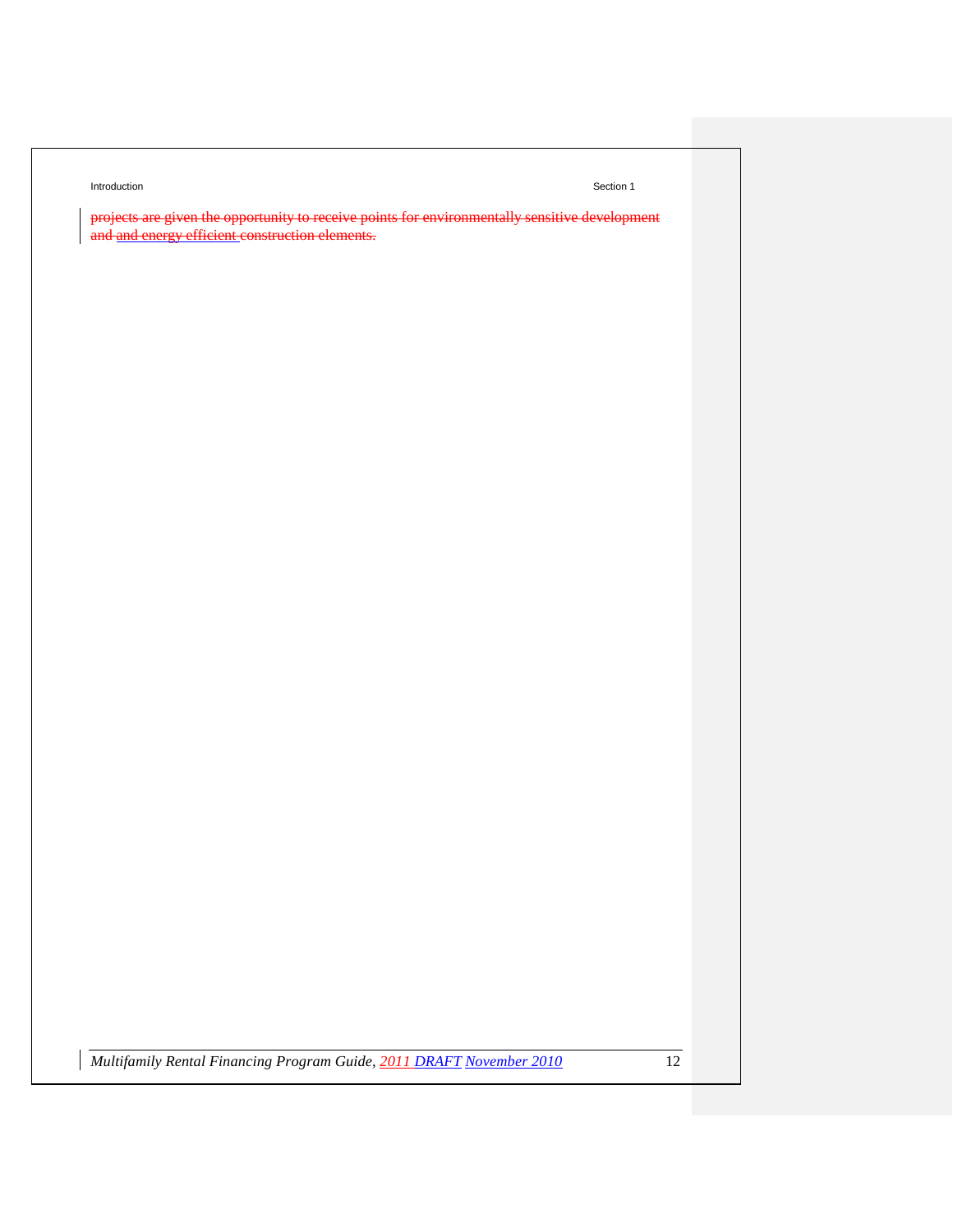projects are given the opportunity to receive points for environmentally sensitive development and and energy efficient construction elements.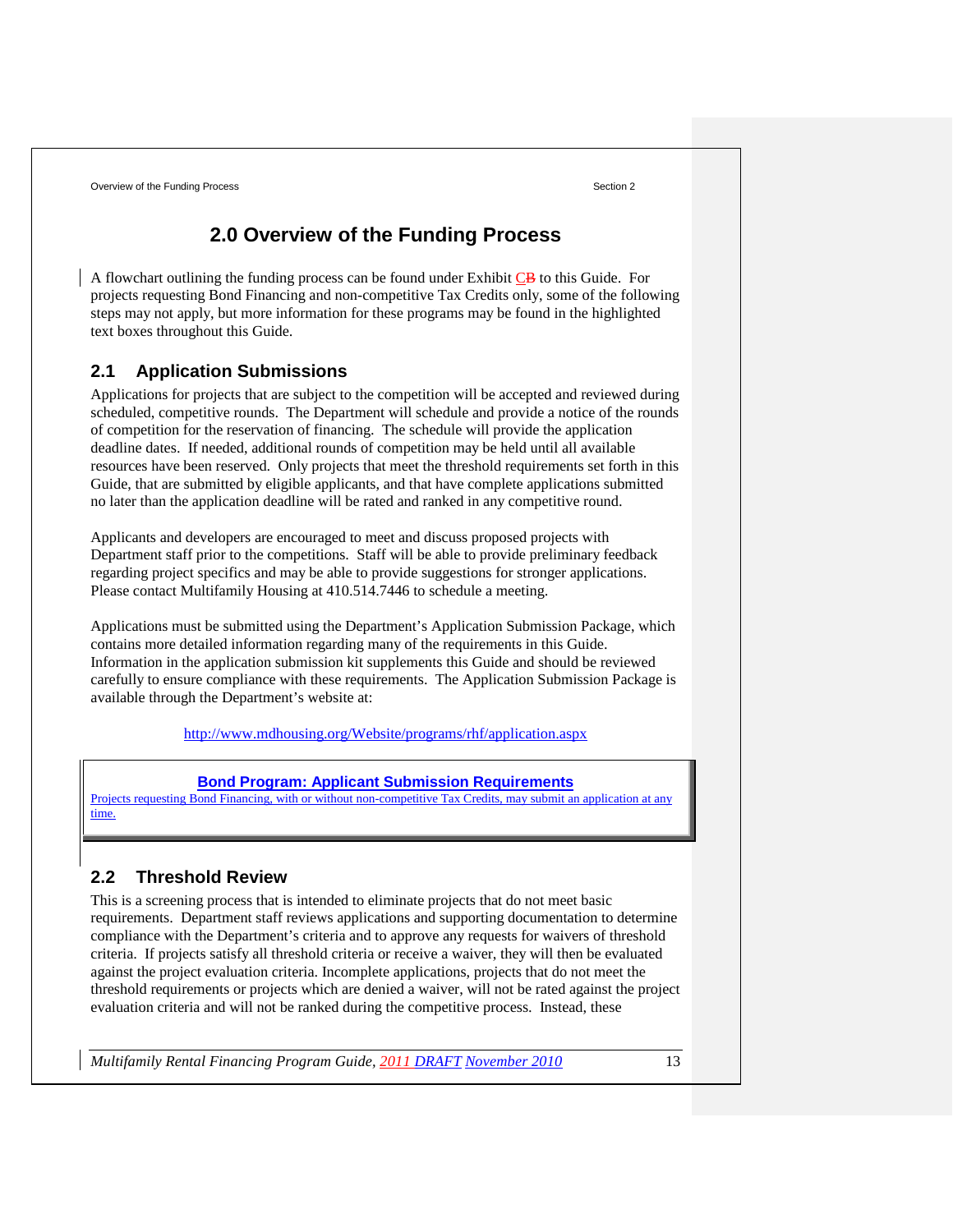# 2.0 Overview of the Funding Process

A flowchart outlining the funding process can be found under Exhibit C~~B~~ to this Guide. For projects requesting Bond Financing and non-competitive Tax Credits only, some of the following steps may not apply, but more information for these programs may be found in the highlighted text boxes throughout this Guide.

## 2.1 Application Submissions

Applications for projects that are subject to the competition will be accepted and reviewed during scheduled, competitive rounds. The Department will schedule and provide a notice of the rounds of competition for the reservation of financing. The schedule will provide the application deadline dates. If needed, additional rounds of competition may be held until all available resources have been reserved. Only projects that meet the threshold requirements set forth in this Guide, that are submitted by eligible applicants, and that have complete applications submitted no later than the application deadline will be rated and ranked in any competitive round.

Applicants and developers are encouraged to meet and discuss proposed projects with Department staff prior to the competitions. Staff will be able to provide preliminary feedback regarding project specifics and may be able to provide suggestions for stronger applications. Please contact Multifamily Housing at 410.514.7446 to schedule a meeting.

Applications must be submitted using the Department's Application Submission Package, which contains more detailed information regarding many of the requirements in this Guide. Information in the application submission kit supplements this Guide and should be reviewed carefully to ensure compliance with these requirements. The Application Submission Package is available through the Department's website at:

http://www.mdhousing.org/Website/programs/rhf/application.aspx

> **Bond Program: Applicant Submission Requirements**
>
> Projects requesting Bond Financing, with or without non-competitive Tax Credits, may submit an application at any time.

## 2.2 Threshold Review

This is a screening process that is intended to eliminate projects that do not meet basic requirements. Department staff reviews applications and supporting documentation to determine compliance with the Department's criteria and to approve any requests for waivers of threshold criteria. If projects satisfy all threshold criteria or receive a waiver, they will then be evaluated against the project evaluation criteria. Incomplete applications, projects that do not meet the threshold requirements or projects which are denied a waiver, will not be rated against the project evaluation criteria and will not be ranked during the competitive process. Instead, these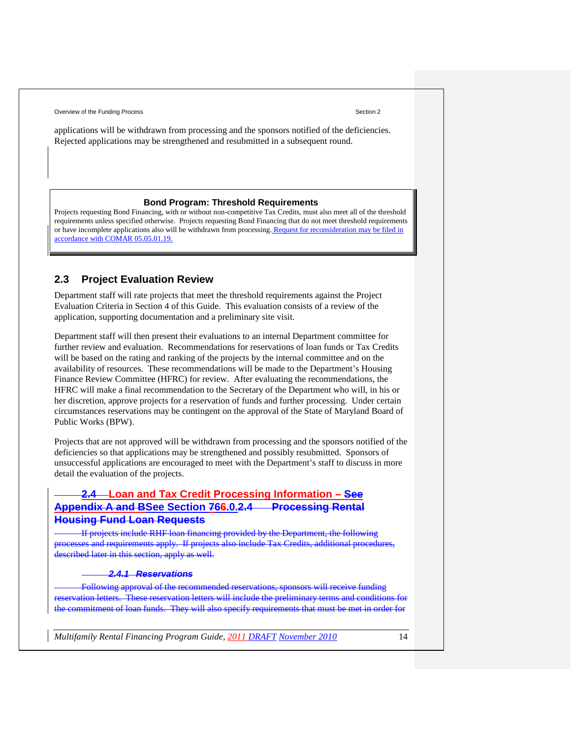applications will be withdrawn from processing and the sponsors notified of the deficiencies. Rejected applications may be strengthened and resubmitted in a subsequent round.

**Bond Program: Threshold Requirements**

Projects requesting Bond Financing, with or without non-competitive Tax Credits, must also meet all of the threshold requirements unless specified otherwise. Projects requesting Bond Financing that do not meet threshold requirements or have incomplete applications also will be withdrawn from processing. Request for reconsideration may be filed in accordance with COMAR 05.05.01.19.

## 2.3 Project Evaluation Review

Department staff will rate projects that meet the threshold requirements against the Project Evaluation Criteria in Section 4 of this Guide. This evaluation consists of a review of the application, supporting documentation and a preliminary site visit.

Department staff will then present their evaluations to an internal Department committee for further review and evaluation. Recommendations for reservations of loan funds or Tax Credits will be based on the rating and ranking of the projects by the internal committee and on the availability of resources. These recommendations will be made to the Department's Housing Finance Review Committee (HFRC) for review. After evaluating the recommendations, the HFRC will make a final recommendation to the Secretary of the Department who will, in his or her discretion, approve projects for a reservation of funds and further processing. Under certain circumstances reservations may be contingent on the approval of the State of Maryland Board of Public Works (BPW).

Projects that are not approved will be withdrawn from processing and the sponsors notified of the deficiencies so that applications may be strengthened and possibly resubmitted. Sponsors of unsuccessful applications are encouraged to meet with the Department's staff to discuss in more detail the evaluation of the projects.

## 2.4 Loan and Tax Credit Processing Information – See Appendix A and BSee Section 766.0.2.4 Processing Rental Housing Fund Loan Requests

If projects include RHF loan financing provided by the Department, the following processes and requirements apply. If projects also include Tax Credits, additional procedures, described later in this section, apply as well.

### *2.4.1 Reservations*

Following approval of the recommended reservations, sponsors will receive funding reservation letters. These reservation letters will include the preliminary terms and conditions for the commitment of loan funds. They will also specify requirements that must be met in order for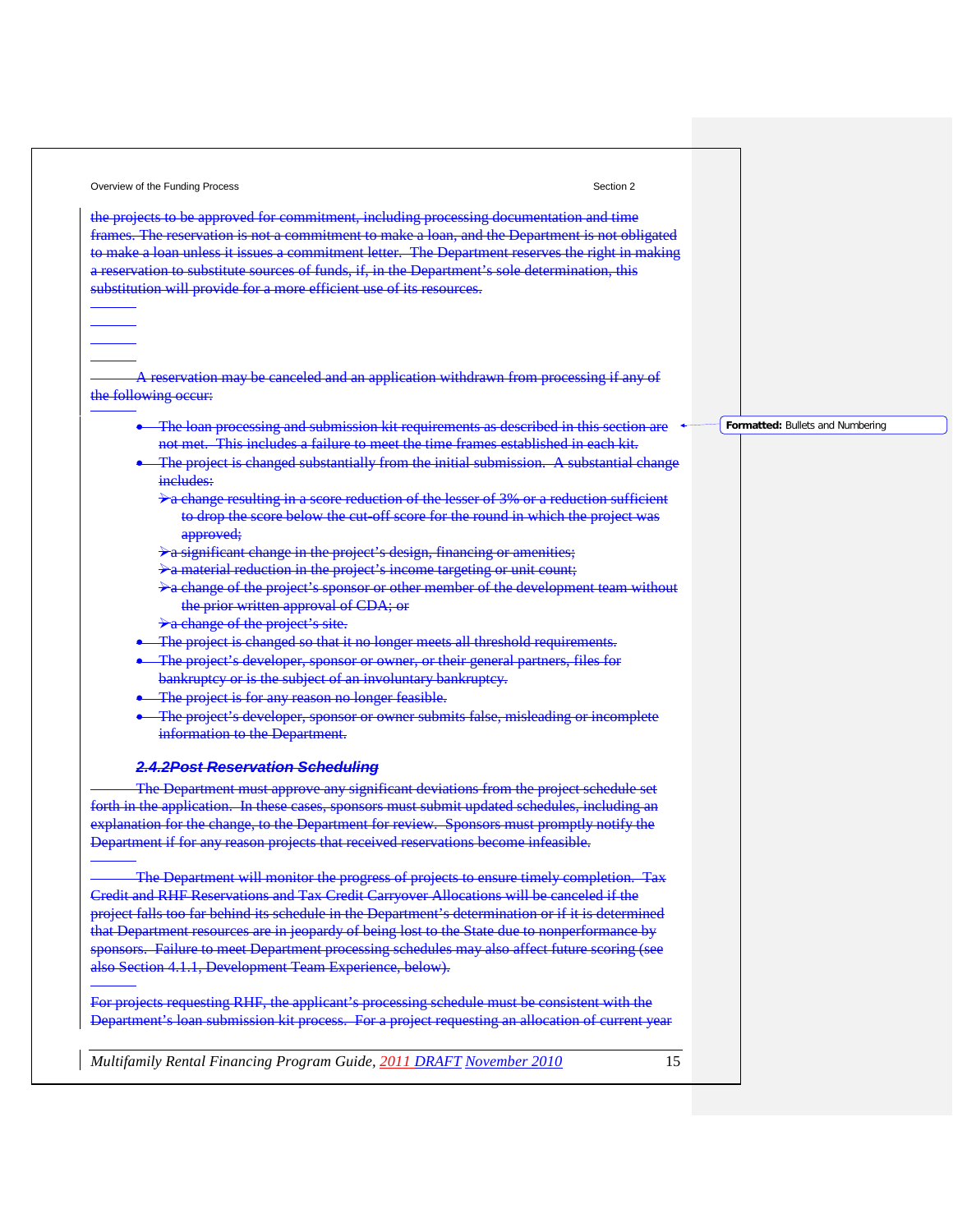the projects to be approved for commitment, including processing documentation and time frames. The reservation is not a commitment to make a loan, and the Department is not obligated to make a loan unless it issues a commitment letter. The Department reserves the right in making a reservation to substitute sources of funds, if, in the Department's sole determination, this substitution will provide for a more efficient use of its resources.

A reservation may be canceled and an application withdrawn from processing if any of the following occur:

- The loan processing and submission kit requirements as described in this section are not met. This includes a failure to meet the time frames established in each kit.
- The project is changed substantially from the initial submission. A substantial change includes:
  - a change resulting in a score reduction of the lesser of 3% or a reduction sufficient to drop the score below the cut-off score for the round in which the project was approved;
  - a significant change in the project's design, financing or amenities;
  - a material reduction in the project's income targeting or unit count;
  - a change of the project's sponsor or other member of the development team without the prior written approval of CDA; or
  - a change of the project's site.
- The project is changed so that it no longer meets all threshold requirements.
- The project's developer, sponsor or owner, or their general partners, files for bankruptcy or is the subject of an involuntary bankruptcy.
- The project is for any reason no longer feasible.
- The project's developer, sponsor or owner submits false, misleading or incomplete information to the Department.

### 2.4.2 Post Reservation Scheduling

The Department must approve any significant deviations from the project schedule set forth in the application. In these cases, sponsors must submit updated schedules, including an explanation for the change, to the Department for review. Sponsors must promptly notify the Department if for any reason projects that received reservations become infeasible.

The Department will monitor the progress of projects to ensure timely completion. Tax Credit and RHF Reservations and Tax Credit Carryover Allocations will be canceled if the project falls too far behind its schedule in the Department's determination or if it is determined that Department resources are in jeopardy of being lost to the State due to nonperformance by sponsors. Failure to meet Department processing schedules may also affect future scoring (see also Section 4.1.1, Development Team Experience, below).

For projects requesting RHF, the applicant's processing schedule must be consistent with the Department's loan submission kit process. For a project requesting an allocation of current year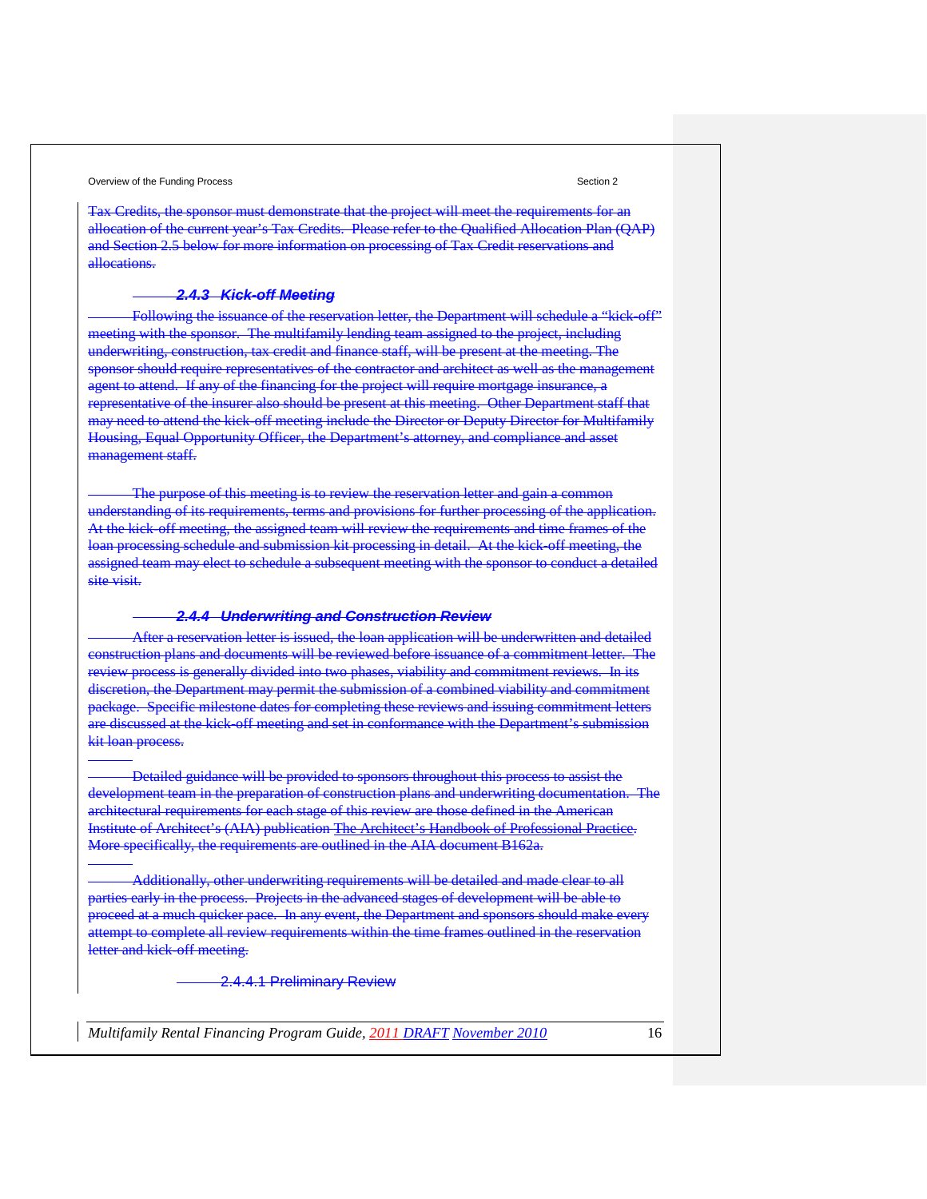Tax Credits, the sponsor must demonstrate that the project will meet the requirements for an allocation of the current year's Tax Credits. Please refer to the Qualified Allocation Plan (QAP) and Section 2.5 below for more information on processing of Tax Credit reservations and allocations.

#### *2.4.3 Kick-off Meeting*

Following the issuance of the reservation letter, the Department will schedule a "kick-off" meeting with the sponsor. The multifamily lending team assigned to the project, including underwriting, construction, tax credit and finance staff, will be present at the meeting. The sponsor should require representatives of the contractor and architect as well as the management agent to attend. If any of the financing for the project will require mortgage insurance, a representative of the insurer also should be present at this meeting. Other Department staff that may need to attend the kick-off meeting include the Director or Deputy Director for Multifamily Housing, Equal Opportunity Officer, the Department's attorney, and compliance and asset management staff.

The purpose of this meeting is to review the reservation letter and gain a common understanding of its requirements, terms and provisions for further processing of the application. At the kick-off meeting, the assigned team will review the requirements and time frames of the loan processing schedule and submission kit processing in detail. At the kick-off meeting, the assigned team may elect to schedule a subsequent meeting with the sponsor to conduct a detailed site visit.

#### *2.4.4 Underwriting and Construction Review*

After a reservation letter is issued, the loan application will be underwritten and detailed construction plans and documents will be reviewed before issuance of a commitment letter. The review process is generally divided into two phases, viability and commitment reviews. In its discretion, the Department may permit the submission of a combined viability and commitment package. Specific milestone dates for completing these reviews and issuing commitment letters are discussed at the kick-off meeting and set in conformance with the Department's submission kit loan process.

Detailed guidance will be provided to sponsors throughout this process to assist the development team in the preparation of construction plans and underwriting documentation. The architectural requirements for each stage of this review are those defined in the American Institute of Architect's (AIA) publication The Architect's Handbook of Professional Practice. More specifically, the requirements are outlined in the AIA document B162a.

Additionally, other underwriting requirements will be detailed and made clear to all parties early in the process. Projects in the advanced stages of development will be able to proceed at a much quicker pace. In any event, the Department and sponsors should make every attempt to complete all review requirements within the time frames outlined in the reservation letter and kick-off meeting.

##### 2.4.4.1 Preliminary Review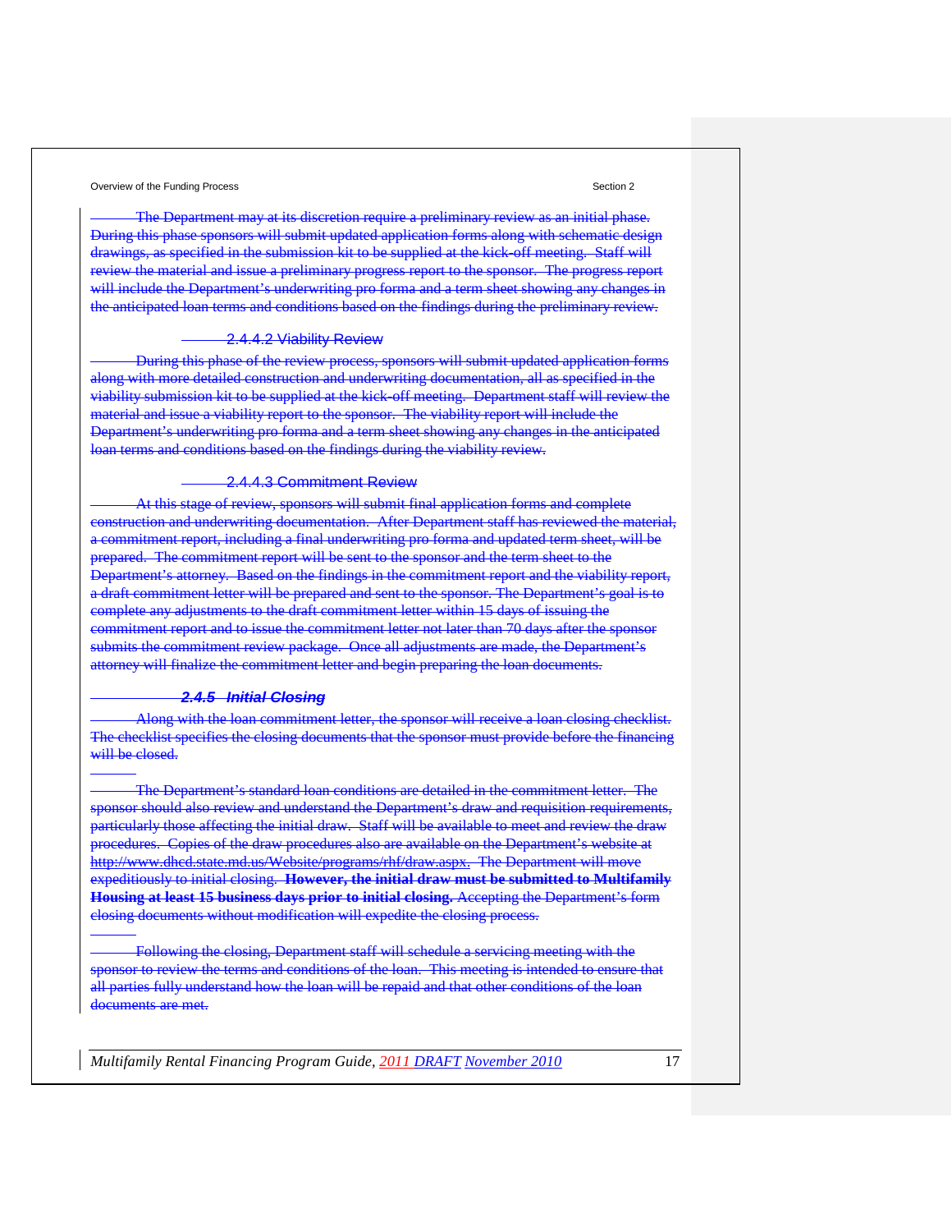The Department may at its discretion require a preliminary review as an initial phase. During this phase sponsors will submit updated application forms along with schematic design drawings, as specified in the submission kit to be supplied at the kick-off meeting. Staff will review the material and issue a preliminary progress report to the sponsor. The progress report will include the Department's underwriting pro forma and a term sheet showing any changes in the anticipated loan terms and conditions based on the findings during the preliminary review.

#### 2.4.4.2 Viability Review

During this phase of the review process, sponsors will submit updated application forms along with more detailed construction and underwriting documentation, all as specified in the viability submission kit to be supplied at the kick-off meeting. Department staff will review the material and issue a viability report to the sponsor. The viability report will include the Department's underwriting pro forma and a term sheet showing any changes in the anticipated loan terms and conditions based on the findings during the viability review.

#### 2.4.4.3 Commitment Review

At this stage of review, sponsors will submit final application forms and complete construction and underwriting documentation. After Department staff has reviewed the material, a commitment report, including a final underwriting pro forma and updated term sheet, will be prepared. The commitment report will be sent to the sponsor and the term sheet to the Department's attorney. Based on the findings in the commitment report and the viability report, a draft commitment letter will be prepared and sent to the sponsor. The Department's goal is to complete any adjustments to the draft commitment letter within 15 days of issuing the commitment report and to issue the commitment letter not later than 70 days after the sponsor submits the commitment review package. Once all adjustments are made, the Department's attorney will finalize the commitment letter and begin preparing the loan documents.

### *2.4.5 Initial Closing*

Along with the loan commitment letter, the sponsor will receive a loan closing checklist. The checklist specifies the closing documents that the sponsor must provide before the financing will be closed.

The Department's standard loan conditions are detailed in the commitment letter. The sponsor should also review and understand the Department's draw and requisition requirements, particularly those affecting the initial draw. Staff will be available to meet and review the draw procedures. Copies of the draw procedures also are available on the Department's website at http://www.dhcd.state.md.us/Website/programs/rhf/draw.aspx. The Department will move expeditiously to initial closing. **However, the initial draw must be submitted to Multifamily Housing at least 15 business days prior to initial closing.** Accepting the Department's form closing documents without modification will expedite the closing process.

Following the closing, Department staff will schedule a servicing meeting with the sponsor to review the terms and conditions of the loan. This meeting is intended to ensure that all parties fully understand how the loan will be repaid and that other conditions of the loan documents are met.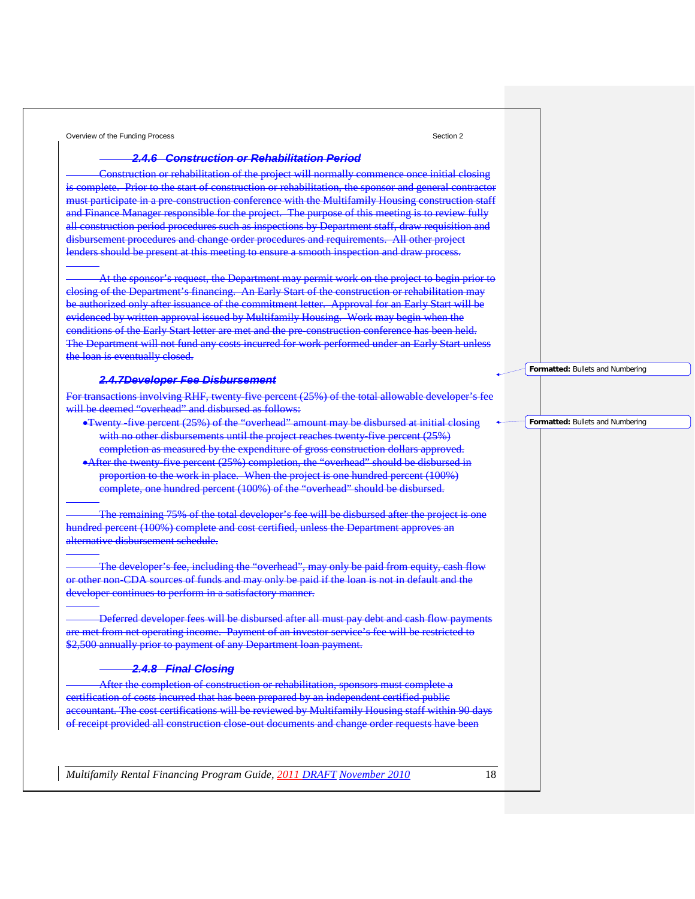### 2.4.6 Construction or Rehabilitation Period

Construction or rehabilitation of the project will normally commence once initial closing is complete. Prior to the start of construction or rehabilitation, the sponsor and general contractor must participate in a pre-construction conference with the Multifamily Housing construction staff and Finance Manager responsible for the project. The purpose of this meeting is to review fully all construction period procedures such as inspections by Department staff, draw requisition and disbursement procedures and change order procedures and requirements. All other project lenders should be present at this meeting to ensure a smooth inspection and draw process.

At the sponsor's request, the Department may permit work on the project to begin prior to closing of the Department's financing. An Early Start of the construction or rehabilitation may be authorized only after issuance of the commitment letter. Approval for an Early Start will be evidenced by written approval issued by Multifamily Housing. Work may begin when the conditions of the Early Start letter are met and the pre-construction conference has been held. The Department will not fund any costs incurred for work performed under an Early Start unless the loan is eventually closed.

### 2.4.7 Developer Fee Disbursement

For transactions involving RHF, twenty-five percent (25%) of the total allowable developer's fee will be deemed "overhead" and disbursed as follows:

- Twenty -five percent (25%) of the "overhead" amount may be disbursed at initial closing with no other disbursements until the project reaches twenty-five percent (25%) completion as measured by the expenditure of gross construction dollars approved.
- After the twenty-five percent (25%) completion, the "overhead" should be disbursed in proportion to the work in place. When the project is one hundred percent (100%) complete, one hundred percent (100%) of the "overhead" should be disbursed.

The remaining 75% of the total developer's fee will be disbursed after the project is one hundred percent (100%) complete and cost certified, unless the Department approves an alternative disbursement schedule.

The developer's fee, including the "overhead", may only be paid from equity, cash flow or other non-CDA sources of funds and may only be paid if the loan is not in default and the developer continues to perform in a satisfactory manner.

Deferred developer fees will be disbursed after all must pay debt and cash flow payments are met from net operating income. Payment of an investor service's fee will be restricted to $2,500 annually prior to payment of any Department loan payment.

### 2.4.8 Final Closing

After the completion of construction or rehabilitation, sponsors must complete a certification of costs incurred that has been prepared by an independent certified public accountant. The cost certifications will be reviewed by Multifamily Housing staff within 90 days of receipt provided all construction close-out documents and change order requests have been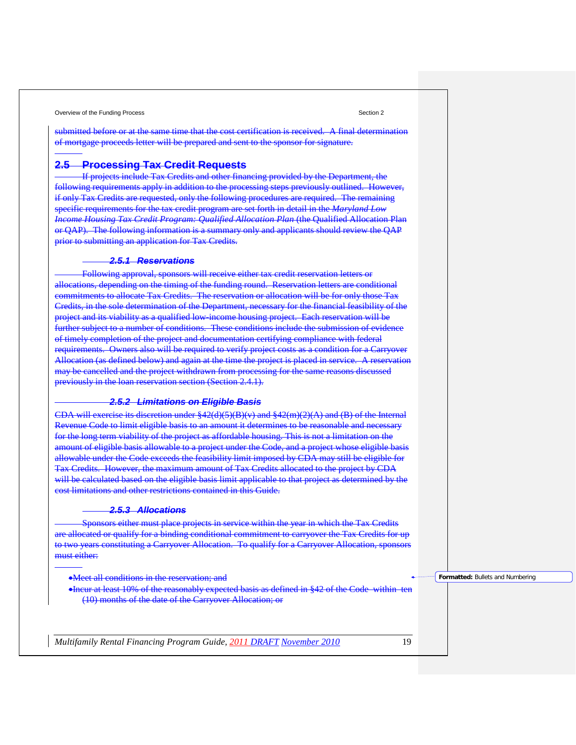submitted before or at the same time that the cost certification is received. A final determination of mortgage proceeds letter will be prepared and sent to the sponsor for signature.

## 2.5 Processing Tax Credit Requests

If projects include Tax Credits and other financing provided by the Department, the following requirements apply in addition to the processing steps previously outlined. However, if only Tax Credits are requested, only the following procedures are required. The remaining specific requirements for the tax credit program are set forth in detail in the *Maryland Low Income Housing Tax Credit Program: Qualified Allocation Plan* (the Qualified Allocation Plan or QAP). The following information is a summary only and applicants should review the QAP prior to submitting an application for Tax Credits.

### *2.5.1 Reservations*

Following approval, sponsors will receive either tax credit reservation letters or allocations, depending on the timing of the funding round. Reservation letters are conditional commitments to allocate Tax Credits. The reservation or allocation will be for only those Tax Credits, in the sole determination of the Department, necessary for the financial feasibility of the project and its viability as a qualified low-income housing project. Each reservation will be further subject to a number of conditions. These conditions include the submission of evidence of timely completion of the project and documentation certifying compliance with federal requirements. Owners also will be required to verify project costs as a condition for a Carryover Allocation (as defined below) and again at the time the project is placed in service. A reservation may be cancelled and the project withdrawn from processing for the same reasons discussed previously in the loan reservation section (Section 2.4.1).

### *2.5.2 Limitations on Eligible Basis*

CDA will exercise its discretion under §42(d)(5)(B)(v) and §42(m)(2)(A) and (B) of the Internal Revenue Code to limit eligible basis to an amount it determines to be reasonable and necessary for the long term viability of the project as affordable housing. This is not a limitation on the amount of eligible basis allowable to a project under the Code, and a project whose eligible basis allowable under the Code exceeds the feasibility limit imposed by CDA may still be eligible for Tax Credits. However, the maximum amount of Tax Credits allocated to the project by CDA will be calculated based on the eligible basis limit applicable to that project as determined by the cost limitations and other restrictions contained in this Guide.

### *2.5.3 Allocations*

Sponsors either must place projects in service within the year in which the Tax Credits are allocated or qualify for a binding conditional commitment to carryover the Tax Credits for up to two years constituting a Carryover Allocation. To qualify for a Carryover Allocation, sponsors must either:

- Meet all conditions in the reservation; and
- Incur at least 10% of the reasonably expected basis as defined in §42 of the Code within ten (10) months of the date of the Carryover Allocation; or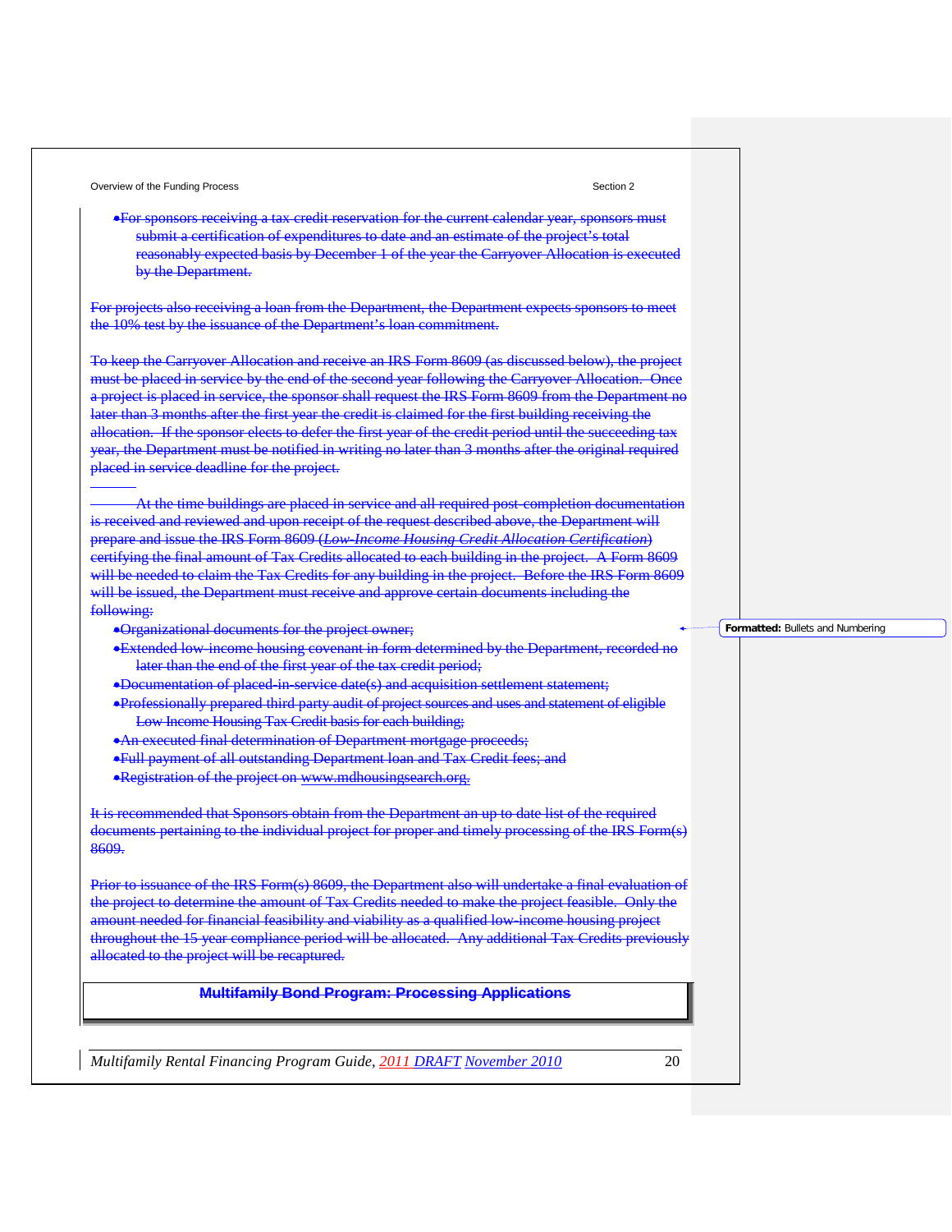- For sponsors receiving a tax credit reservation for the current calendar year, sponsors must submit a certification of expenditures to date and an estimate of the project's total reasonably expected basis by December 1 of the year the Carryover Allocation is executed by the Department.

For projects also receiving a loan from the Department, the Department expects sponsors to meet the 10% test by the issuance of the Department's loan commitment.

To keep the Carryover Allocation and receive an IRS Form 8609 (as discussed below), the project must be placed in service by the end of the second year following the Carryover Allocation. Once a project is placed in service, the sponsor shall request the IRS Form 8609 from the Department no later than 3 months after the first year the credit is claimed for the first building receiving the allocation. If the sponsor elects to defer the first year of the credit period until the succeeding tax year, the Department must be notified in writing no later than 3 months after the original required placed in service deadline for the project.

At the time buildings are placed in service and all required post-completion documentation is received and reviewed and upon receipt of the request described above, the Department will prepare and issue the IRS Form 8609 (*Low-Income Housing Credit Allocation Certification*) certifying the final amount of Tax Credits allocated to each building in the project. A Form 8609 will be needed to claim the Tax Credits for any building in the project. Before the IRS Form 8609 will be issued, the Department must receive and approve certain documents including the following:

- Organizational documents for the project owner;
- Extended low-income housing covenant in form determined by the Department, recorded no later than the end of the first year of the tax credit period;
- Documentation of placed-in-service date(s) and acquisition settlement statement;
- Professionally prepared third party audit of project sources and uses and statement of eligible Low Income Housing Tax Credit basis for each building;
- An executed final determination of Department mortgage proceeds;
- Full payment of all outstanding Department loan and Tax Credit fees; and
- Registration of the project on www.mdhousingsearch.org.

It is recommended that Sponsors obtain from the Department an up to date list of the required documents pertaining to the individual project for proper and timely processing of the IRS Form(s) 8609.

Prior to issuance of the IRS Form(s) 8609, the Department also will undertake a final evaluation of the project to determine the amount of Tax Credits needed to make the project feasible. Only the amount needed for financial feasibility and viability as a qualified low-income housing project throughout the 15 year compliance period will be allocated. Any additional Tax Credits previously allocated to the project will be recaptured.

## Multifamily Bond Program: Processing Applications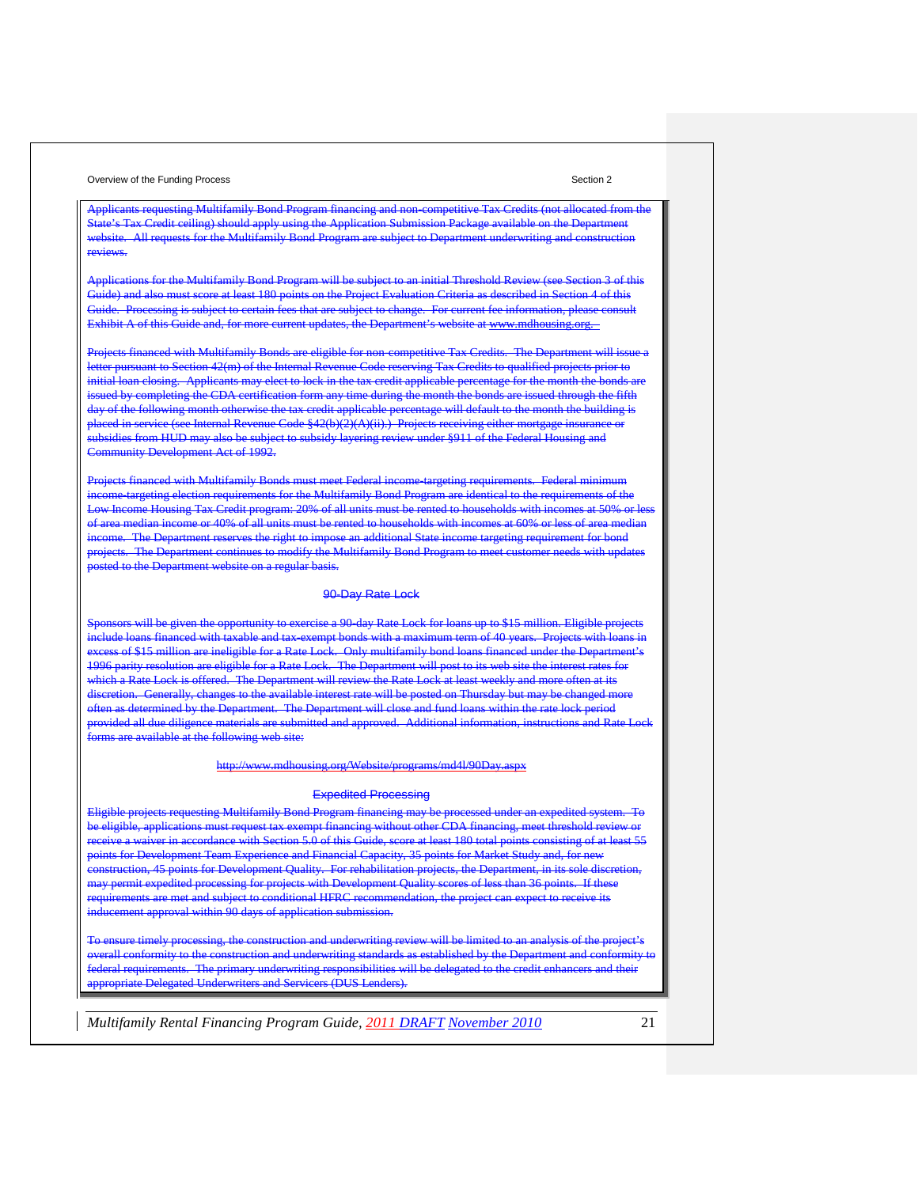Applicants requesting Multifamily Bond Program financing and non-competitive Tax Credits (not allocated from the State's Tax Credit ceiling) should apply using the Application Submission Package available on the Department website. All requests for the Multifamily Bond Program are subject to Department underwriting and construction reviews.

Applications for the Multifamily Bond Program will be subject to an initial Threshold Review (see Section 3 of this Guide) and also must score at least 180 points on the Project Evaluation Criteria as described in Section 4 of this Guide. Processing is subject to certain fees that are subject to change. For current fee information, please consult Exhibit A of this Guide and, for more current updates, the Department's website at www.mdhousing.org.

Projects financed with Multifamily Bonds are eligible for non-competitive Tax Credits. The Department will issue a letter pursuant to Section 42(m) of the Internal Revenue Code reserving Tax Credits to qualified projects prior to initial loan closing. Applicants may elect to lock in the tax credit applicable percentage for the month the bonds are issued by completing the CDA certification form any time during the month the bonds are issued through the fifth day of the following month otherwise the tax credit applicable percentage will default to the month the building is placed in service (see Internal Revenue Code §42(b)(2)(A)(ii).) Projects receiving either mortgage insurance or subsidies from HUD may also be subject to subsidy layering review under §911 of the Federal Housing and Community Development Act of 1992.

Projects financed with Multifamily Bonds must meet Federal income-targeting requirements. Federal minimum income-targeting election requirements for the Multifamily Bond Program are identical to the requirements of the Low Income Housing Tax Credit program: 20% of all units must be rented to households with incomes at 50% or less of area median income or 40% of all units must be rented to households with incomes at 60% or less of area median income. The Department reserves the right to impose an additional State income targeting requirement for bond projects. The Department continues to modify the Multifamily Bond Program to meet customer needs with updates posted to the Department website on a regular basis.

## 90-Day Rate Lock

Sponsors will be given the opportunity to exercise a 90-day Rate Lock for loans up to $15 million. Eligible projects include loans financed with taxable and tax-exempt bonds with a maximum term of 40 years. Projects with loans in excess of $15 million are ineligible for a Rate Lock. Only multifamily bond loans financed under the Department's 1996 parity resolution are eligible for a Rate Lock. The Department will post to its web site the interest rates for which a Rate Lock is offered. The Department will review the Rate Lock at least weekly and more often at its discretion. Generally, changes to the available interest rate will be posted on Thursday but may be changed more often as determined by the Department. The Department will close and fund loans within the rate lock period provided all due diligence materials are submitted and approved. Additional information, instructions and Rate Lock forms are available at the following web site:

http://www.mdhousing.org/Website/programs/md4l/90Day.aspx

## Expedited Processing

Eligible projects requesting Multifamily Bond Program financing may be processed under an expedited system. To be eligible, applications must request tax exempt financing without other CDA financing, meet threshold review or receive a waiver in accordance with Section 5.0 of this Guide, score at least 180 total points consisting of at least 55 points for Development Team Experience and Financial Capacity, 35 points for Market Study and, for new construction, 45 points for Development Quality. For rehabilitation projects, the Department, in its sole discretion, may permit expedited processing for projects with Development Quality scores of less than 36 points. If these requirements are met and subject to conditional HFRC recommendation, the project can expect to receive its inducement approval within 90 days of application submission.

To ensure timely processing, the construction and underwriting review will be limited to an analysis of the project's overall conformity to the construction and underwriting standards as established by the Department and conformity to federal requirements. The primary underwriting responsibilities will be delegated to the credit enhancers and their appropriate Delegated Underwriters and Servicers (DUS Lenders).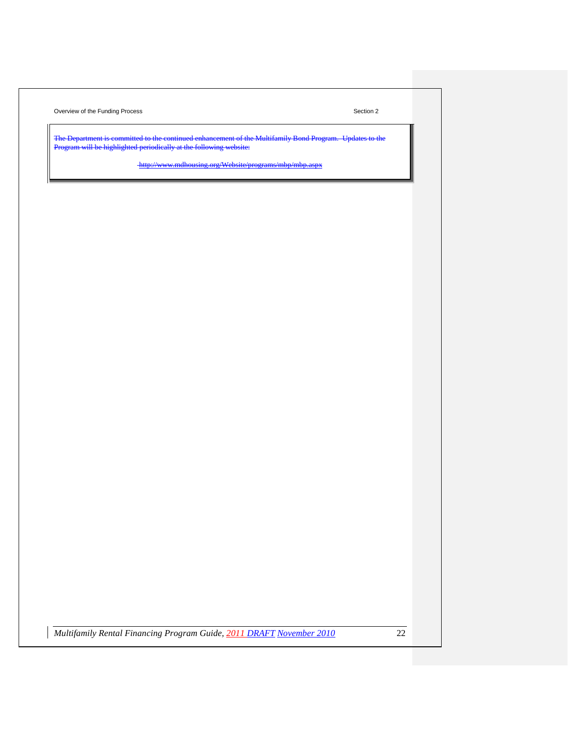~~The Department is committed to the continued enhancement of the Multifamily Bond Program. Updates to the Program will be highlighted periodically at the following website:~~

~~http://www.mdhousing.org/Website/programs/mbp/mbp.aspx~~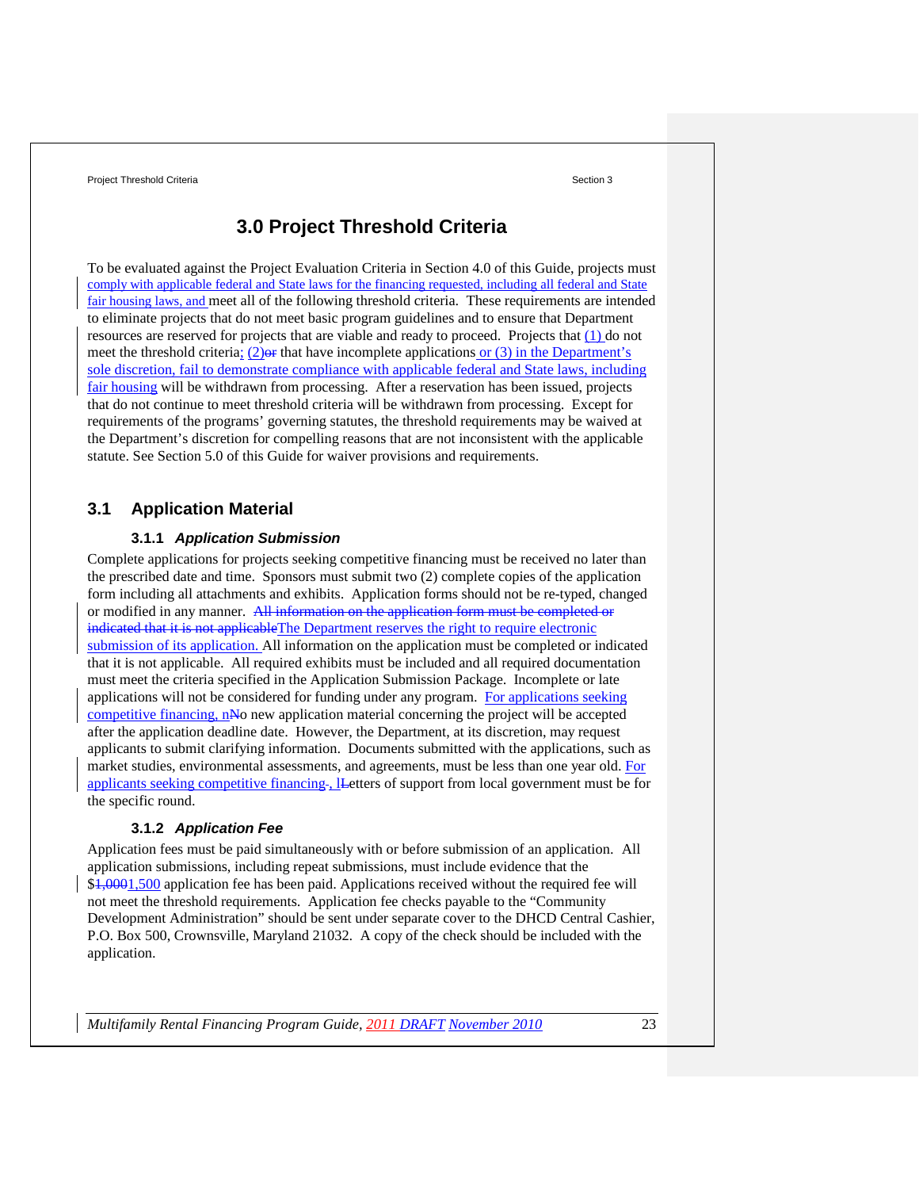# 3.0 Project Threshold Criteria

To be evaluated against the Project Evaluation Criteria in Section 4.0 of this Guide, projects must comply with applicable federal and State laws for the financing requested, including all federal and State fair housing laws, and meet all of the following threshold criteria. These requirements are intended to eliminate projects that do not meet basic program guidelines and to ensure that Department resources are reserved for projects that are viable and ready to proceed. Projects that (1) do not meet the threshold criteria; (2)~~or~~ that have incomplete applications or (3) in the Department's sole discretion, fail to demonstrate compliance with applicable federal and State laws, including fair housing will be withdrawn from processing. After a reservation has been issued, projects that do not continue to meet threshold criteria will be withdrawn from processing. Except for requirements of the programs' governing statutes, the threshold requirements may be waived at the Department's discretion for compelling reasons that are not inconsistent with the applicable statute. See Section 5.0 of this Guide for waiver provisions and requirements.

## 3.1 Application Material

### 3.1.1 *Application Submission*

Complete applications for projects seeking competitive financing must be received no later than the prescribed date and time. Sponsors must submit two (2) complete copies of the application form including all attachments and exhibits. Application forms should not be re-typed, changed or modified in any manner. ~~All information on the application form must be completed or indicated that it is not applicable~~The Department reserves the right to require electronic submission of its application. All information on the application must be completed or indicated that it is not applicable. All required exhibits must be included and all required documentation must meet the criteria specified in the Application Submission Package. Incomplete or late applications will not be considered for funding under any program. For applications seeking competitive financing, n~~N~~o new application material concerning the project will be accepted after the application deadline date. However, the Department, at its discretion, may request applicants to submit clarifying information. Documents submitted with the applications, such as market studies, environmental assessments, and agreements, must be less than one year old. For applicants seeking competitive financing~~.~~, l~~L~~etters of support from local government must be for the specific round.

### 3.1.2 *Application Fee*

Application fees must be paid simultaneously with or before submission of an application. All application submissions, including repeat submissions, must include evidence that the $~~1,000~~1,500 application fee has been paid. Applications received without the required fee will not meet the threshold requirements. Application fee checks payable to the "Community Development Administration" should be sent under separate cover to the DHCD Central Cashier, P.O. Box 500, Crownsville, Maryland 21032. A copy of the check should be included with the application.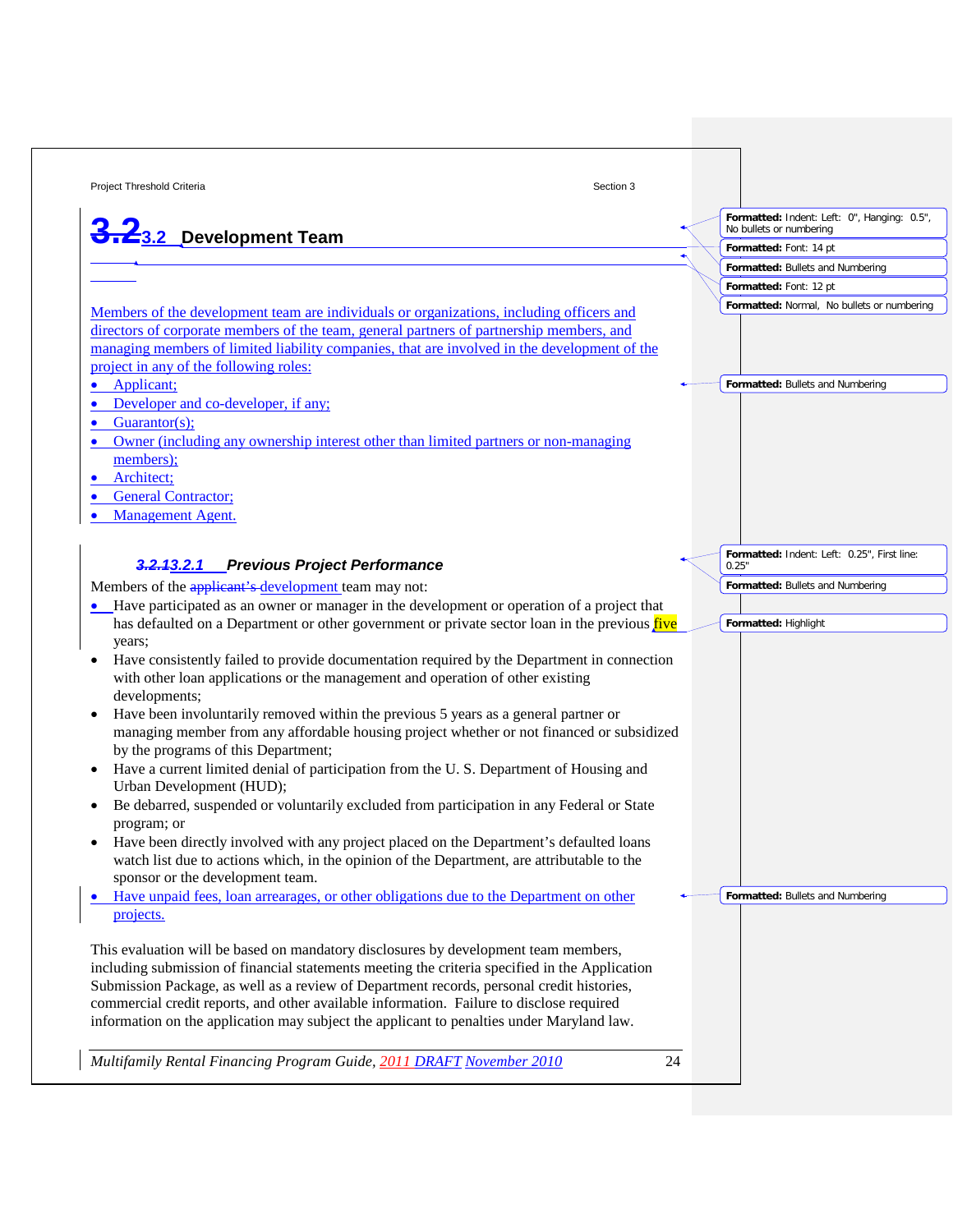## 3.2 Development Team

Members of the development team are individuals or organizations, including officers and directors of corporate members of the team, general partners of partnership members, and managing members of limited liability companies, that are involved in the development of the project in any of the following roles:

- Applicant;
- Developer and co-developer, if any;
- Guarantor(s);
- Owner (including any ownership interest other than limited partners or non-managing members);
- Architect;
- General Contractor;
- Management Agent.

### *3.2.1 Previous Project Performance*

Members of the development team may not:

- Have participated as an owner or manager in the development or operation of a project that has defaulted on a Department or other government or private sector loan in the previous five years;
- Have consistently failed to provide documentation required by the Department in connection with other loan applications or the management and operation of other existing developments;
- Have been involuntarily removed within the previous 5 years as a general partner or managing member from any affordable housing project whether or not financed or subsidized by the programs of this Department;
- Have a current limited denial of participation from the U. S. Department of Housing and Urban Development (HUD);
- Be debarred, suspended or voluntarily excluded from participation in any Federal or State program; or
- Have been directly involved with any project placed on the Department's defaulted loans watch list due to actions which, in the opinion of the Department, are attributable to the sponsor or the development team.
- Have unpaid fees, loan arrearages, or other obligations due to the Department on other projects.

This evaluation will be based on mandatory disclosures by development team members, including submission of financial statements meeting the criteria specified in the Application Submission Package, as well as a review of Department records, personal credit histories, commercial credit reports, and other available information. Failure to disclose required information on the application may subject the applicant to penalties under Maryland law.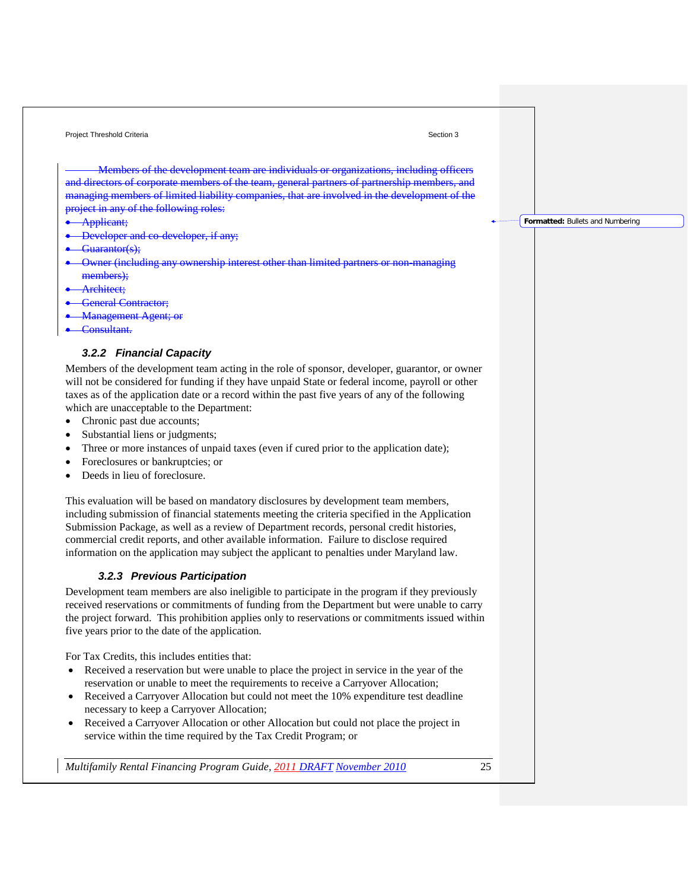~~Members of the development team are individuals or organizations, including officers and directors of corporate members of the team, general partners of partnership members, and managing members of limited liability companies, that are involved in the development of the project in any of the following roles:~~

- ~~Applicant;~~
- ~~Developer and co-developer, if any;~~
- ~~Guarantor(s);~~
- ~~Owner (including any ownership interest other than limited partners or non-managing members);~~
- ~~Architect;~~
- ~~General Contractor;~~
- ~~Management Agent; or~~
- ~~Consultant.~~

### *3.2.2 Financial Capacity*

Members of the development team acting in the role of sponsor, developer, guarantor, or owner will not be considered for funding if they have unpaid State or federal income, payroll or other taxes as of the application date or a record within the past five years of any of the following which are unacceptable to the Department:

- Chronic past due accounts;
- Substantial liens or judgments;
- Three or more instances of unpaid taxes (even if cured prior to the application date);
- Foreclosures or bankruptcies; or
- Deeds in lieu of foreclosure.

This evaluation will be based on mandatory disclosures by development team members, including submission of financial statements meeting the criteria specified in the Application Submission Package, as well as a review of Department records, personal credit histories, commercial credit reports, and other available information. Failure to disclose required information on the application may subject the applicant to penalties under Maryland law.

### *3.2.3 Previous Participation*

Development team members are also ineligible to participate in the program if they previously received reservations or commitments of funding from the Department but were unable to carry the project forward. This prohibition applies only to reservations or commitments issued within five years prior to the date of the application.

For Tax Credits, this includes entities that:

- Received a reservation but were unable to place the project in service in the year of the reservation or unable to meet the requirements to receive a Carryover Allocation;
- Received a Carryover Allocation but could not meet the 10% expenditure test deadline necessary to keep a Carryover Allocation;
- Received a Carryover Allocation or other Allocation but could not place the project in service within the time required by the Tax Credit Program; or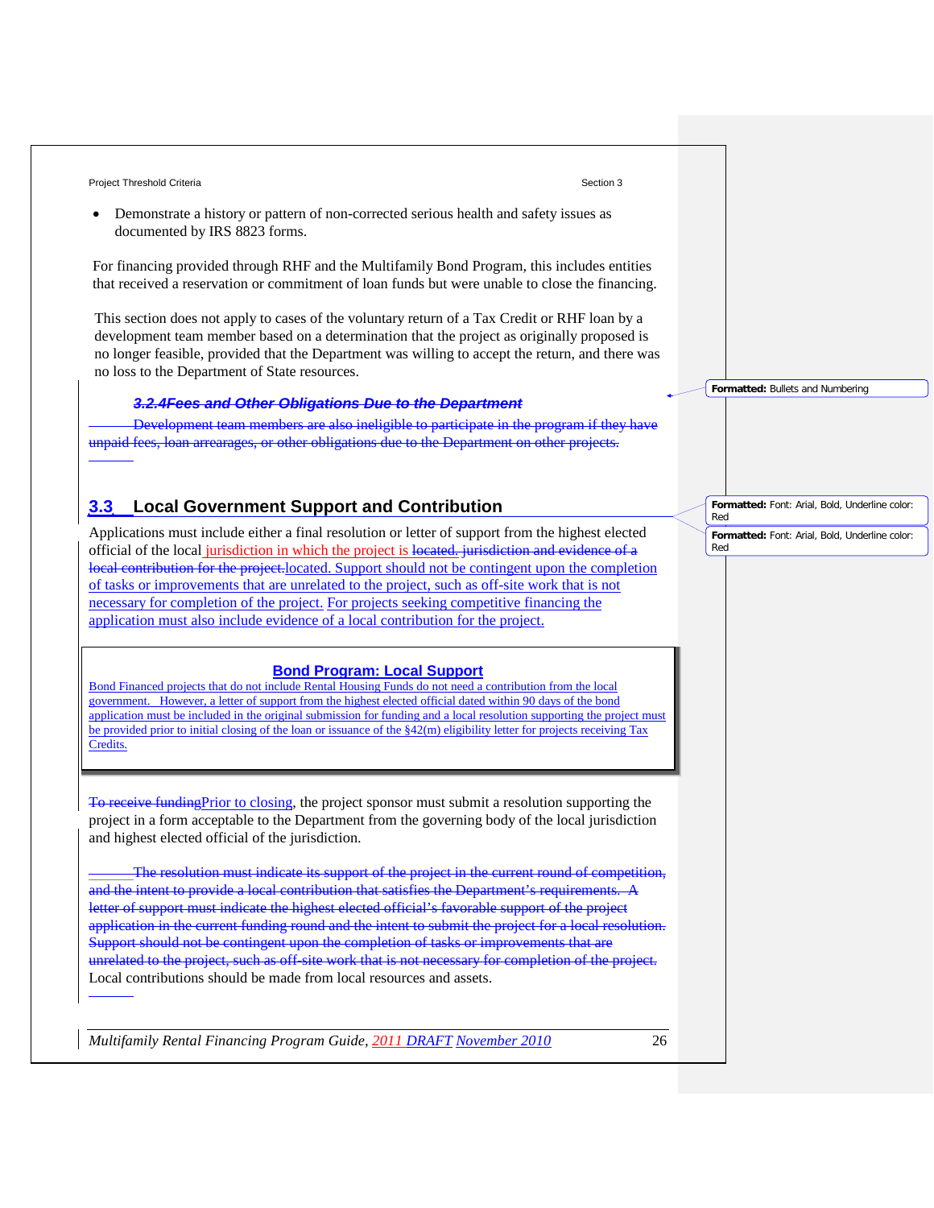- Demonstrate a history or pattern of non-corrected serious health and safety issues as documented by IRS 8823 forms.

For financing provided through RHF and the Multifamily Bond Program, this includes entities that received a reservation or commitment of loan funds but were unable to close the financing.

This section does not apply to cases of the voluntary return of a Tax Credit or RHF loan by a development team member based on a determination that the project as originally proposed is no longer feasible, provided that the Department was willing to accept the return, and there was no loss to the Department of State resources.

~~***3.2.4Fees and Other Obligations Due to the Department***~~

~~Development team members are also ineligible to participate in the program if they have unpaid fees, loan arrearages, or other obligations due to the Department on other projects.~~

## 3.3 Local Government Support and Contribution

Applications must include either a final resolution or letter of support from the highest elected official of the local jurisdiction in which the project is ~~located.~~ ~~jurisdiction and evidence of a local contribution for the project.~~located. Support should not be contingent upon the completion of tasks or improvements that are unrelated to the project, such as off-site work that is not necessary for completion of the project. For projects seeking competitive financing the application must also include evidence of a local contribution for the project.

> **Bond Program: Local Support**
>
> Bond Financed projects that do not include Rental Housing Funds do not need a contribution from the local government. However, a letter of support from the highest elected official dated within 90 days of the bond application must be included in the original submission for funding and a local resolution supporting the project must be provided prior to initial closing of the loan or issuance of the §42(m) eligibility letter for projects receiving Tax Credits.

~~To receive funding~~Prior to closing, the project sponsor must submit a resolution supporting the project in a form acceptable to the Department from the governing body of the local jurisdiction and highest elected official of the jurisdiction.

~~The resolution must indicate its support of the project in the current round of competition, and the intent to provide a local contribution that satisfies the Department's requirements. A letter of support must indicate the highest elected official's favorable support of the project application in the current funding round and the intent to submit the project for a local resolution. Support should not be contingent upon the completion of tasks or improvements that are unrelated to the project, such as off-site work that is not necessary for completion of the project.~~ Local contributions should be made from local resources and assets.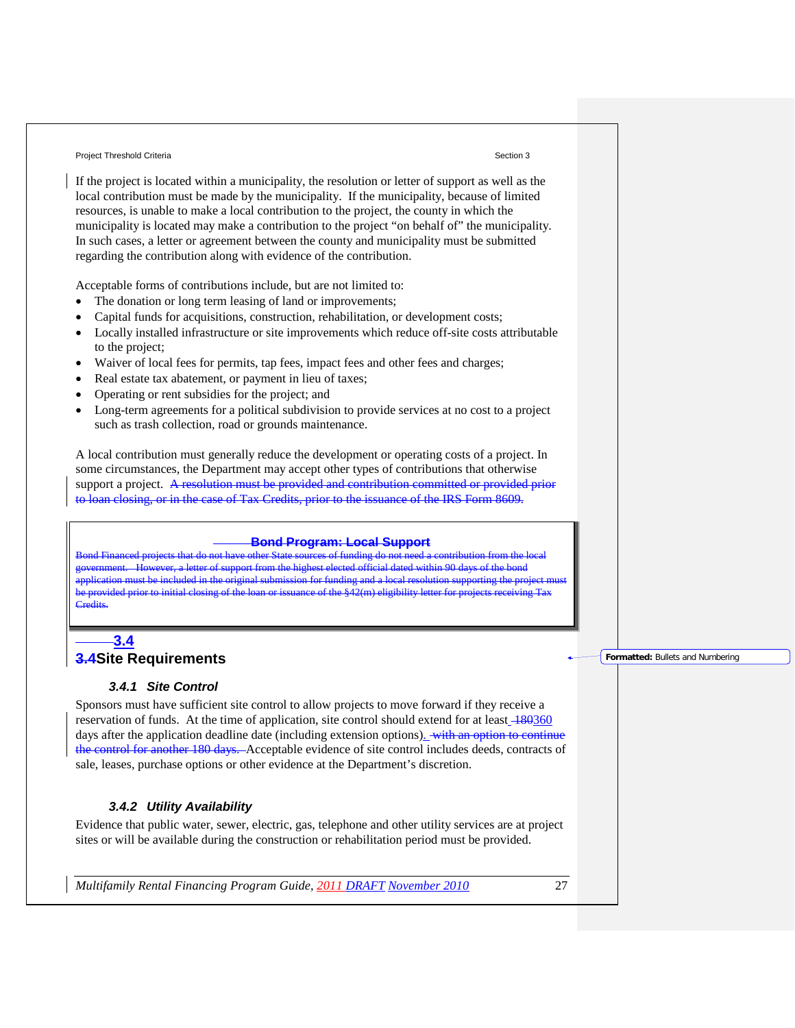If the project is located within a municipality, the resolution or letter of support as well as the local contribution must be made by the municipality. If the municipality, because of limited resources, is unable to make a local contribution to the project, the county in which the municipality is located may make a contribution to the project "on behalf of" the municipality. In such cases, a letter or agreement between the county and municipality must be submitted regarding the contribution along with evidence of the contribution.

Acceptable forms of contributions include, but are not limited to:

- The donation or long term leasing of land or improvements;
- Capital funds for acquisitions, construction, rehabilitation, or development costs;
- Locally installed infrastructure or site improvements which reduce off-site costs attributable to the project;
- Waiver of local fees for permits, tap fees, impact fees and other fees and charges;
- Real estate tax abatement, or payment in lieu of taxes;
- Operating or rent subsidies for the project; and
- Long-term agreements for a political subdivision to provide services at no cost to a project such as trash collection, road or grounds maintenance.

A local contribution must generally reduce the development or operating costs of a project. In some circumstances, the Department may accept other types of contributions that otherwise support a project. ~~A resolution must be provided and contribution committed or provided prior to loan closing, or in the case of Tax Credits, prior to the issuance of the IRS Form 8609.~~

> **~~Bond Program: Local Support~~**
>
> ~~Bond Financed projects that do not have other State sources of funding do not need a contribution from the local government. However, a letter of support from the highest elected official dated within 90 days of the bond application must be included in the original submission for funding and a local resolution supporting the project must be provided prior to initial closing of the loan or issuance of the §42(m) eligibility letter for projects receiving Tax Credits.~~

## 3.4 Site Requirements

### *3.4.1 Site Control*

Sponsors must have sufficient site control to allow projects to move forward if they receive a reservation of funds. At the time of application, site control should extend for at least ~~180~~360 days after the application deadline date (including extension options). ~~with an option to continue the control for another 180 days.~~ Acceptable evidence of site control includes deeds, contracts of sale, leases, purchase options or other evidence at the Department's discretion.

### *3.4.2 Utility Availability*

Evidence that public water, sewer, electric, gas, telephone and other utility services are at project sites or will be available during the construction or rehabilitation period must be provided.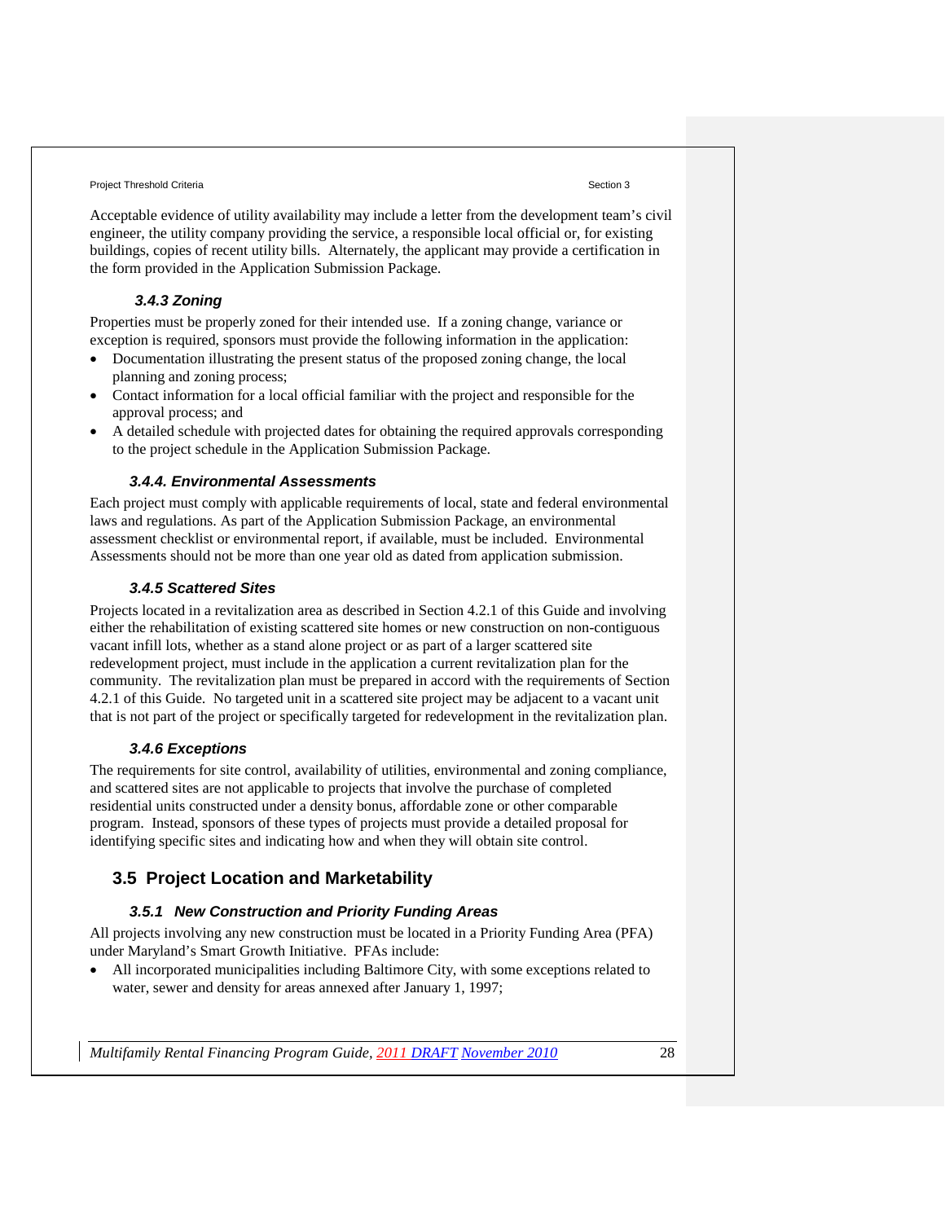Acceptable evidence of utility availability may include a letter from the development team's civil engineer, the utility company providing the service, a responsible local official or, for existing buildings, copies of recent utility bills. Alternately, the applicant may provide a certification in the form provided in the Application Submission Package.

### *3.4.3 Zoning*

Properties must be properly zoned for their intended use. If a zoning change, variance or exception is required, sponsors must provide the following information in the application:

- Documentation illustrating the present status of the proposed zoning change, the local planning and zoning process;
- Contact information for a local official familiar with the project and responsible for the approval process; and
- A detailed schedule with projected dates for obtaining the required approvals corresponding to the project schedule in the Application Submission Package.

### *3.4.4. Environmental Assessments*

Each project must comply with applicable requirements of local, state and federal environmental laws and regulations. As part of the Application Submission Package, an environmental assessment checklist or environmental report, if available, must be included. Environmental Assessments should not be more than one year old as dated from application submission.

### *3.4.5 Scattered Sites*

Projects located in a revitalization area as described in Section 4.2.1 of this Guide and involving either the rehabilitation of existing scattered site homes or new construction on non-contiguous vacant infill lots, whether as a stand alone project or as part of a larger scattered site redevelopment project, must include in the application a current revitalization plan for the community. The revitalization plan must be prepared in accord with the requirements of Section 4.2.1 of this Guide. No targeted unit in a scattered site project may be adjacent to a vacant unit that is not part of the project or specifically targeted for redevelopment in the revitalization plan.

### *3.4.6 Exceptions*

The requirements for site control, availability of utilities, environmental and zoning compliance, and scattered sites are not applicable to projects that involve the purchase of completed residential units constructed under a density bonus, affordable zone or other comparable program. Instead, sponsors of these types of projects must provide a detailed proposal for identifying specific sites and indicating how and when they will obtain site control.

## 3.5 Project Location and Marketability

### *3.5.1 New Construction and Priority Funding Areas*

All projects involving any new construction must be located in a Priority Funding Area (PFA) under Maryland's Smart Growth Initiative. PFAs include:

- All incorporated municipalities including Baltimore City, with some exceptions related to water, sewer and density for areas annexed after January 1, 1997;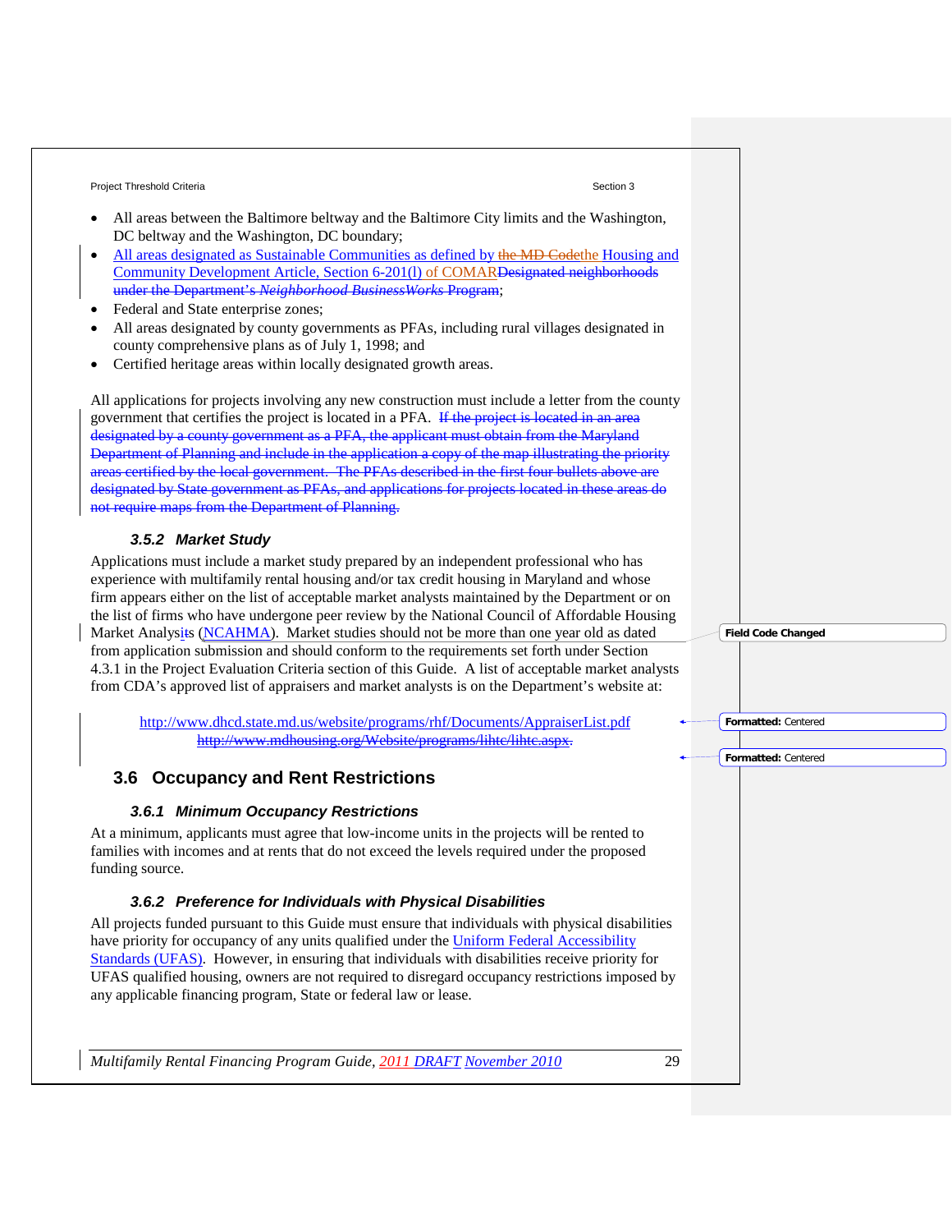- All areas between the Baltimore beltway and the Baltimore City limits and the Washington, DC beltway and the Washington, DC boundary;
- All areas designated as Sustainable Communities as defined by ~~the MD Code~~the Housing and Community Development Article, Section 6-201(l) of COMAR~~Designated neighborhoods under the Department's *Neighborhood BusinessWorks* Program~~;
- Federal and State enterprise zones;
- All areas designated by county governments as PFAs, including rural villages designated in county comprehensive plans as of July 1, 1998; and
- Certified heritage areas within locally designated growth areas.

All applications for projects involving any new construction must include a letter from the county government that certifies the project is located in a PFA. ~~If the project is located in an area designated by a county government as a PFA, the applicant must obtain from the Maryland Department of Planning and include in the application a copy of the map illustrating the priority areas certified by the local government. The PFAs described in the first four bullets above are designated by State government as PFAs, and applications for projects located in these areas do not require maps from the Department of Planning.~~

### 3.5.2 Market Study

Applications must include a market study prepared by an independent professional who has experience with multifamily rental housing and/or tax credit housing in Maryland and whose firm appears either on the list of acceptable market analysts maintained by the Department or on the list of firms who have undergone peer review by the National Council of Affordable Housing Market Analysts (NCAHMA). Market studies should not be more than one year old as dated from application submission and should conform to the requirements set forth under Section 4.3.1 in the Project Evaluation Criteria section of this Guide. A list of acceptable market analysts from CDA's approved list of appraisers and market analysts is on the Department's website at:

http://www.dhcd.state.md.us/website/programs/rhf/Documents/AppraiserList.pdf
~~http://www.mdhousing.org/Website/programs/lihtc/lihtc.aspx~~.

## 3.6 Occupancy and Rent Restrictions

### 3.6.1 Minimum Occupancy Restrictions

At a minimum, applicants must agree that low-income units in the projects will be rented to families with incomes and at rents that do not exceed the levels required under the proposed funding source.

### 3.6.2 Preference for Individuals with Physical Disabilities

All projects funded pursuant to this Guide must ensure that individuals with physical disabilities have priority for occupancy of any units qualified under the Uniform Federal Accessibility Standards (UFAS). However, in ensuring that individuals with disabilities receive priority for UFAS qualified housing, owners are not required to disregard occupancy restrictions imposed by any applicable financing program, State or federal law or lease.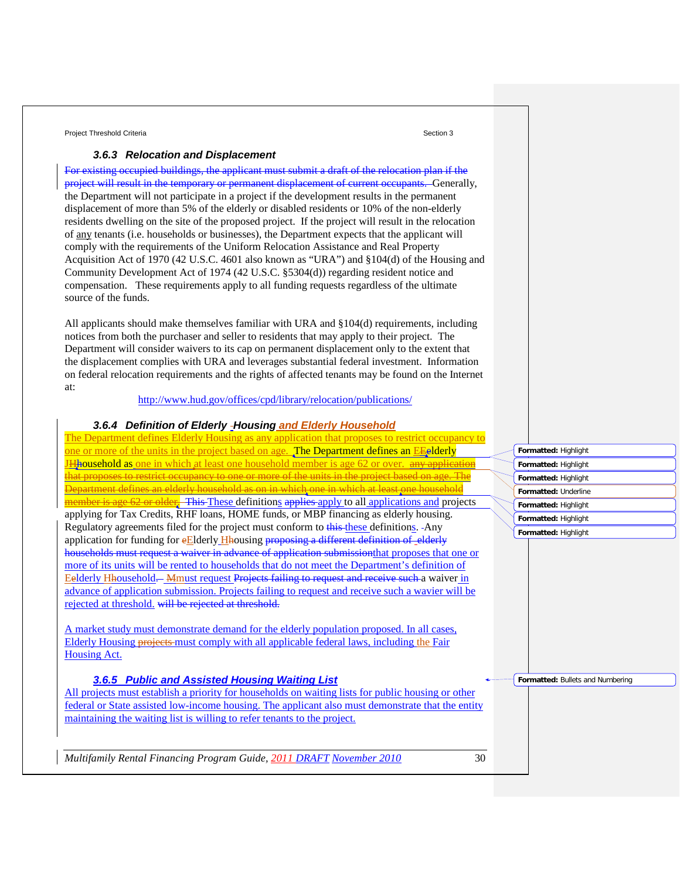### *3.6.3 Relocation and Displacement*

~~For existing occupied buildings, the applicant must submit a draft of the relocation plan if the project will result in the temporary or permanent displacement of current occupants.~~ Generally, the Department will not participate in a project if the development results in the permanent displacement of more than 5% of the elderly or disabled residents or 10% of the non-elderly residents dwelling on the site of the proposed project. If the project will result in the relocation of any tenants (i.e. households or businesses), the Department expects that the applicant will comply with the requirements of the Uniform Relocation Assistance and Real Property Acquisition Act of 1970 (42 U.S.C. 4601 also known as "URA") and §104(d) of the Housing and Community Development Act of 1974 (42 U.S.C. §5304(d)) regarding resident notice and compensation. These requirements apply to all funding requests regardless of the ultimate source of the funds.

All applicants should make themselves familiar with URA and §104(d) requirements, including notices from both the purchaser and seller to residents that may apply to their project. The Department will consider waivers to its cap on permanent displacement only to the extent that the displacement complies with URA and leverages substantial federal investment. Information on federal relocation requirements and the rights of affected tenants may be found on the Internet at:

http://www.hud.gov/offices/cpd/library/relocation/publications/

### *3.6.4 Definition of Elderly ~~-~~Housing and Elderly Household*

The Department defines Elderly Housing as any application that proposes to restrict occupancy to one or more of the units in the project based on age. The Department defines an ~~EE~~elderly ~~JH~~household as one in which at least one household member is age 62 or over. ~~any application that proposes to restrict occupancy to one or more of the units in the project based on age. The Department defines an elderly household as on in which one in which at least one household member is age 62 or older.~~ ~~This~~ These definitions ~~applies~~ apply to all applications and projects applying for Tax Credits, RHF loans, HOME funds, or MBP financing as elderly housing. Regulatory agreements filed for the project must conform to ~~this~~ these definitions. Any application for funding for ~~e~~Elderly H~~h~~ousing ~~proposing a different definition of elderly households must request a waiver in advance of application submission~~that proposes that one or more of its units will be rented to households that do not meet the Department's definition of E~~e~~lderly H~~h~~ousehold. ~~M~~must request ~~Projects failing to request and receive such~~ a waiver in advance of application submission. Projects failing to request and receive such a wavier will be rejected at threshold. ~~will be rejected at threshold.~~

A market study must demonstrate demand for the elderly population proposed. In all cases, Elderly Housing ~~projects~~ must comply with all applicable federal laws, including the Fair Housing Act.

### *3.6.5 Public and Assisted Housing Waiting List*

All projects must establish a priority for households on waiting lists for public housing or other federal or State assisted low-income housing. The applicant also must demonstrate that the entity maintaining the waiting list is willing to refer tenants to the project.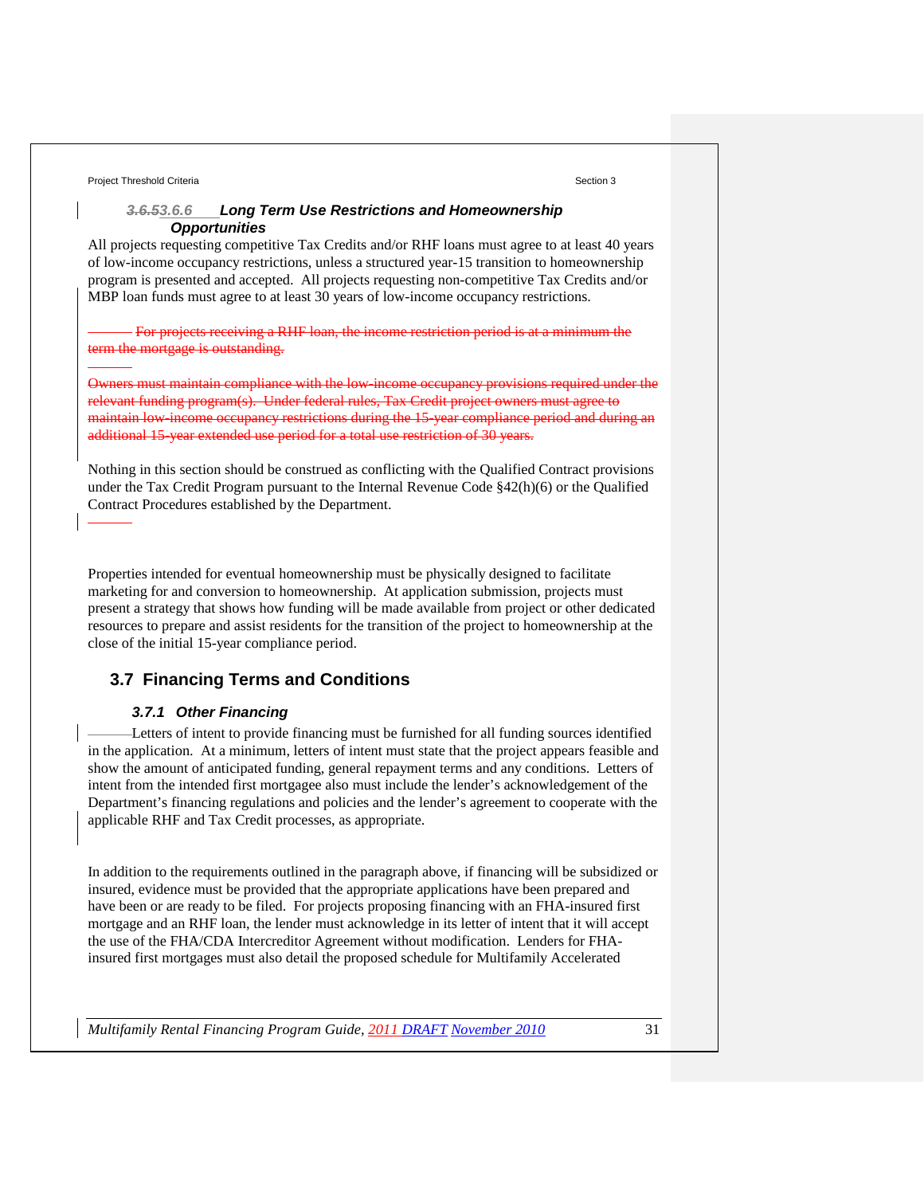### ~~3.6.5~~3.6.6 Long Term Use Restrictions and Homeownership Opportunities

All projects requesting competitive Tax Credits and/or RHF loans must agree to at least 40 years of low-income occupancy restrictions, unless a structured year-15 transition to homeownership program is presented and accepted. All projects requesting non-competitive Tax Credits and/or MBP loan funds must agree to at least 30 years of low-income occupancy restrictions.

~~For projects receiving a RHF loan, the income restriction period is at a minimum the term the mortgage is outstanding.~~

~~Owners must maintain compliance with the low-income occupancy provisions required under the relevant funding program(s). Under federal rules, Tax Credit project owners must agree to maintain low-income occupancy restrictions during the 15-year compliance period and during an additional 15-year extended use period for a total use restriction of 30 years.~~

Nothing in this section should be construed as conflicting with the Qualified Contract provisions under the Tax Credit Program pursuant to the Internal Revenue Code §42(h)(6) or the Qualified Contract Procedures established by the Department.

Properties intended for eventual homeownership must be physically designed to facilitate marketing for and conversion to homeownership. At application submission, projects must present a strategy that shows how funding will be made available from project or other dedicated resources to prepare and assist residents for the transition of the project to homeownership at the close of the initial 15-year compliance period.

## 3.7 Financing Terms and Conditions

### 3.7.1 Other Financing

Letters of intent to provide financing must be furnished for all funding sources identified in the application. At a minimum, letters of intent must state that the project appears feasible and show the amount of anticipated funding, general repayment terms and any conditions. Letters of intent from the intended first mortgagee also must include the lender's acknowledgement of the Department's financing regulations and policies and the lender's agreement to cooperate with the applicable RHF and Tax Credit processes, as appropriate.

In addition to the requirements outlined in the paragraph above, if financing will be subsidized or insured, evidence must be provided that the appropriate applications have been prepared and have been or are ready to be filed. For projects proposing financing with an FHA-insured first mortgage and an RHF loan, the lender must acknowledge in its letter of intent that it will accept the use of the FHA/CDA Intercreditor Agreement without modification. Lenders for FHA-insured first mortgages must also detail the proposed schedule for Multifamily Accelerated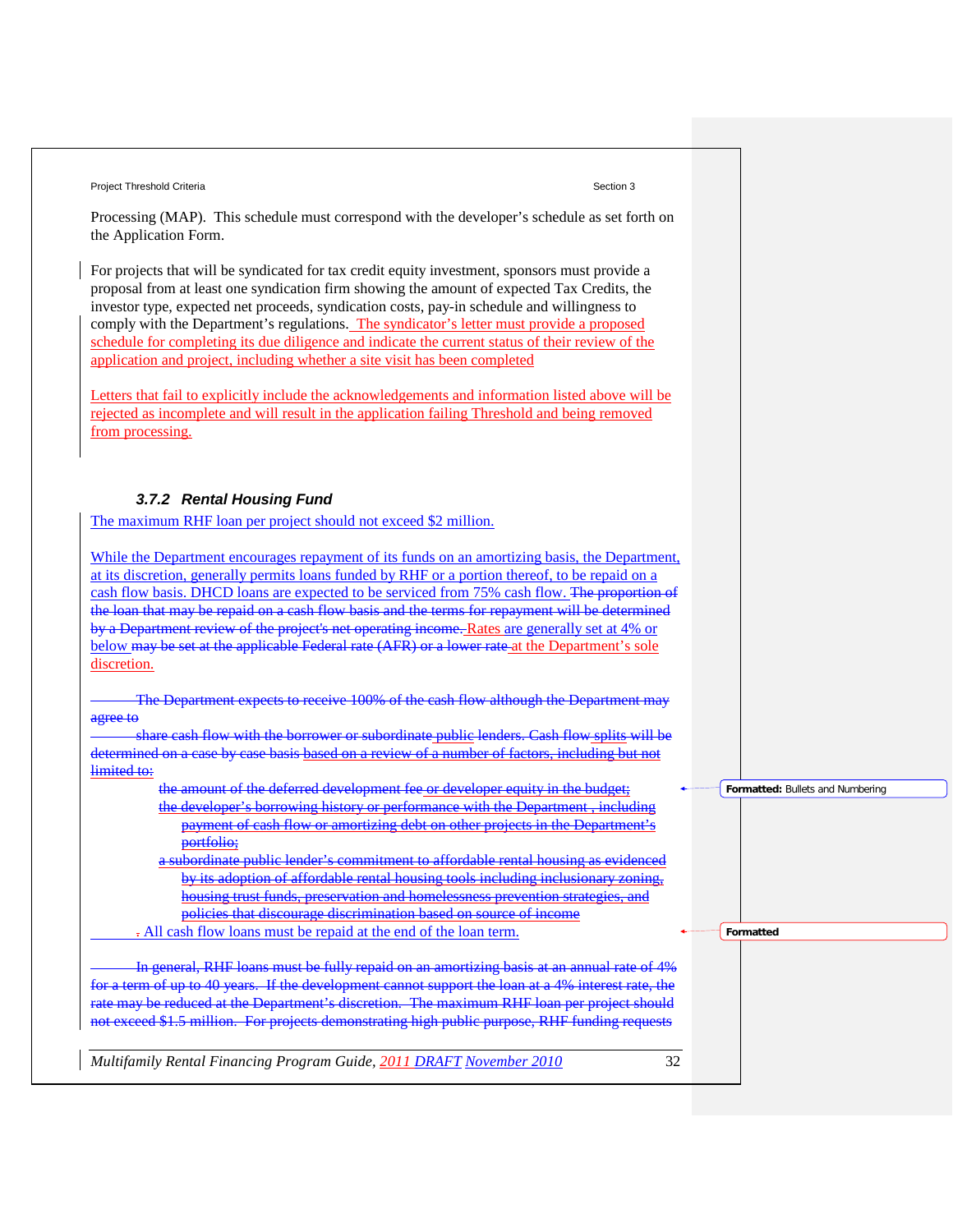Processing (MAP). This schedule must correspond with the developer's schedule as set forth on the Application Form.

For projects that will be syndicated for tax credit equity investment, sponsors must provide a proposal from at least one syndication firm showing the amount of expected Tax Credits, the investor type, expected net proceeds, syndication costs, pay-in schedule and willingness to comply with the Department's regulations. The syndicator's letter must provide a proposed schedule for completing its due diligence and indicate the current status of their review of the application and project, including whether a site visit has been completed

Letters that fail to explicitly include the acknowledgements and information listed above will be rejected as incomplete and will result in the application failing Threshold and being removed from processing.

### 3.7.2 Rental Housing Fund

The maximum RHF loan per project should not exceed $2 million.

While the Department encourages repayment of its funds on an amortizing basis, the Department, at its discretion, generally permits loans funded by RHF or a portion thereof, to be repaid on a cash flow basis. DHCD loans are expected to be serviced from 75% cash flow. ~~The proportion of the loan that may be repaid on a cash flow basis and the terms for repayment will be determined by a Department review of the project's net operating income.~~ Rates are generally set at 4% or below ~~may be set at the applicable Federal rate (AFR) or a lower rate~~ at the Department's sole discretion.

~~The Department expects to receive 100% of the cash flow although the Department may agree to~~

~~share cash flow with the borrower or subordinate public lenders. Cash flow splits will be determined on a case by case basis based on a review of a number of factors, including but not limited to:~~

- ~~the amount of the deferred development fee or developer equity in the budget;~~
- ~~the developer's borrowing history or performance with the Department , including payment of cash flow or amortizing debt on other projects in the Department's portfolio;~~
- ~~a subordinate public lender's commitment to affordable rental housing as evidenced by its adoption of affordable rental housing tools including inclusionary zoning, housing trust funds, preservation and homelessness prevention strategies, and policies that discourage discrimination based on source of income~~

. All cash flow loans must be repaid at the end of the loan term.

~~In general, RHF loans must be fully repaid on an amortizing basis at an annual rate of 4% for a term of up to 40 years. If the development cannot support the loan at a 4% interest rate, the rate may be reduced at the Department's discretion. The maximum RHF loan per project should not exceed $1.5 million. For projects demonstrating high public purpose, RHF funding requests~~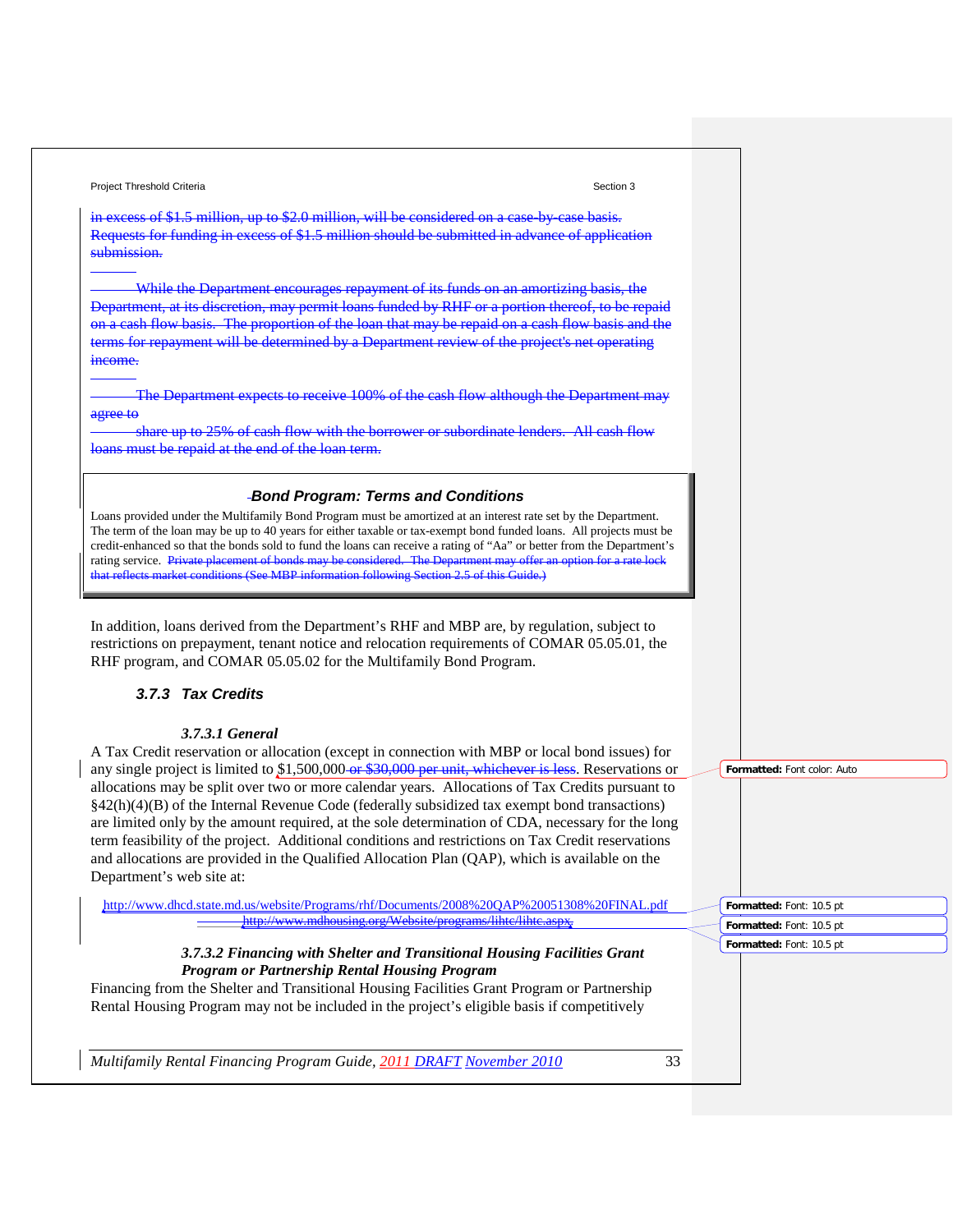in excess of $1.5 million, up to $2.0 million, will be considered on a case-by-case basis. Requests for funding in excess of $1.5 million should be submitted in advance of application submission.

While the Department encourages repayment of its funds on an amortizing basis, the Department, at its discretion, may permit loans funded by RHF or a portion thereof, to be repaid on a cash flow basis. The proportion of the loan that may be repaid on a cash flow basis and the terms for repayment will be determined by a Department review of the project's net operating income.

The Department expects to receive 100% of the cash flow although the Department may agree to share up to 25% of cash flow with the borrower or subordinate lenders. All cash flow loans must be repaid at the end of the loan term.

### Bond Program: Terms and Conditions

Loans provided under the Multifamily Bond Program must be amortized at an interest rate set by the Department. The term of the loan may be up to 40 years for either taxable or tax-exempt bond funded loans. All projects must be credit-enhanced so that the bonds sold to fund the loans can receive a rating of "Aa" or better from the Department's rating service. Private placement of bonds may be considered. The Department may offer an option for a rate lock that reflects market conditions (See MBP information following Section 2.5 of this Guide.)

In addition, loans derived from the Department's RHF and MBP are, by regulation, subject to restrictions on prepayment, tenant notice and relocation requirements of COMAR 05.05.01, the RHF program, and COMAR 05.05.02 for the Multifamily Bond Program.

### 3.7.3 Tax Credits

#### 3.7.3.1 General

A Tax Credit reservation or allocation (except in connection with MBP or local bond issues) for any single project is limited to $1,500,000 or $30,000 per unit, whichever is less. Reservations or allocations may be split over two or more calendar years. Allocations of Tax Credits pursuant to §42(h)(4)(B) of the Internal Revenue Code (federally subsidized tax exempt bond transactions) are limited only by the amount required, at the sole determination of CDA, necessary for the long term feasibility of the project. Additional conditions and restrictions on Tax Credit reservations and allocations are provided in the Qualified Allocation Plan (QAP), which is available on the Department's web site at:

http://www.dhcd.state.md.us/website/Programs/rhf/Documents/2008%20QAP%20051308%20FINAL.pdf
http://www.mdhousing.org/Website/programs/lihtc/lihtc.aspx.

#### 3.7.3.2 Financing with Shelter and Transitional Housing Facilities Grant Program or Partnership Rental Housing Program

Financing from the Shelter and Transitional Housing Facilities Grant Program or Partnership Rental Housing Program may not be included in the project's eligible basis if competitively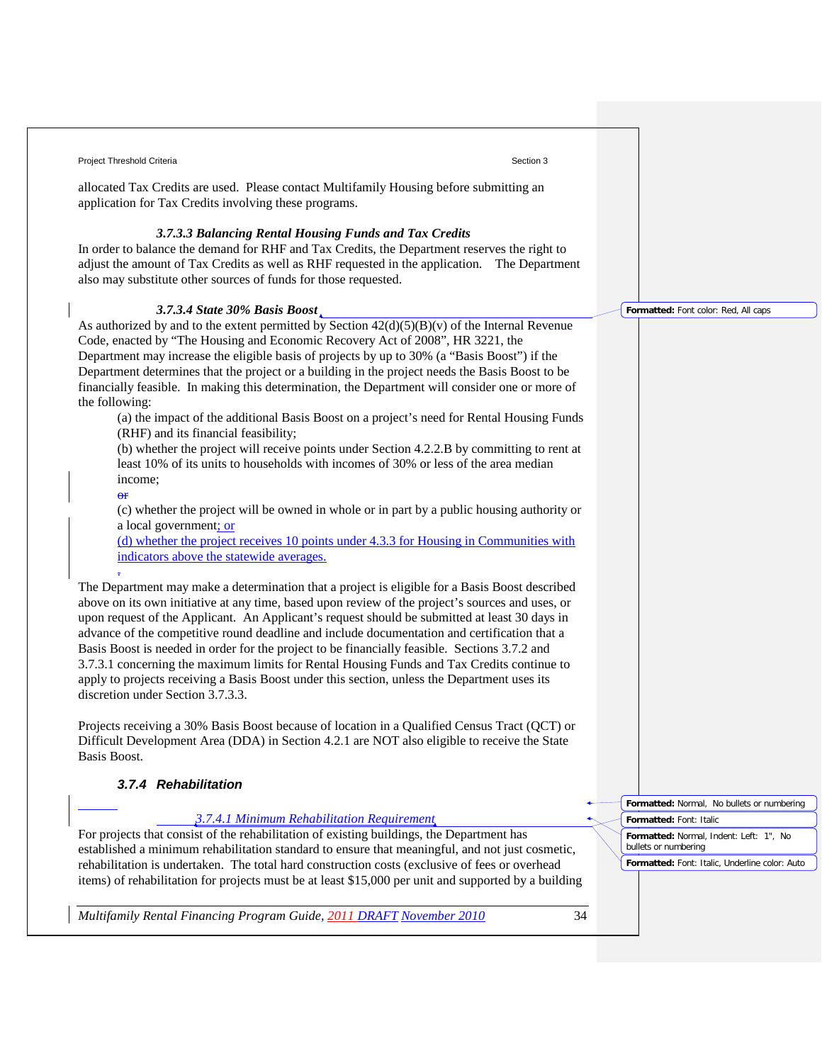allocated Tax Credits are used. Please contact Multifamily Housing before submitting an application for Tax Credits involving these programs.

#### *3.7.3.3 Balancing Rental Housing Funds and Tax Credits*

In order to balance the demand for RHF and Tax Credits, the Department reserves the right to adjust the amount of Tax Credits as well as RHF requested in the application. The Department also may substitute other sources of funds for those requested.

#### *3.7.3.4 State 30% Basis Boost*

As authorized by and to the extent permitted by Section 42(d)(5)(B)(v) of the Internal Revenue Code, enacted by "The Housing and Economic Recovery Act of 2008", HR 3221, the Department may increase the eligible basis of projects by up to 30% (a "Basis Boost") if the Department determines that the project or a building in the project needs the Basis Boost to be financially feasible. In making this determination, the Department will consider one or more of the following:

(a) the impact of the additional Basis Boost on a project's need for Rental Housing Funds (RHF) and its financial feasibility;

(b) whether the project will receive points under Section 4.2.2.B by committing to rent at least 10% of its units to households with incomes of 30% or less of the area median income;

~~or~~

(c) whether the project will be owned in whole or in part by a public housing authority or a local government; or

(d) whether the project receives 10 points under 4.3.3 for Housing in Communities with indicators above the statewide averages.

The Department may make a determination that a project is eligible for a Basis Boost described above on its own initiative at any time, based upon review of the project's sources and uses, or upon request of the Applicant. An Applicant's request should be submitted at least 30 days in advance of the competitive round deadline and include documentation and certification that a Basis Boost is needed in order for the project to be financially feasible. Sections 3.7.2 and 3.7.3.1 concerning the maximum limits for Rental Housing Funds and Tax Credits continue to apply to projects receiving a Basis Boost under this section, unless the Department uses its discretion under Section 3.7.3.3.

Projects receiving a 30% Basis Boost because of location in a Qualified Census Tract (QCT) or Difficult Development Area (DDA) in Section 4.2.1 are NOT also eligible to receive the State Basis Boost.

### *3.7.4 Rehabilitation*

#### *3.7.4.1 Minimum Rehabilitation Requirement*

For projects that consist of the rehabilitation of existing buildings, the Department has established a minimum rehabilitation standard to ensure that meaningful, and not just cosmetic, rehabilitation is undertaken. The total hard construction costs (exclusive of fees or overhead items) of rehabilitation for projects must be at least $15,000 per unit and supported by a building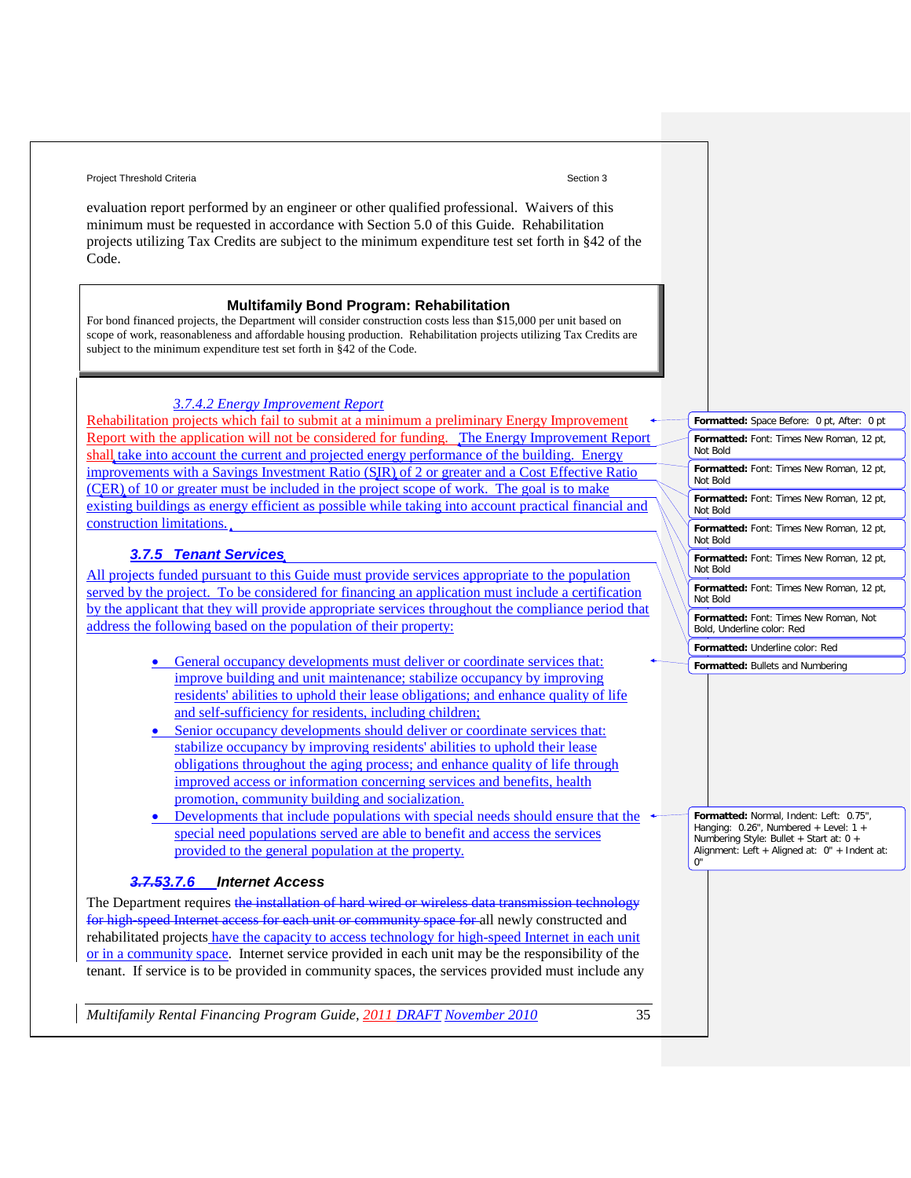evaluation report performed by an engineer or other qualified professional. Waivers of this minimum must be requested in accordance with Section 5.0 of this Guide. Rehabilitation projects utilizing Tax Credits are subject to the minimum expenditure test set forth in §42 of the Code.

**Multifamily Bond Program: Rehabilitation**

For bond financed projects, the Department will consider construction costs less than $15,000 per unit based on scope of work, reasonableness and affordable housing production. Rehabilitation projects utilizing Tax Credits are subject to the minimum expenditure test set forth in §42 of the Code.

*3.7.4.2 Energy Improvement Report*

Rehabilitation projects which fail to submit at a minimum a preliminary Energy Improvement Report with the application will not be considered for funding. The Energy Improvement Report shall take into account the current and projected energy performance of the building. Energy improvements with a Savings Investment Ratio (SIR) of 2 or greater and a Cost Effective Ratio (CER) of 10 or greater must be included in the project scope of work. The goal is to make existing buildings as energy efficient as possible while taking into account practical financial and construction limitations.

### 3.7.5 Tenant Services

All projects funded pursuant to this Guide must provide services appropriate to the population served by the project. To be considered for financing an application must include a certification by the applicant that they will provide appropriate services throughout the compliance period that address the following based on the population of their property:

- General occupancy developments must deliver or coordinate services that: improve building and unit maintenance; stabilize occupancy by improving residents' abilities to uphold their lease obligations; and enhance quality of life and self-sufficiency for residents, including children;
- Senior occupancy developments should deliver or coordinate services that: stabilize occupancy by improving residents' abilities to uphold their lease obligations throughout the aging process; and enhance quality of life through improved access or information concerning services and benefits, health promotion, community building and socialization.
- Developments that include populations with special needs should ensure that the special need populations served are able to benefit and access the services provided to the general population at the property.

### ~~3.7.5~~3.7.6 Internet Access

The Department requires ~~the installation of hard wired or wireless data transmission technology for high-speed Internet access for each unit or community space for~~ all newly constructed and rehabilitated projects have the capacity to access technology for high-speed Internet in each unit or in a community space. Internet service provided in each unit may be the responsibility of the tenant. If service is to be provided in community spaces, the services provided must include any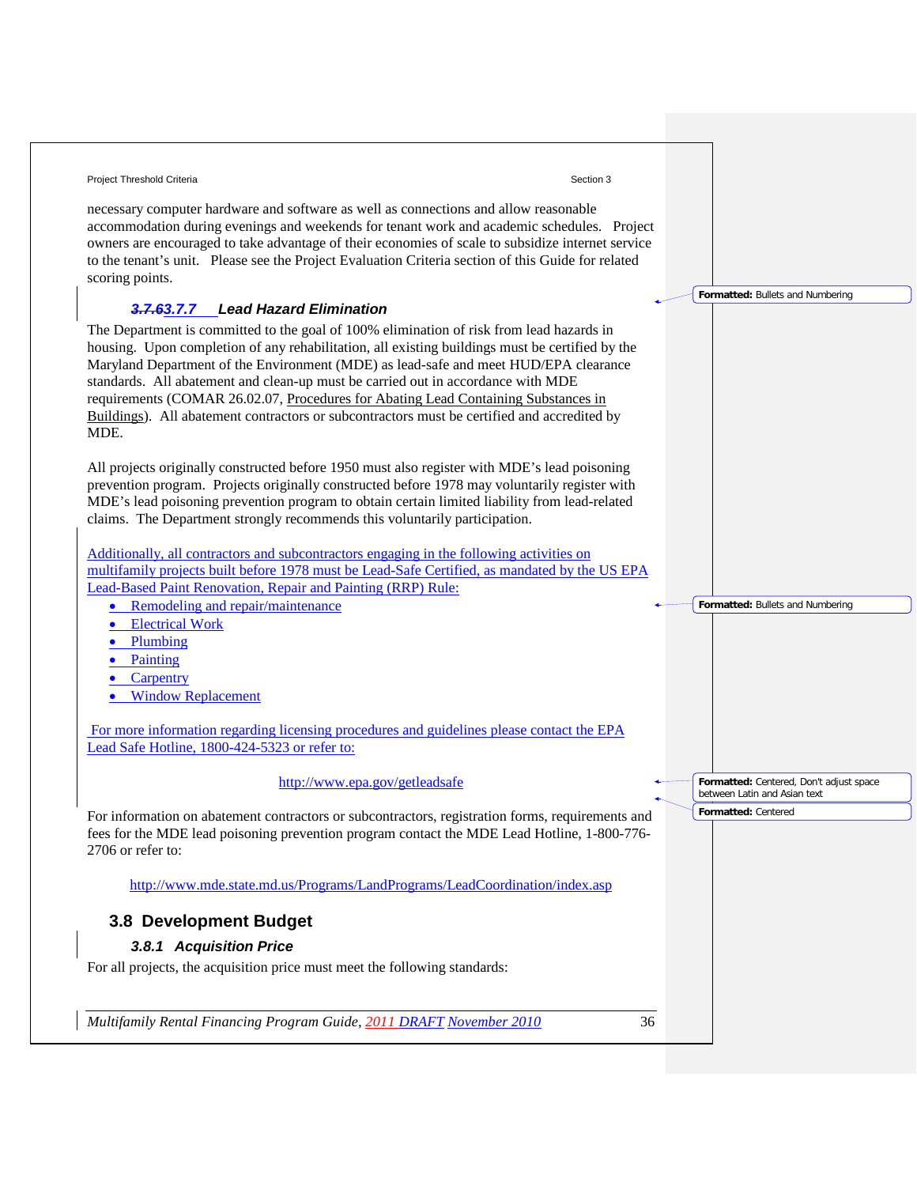necessary computer hardware and software as well as connections and allow reasonable accommodation during evenings and weekends for tenant work and academic schedules. Project owners are encouraged to take advantage of their economies of scale to subsidize internet service to the tenant's unit. Please see the Project Evaluation Criteria section of this Guide for related scoring points.

### *3.7.63.7.7 Lead Hazard Elimination*

The Department is committed to the goal of 100% elimination of risk from lead hazards in housing. Upon completion of any rehabilitation, all existing buildings must be certified by the Maryland Department of the Environment (MDE) as lead-safe and meet HUD/EPA clearance standards. All abatement and clean-up must be carried out in accordance with MDE requirements (COMAR 26.02.07, Procedures for Abating Lead Containing Substances in Buildings). All abatement contractors or subcontractors must be certified and accredited by MDE.

All projects originally constructed before 1950 must also register with MDE's lead poisoning prevention program. Projects originally constructed before 1978 may voluntarily register with MDE's lead poisoning prevention program to obtain certain limited liability from lead-related claims. The Department strongly recommends this voluntarily participation.

Additionally, all contractors and subcontractors engaging in the following activities on multifamily projects built before 1978 must be Lead-Safe Certified, as mandated by the US EPA Lead-Based Paint Renovation, Repair and Painting (RRP) Rule:

- Remodeling and repair/maintenance
- Electrical Work
- Plumbing
- Painting
- Carpentry
- Window Replacement

For more information regarding licensing procedures and guidelines please contact the EPA Lead Safe Hotline, 1800-424-5323 or refer to:

http://www.epa.gov/getleadsafe

For information on abatement contractors or subcontractors, registration forms, requirements and fees for the MDE lead poisoning prevention program contact the MDE Lead Hotline, 1-800-776-2706 or refer to:

http://www.mde.state.md.us/Programs/LandPrograms/LeadCoordination/index.asp

## 3.8 Development Budget

### *3.8.1 Acquisition Price*

For all projects, the acquisition price must meet the following standards: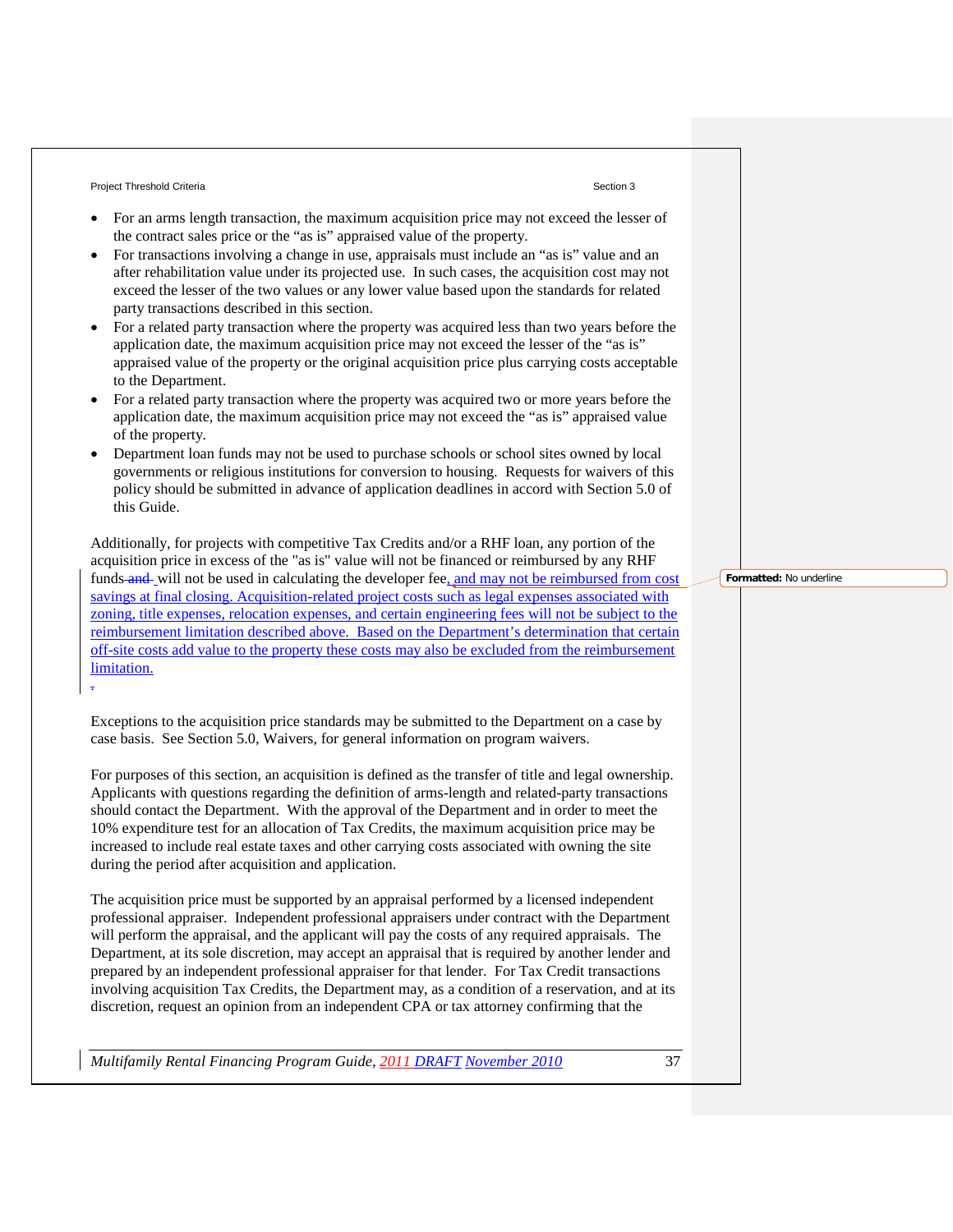- For an arms length transaction, the maximum acquisition price may not exceed the lesser of the contract sales price or the "as is" appraised value of the property.
- For transactions involving a change in use, appraisals must include an "as is" value and an after rehabilitation value under its projected use. In such cases, the acquisition cost may not exceed the lesser of the two values or any lower value based upon the standards for related party transactions described in this section.
- For a related party transaction where the property was acquired less than two years before the application date, the maximum acquisition price may not exceed the lesser of the "as is" appraised value of the property or the original acquisition price plus carrying costs acceptable to the Department.
- For a related party transaction where the property was acquired two or more years before the application date, the maximum acquisition price may not exceed the "as is" appraised value of the property.
- Department loan funds may not be used to purchase schools or school sites owned by local governments or religious institutions for conversion to housing. Requests for waivers of this policy should be submitted in advance of application deadlines in accord with Section 5.0 of this Guide.

Additionally, for projects with competitive Tax Credits and/or a RHF loan, any portion of the acquisition price in excess of the "as is" value will not be financed or reimbursed by any RHF funds will not be used in calculating the developer fee, and may not be reimbursed from cost savings at final closing. Acquisition-related project costs such as legal expenses associated with zoning, title expenses, relocation expenses, and certain engineering fees will not be subject to the reimbursement limitation described above. Based on the Department's determination that certain off-site costs add value to the property these costs may also be excluded from the reimbursement limitation.

Exceptions to the acquisition price standards may be submitted to the Department on a case by case basis. See Section 5.0, Waivers, for general information on program waivers.

For purposes of this section, an acquisition is defined as the transfer of title and legal ownership. Applicants with questions regarding the definition of arms-length and related-party transactions should contact the Department. With the approval of the Department and in order to meet the 10% expenditure test for an allocation of Tax Credits, the maximum acquisition price may be increased to include real estate taxes and other carrying costs associated with owning the site during the period after acquisition and application.

The acquisition price must be supported by an appraisal performed by a licensed independent professional appraiser. Independent professional appraisers under contract with the Department will perform the appraisal, and the applicant will pay the costs of any required appraisals. The Department, at its sole discretion, may accept an appraisal that is required by another lender and prepared by an independent professional appraiser for that lender. For Tax Credit transactions involving acquisition Tax Credits, the Department may, as a condition of a reservation, and at its discretion, request an opinion from an independent CPA or tax attorney confirming that the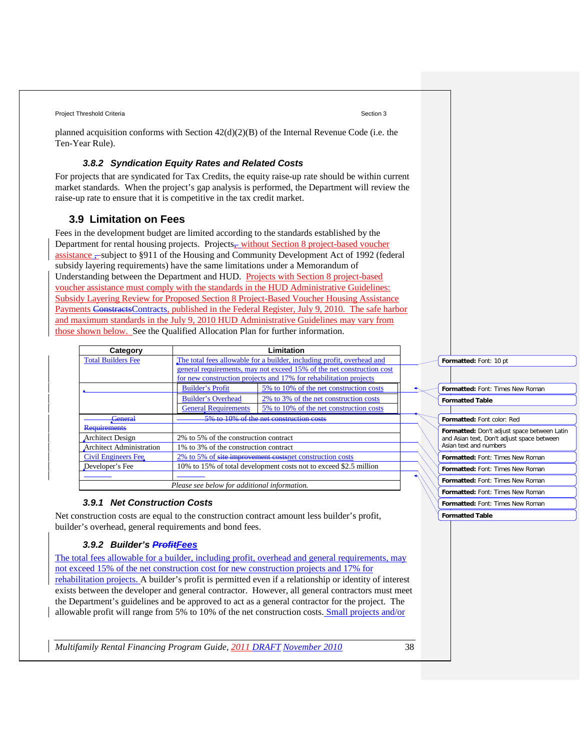planned acquisition conforms with Section 42(d)(2)(B) of the Internal Revenue Code (i.e. the Ten-Year Rule).

#### 3.8.2 Syndication Equity Rates and Related Costs

For projects that are syndicated for Tax Credits, the equity raise-up rate should be within current market standards. When the project's gap analysis is performed, the Department will review the raise-up rate to ensure that it is competitive in the tax credit market.

### 3.9 Limitation on Fees

Fees in the development budget are limited according to the standards established by the Department for rental housing projects. Projects, without Section 8 project-based voucher assistance , subject to §911 of the Housing and Community Development Act of 1992 (federal subsidy layering requirements) have the same limitations under a Memorandum of Understanding between the Department and HUD. Projects with Section 8 project-based voucher assistance must comply with the standards in the HUD Administrative Guidelines: Subsidy Layering Review for Proposed Section 8 Project-Based Voucher Housing Assistance Payments ~~Constracts~~Contracts, published in the Federal Register, July 9, 2010. The safe harbor and maximum standards in the July 9, 2010 HUD Administrative Guidelines may vary from those shown below. See the Qualified Allocation Plan for further information.

| Category | Limitation | |
|---|---|---|
| Total Builders Fee | The total fees allowable for a builder, including profit, overhead and general requirements, may not exceed 15% of the net construction cost for new construction projects and 17% for rehabilitation projects | |
| | Builder's Profit | 5% to 10% of the net construction costs |
| | Builder's Overhead | 2% to 3% of the net construction costs |
| | General Requirements | 5% to 10% of the net construction costs |
| ~~General Requirements~~ | ~~5% to 10% of the net construction costs~~ | |
| Architect Design | 2% to 5% of the construction contract | |
| Architect Administration | 1% to 3% of the construction contract | |
| Civil Engineers Fee | 2% to 5% of ~~site improvement costs~~net construction costs | |
| Developer's Fee | 10% to 15% of total development costs not to exceed $2.5 million | |
| *Please see below for additional information.* | | |

#### 3.9.1 Net Construction Costs

Net construction costs are equal to the construction contract amount less builder's profit, builder's overhead, general requirements and bond fees.

#### 3.9.2 Builder's ~~Profit~~Fees

The total fees allowable for a builder, including profit, overhead and general requirements, may not exceed 15% of the net construction cost for new construction projects and 17% for rehabilitation projects. A builder's profit is permitted even if a relationship or identity of interest exists between the developer and general contractor. However, all general contractors must meet the Department's guidelines and be approved to act as a general contractor for the project. The allowable profit will range from 5% to 10% of the net construction costs. Small projects and/or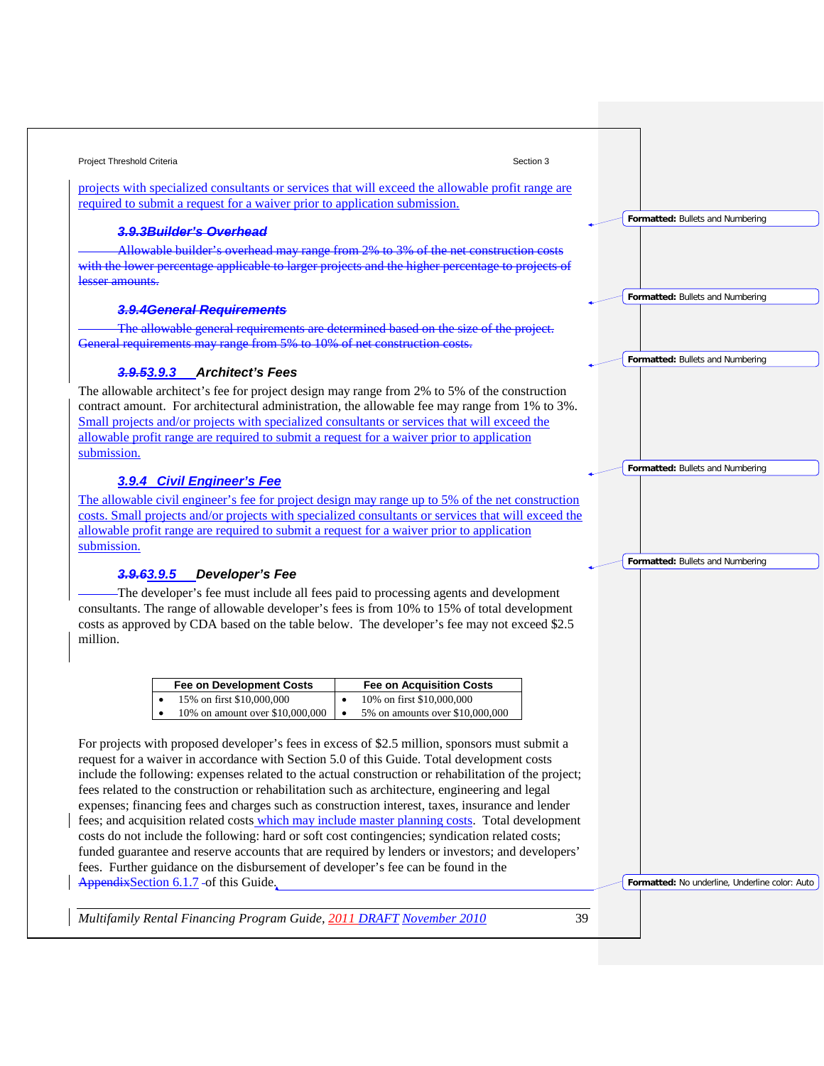projects with specialized consultants or services that will exceed the allowable profit range are required to submit a request for a waiver prior to application submission.

### ~~3.9.3 Builder's Overhead~~

~~Allowable builder's overhead may range from 2% to 3% of the net construction costs with the lower percentage applicable to larger projects and the higher percentage to projects of lesser amounts.~~

### ~~3.9.4 General Requirements~~

~~The allowable general requirements are determined based on the size of the project. General requirements may range from 5% to 10% of net construction costs.~~

### ~~3.9.5~~3.9.3 Architect's Fees

The allowable architect's fee for project design may range from 2% to 5% of the construction contract amount. For architectural administration, the allowable fee may range from 1% to 3%. Small projects and/or projects with specialized consultants or services that will exceed the allowable profit range are required to submit a request for a waiver prior to application submission.

### 3.9.4 Civil Engineer's Fee

The allowable civil engineer's fee for project design may range up to 5% of the net construction costs. Small projects and/or projects with specialized consultants or services that will exceed the allowable profit range are required to submit a request for a waiver prior to application submission.

### ~~3.9.6~~3.9.5 Developer's Fee

The developer's fee must include all fees paid to processing agents and development consultants. The range of allowable developer's fees is from 10% to 15% of total development costs as approved by CDA based on the table below. The developer's fee may not exceed $2.5 million.

| Fee on Development Costs | Fee on Acquisition Costs |
|---|---|
| • 15% on first $10,000,000 | • 10% on first $10,000,000 |
| • 10% on amount over $10,000,000 | • 5% on amounts over $10,000,000 |

For projects with proposed developer's fees in excess of $2.5 million, sponsors must submit a request for a waiver in accordance with Section 5.0 of this Guide. Total development costs include the following: expenses related to the actual construction or rehabilitation of the project; fees related to the construction or rehabilitation such as architecture, engineering and legal expenses; financing fees and charges such as construction interest, taxes, insurance and lender fees; and acquisition related costs which may include master planning costs. Total development costs do not include the following: hard or soft cost contingencies; syndication related costs; funded guarantee and reserve accounts that are required by lenders or investors; and developers' fees. Further guidance on the disbursement of developer's fee can be found in the ~~Appendix~~Section 6.1.7 of this Guide.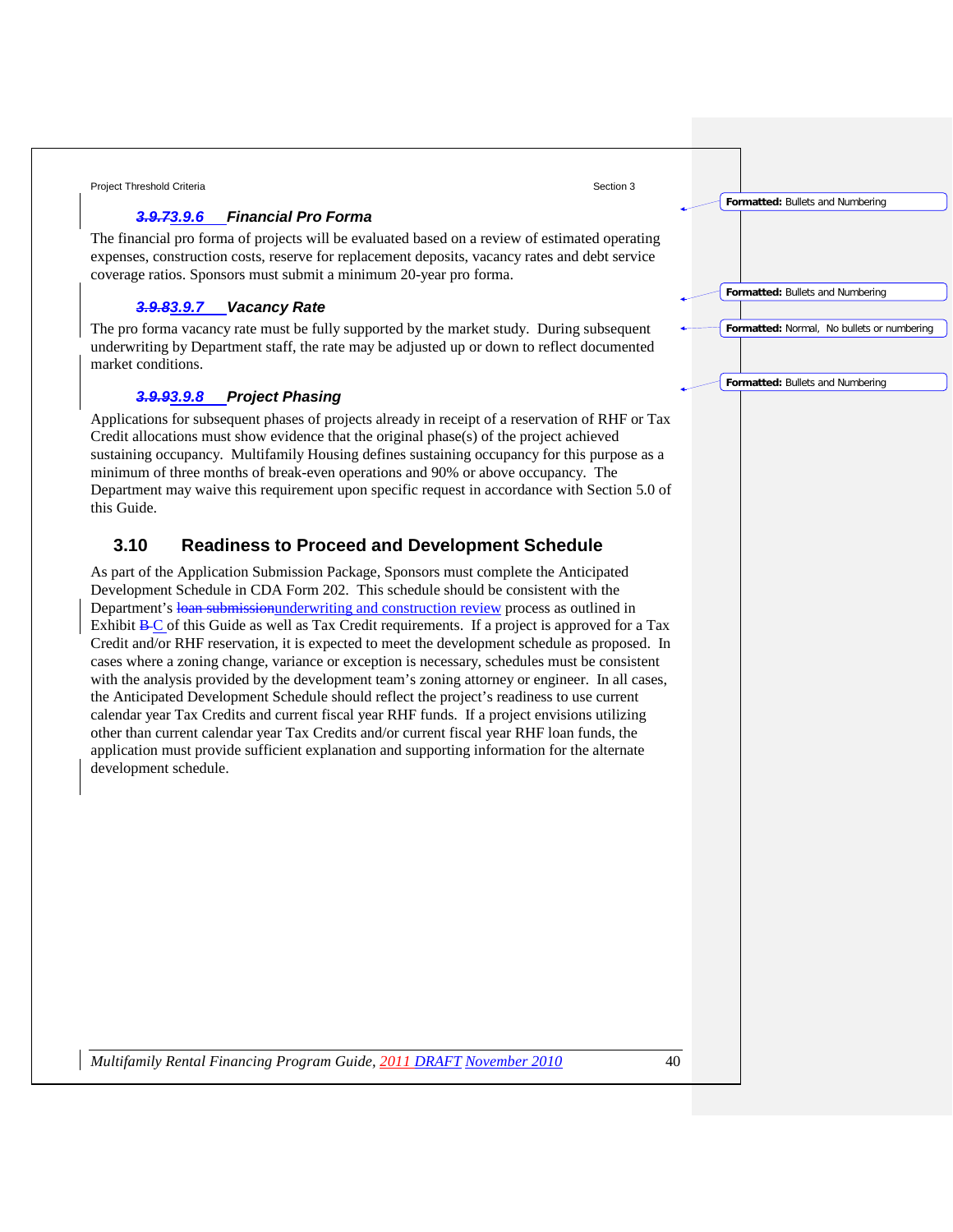### ~~3.9.7~~3.9.6 Financial Pro Forma

The financial pro forma of projects will be evaluated based on a review of estimated operating expenses, construction costs, reserve for replacement deposits, vacancy rates and debt service coverage ratios. Sponsors must submit a minimum 20-year pro forma.

### ~~3.9.8~~3.9.7 Vacancy Rate

The pro forma vacancy rate must be fully supported by the market study. During subsequent underwriting by Department staff, the rate may be adjusted up or down to reflect documented market conditions.

### ~~3.9.9~~3.9.8 Project Phasing

Applications for subsequent phases of projects already in receipt of a reservation of RHF or Tax Credit allocations must show evidence that the original phase(s) of the project achieved sustaining occupancy. Multifamily Housing defines sustaining occupancy for this purpose as a minimum of three months of break-even operations and 90% or above occupancy. The Department may waive this requirement upon specific request in accordance with Section 5.0 of this Guide.

## 3.10 Readiness to Proceed and Development Schedule

As part of the Application Submission Package, Sponsors must complete the Anticipated Development Schedule in CDA Form 202. This schedule should be consistent with the Department's ~~loan submission~~underwriting and construction review process as outlined in Exhibit ~~B~~ C of this Guide as well as Tax Credit requirements. If a project is approved for a Tax Credit and/or RHF reservation, it is expected to meet the development schedule as proposed. In cases where a zoning change, variance or exception is necessary, schedules must be consistent with the analysis provided by the development team's zoning attorney or engineer. In all cases, the Anticipated Development Schedule should reflect the project's readiness to use current calendar year Tax Credits and current fiscal year RHF funds. If a project envisions utilizing other than current calendar year Tax Credits and/or current fiscal year RHF loan funds, the application must provide sufficient explanation and supporting information for the alternate development schedule.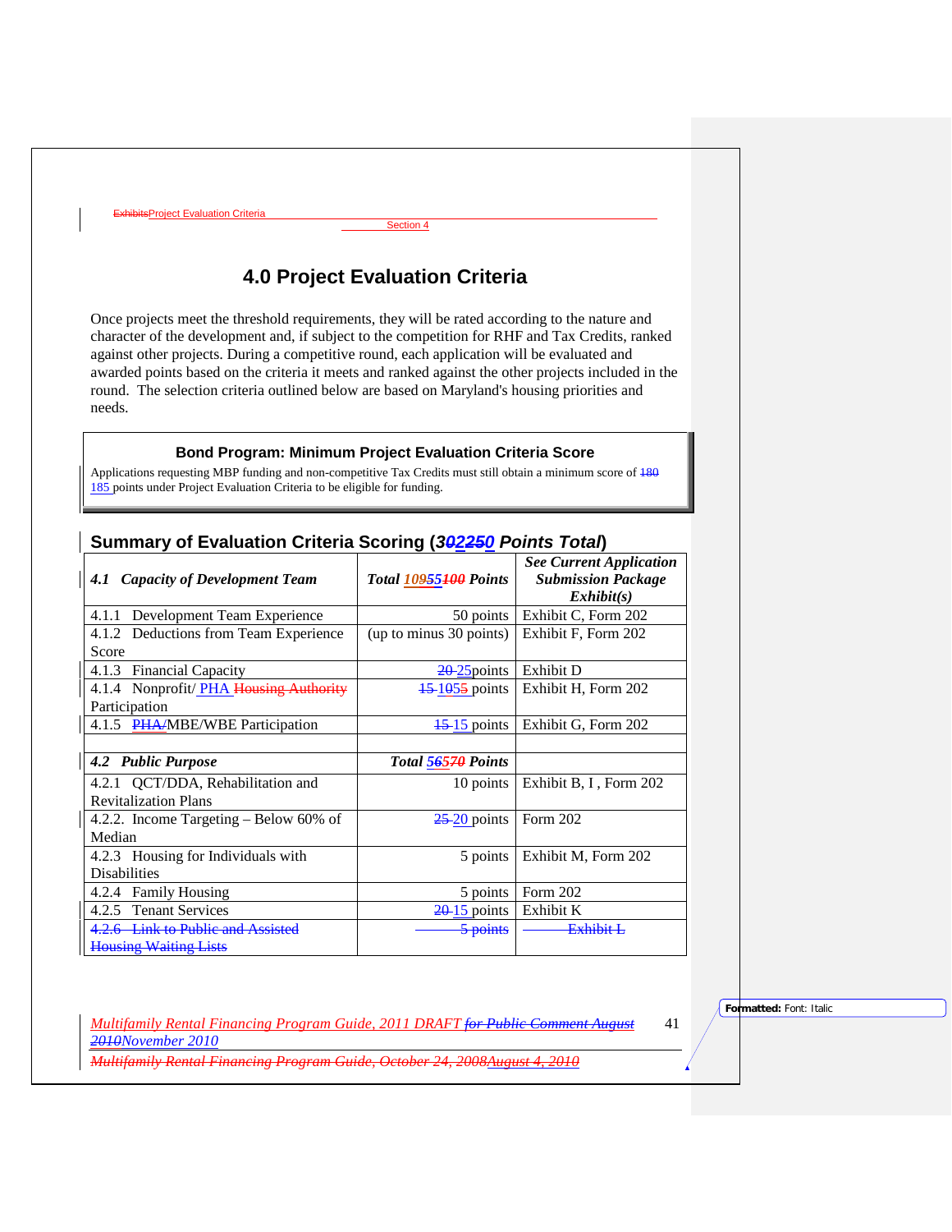# 4.0 Project Evaluation Criteria

Once projects meet the threshold requirements, they will be rated according to the nature and character of the development and, if subject to the competition for RHF and Tax Credits, ranked against other projects. During a competitive round, each application will be evaluated and awarded points based on the criteria it meets and ranked against the other projects included in the round. The selection criteria outlined below are based on Maryland's housing priorities and needs.

> **Bond Program: Minimum Project Evaluation Criteria Score**
>
> Applications requesting MBP funding and non-competitive Tax Credits must still obtain a minimum score of ~~180~~ 185 points under Project Evaluation Criteria to be eligible for funding.

## Summary of Evaluation Criteria Scoring (3~~02~~250 *Points Total*)

| ***4.1 Capacity of Development Team*** | ***Total 10955~~100~~ Points*** | ***See Current Application Submission Package Exhibit(s)*** |
|---|---|---|
| 4.1.1 Development Team Experience | 50 points | Exhibit C, Form 202 |
| 4.1.2 Deductions from Team Experience Score | (up to minus 30 points) | Exhibit F, Form 202 |
| 4.1.3 Financial Capacity | ~~20~~ 25points | Exhibit D |
| 4.1.4 Nonprofit/ PHA ~~Housing Authority~~ Participation | ~~15~~ 1055 points | Exhibit H, Form 202 |
| 4.1.5 ~~PHA/~~MBE/WBE Participation | ~~15~~ 15 points | Exhibit G, Form 202 |
| | | |
| ***4.2 Public Purpose*** | ***Total 565~~70~~ Points*** | |
| 4.2.1 QCT/DDA, Rehabilitation and Revitalization Plans | 10 points | Exhibit B, I , Form 202 |
| 4.2.2. Income Targeting – Below 60% of Median | ~~25~~ 20 points | Form 202 |
| 4.2.3 Housing for Individuals with Disabilities | 5 points | Exhibit M, Form 202 |
| 4.2.4 Family Housing | 5 points | Form 202 |
| 4.2.5 Tenant Services | ~~20~~ 15 points | Exhibit K |
| ~~4.2.6 Link to Public and Assisted Housing Waiting Lists~~ | ~~5 points~~ | ~~Exhibit L~~ |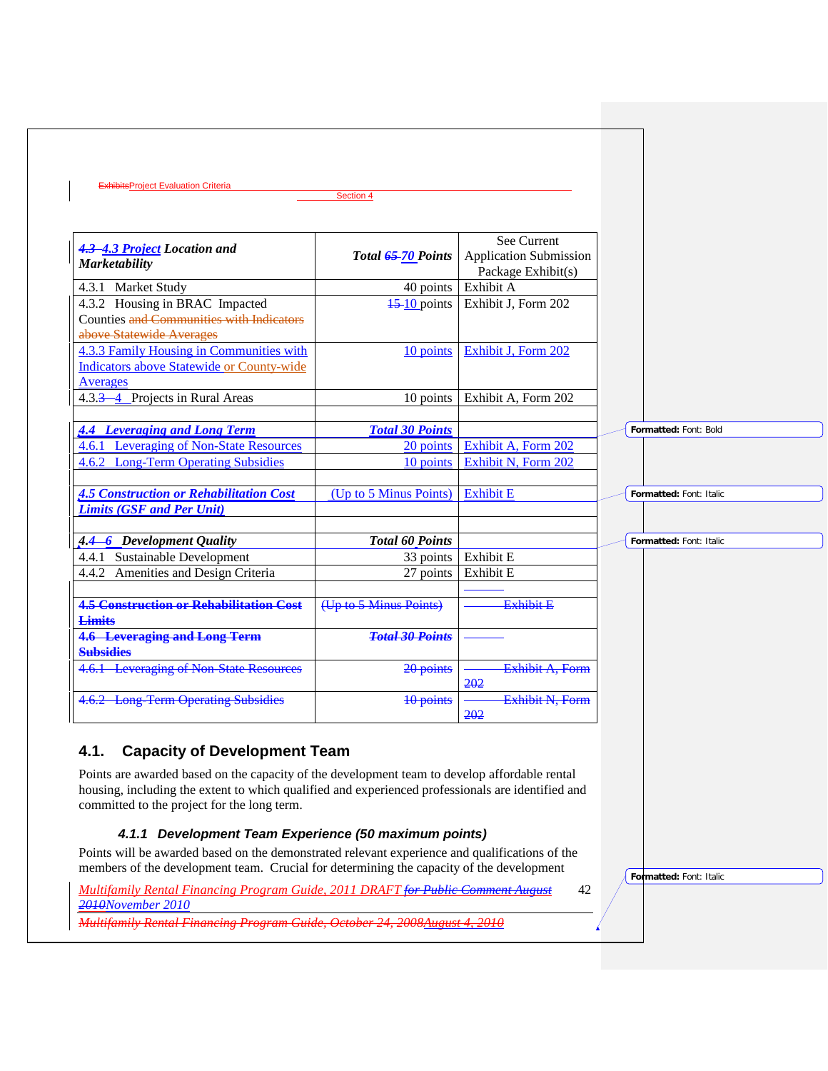| 4.3 4.3 Project Location and Marketability | Total 65 70 Points | See Current Application Submission Package Exhibit(s) |
|---|---|---|
| 4.3.1 Market Study | 40 points | Exhibit A |
| 4.3.2 Housing in BRAC Impacted Counties and Communities with Indicators above Statewide Averages | 15 10 points | Exhibit J, Form 202 |
| 4.3.3 Family Housing in Communities with Indicators above Statewide or County-wide Averages | 10 points | Exhibit J, Form 202 |
| 4.3.3 4 Projects in Rural Areas | 10 points | Exhibit A, Form 202 |
| | | |
| ***4.4 Leveraging and Long Term*** | ***Total 30 Points*** | |
| 4.6.1 Leveraging of Non-State Resources | 20 points | Exhibit A, Form 202 |
| 4.6.2 Long-Term Operating Subsidies | 10 points | Exhibit N, Form 202 |
| | | |
| ***4.5 Construction or Rehabilitation Cost Limits (GSF and Per Unit)*** | (Up to 5 Minus Points) | Exhibit E |
| | | |
| ***4.4 6 Development Quality*** | ***Total 60 Points*** | |
| 4.4.1 Sustainable Development | 33 points | Exhibit E |
| 4.4.2 Amenities and Design Criteria | 27 points | Exhibit E |
| | | |
| **4.5 Construction or Rehabilitation Cost Limits** | (Up to 5 Minus Points) | Exhibit E |
| **4.6 Leveraging and Long Term Subsidies** | ***Total 30 Points*** | |
| 4.6.1 Leveraging of Non-State Resources | 20 points | Exhibit A, Form 202 |
| 4.6.2 Long-Term Operating Subsidies | 10 points | Exhibit N, Form 202 |

## 4.1. Capacity of Development Team

Points are awarded based on the capacity of the development team to develop affordable rental housing, including the extent to which qualified and experienced professionals are identified and committed to the project for the long term.

### *4.1.1 Development Team Experience (50 maximum points)*

Points will be awarded based on the demonstrated relevant experience and qualifications of the members of the development team. Crucial for determining the capacity of the development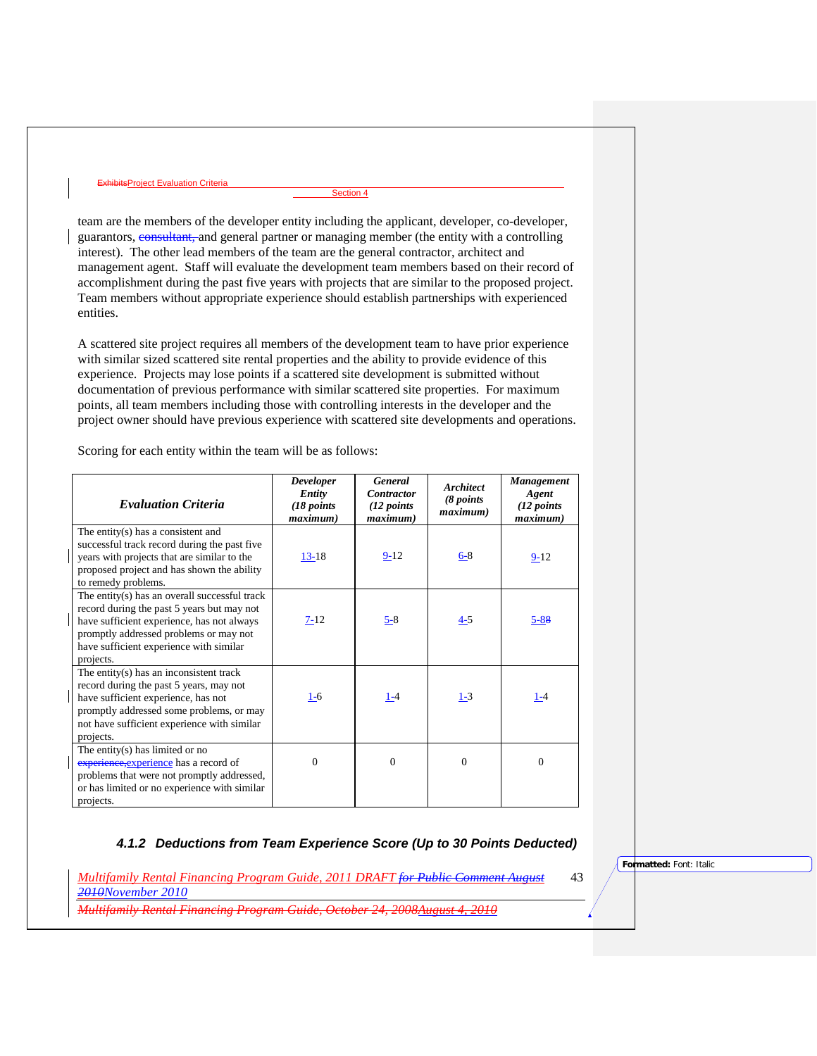team are the members of the developer entity including the applicant, developer, co-developer, guarantors, and general partner or managing member (the entity with a controlling interest). The other lead members of the team are the general contractor, architect and management agent. Staff will evaluate the development team members based on their record of accomplishment during the past five years with projects that are similar to the proposed project. Team members without appropriate experience should establish partnerships with experienced entities.

A scattered site project requires all members of the development team to have prior experience with similar sized scattered site rental properties and the ability to provide evidence of this experience. Projects may lose points if a scattered site development is submitted without documentation of previous performance with similar scattered site properties. For maximum points, all team members including those with controlling interests in the developer and the project owner should have previous experience with scattered site developments and operations.

Scoring for each entity within the team will be as follows:

| *Evaluation Criteria* | *Developer Entity (18 points maximum)* | *General Contractor (12 points maximum)* | *Architect (8 points maximum)* | *Management Agent (12 points maximum)* |
|---|---|---|---|---|
| The entity(s) has a consistent and successful track record during the past five years with projects that are similar to the proposed project and has shown the ability to remedy problems. | 13-18 | 9-12 | 6-8 | 9-12 |
| The entity(s) has an overall successful track record during the past 5 years but may not have sufficient experience, has not always promptly addressed problems or may not have sufficient experience with similar projects. | 7-12 | 5-8 | 4-5 | 5-8 |
| The entity(s) has an inconsistent track record during the past 5 years, may not have sufficient experience, has not promptly addressed some problems, or may not have sufficient experience with similar projects. | 1-6 | 1-4 | 1-3 | 1-4 |
| The entity(s) has limited or no experience has a record of problems that were not promptly addressed, or has limited or no experience with similar projects. | 0 | 0 | 0 | 0 |

### *4.1.2 Deductions from Team Experience Score (Up to 30 Points Deducted)*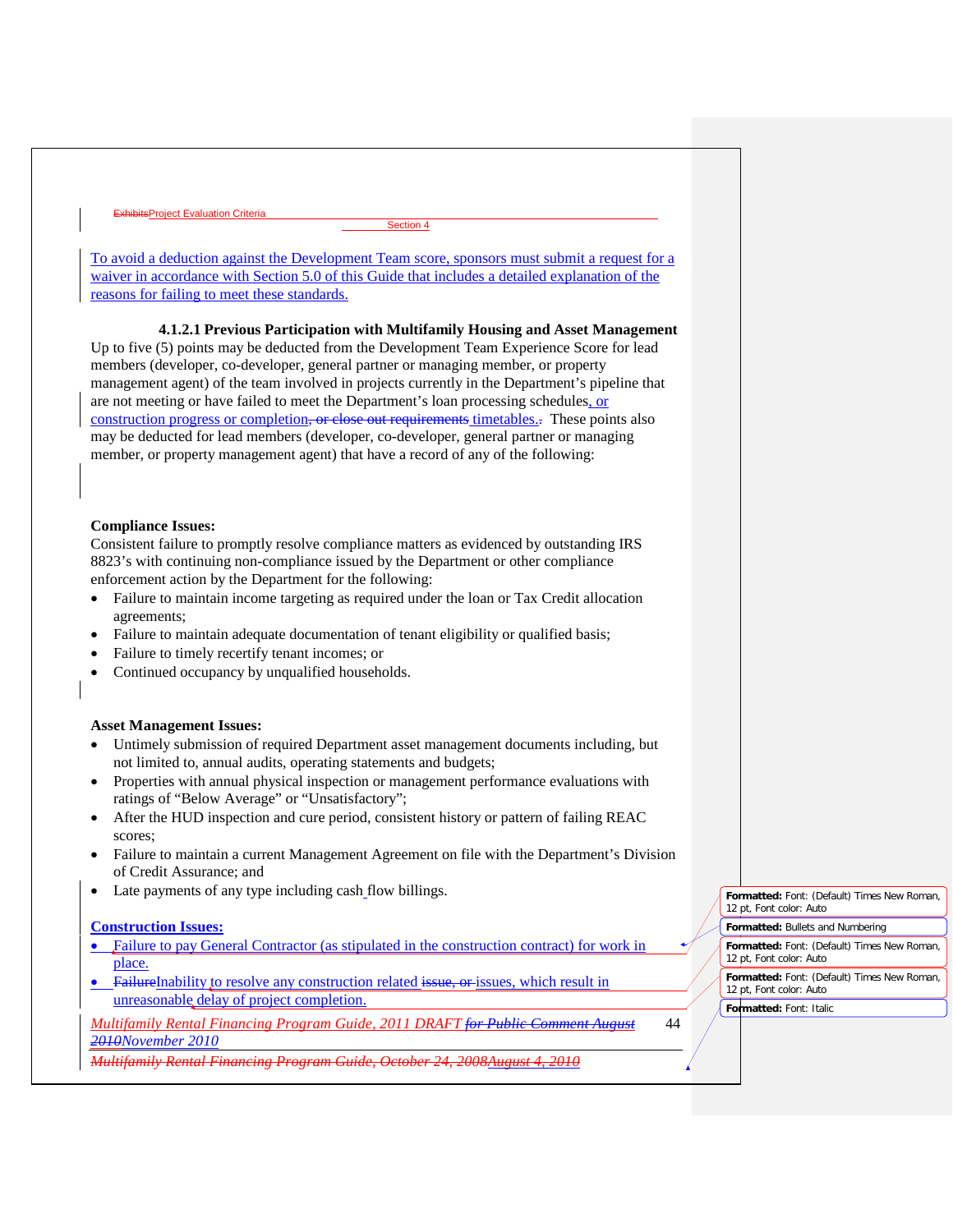To avoid a deduction against the Development Team score, sponsors must submit a request for a waiver in accordance with Section 5.0 of this Guide that includes a detailed explanation of the reasons for failing to meet these standards.

#### 4.1.2.1 Previous Participation with Multifamily Housing and Asset Management

Up to five (5) points may be deducted from the Development Team Experience Score for lead members (developer, co-developer, general partner or managing member, or property management agent) of the team involved in projects currently in the Department's pipeline that are not meeting or have failed to meet the Department's loan processing schedules, or construction progress or completion timetables. These points also may be deducted for lead members (developer, co-developer, general partner or managing member, or property management agent) that have a record of any of the following:

**Compliance Issues:**

Consistent failure to promptly resolve compliance matters as evidenced by outstanding IRS 8823's with continuing non-compliance issued by the Department or other compliance enforcement action by the Department for the following:

- Failure to maintain income targeting as required under the loan or Tax Credit allocation agreements;
- Failure to maintain adequate documentation of tenant eligibility or qualified basis;
- Failure to timely recertify tenant incomes; or
- Continued occupancy by unqualified households.

**Asset Management Issues:**

- Untimely submission of required Department asset management documents including, but not limited to, annual audits, operating statements and budgets;
- Properties with annual physical inspection or management performance evaluations with ratings of "Below Average" or "Unsatisfactory";
- After the HUD inspection and cure period, consistent history or pattern of failing REAC scores;
- Failure to maintain a current Management Agreement on file with the Department's Division of Credit Assurance; and
- Late payments of any type including cash flow billings.

**Construction Issues:**

- Failure to pay General Contractor (as stipulated in the construction contract) for work in place.
- Inability to resolve any construction related issues, which result in unreasonable delay of project completion.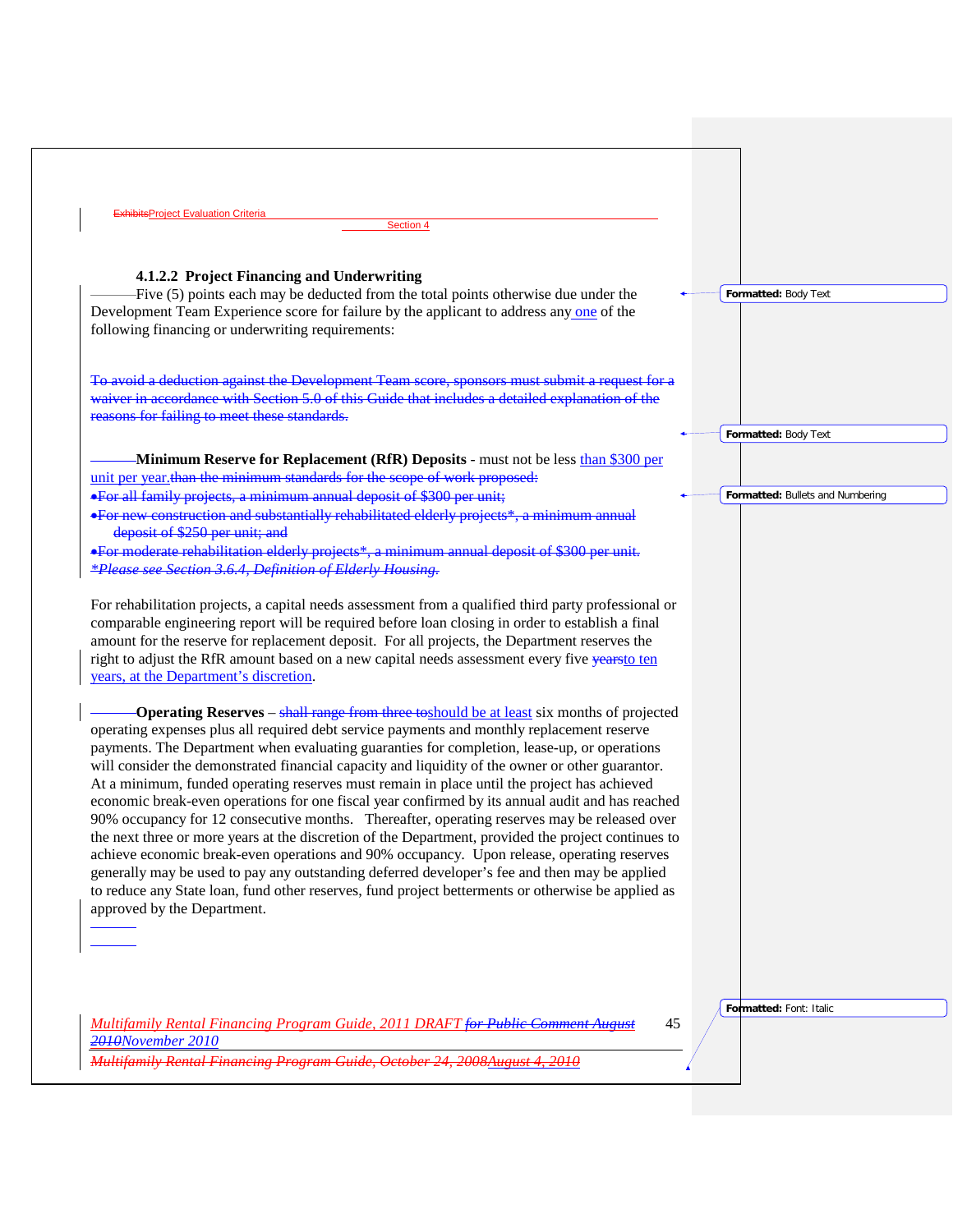#### 4.1.2.2 Project Financing and Underwriting

Five (5) points each may be deducted from the total points otherwise due under the Development Team Experience score for failure by the applicant to address any one of the following financing or underwriting requirements:

~~To avoid a deduction against the Development Team score, sponsors must submit a request for a waiver in accordance with Section 5.0 of this Guide that includes a detailed explanation of the reasons for failing to meet these standards.~~

**Minimum Reserve for Replacement (RfR) Deposits** - must not be less than $300 per unit per year.~~than the minimum standards for the scope of work proposed:~~

- ~~For all family projects, a minimum annual deposit of $300 per unit;~~
- ~~For new construction and substantially rehabilitated elderly projects*, a minimum annual deposit of $250 per unit; and~~
- ~~For moderate rehabilitation elderly projects*, a minimum annual deposit of $300 per unit.~~

~~*\*Please see Section 3.6.4, Definition of Elderly Housing.*~~

For rehabilitation projects, a capital needs assessment from a qualified third party professional or comparable engineering report will be required before loan closing in order to establish a final amount for the reserve for replacement deposit. For all projects, the Department reserves the right to adjust the RfR amount based on a new capital needs assessment every five ~~years~~to ten years, at the Department's discretion.

**Operating Reserves** – ~~shall range from three to~~should be at least six months of projected operating expenses plus all required debt service payments and monthly replacement reserve payments. The Department when evaluating guaranties for completion, lease-up, or operations will consider the demonstrated financial capacity and liquidity of the owner or other guarantor. At a minimum, funded operating reserves must remain in place until the project has achieved economic break-even operations for one fiscal year confirmed by its annual audit and has reached 90% occupancy for 12 consecutive months. Thereafter, operating reserves may be released over the next three or more years at the discretion of the Department, provided the project continues to achieve economic break-even operations and 90% occupancy. Upon release, operating reserves generally may be used to pay any outstanding deferred developer's fee and then may be applied to reduce any State loan, fund other reserves, fund project betterments or otherwise be applied as approved by the Department.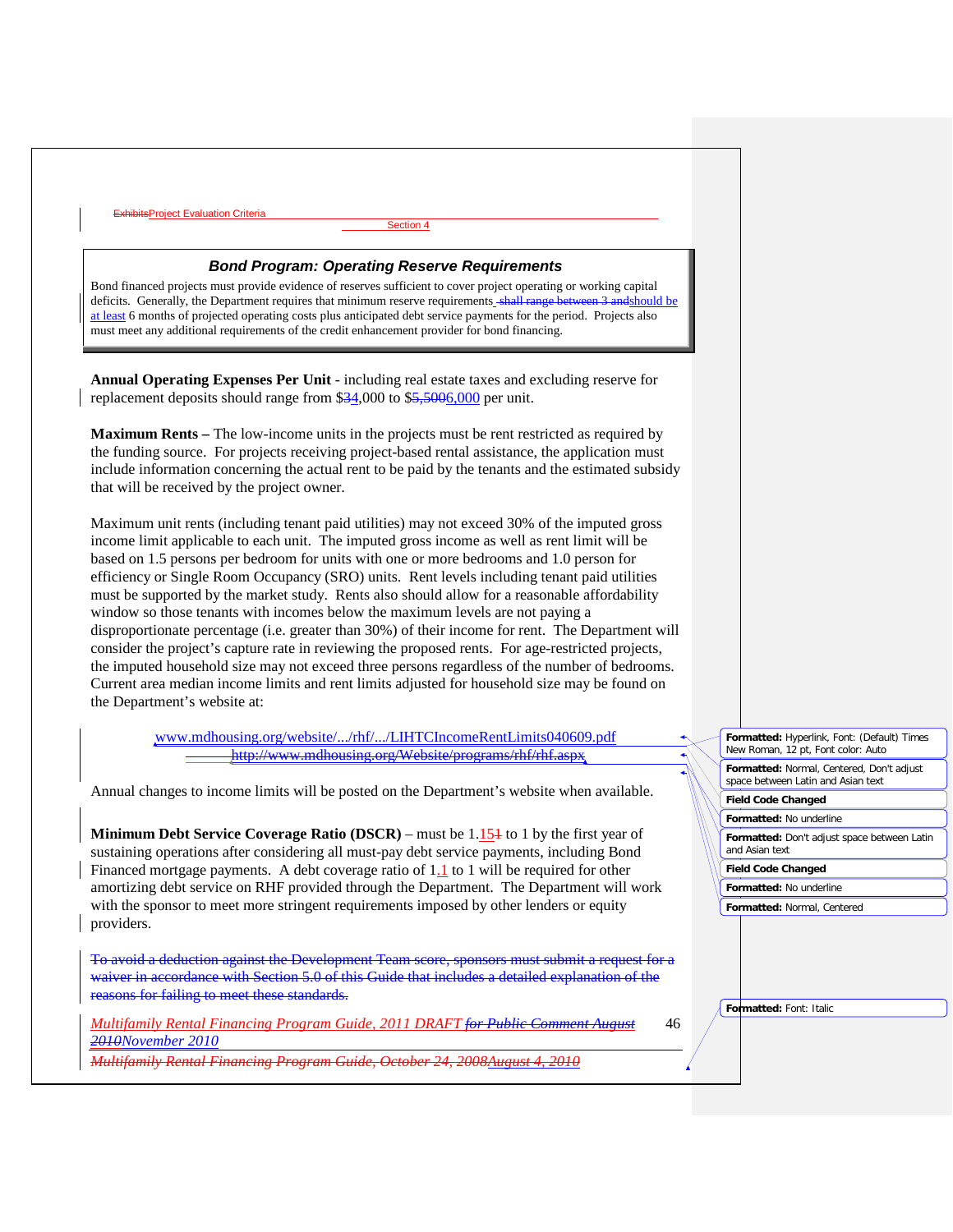### Bond Program: Operating Reserve Requirements

Bond financed projects must provide evidence of reserves sufficient to cover project operating or working capital deficits. Generally, the Department requires that minimum reserve requirements ~~shall range between 3 and~~should be at least 6 months of projected operating costs plus anticipated debt service payments for the period. Projects also must meet any additional requirements of the credit enhancement provider for bond financing.

**Annual Operating Expenses Per Unit** - including real estate taxes and excluding reserve for replacement deposits should range from $~~3~~4,000 to $~~5,500~~6,000 per unit.

**Maximum Rents –** The low-income units in the projects must be rent restricted as required by the funding source. For projects receiving project-based rental assistance, the application must include information concerning the actual rent to be paid by the tenants and the estimated subsidy that will be received by the project owner.

Maximum unit rents (including tenant paid utilities) may not exceed 30% of the imputed gross income limit applicable to each unit. The imputed gross income as well as rent limit will be based on 1.5 persons per bedroom for units with one or more bedrooms and 1.0 person for efficiency or Single Room Occupancy (SRO) units. Rent levels including tenant paid utilities must be supported by the market study. Rents also should allow for a reasonable affordability window so those tenants with incomes below the maximum levels are not paying a disproportionate percentage (i.e. greater than 30%) of their income for rent. The Department will consider the project's capture rate in reviewing the proposed rents. For age-restricted projects, the imputed household size may not exceed three persons regardless of the number of bedrooms. Current area median income limits and rent limits adjusted for household size may be found on the Department's website at:

www.mdhousing.org/website/.../rhf/.../LIHTCIncomeRentLimits040609.pdf

~~http://www.mdhousing.org/Website/programs/rhf/rhf.aspx~~

Annual changes to income limits will be posted on the Department's website when available.

**Minimum Debt Service Coverage Ratio (DSCR)** – must be 1.15~~1~~ to 1 by the first year of sustaining operations after considering all must-pay debt service payments, including Bond Financed mortgage payments. A debt coverage ratio of 1.1 to 1 will be required for other amortizing debt service on RHF provided through the Department. The Department will work with the sponsor to meet more stringent requirements imposed by other lenders or equity providers.

~~To avoid a deduction against the Development Team score, sponsors must submit a request for a waiver in accordance with Section 5.0 of this Guide that includes a detailed explanation of the reasons for failing to meet these standards.~~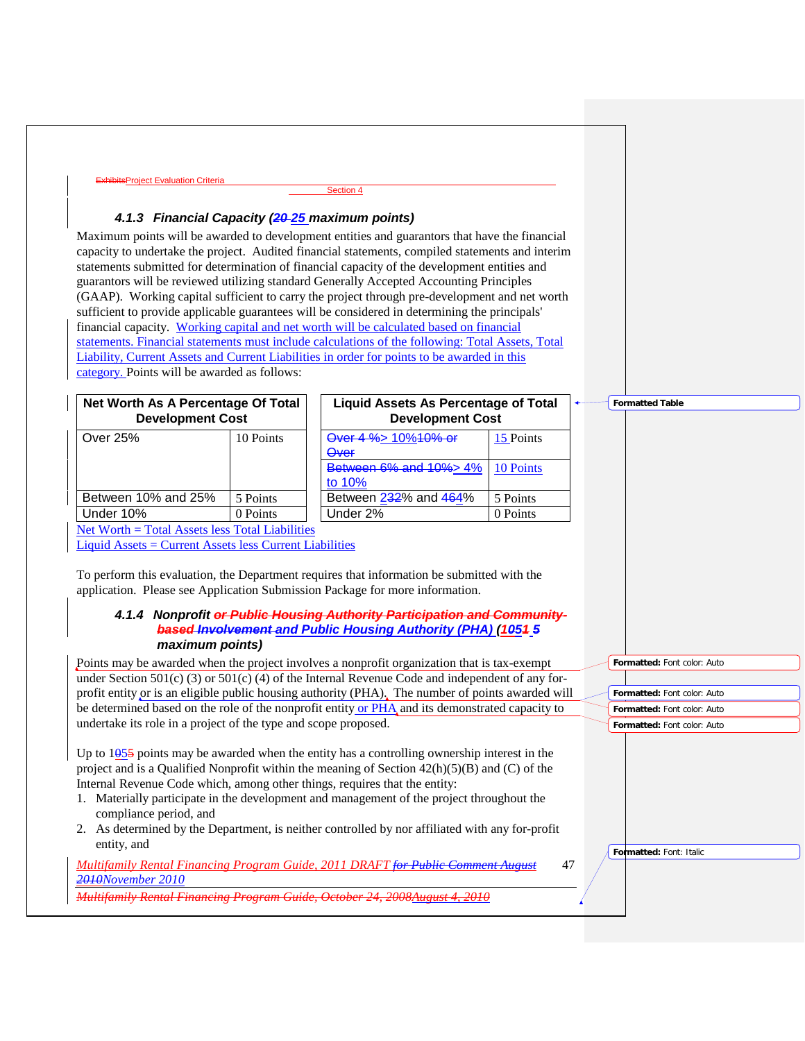### 4.1.3 Financial Capacity (20 25 maximum points)

Maximum points will be awarded to development entities and guarantors that have the financial capacity to undertake the project. Audited financial statements, compiled statements and interim statements submitted for determination of financial capacity of the development entities and guarantors will be reviewed utilizing standard Generally Accepted Accounting Principles (GAAP). Working capital sufficient to carry the project through pre-development and net worth sufficient to provide applicable guarantees will be considered in determining the principals' financial capacity. Working capital and net worth will be calculated based on financial statements. Financial statements must include calculations of the following: Total Assets, Total Liability, Current Assets and Current Liabilities in order for points to be awarded in this category. Points will be awarded as follows:

| Net Worth As A Percentage Of Total Development Cost | |
|---|---|
| Over 25% | 10 Points |
| Between 10% and 25% | 5 Points |
| Under 10% | 0 Points |

| Liquid Assets As Percentage of Total Development Cost | |
|---|---|
| Over 4 %> 10%10% or Over | 15 Points |
| Between 6% and 10%> 4% to 10% | 10 Points |
| Between 232% and 464% | 5 Points |
| Under 2% | 0 Points |

Net Worth = Total Assets less Total Liabilities
Liquid Assets = Current Assets less Current Liabilities

To perform this evaluation, the Department requires that information be submitted with the application. Please see Application Submission Package for more information.

### 4.1.4 Nonprofit or Public Housing Authority Participation and Community-based Involvement and Public Housing Authority (PHA) (1051 5 maximum points)

Points may be awarded when the project involves a nonprofit organization that is tax-exempt under Section 501(c) (3) or 501(c) (4) of the Internal Revenue Code and independent of any for-profit entity or is an eligible public housing authority (PHA). The number of points awarded will be determined based on the role of the nonprofit entity or PHA and its demonstrated capacity to undertake its role in a project of the type and scope proposed.

Up to 1055 points may be awarded when the entity has a controlling ownership interest in the project and is a Qualified Nonprofit within the meaning of Section 42(h)(5)(B) and (C) of the Internal Revenue Code which, among other things, requires that the entity:

1. Materially participate in the development and management of the project throughout the compliance period, and
2. As determined by the Department, is neither controlled by nor affiliated with any for-profit entity, and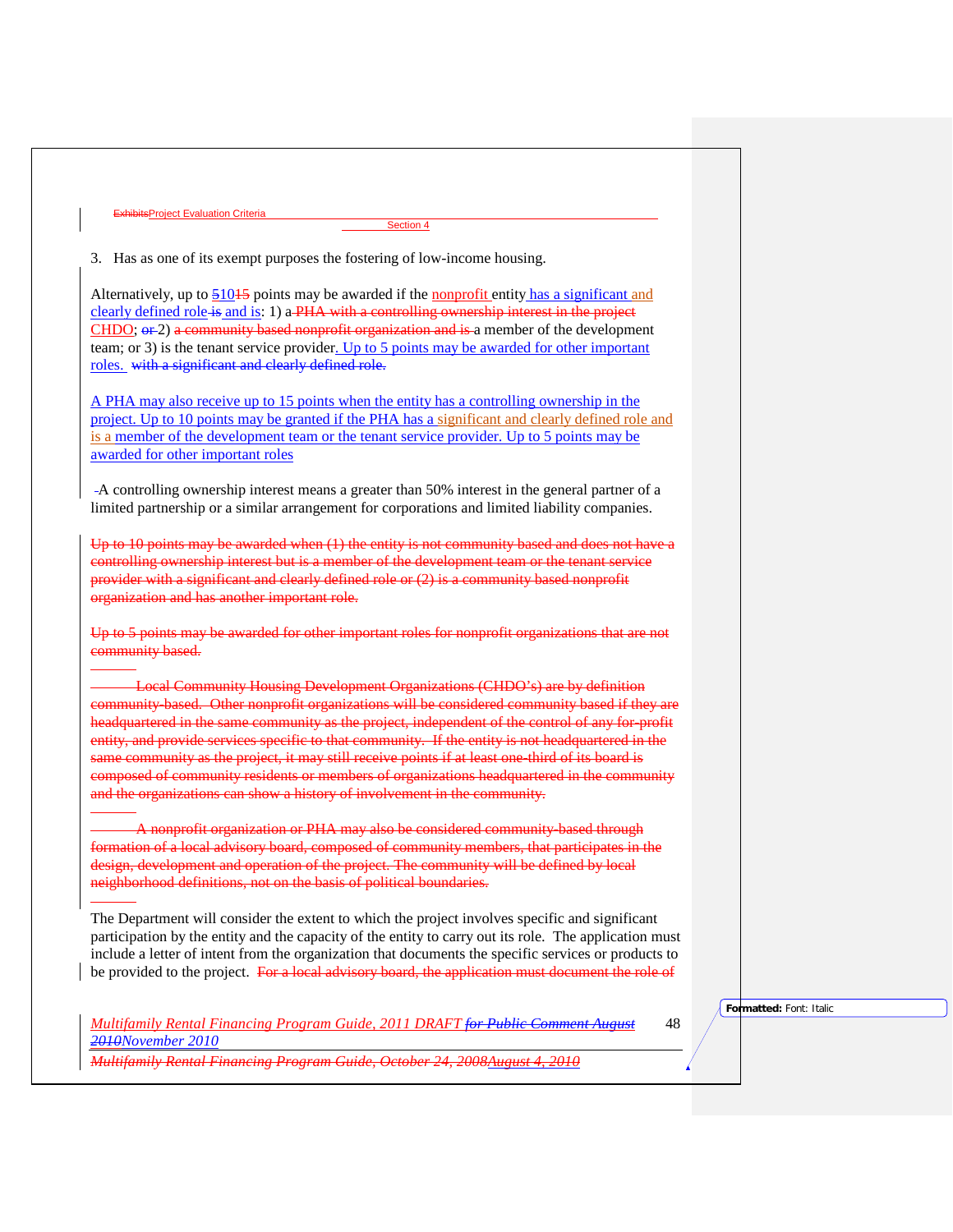3. Has as one of its exempt purposes the fostering of low-income housing.

Alternatively, up to 51015 points may be awarded if the nonprofit entity has a significant and clearly defined role is and is: 1) a PHA with a controlling ownership interest in the project CHDO; or 2) a community based nonprofit organization and is a member of the development team; or 3) is the tenant service provider. Up to 5 points may be awarded for other important roles. with a significant and clearly defined role.

A PHA may also receive up to 15 points when the entity has a controlling ownership in the project. Up to 10 points may be granted if the PHA has a significant and clearly defined role and is a member of the development team or the tenant service provider. Up to 5 points may be awarded for other important roles

-A controlling ownership interest means a greater than 50% interest in the general partner of a limited partnership or a similar arrangement for corporations and limited liability companies.

Up to 10 points may be awarded when (1) the entity is not community based and does not have a controlling ownership interest but is a member of the development team or the tenant service provider with a significant and clearly defined role or (2) is a community based nonprofit organization and has another important role.

Up to 5 points may be awarded for other important roles for nonprofit organizations that are not community based.

Local Community Housing Development Organizations (CHDO's) are by definition community-based. Other nonprofit organizations will be considered community based if they are headquartered in the same community as the project, independent of the control of any for-profit entity, and provide services specific to that community. If the entity is not headquartered in the same community as the project, it may still receive points if at least one-third of its board is composed of community residents or members of organizations headquartered in the community and the organizations can show a history of involvement in the community.

A nonprofit organization or PHA may also be considered community-based through formation of a local advisory board, composed of community members, that participates in the design, development and operation of the project. The community will be defined by local neighborhood definitions, not on the basis of political boundaries.

The Department will consider the extent to which the project involves specific and significant participation by the entity and the capacity of the entity to carry out its role. The application must include a letter of intent from the organization that documents the specific services or products to be provided to the project. For a local advisory board, the application must document the role of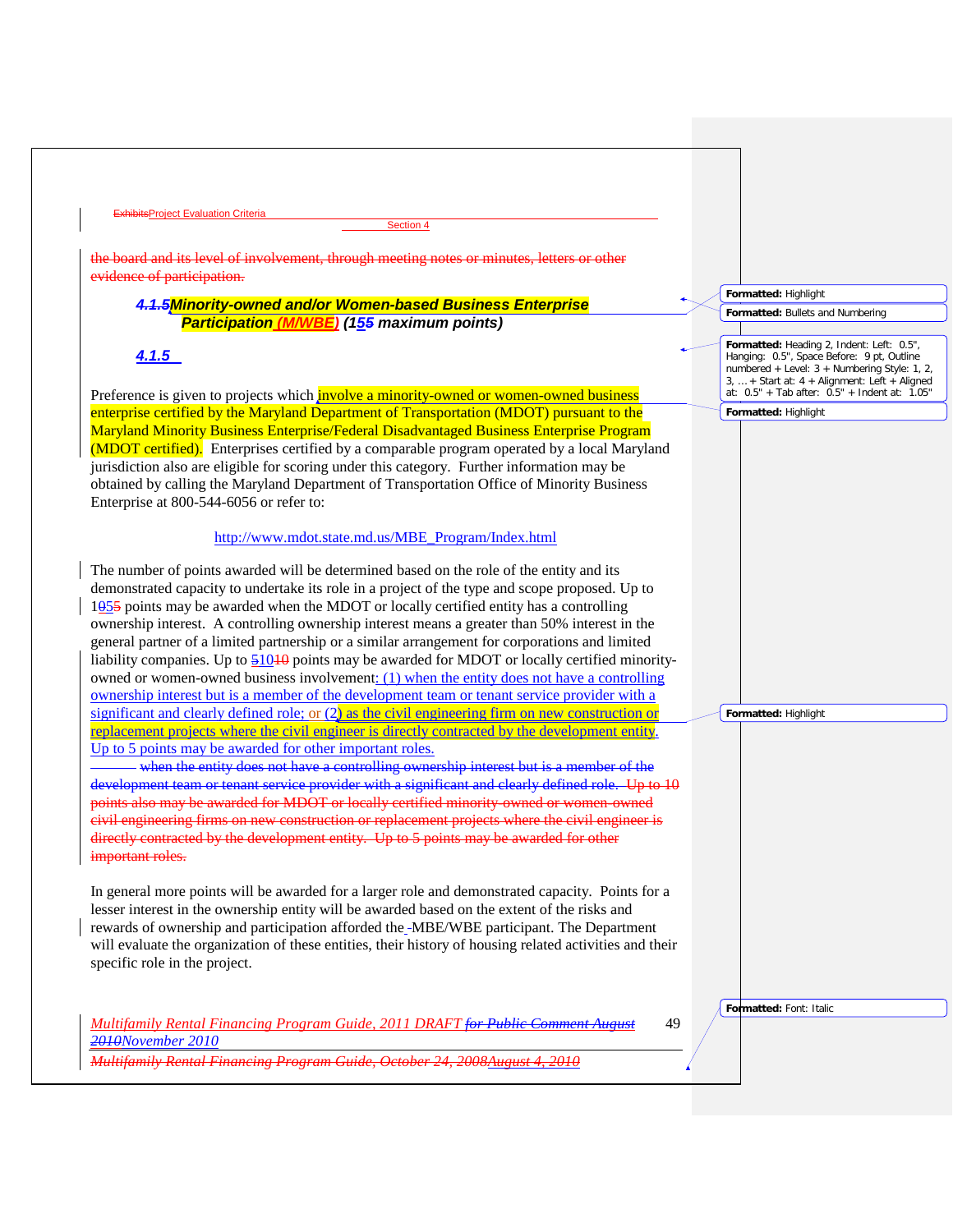~~the board and its level of involvement, through meeting notes or minutes, letters or other evidence of participation.~~

### ~~4.1.5~~Minority-owned and/or Women-based Business Enterprise Participation (M/WBE) (15~~5~~ maximum points)

### 4.1.5

Preference is given to projects which involve a minority-owned or women-owned business enterprise certified by the Maryland Department of Transportation (MDOT) pursuant to the Maryland Minority Business Enterprise/Federal Disadvantaged Business Enterprise Program (MDOT certified). Enterprises certified by a comparable program operated by a local Maryland jurisdiction also are eligible for scoring under this category. Further information may be obtained by calling the Maryland Department of Transportation Office of Minority Business Enterprise at 800-544-6056 or refer to:

http://www.mdot.state.md.us/MBE_Program/Index.html

The number of points awarded will be determined based on the role of the entity and its demonstrated capacity to undertake its role in a project of the type and scope proposed. Up to 1~~0~~5~~5~~ points may be awarded when the MDOT or locally certified entity has a controlling ownership interest. A controlling ownership interest means a greater than 50% interest in the general partner of a limited partnership or a similar arrangement for corporations and limited liability companies. Up to 510~~10~~ points may be awarded for MDOT or locally certified minority-owned or women-owned business involvement: (1) when the entity does not have a controlling ownership interest but is a member of the development team or tenant service provider with a significant and clearly defined role; or (2) as the civil engineering firm on new construction or replacement projects where the civil engineer is directly contracted by the development entity. Up to 5 points may be awarded for other important roles.

~~when the entity does not have a controlling ownership interest but is a member of the development team or tenant service provider with a significant and clearly defined role. Up to 10 points also may be awarded for MDOT or locally certified minority-owned or women-owned civil engineering firms on new construction or replacement projects where the civil engineer is directly contracted by the development entity. Up to 5 points may be awarded for other important roles.~~

In general more points will be awarded for a larger role and demonstrated capacity. Points for a lesser interest in the ownership entity will be awarded based on the extent of the risks and rewards of ownership and participation afforded the MBE/WBE participant. The Department will evaluate the organization of these entities, their history of housing related activities and their specific role in the project.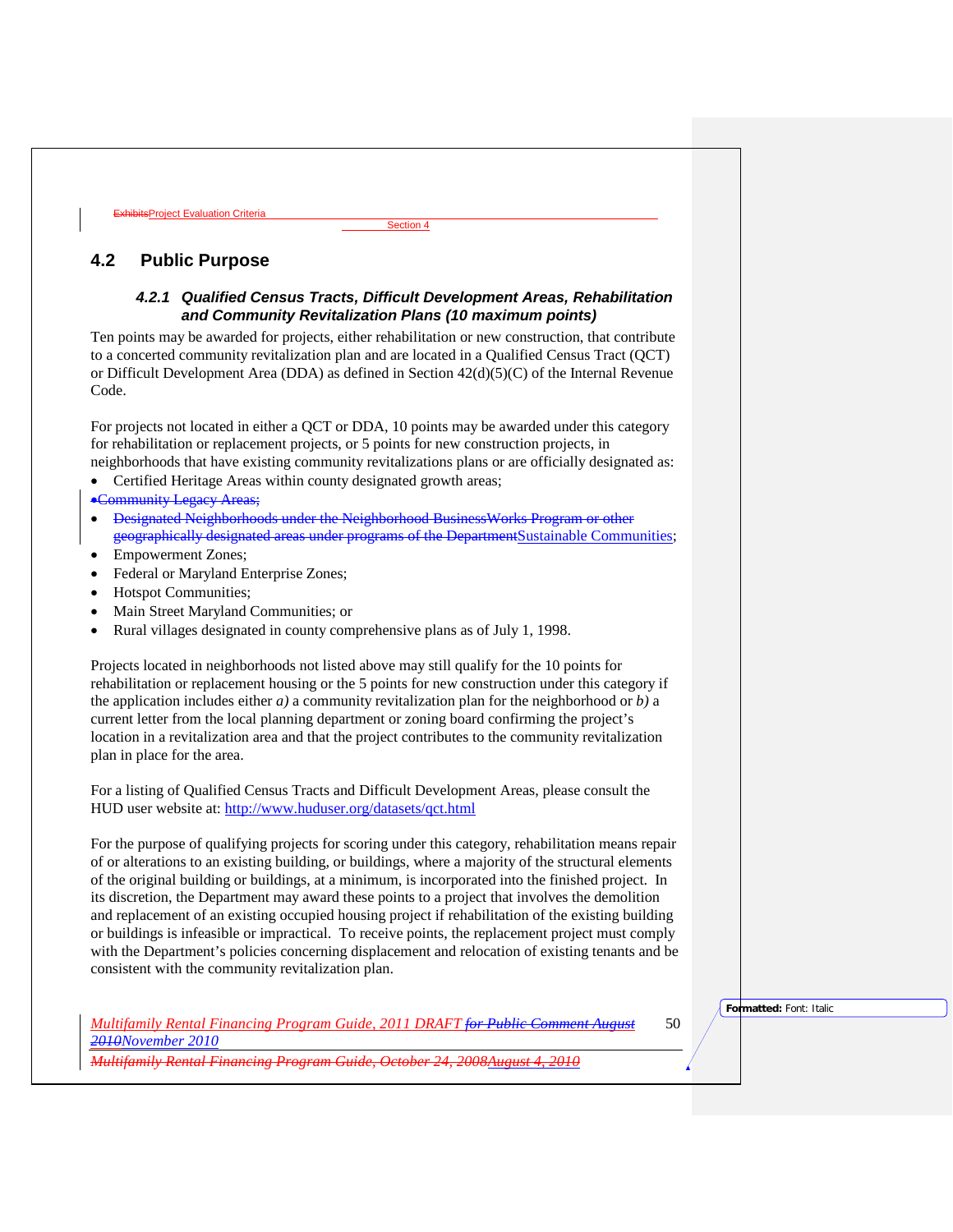## 4.2 Public Purpose

### *4.2.1 Qualified Census Tracts, Difficult Development Areas, Rehabilitation and Community Revitalization Plans (10 maximum points)*

Ten points may be awarded for projects, either rehabilitation or new construction, that contribute to a concerted community revitalization plan and are located in a Qualified Census Tract (QCT) or Difficult Development Area (DDA) as defined in Section 42(d)(5)(C) of the Internal Revenue Code.

For projects not located in either a QCT or DDA, 10 points may be awarded under this category for rehabilitation or replacement projects, or 5 points for new construction projects, in neighborhoods that have existing community revitalizations plans or are officially designated as:

- Certified Heritage Areas within county designated growth areas;
- ~~Community Legacy Areas;~~
- ~~Designated Neighborhoods under the Neighborhood BusinessWorks Program or other geographically designated areas under programs of the Department~~Sustainable Communities;
- Empowerment Zones;
- Federal or Maryland Enterprise Zones;
- Hotspot Communities;
- Main Street Maryland Communities; or
- Rural villages designated in county comprehensive plans as of July 1, 1998.

Projects located in neighborhoods not listed above may still qualify for the 10 points for rehabilitation or replacement housing or the 5 points for new construction under this category if the application includes either *a)* a community revitalization plan for the neighborhood or *b)* a current letter from the local planning department or zoning board confirming the project's location in a revitalization area and that the project contributes to the community revitalization plan in place for the area.

For a listing of Qualified Census Tracts and Difficult Development Areas, please consult the HUD user website at: http://www.huduser.org/datasets/qct.html

For the purpose of qualifying projects for scoring under this category, rehabilitation means repair of or alterations to an existing building, or buildings, where a majority of the structural elements of the original building or buildings, at a minimum, is incorporated into the finished project. In its discretion, the Department may award these points to a project that involves the demolition and replacement of an existing occupied housing project if rehabilitation of the existing building or buildings is infeasible or impractical. To receive points, the replacement project must comply with the Department's policies concerning displacement and relocation of existing tenants and be consistent with the community revitalization plan.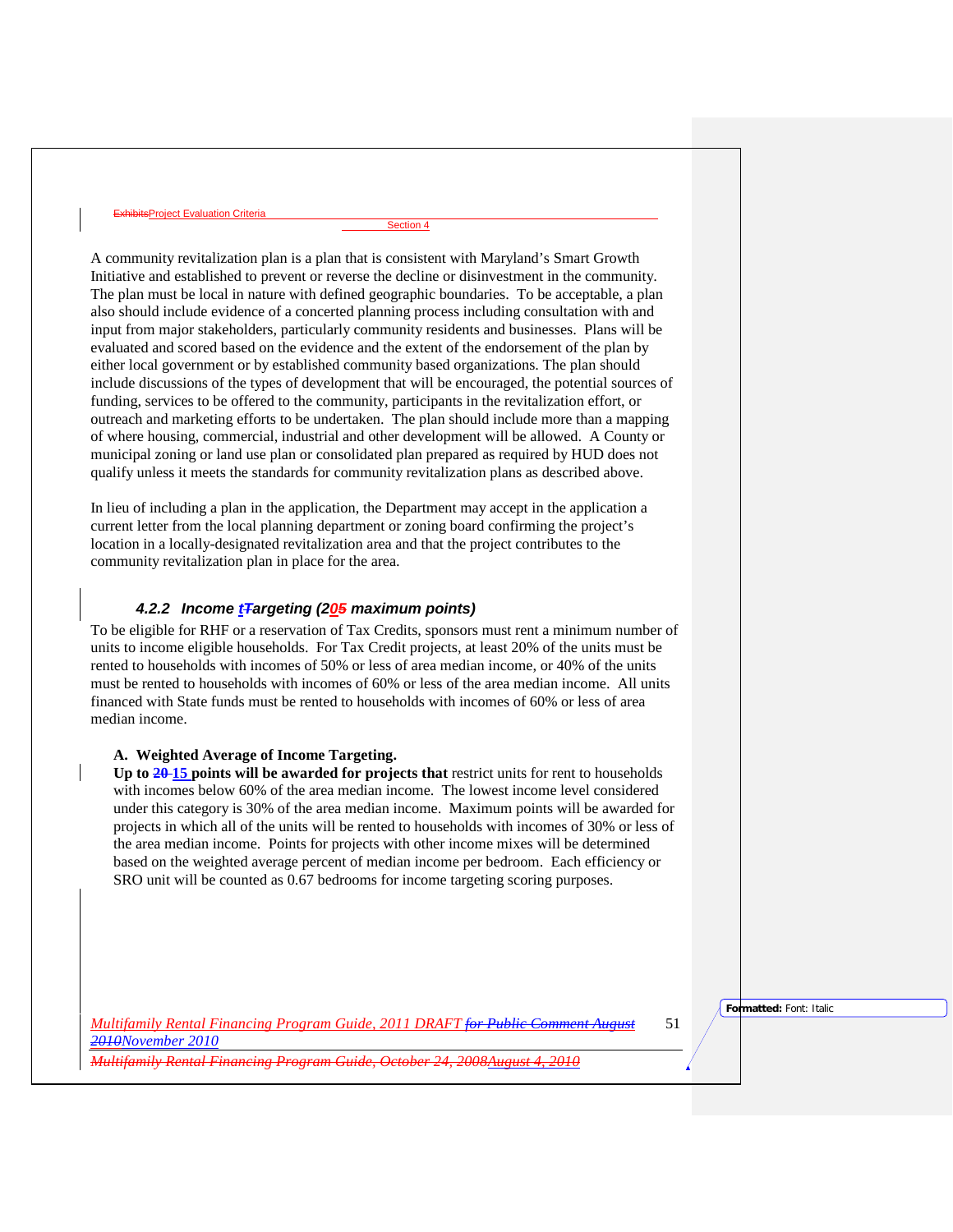A community revitalization plan is a plan that is consistent with Maryland's Smart Growth Initiative and established to prevent or reverse the decline or disinvestment in the community. The plan must be local in nature with defined geographic boundaries. To be acceptable, a plan also should include evidence of a concerted planning process including consultation with and input from major stakeholders, particularly community residents and businesses. Plans will be evaluated and scored based on the evidence and the extent of the endorsement of the plan by either local government or by established community based organizations. The plan should include discussions of the types of development that will be encouraged, the potential sources of funding, services to be offered to the community, participants in the revitalization effort, or outreach and marketing efforts to be undertaken. The plan should include more than a mapping of where housing, commercial, industrial and other development will be allowed. A County or municipal zoning or land use plan or consolidated plan prepared as required by HUD does not qualify unless it meets the standards for community revitalization plans as described above.

In lieu of including a plan in the application, the Department may accept in the application a current letter from the local planning department or zoning board confirming the project's location in a locally-designated revitalization area and that the project contributes to the community revitalization plan in place for the area.

### *4.2.2 Income Targeting (20 maximum points)*

To be eligible for RHF or a reservation of Tax Credits, sponsors must rent a minimum number of units to income eligible households. For Tax Credit projects, at least 20% of the units must be rented to households with incomes of 50% or less of area median income, or 40% of the units must be rented to households with incomes of 60% or less of the area median income. All units financed with State funds must be rented to households with incomes of 60% or less of area median income.

**A. Weighted Average of Income Targeting.**

**Up to 15 points will be awarded for projects that** restrict units for rent to households with incomes below 60% of the area median income. The lowest income level considered under this category is 30% of the area median income. Maximum points will be awarded for projects in which all of the units will be rented to households with incomes of 30% or less of the area median income. Points for projects with other income mixes will be determined based on the weighted average percent of median income per bedroom. Each efficiency or SRO unit will be counted as 0.67 bedrooms for income targeting scoring purposes.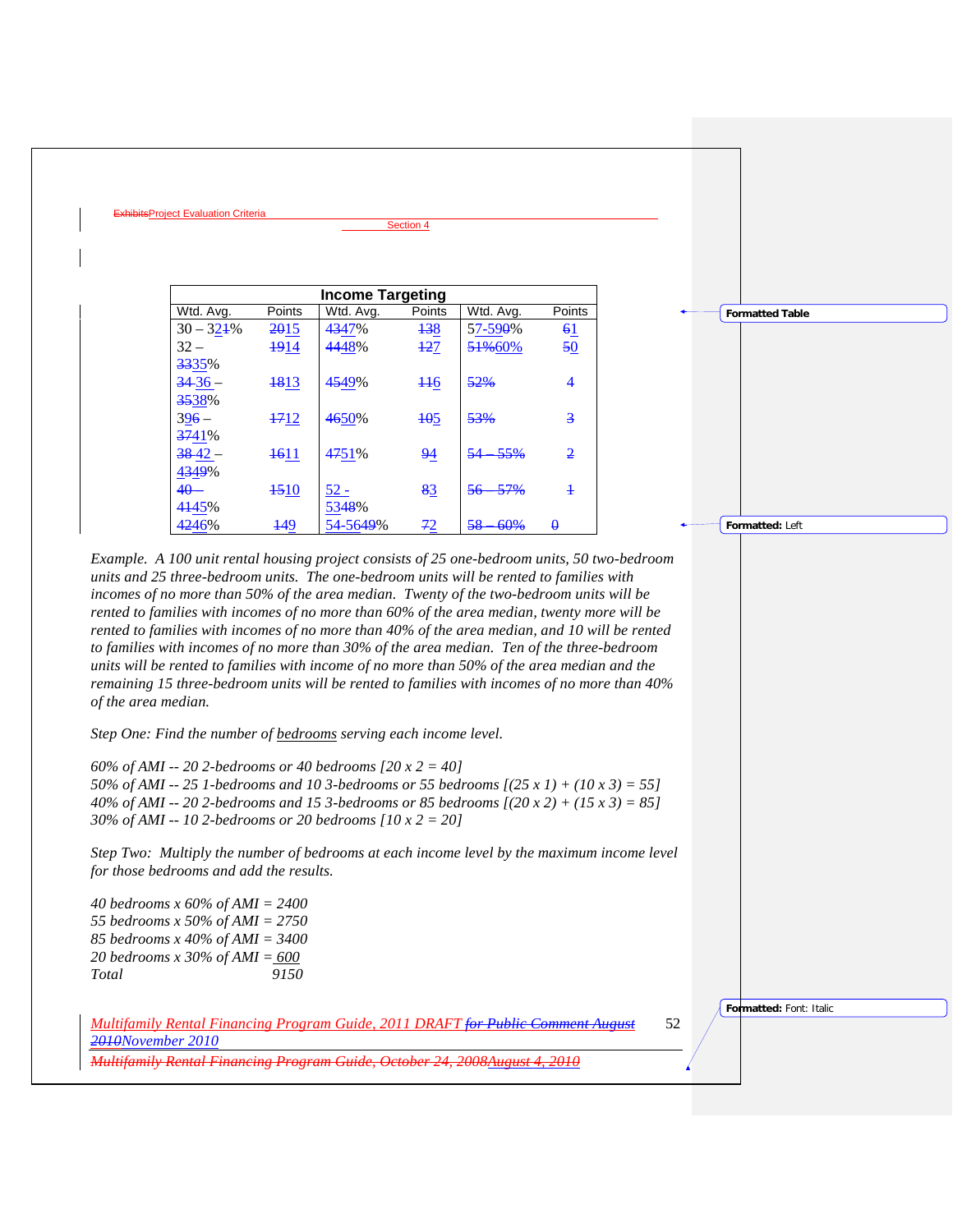| Income Targeting | | | | | |
|---|---|---|---|---|---|
| Wtd. Avg. | Points | Wtd. Avg. | Points | Wtd. Avg. | Points |
| 30 – 321% | 2015 | 4347% | 138 | 57-590% | 61 |
| 32 – 3335% | 1914 | 4448% | 127 | 51%60% | 50 |
| 3436 – 3538% | 1813 | 4549% | 116 | 52% | 4 |
| 396 – 3741% | 1712 | 4650% | 105 | 53% | 3 |
| 3842 – 4349% | 1611 | 4751% | 94 | 54 – 55% | 2 |
| 40– 4145% | 1510 | 52 - 5348% | 83 | 56 – 57% | 1 |
| 4246% | 149 | 54-5649% | 72 | 58 – 60% | 0 |

*Example. A 100 unit rental housing project consists of 25 one-bedroom units, 50 two-bedroom units and 25 three-bedroom units. The one-bedroom units will be rented to families with incomes of no more than 50% of the area median. Twenty of the two-bedroom units will be rented to families with incomes of no more than 60% of the area median, twenty more will be rented to families with incomes of no more than 40% of the area median, and 10 will be rented to families with incomes of no more than 30% of the area median. Ten of the three-bedroom units will be rented to families with income of no more than 50% of the area median and the remaining 15 three-bedroom units will be rented to families with incomes of no more than 40% of the area median.*

*Step One: Find the number of bedrooms serving each income level.*

*60% of AMI -- 20 2-bedrooms or 40 bedrooms [20 x 2 = 40]*
*50% of AMI -- 25 1-bedrooms and 10 3-bedrooms or 55 bedrooms [(25 x 1) + (10 x 3) = 55]*
*40% of AMI -- 20 2-bedrooms and 15 3-bedrooms or 85 bedrooms [(20 x 2) + (15 x 3) = 85]*
*30% of AMI -- 10 2-bedrooms or 20 bedrooms [10 x 2 = 20]*

*Step Two: Multiply the number of bedrooms at each income level by the maximum income level for those bedrooms and add the results.*

*40 bedrooms x 60% of AMI = 2400*
*55 bedrooms x 50% of AMI = 2750*
*85 bedrooms x 40% of AMI = 3400*
*20 bedrooms x 30% of AMI = 600*
*Total 9150*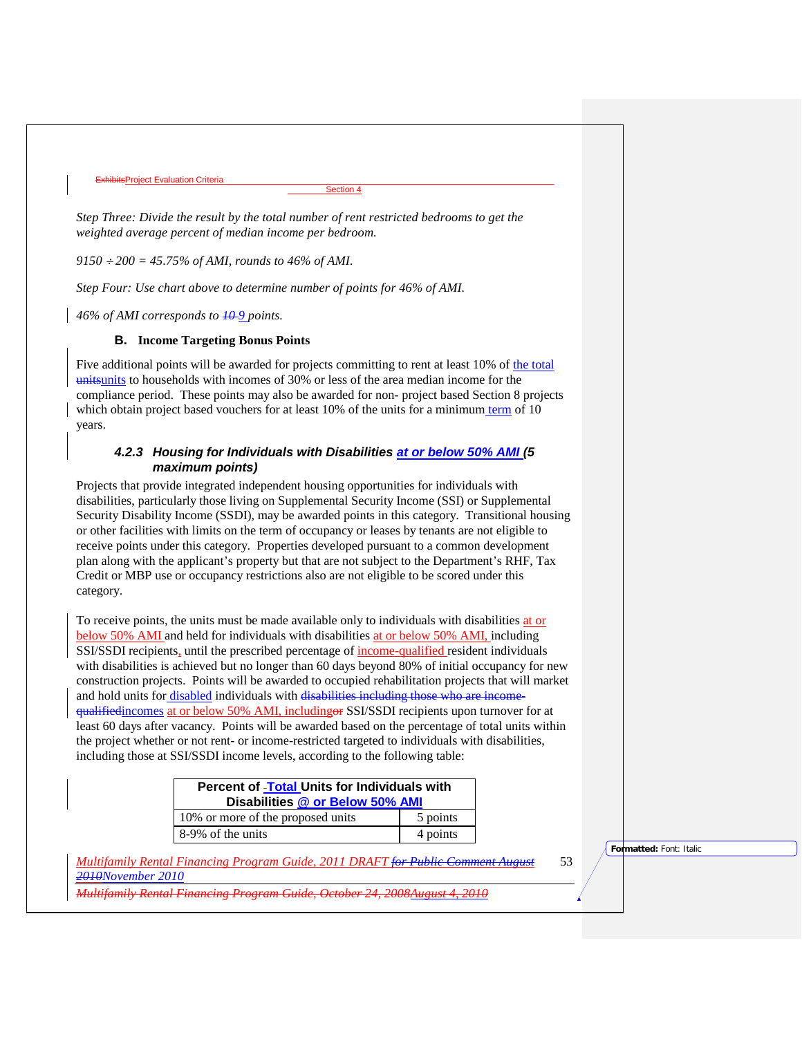*Step Three: Divide the result by the total number of rent restricted bedrooms to get the weighted average percent of median income per bedroom.*

*9150 ÷ 200 = 45.75% of AMI, rounds to 46% of AMI.*

*Step Four: Use chart above to determine number of points for 46% of AMI.*

*46% of AMI corresponds to ~~10~~ 9 points.*

### B. Income Targeting Bonus Points

Five additional points will be awarded for projects committing to rent at least 10% of the total ~~units~~units to households with incomes of 30% or less of the area median income for the compliance period. These points may also be awarded for non- project based Section 8 projects which obtain project based vouchers for at least 10% of the units for a minimum term of 10 years.

### *4.2.3 Housing for Individuals with Disabilities at or below 50% AMI (5 maximum points)*

Projects that provide integrated independent housing opportunities for individuals with disabilities, particularly those living on Supplemental Security Income (SSI) or Supplemental Security Disability Income (SSDI), may be awarded points in this category. Transitional housing or other facilities with limits on the term of occupancy or leases by tenants are not eligible to receive points under this category. Properties developed pursuant to a common development plan along with the applicant's property but that are not subject to the Department's RHF, Tax Credit or MBP use or occupancy restrictions also are not eligible to be scored under this category.

To receive points, the units must be made available only to individuals with disabilities at or below 50% AMI and held for individuals with disabilities at or below 50% AMI, including SSI/SSDI recipients, until the prescribed percentage of income-qualified resident individuals with disabilities is achieved but no longer than 60 days beyond 80% of initial occupancy for new construction projects. Points will be awarded to occupied rehabilitation projects that will market and hold units for disabled individuals with ~~disabilities including those who are income-qualified~~incomes at or below 50% AMI, including~~or~~ SSI/SSDI recipients upon turnover for at least 60 days after vacancy. Points will be awarded based on the percentage of total units within the project whether or not rent- or income-restricted targeted to individuals with disabilities, including those at SSI/SSDI income levels, according to the following table:

| Percent of Total Units for Individuals with Disabilities @ or Below 50% AMI | |
|---|---|
| 10% or more of the proposed units | 5 points |
| 8-9% of the units | 4 points |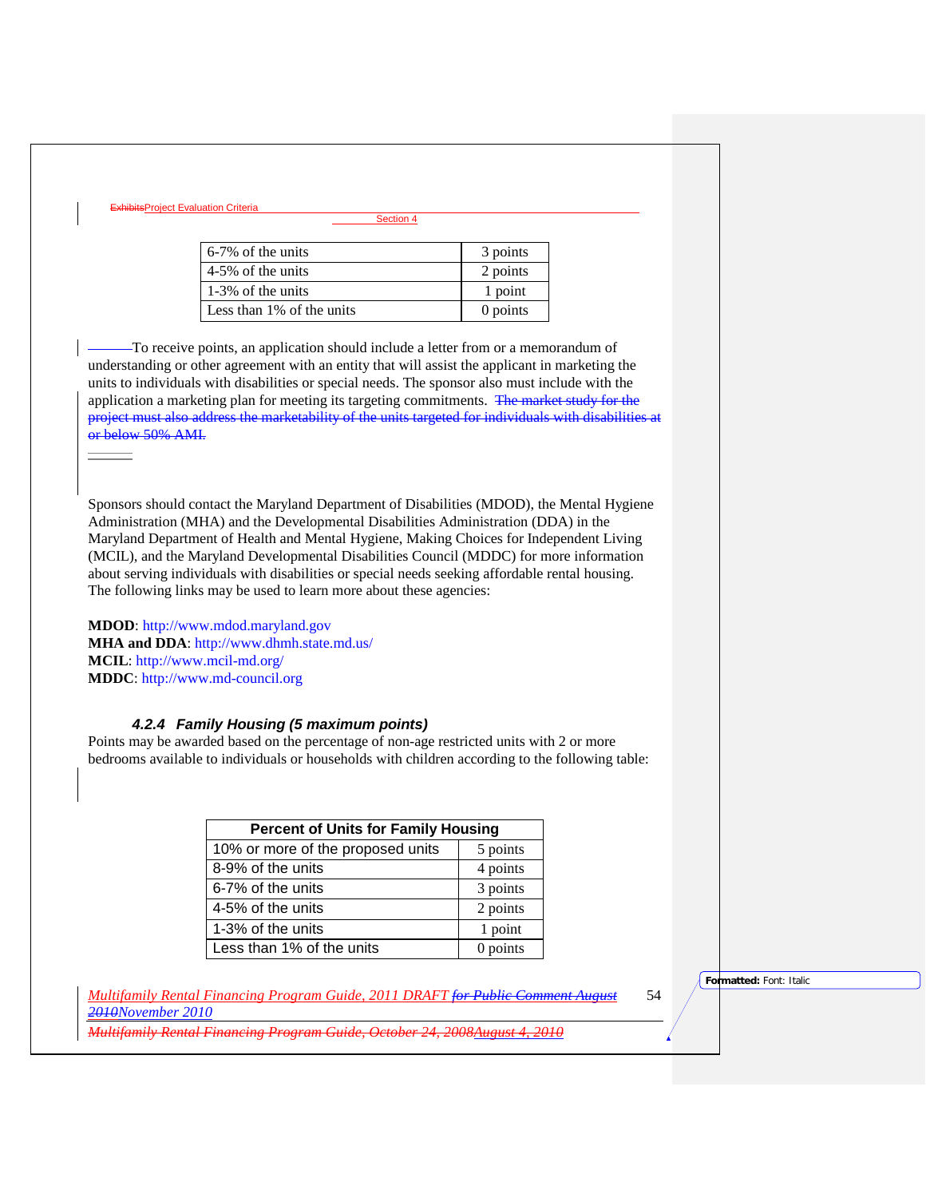| 6-7% of the units | 3 points |
|---|---|
| 4-5% of the units | 2 points |
| 1-3% of the units | 1 point |
| Less than 1% of the units | 0 points |

To receive points, an application should include a letter from or a memorandum of understanding or other agreement with an entity that will assist the applicant in marketing the units to individuals with disabilities or special needs. The sponsor also must include with the application a marketing plan for meeting its targeting commitments. ~~The market study for the project must also address the marketability of the units targeted for individuals with disabilities at or below 50% AMI.~~

Sponsors should contact the Maryland Department of Disabilities (MDOD), the Mental Hygiene Administration (MHA) and the Developmental Disabilities Administration (DDA) in the Maryland Department of Health and Mental Hygiene, Making Choices for Independent Living (MCIL), and the Maryland Developmental Disabilities Council (MDDC) for more information about serving individuals with disabilities or special needs seeking affordable rental housing. The following links may be used to learn more about these agencies:

**MDOD**: http://www.mdod.maryland.gov
**MHA and DDA**: http://www.dhmh.state.md.us/
**MCIL**: http://www.mcil-md.org/
**MDDC**: http://www.md-council.org

#### *4.2.4 Family Housing (5 maximum points)*

Points may be awarded based on the percentage of non-age restricted units with 2 or more bedrooms available to individuals or households with children according to the following table:

| Percent of Units for Family Housing | |
|---|---|
| 10% or more of the proposed units | 5 points |
| 8-9% of the units | 4 points |
| 6-7% of the units | 3 points |
| 4-5% of the units | 2 points |
| 1-3% of the units | 1 point |
| Less than 1% of the units | 0 points |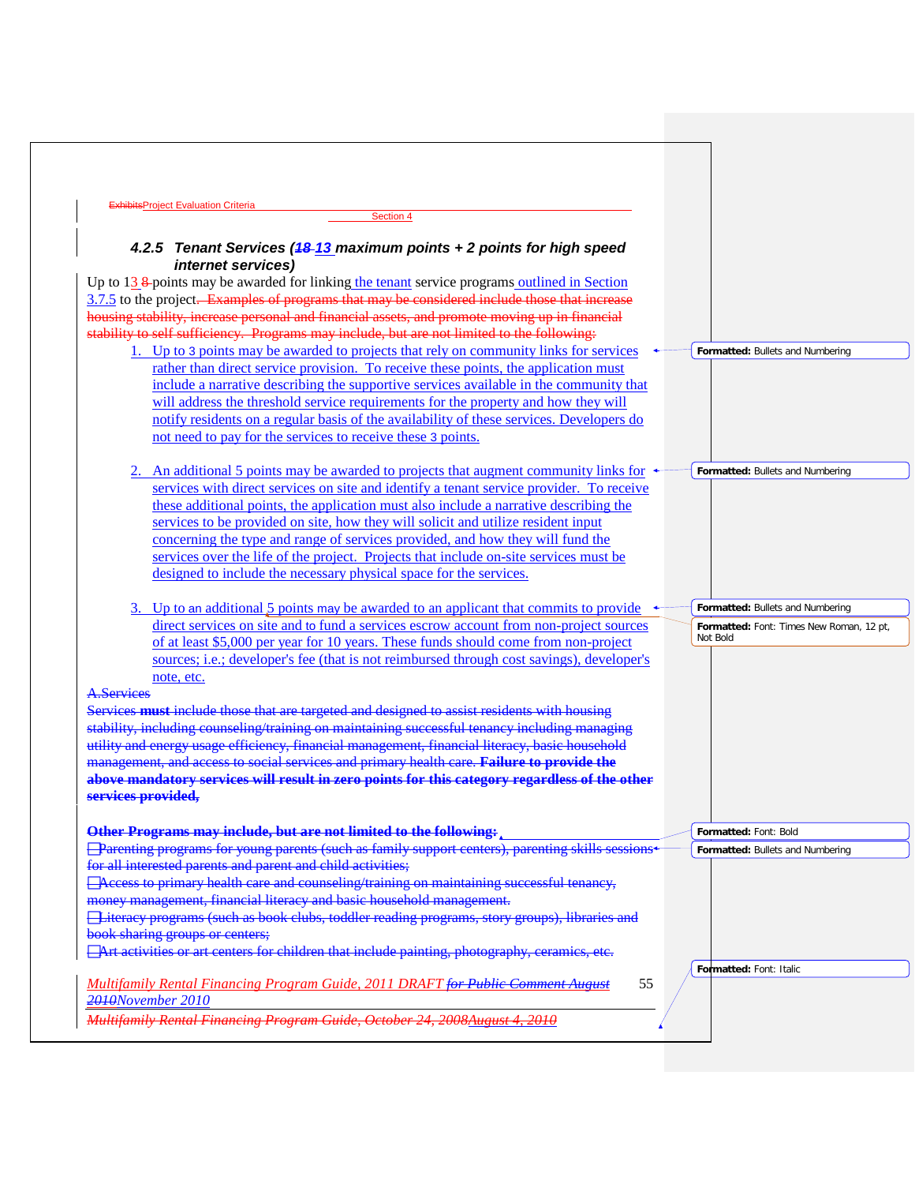#### 4.2.5 Tenant Services (18 13 maximum points + 2 points for high speed internet services)

Up to 13 8 points may be awarded for linking the tenant service programs outlined in Section 3.7.5 to the project. Examples of programs that may be considered include those that increase housing stability, increase personal and financial assets, and promote moving up in financial stability to self sufficiency. Programs may include, but are not limited to the following:

1. Up to 3 points may be awarded to projects that rely on community links for services rather than direct service provision. To receive these points, the application must include a narrative describing the supportive services available in the community that will address the threshold service requirements for the property and how they will notify residents on a regular basis of the availability of these services. Developers do not need to pay for the services to receive these 3 points.

2. An additional 5 points may be awarded to projects that augment community links for services with direct services on site and identify a tenant service provider. To receive these additional points, the application must also include a narrative describing the services to be provided on site, how they will solicit and utilize resident input concerning the type and range of services provided, and how they will fund the services over the life of the project. Projects that include on-site services must be designed to include the necessary physical space for the services.

3. Up to an additional 5 points may be awarded to an applicant that commits to provide direct services on site and to fund a services escrow account from non-project sources of at least $5,000 per year for 10 years. These funds should come from non-project sources; i.e.; developer's fee (that is not reimbursed through cost savings), developer's note, etc.

A. Services

Services **must** include those that are targeted and designed to assist residents with housing stability, including counseling/training on maintaining successful tenancy including managing utility and energy usage efficiency, financial management, financial literacy, basic household management, and access to social services and primary health care. **Failure to provide the above mandatory services will result in zero points for this category regardless of the other services provided,**

**Other Programs may include, but are not limited to the following:**

- Parenting programs for young parents (such as family support centers), parenting skills sessions for all interested parents and parent and child activities;
- Access to primary health care and counseling/training on maintaining successful tenancy, money management, financial literacy and basic household management.
- Literacy programs (such as book clubs, toddler reading programs, story groups), libraries and book sharing groups or centers;
- Art activities or art centers for children that include painting, photography, ceramics, etc.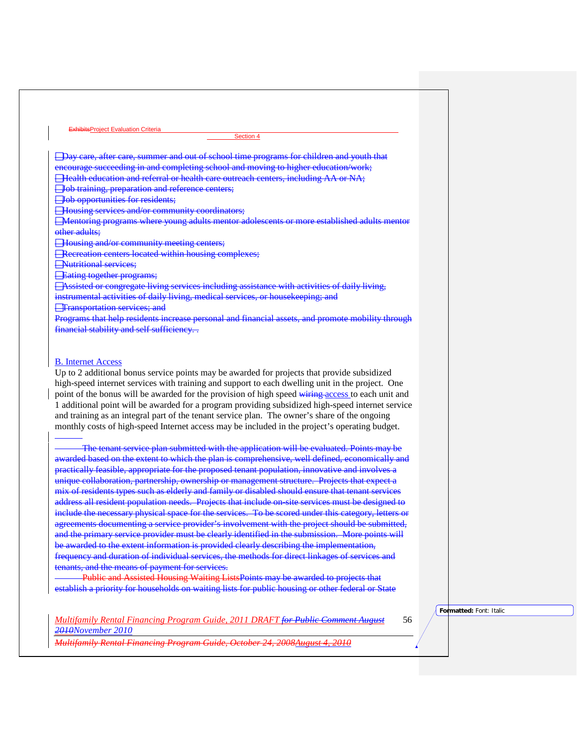- Day care, after care, summer and out of school time programs for children and youth that encourage succeeding in and completing school and moving to higher education/work;
- Health education and referral or health care outreach centers, including AA or NA;
- Job training, preparation and reference centers;
- Job opportunities for residents;
- Housing services and/or community coordinators;
- Mentoring programs where young adults mentor adolescents or more established adults mentor other adults;
- Housing and/or community meeting centers;
- Recreation centers located within housing complexes;
- Nutritional services;
- Eating together programs;
- Assisted or congregate living services including assistance with activities of daily living, instrumental activities of daily living, medical services, or housekeeping; and
- Transportation services; and

Programs that help residents increase personal and financial assets, and promote mobility through financial stability and self sufficiency. .

B. Internet Access

Up to 2 additional bonus service points may be awarded for projects that provide subsidized high-speed internet services with training and support to each dwelling unit in the project. One point of the bonus will be awarded for the provision of high speed wiring access to each unit and 1 additional point will be awarded for a program providing subsidized high-speed internet service and training as an integral part of the tenant service plan. The owner's share of the ongoing monthly costs of high-speed Internet access may be included in the project's operating budget.

The tenant service plan submitted with the application will be evaluated. Points may be awarded based on the extent to which the plan is comprehensive, well defined, economically and practically feasible, appropriate for the proposed tenant population, innovative and involves a unique collaboration, partnership, ownership or management structure. Projects that expect a mix of residents types such as elderly and family or disabled should ensure that tenant services address all resident population needs. Projects that include on-site services must be designed to include the necessary physical space for the services. To be scored under this category, letters or agreements documenting a service provider's involvement with the project should be submitted, and the primary service provider must be clearly identified in the submission. More points will be awarded to the extent information is provided clearly describing the implementation, frequency and duration of individual services, the methods for direct linkages of services and tenants, and the means of payment for services.

Public and Assisted Housing Waiting ListsPoints may be awarded to projects that establish a priority for households on waiting lists for public housing or other federal or State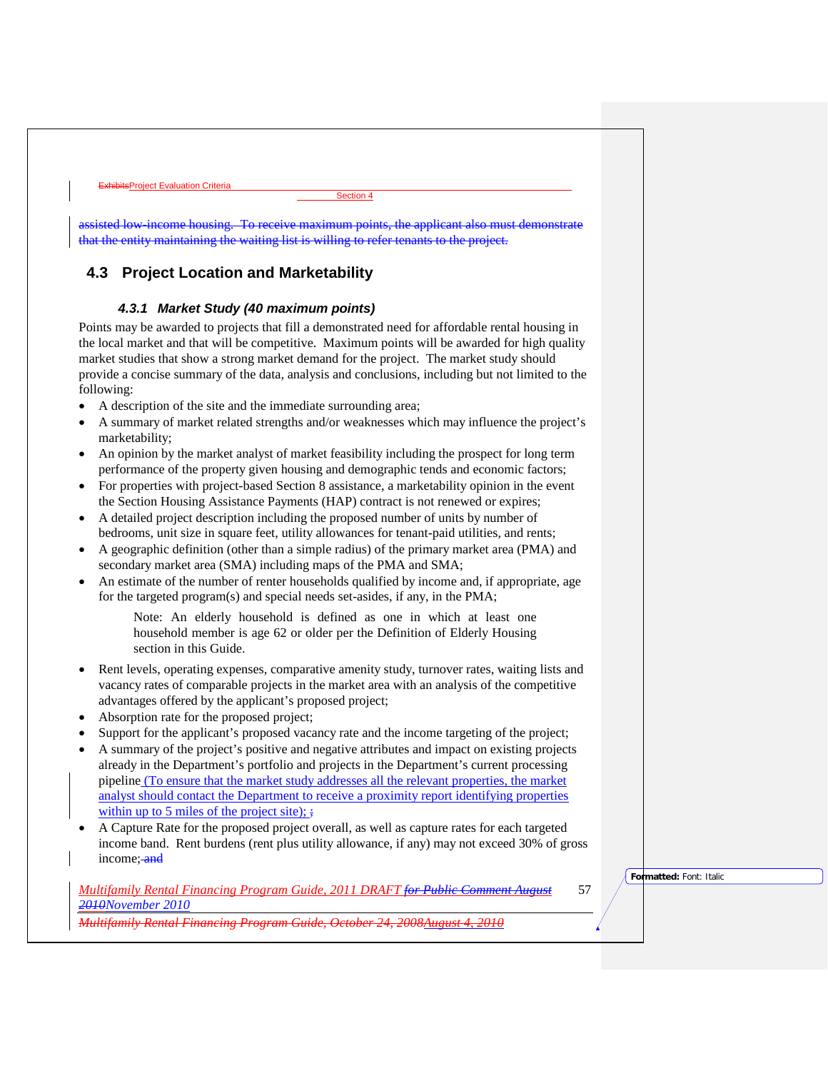assisted low-income housing. To receive maximum points, the applicant also must demonstrate that the entity maintaining the waiting list is willing to refer tenants to the project.

## 4.3 Project Location and Marketability

### *4.3.1 Market Study (40 maximum points)*

Points may be awarded to projects that fill a demonstrated need for affordable rental housing in the local market and that will be competitive. Maximum points will be awarded for high quality market studies that show a strong market demand for the project. The market study should provide a concise summary of the data, analysis and conclusions, including but not limited to the following:

- A description of the site and the immediate surrounding area;
- A summary of market related strengths and/or weaknesses which may influence the project's marketability;
- An opinion by the market analyst of market feasibility including the prospect for long term performance of the property given housing and demographic tends and economic factors;
- For properties with project-based Section 8 assistance, a marketability opinion in the event the Section Housing Assistance Payments (HAP) contract is not renewed or expires;
- A detailed project description including the proposed number of units by number of bedrooms, unit size in square feet, utility allowances for tenant-paid utilities, and rents;
- A geographic definition (other than a simple radius) of the primary market area (PMA) and secondary market area (SMA) including maps of the PMA and SMA;
- An estimate of the number of renter households qualified by income and, if appropriate, age for the targeted program(s) and special needs set-asides, if any, in the PMA;

  Note: An elderly household is defined as one in which at least one household member is age 62 or older per the Definition of Elderly Housing section in this Guide.

- Rent levels, operating expenses, comparative amenity study, turnover rates, waiting lists and vacancy rates of comparable projects in the market area with an analysis of the competitive advantages offered by the applicant's proposed project;
- Absorption rate for the proposed project;
- Support for the applicant's proposed vacancy rate and the income targeting of the project;
- A summary of the project's positive and negative attributes and impact on existing projects already in the Department's portfolio and projects in the Department's current processing pipeline (To ensure that the market study addresses all the relevant properties, the market analyst should contact the Department to receive a proximity report identifying properties within up to 5 miles of the project site); ;
- A Capture Rate for the proposed project overall, as well as capture rates for each targeted income band. Rent burdens (rent plus utility allowance, if any) may not exceed 30% of gross income; and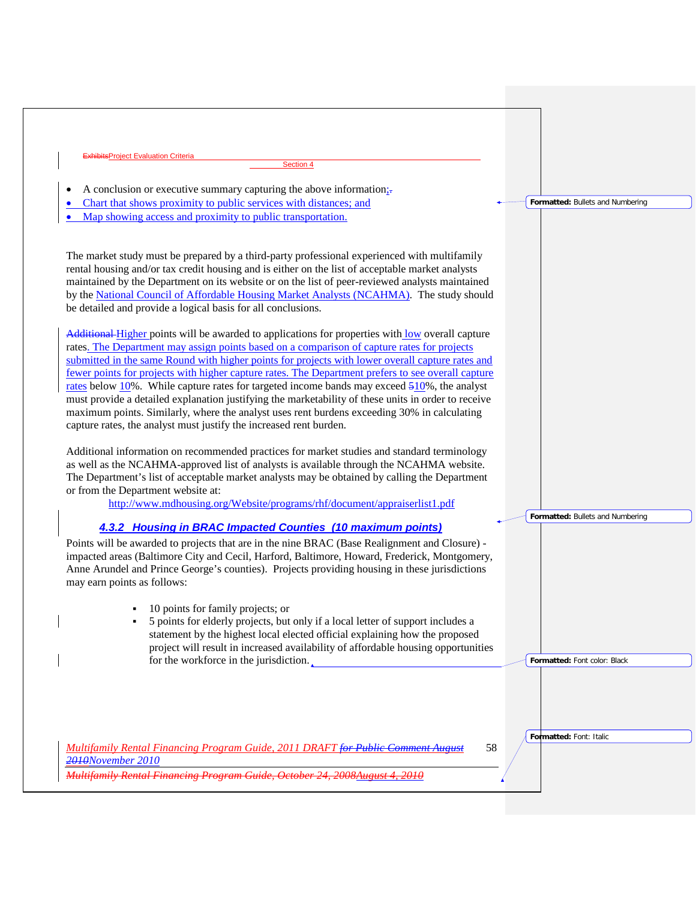- A conclusion or executive summary capturing the above information;.
- Chart that shows proximity to public services with distances; and
- Map showing access and proximity to public transportation.

The market study must be prepared by a third-party professional experienced with multifamily rental housing and/or tax credit housing and is either on the list of acceptable market analysts maintained by the Department on its website or on the list of peer-reviewed analysts maintained by the National Council of Affordable Housing Market Analysts (NCAHMA). The study should be detailed and provide a logical basis for all conclusions.

Additional Higher points will be awarded to applications for properties with low overall capture rates. The Department may assign points based on a comparison of capture rates for projects submitted in the same Round with higher points for projects with lower overall capture rates and fewer points for projects with higher capture rates. The Department prefers to see overall capture rates below 10%. While capture rates for targeted income bands may exceed 510%, the analyst must provide a detailed explanation justifying the marketability of these units in order to receive maximum points. Similarly, where the analyst uses rent burdens exceeding 30% in calculating capture rates, the analyst must justify the increased rent burden.

Additional information on recommended practices for market studies and standard terminology as well as the NCAHMA-approved list of analysts is available through the NCAHMA website. The Department's list of acceptable market analysts may be obtained by calling the Department or from the Department website at:

http://www.mdhousing.org/Website/programs/rhf/document/appraiserlist1.pdf

### *4.3.2 Housing in BRAC Impacted Counties (10 maximum points)*

Points will be awarded to projects that are in the nine BRAC (Base Realignment and Closure) - impacted areas (Baltimore City and Cecil, Harford, Baltimore, Howard, Frederick, Montgomery, Anne Arundel and Prince George's counties). Projects providing housing in these jurisdictions may earn points as follows:

- 10 points for family projects; or
- 5 points for elderly projects, but only if a local letter of support includes a statement by the highest local elected official explaining how the proposed project will result in increased availability of affordable housing opportunities for the workforce in the jurisdiction.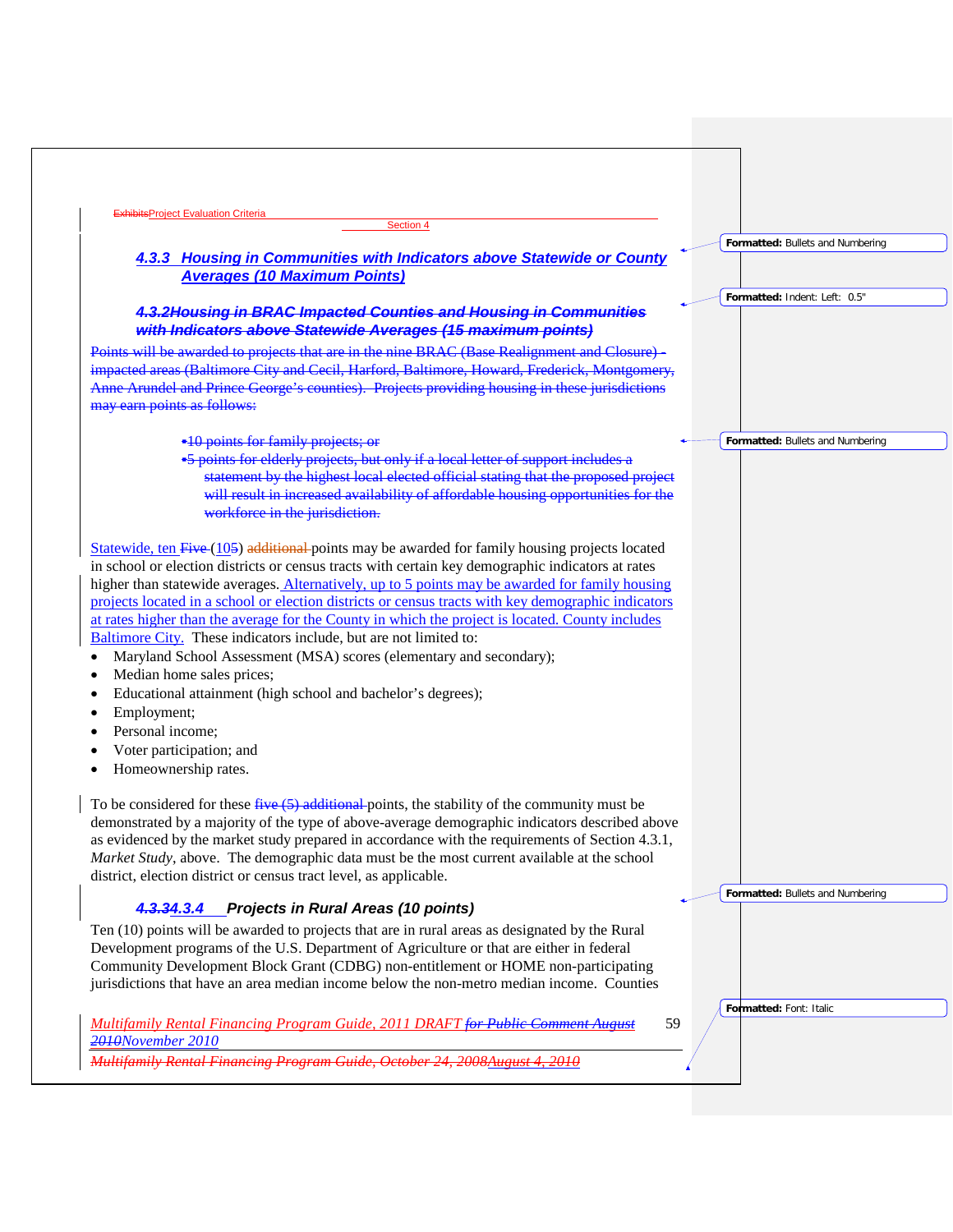### 4.3.3 Housing in Communities with Indicators above Statewide or County Averages (10 Maximum Points)

### ~~4.3.2Housing in BRAC Impacted Counties and Housing in Communities with Indicators above Statewide Averages (15 maximum points)~~

~~Points will be awarded to projects that are in the nine BRAC (Base Realignment and Closure) -impacted areas (Baltimore City and Cecil, Harford, Baltimore, Howard, Frederick, Montgomery, Anne Arundel and Prince George's counties). Projects providing housing in these jurisdictions may earn points as follows:~~

- ~~10 points for family projects; or~~
- ~~5 points for elderly projects, but only if a local letter of support includes a statement by the highest local elected official stating that the proposed project will result in increased availability of affordable housing opportunities for the workforce in the jurisdiction.~~

Statewide, ten ~~Five~~ (10~~5~~) ~~additional~~ points may be awarded for family housing projects located in school or election districts or census tracts with certain key demographic indicators at rates higher than statewide averages. Alternatively, up to 5 points may be awarded for family housing projects located in a school or election districts or census tracts with key demographic indicators at rates higher than the average for the County in which the project is located. County includes Baltimore City. These indicators include, but are not limited to:

- Maryland School Assessment (MSA) scores (elementary and secondary);
- Median home sales prices;
- Educational attainment (high school and bachelor's degrees);
- Employment;
- Personal income;
- Voter participation; and
- Homeownership rates.

To be considered for these ~~five (5) additional~~ points, the stability of the community must be demonstrated by a majority of the type of above-average demographic indicators described above as evidenced by the market study prepared in accordance with the requirements of Section 4.3.1, *Market Study*, above. The demographic data must be the most current available at the school district, election district or census tract level, as applicable.

### ~~4.3.3~~4.3.4 Projects in Rural Areas (10 points)

Ten (10) points will be awarded to projects that are in rural areas as designated by the Rural Development programs of the U.S. Department of Agriculture or that are either in federal Community Development Block Grant (CDBG) non-entitlement or HOME non-participating jurisdictions that have an area median income below the non-metro median income. Counties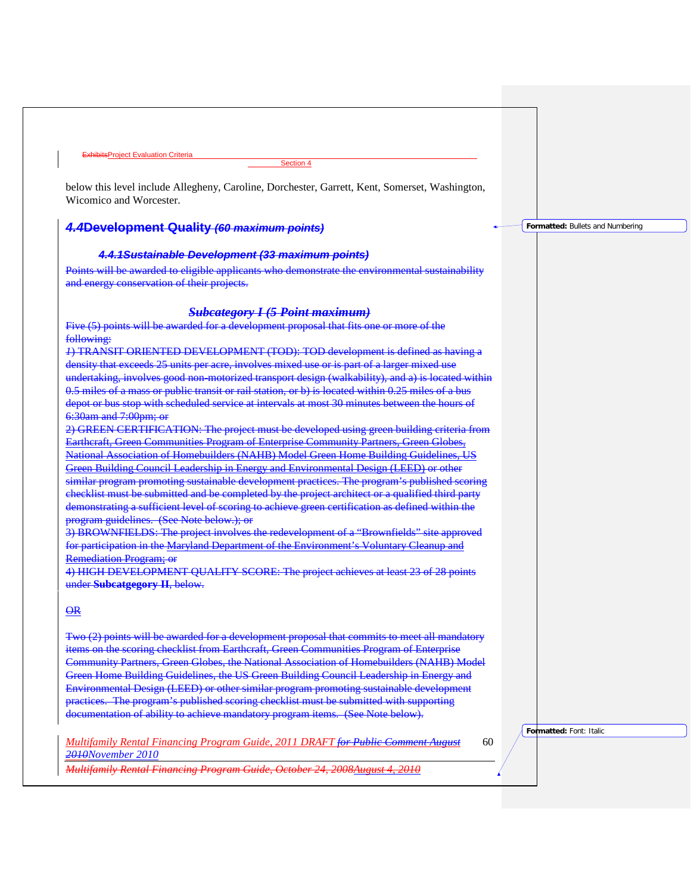below this level include Allegheny, Caroline, Dorchester, Garrett, Kent, Somerset, Washington, Wicomico and Worcester.

## 4.4 Development Quality *(60 maximum points)*

### *4.4.1 Sustainable Development (33 maximum points)*

Points will be awarded to eligible applicants who demonstrate the environmental sustainability and energy conservation of their projects.

#### *Subcategory I (5 Point maximum)*

Five (5) points will be awarded for a development proposal that fits one or more of the following:

1) TRANSIT ORIENTED DEVELOPMENT (TOD): TOD development is defined as having a density that exceeds 25 units per acre, involves mixed use or is part of a larger mixed use undertaking, involves good non-motorized transport design (walkability), and a) is located within 0.5 miles of a mass or public transit or rail station, or b) is located within 0.25 miles of a bus depot or bus stop with scheduled service at intervals at most 30 minutes between the hours of 6:30am and 7:00pm; or

2) GREEN CERTIFICATION: The project must be developed using green building criteria from Earthcraft, Green Communities Program of Enterprise Community Partners, Green Globes, National Association of Homebuilders (NAHB) Model Green Home Building Guidelines, US Green Building Council Leadership in Energy and Environmental Design (LEED) or other similar program promoting sustainable development practices. The program's published scoring checklist must be submitted and be completed by the project architect or a qualified third party demonstrating a sufficient level of scoring to achieve green certification as defined within the program guidelines. (See Note below.); or

3) BROWNFIELDS: The project involves the redevelopment of a "Brownfields" site approved for participation in the Maryland Department of the Environment's Voluntary Cleanup and Remediation Program; or

4) HIGH DEVELOPMENT QUALITY SCORE: The project achieves at least 23 of 28 points under **Subcatgegory II**, below.

OR

Two (2) points will be awarded for a development proposal that commits to meet all mandatory items on the scoring checklist from Earthcraft, Green Communities Program of Enterprise Community Partners, Green Globes, the National Association of Homebuilders (NAHB) Model Green Home Building Guidelines, the US Green Building Council Leadership in Energy and Environmental Design (LEED) or other similar program promoting sustainable development practices. The program's published scoring checklist must be submitted with supporting documentation of ability to achieve mandatory program items. (See Note below).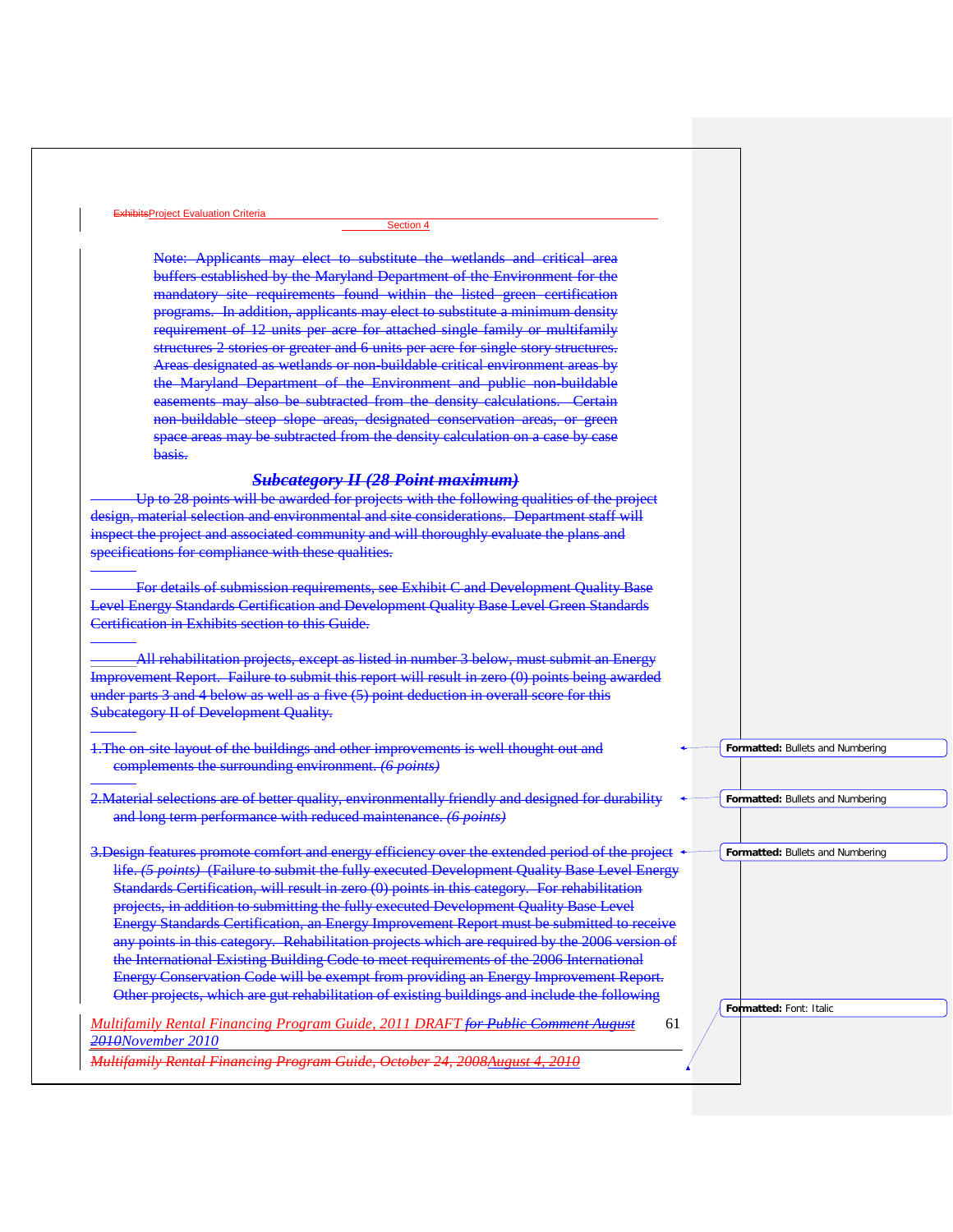Note: Applicants may elect to substitute the wetlands and critical area buffers established by the Maryland Department of the Environment for the mandatory site requirements found within the listed green certification programs. In addition, applicants may elect to substitute a minimum density requirement of 12 units per acre for attached single family or multifamily structures 2 stories or greater and 6 units per acre for single story structures. Areas designated as wetlands or non-buildable critical environment areas by the Maryland Department of the Environment and public non-buildable easements may also be subtracted from the density calculations. Certain non-buildable steep slope areas, designated conservation areas, or green space areas may be subtracted from the density calculation on a case by case basis.

### *Subcategory II (28 Point maximum)*

Up to 28 points will be awarded for projects with the following qualities of the project design, material selection and environmental and site considerations. Department staff will inspect the project and associated community and will thoroughly evaluate the plans and specifications for compliance with these qualities.

For details of submission requirements, see Exhibit C and Development Quality Base Level Energy Standards Certification and Development Quality Base Level Green Standards Certification in Exhibits section to this Guide.

All rehabilitation projects, except as listed in number 3 below, must submit an Energy Improvement Report. Failure to submit this report will result in zero (0) points being awarded under parts 3 and 4 below as well as a five (5) point deduction in overall score for this Subcategory II of Development Quality.

1. The on-site layout of the buildings and other improvements is well thought out and complements the surrounding environment. *(6 points)*

2. Material selections are of better quality, environmentally friendly and designed for durability and long term performance with reduced maintenance. *(6 points)*

3. Design features promote comfort and energy efficiency over the extended period of the project life. *(5 points)* (Failure to submit the fully executed Development Quality Base Level Energy Standards Certification, will result in zero (0) points in this category. For rehabilitation projects, in addition to submitting the fully executed Development Quality Base Level Energy Standards Certification, an Energy Improvement Report must be submitted to receive any points in this category. Rehabilitation projects which are required by the 2006 version of the International Existing Building Code to meet requirements of the 2006 International Energy Conservation Code will be exempt from providing an Energy Improvement Report. Other projects, which are gut rehabilitation of existing buildings and include the following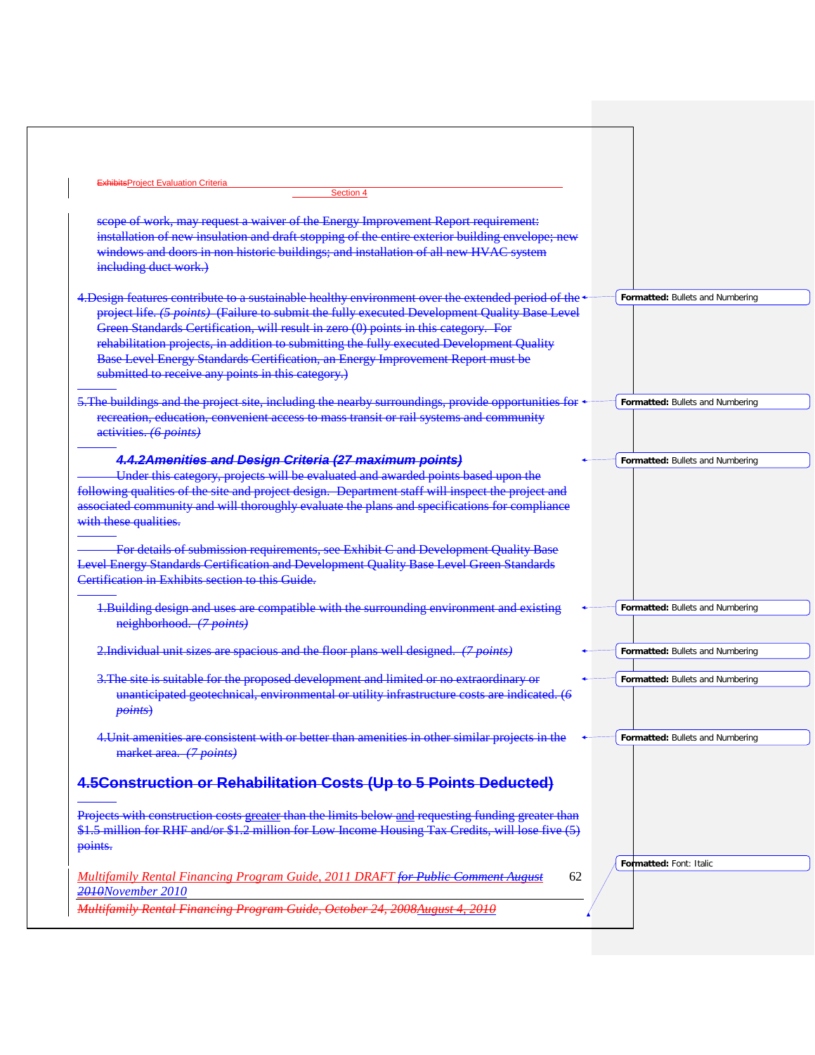scope of work, may request a waiver of the Energy Improvement Report requirement: installation of new insulation and draft stopping of the entire exterior building envelope; new windows and doors in non historic buildings; and installation of all new HVAC system including duct work.)

4. Design features contribute to a sustainable healthy environment over the extended period of the project life. *(5 points)* (Failure to submit the fully executed Development Quality Base Level Green Standards Certification, will result in zero (0) points in this category. For rehabilitation projects, in addition to submitting the fully executed Development Quality Base Level Energy Standards Certification, an Energy Improvement Report must be submitted to receive any points in this category.)

5. The buildings and the project site, including the nearby surroundings, provide opportunities for recreation, education, convenient access to mass transit or rail systems and community activities. *(6 points)*

### *4.4.2 Amenities and Design Criteria (27 maximum points)*

Under this category, projects will be evaluated and awarded points based upon the following qualities of the site and project design. Department staff will inspect the project and associated community and will thoroughly evaluate the plans and specifications for compliance with these qualities.

For details of submission requirements, see Exhibit C and Development Quality Base Level Energy Standards Certification and Development Quality Base Level Green Standards Certification in Exhibits section to this Guide.

1. Building design and uses are compatible with the surrounding environment and existing neighborhood. *(7 points)*

2. Individual unit sizes are spacious and the floor plans well designed. *(7 points)*

3. The site is suitable for the proposed development and limited or no extraordinary or unanticipated geotechnical, environmental or utility infrastructure costs are indicated. (6 *points*)

4. Unit amenities are consistent with or better than amenities in other similar projects in the market area. *(7 points)*

## 4.5 Construction or Rehabilitation Costs (Up to 5 Points Deducted)

Projects with construction costs greater than the limits below and requesting funding greater than $1.5 million for RHF and/or $1.2 million for Low Income Housing Tax Credits, will lose five (5) points.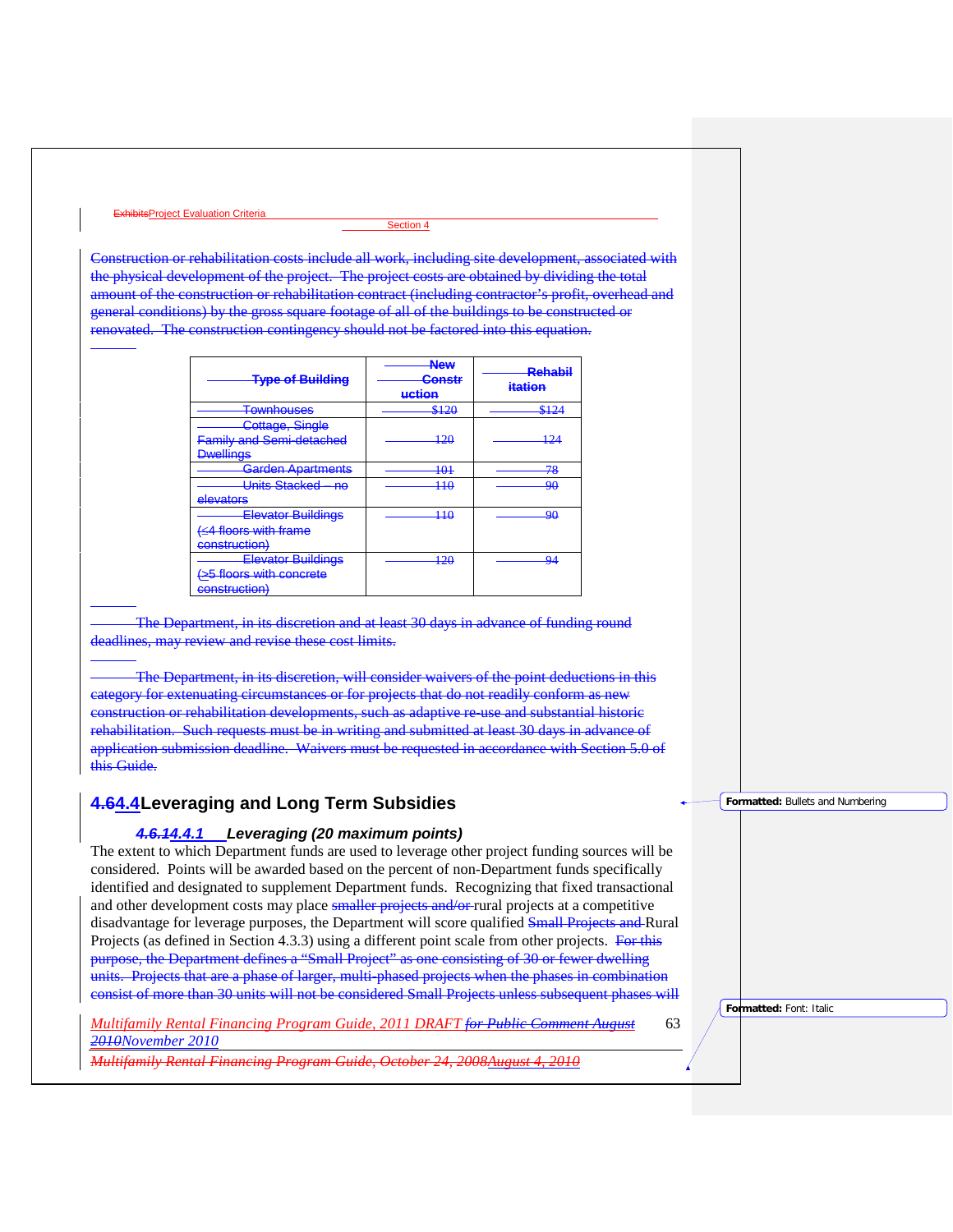Construction or rehabilitation costs include all work, including site development, associated with the physical development of the project. The project costs are obtained by dividing the total amount of the construction or rehabilitation contract (including contractor's profit, overhead and general conditions) by the gross square footage of all of the buildings to be constructed or renovated. The construction contingency should not be factored into this equation.

| Type of Building | New Construction | Rehabilitation |
|---|---|---|
| Townhouses | $120 | $124 |
| Cottage, Single Family and Semi-detached Dwellings | 120 | 124 |
| Garden Apartments | 101 | 78 |
| Units Stacked – no elevators | 110 | 90 |
| Elevator Buildings (≤4 floors with frame construction) | 110 | 90 |
| Elevator Buildings (≥5 floors with concrete construction) | 120 | 94 |

The Department, in its discretion and at least 30 days in advance of funding round deadlines, may review and revise these cost limits.

The Department, in its discretion, will consider waivers of the point deductions in this category for extenuating circumstances or for projects that do not readily conform as new construction or rehabilitation developments, such as adaptive re-use and substantial historic rehabilitation. Such requests must be in writing and submitted at least 30 days in advance of application submission deadline. Waivers must be requested in accordance with Section 5.0 of this Guide.

## 4.64.4 Leveraging and Long Term Subsidies

### *4.6.14.4.1 Leveraging (20 maximum points)*

The extent to which Department funds are used to leverage other project funding sources will be considered. Points will be awarded based on the percent of non-Department funds specifically identified and designated to supplement Department funds. Recognizing that fixed transactional and other development costs may place smaller projects and/or rural projects at a competitive disadvantage for leverage purposes, the Department will score qualified Small Projects and Rural Projects (as defined in Section 4.3.3) using a different point scale from other projects. For this purpose, the Department defines a "Small Project" as one consisting of 30 or fewer dwelling units. Projects that are a phase of larger, multi-phased projects when the phases in combination consist of more than 30 units will not be considered Small Projects unless subsequent phases will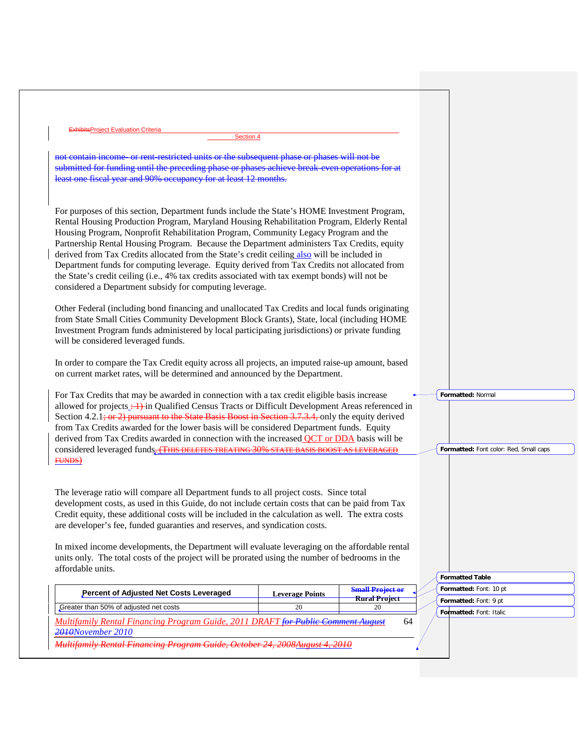not contain income- or rent-restricted units or the subsequent phase or phases will not be submitted for funding until the preceding phase or phases achieve break-even operations for at least one fiscal year and 90% occupancy for at least 12 months.

For purposes of this section, Department funds include the State's HOME Investment Program, Rental Housing Production Program, Maryland Housing Rehabilitation Program, Elderly Rental Housing Program, Nonprofit Rehabilitation Program, Community Legacy Program and the Partnership Rental Housing Program. Because the Department administers Tax Credits, equity derived from Tax Credits allocated from the State's credit ceiling also will be included in Department funds for computing leverage. Equity derived from Tax Credits not allocated from the State's credit ceiling (i.e., 4% tax credits associated with tax exempt bonds) will not be considered a Department subsidy for computing leverage.

Other Federal (including bond financing and unallocated Tax Credits and local funds originating from State Small Cities Community Development Block Grants), State, local (including HOME Investment Program funds administered by local participating jurisdictions) or private funding will be considered leveraged funds.

In order to compare the Tax Credit equity across all projects, an imputed raise-up amount, based on current market rates, will be determined and announced by the Department.

For Tax Credits that may be awarded in connection with a tax credit eligible basis increase allowed for projects : 1) in Qualified Census Tracts or Difficult Development Areas referenced in Section 4.2.1; or 2) pursuant to the State Basis Boost in Section 3.7.3.4, only the equity derived from Tax Credits awarded for the lower basis will be considered Department funds. Equity derived from Tax Credits awarded in connection with the increased QCT or DDA basis will be considered leveraged funds. (THIS DELETES TREATING 30% STATE BASIS BOOST AS LEVERAGED FUNDS)

The leverage ratio will compare all Department funds to all project costs. Since total development costs, as used in this Guide, do not include certain costs that can be paid from Tax Credit equity, these additional costs will be included in the calculation as well. The extra costs are developer's fee, funded guaranties and reserves, and syndication costs.

In mixed income developments, the Department will evaluate leveraging on the affordable rental units only. The total costs of the project will be prorated using the number of bedrooms in the affordable units.

| Percent of Adjusted Net Costs Leveraged | Leverage Points | Small Project or Rural Project |
|---|---|---|
| Greater than 50% of adjusted net costs | 20 | 20 |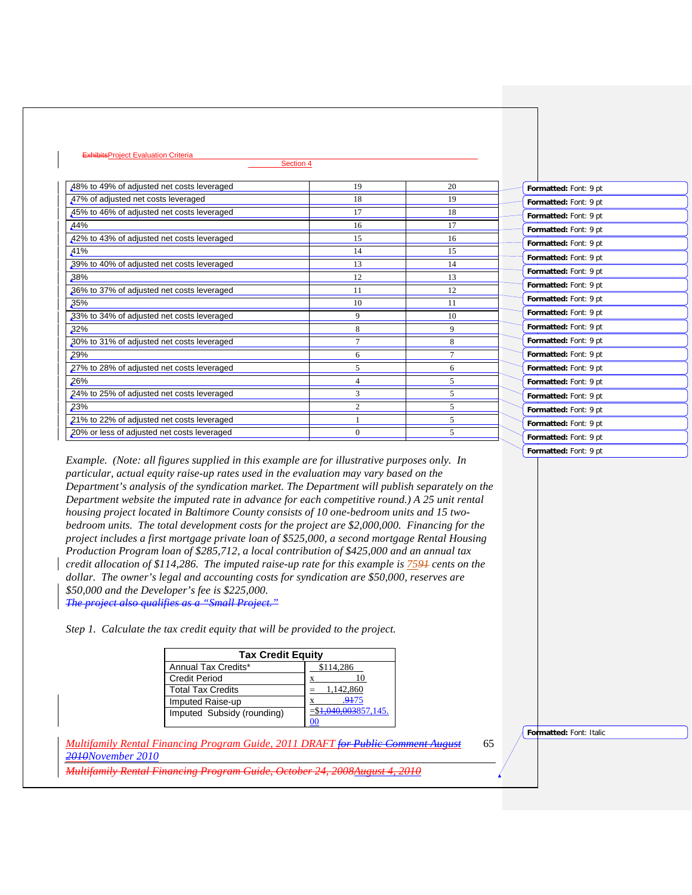| | | |
|---|---|---|
| 48% to 49% of adjusted net costs leveraged | 19 | 20 |
| 47% of adjusted net costs leveraged | 18 | 19 |
| 45% to 46% of adjusted net costs leveraged | 17 | 18 |
| 44% | 16 | 17 |
| 42% to 43% of adjusted net costs leveraged | 15 | 16 |
| 41% | 14 | 15 |
| 39% to 40% of adjusted net costs leveraged | 13 | 14 |
| 38% | 12 | 13 |
| 36% to 37% of adjusted net costs leveraged | 11 | 12 |
| 35% | 10 | 11 |
| 33% to 34% of adjusted net costs leveraged | 9 | 10 |
| 32% | 8 | 9 |
| 30% to 31% of adjusted net costs leveraged | 7 | 8 |
| 29% | 6 | 7 |
| 27% to 28% of adjusted net costs leveraged | 5 | 6 |
| 26% | 4 | 5 |
| 24% to 25% of adjusted net costs leveraged | 3 | 5 |
| 23% | 2 | 5 |
| 21% to 22% of adjusted net costs leveraged | 1 | 5 |
| 20% or less of adjusted net costs leveraged | 0 | 5 |

*Example. (Note: all figures supplied in this example are for illustrative purposes only. In particular, actual equity raise-up rates used in the evaluation may vary based on the Department's analysis of the syndication market. The Department will publish separately on the Department website the imputed rate in advance for each competitive round.) A 25 unit rental housing project located in Baltimore County consists of 10 one-bedroom units and 15 two-bedroom units. The total development costs for the project are $2,000,000. Financing for the project includes a first mortgage private loan of $525,000, a second mortgage Rental Housing Production Program loan of $285,712, a local contribution of $425,000 and an annual tax credit allocation of $114,286. The imputed raise-up rate for this example is 75~~91~~ cents on the dollar. The owner's legal and accounting costs for syndication are $50,000, reserves are $50,000 and the Developer's fee is $225,000.*

~~*The project also qualifies as a "Small Project."*~~

*Step 1. Calculate the tax credit equity that will be provided to the project.*

| Tax Credit Equity | |
|---|---|
| Annual Tax Credits* | $114,286 |
| Credit Period | x 10 |
| Total Tax Credits | = 1,142,860 |
| Imputed Raise-up | x .~~91~~75 |
| Imputed Subsidy (rounding) | =$~~1,040,003~~857,145.00 |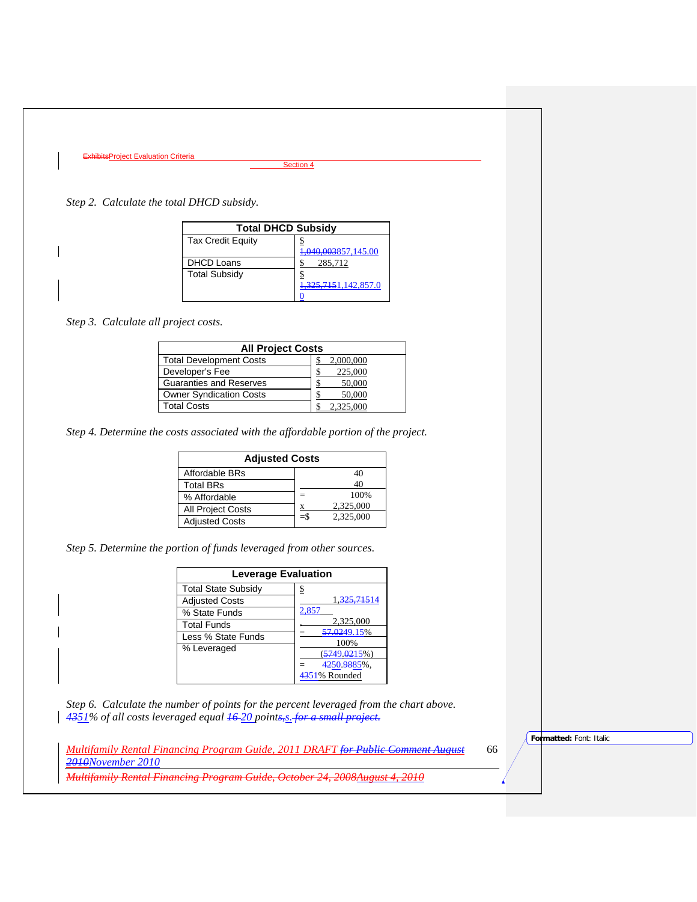*Step 2. Calculate the total DHCD subsidy.*

| Total DHCD Subsidy | |
|---|---|
| Tax Credit Equity | $ 1,040,003857,145.00 |
| DHCD Loans | $ 285,712 |
| Total Subsidy | $ 1,325,7151,142,857.00 |

*Step 3. Calculate all project costs.*

| All Project Costs | |
|---|---|
| Total Development Costs | $ 2,000,000 |
| Developer's Fee | $ 225,000 |
| Guaranties and Reserves | $ 50,000 |
| Owner Syndication Costs | $ 50,000 |
| Total Costs | $ 2,325,000 |

*Step 4. Determine the costs associated with the affordable portion of the project.*

| Adjusted Costs | |
|---|---|
| Affordable BRs | 40 |
| Total BRs | 40 |
| % Affordable | = 100% |
| All Project Costs | x 2,325,000 |
| Adjusted Costs | =$ 2,325,000 |

*Step 5. Determine the portion of funds leveraged from other sources.*

| Leverage Evaluation | |
|---|---|
| Total State Subsidy | $ 1,325,71514 2,857 |
| Adjusted Costs | 2,325,000 |
| % State Funds | = 57.0249.15% |
| Total Funds | 100% |
| Less % State Funds | (5749.0215%) |
| % Leveraged | = 4250.9885%, 4351% Rounded |

*Step 6. Calculate the number of points for the percent leveraged from the chart above. 4351% of all costs leveraged equal 16 20 points,s. for a small project.*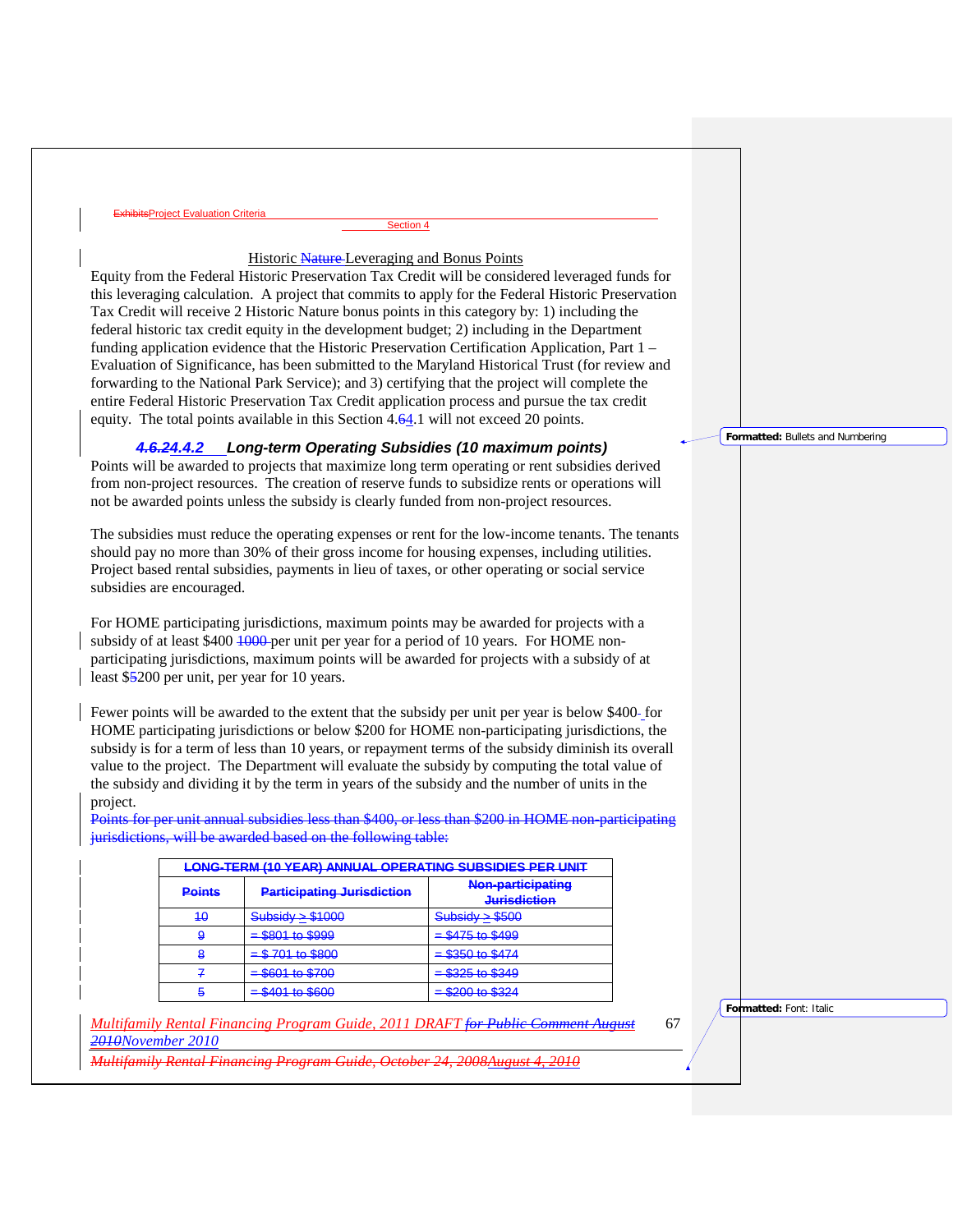Historic Nature Leveraging and Bonus Points

Equity from the Federal Historic Preservation Tax Credit will be considered leveraged funds for this leveraging calculation. A project that commits to apply for the Federal Historic Preservation Tax Credit will receive 2 Historic Nature bonus points in this category by: 1) including the federal historic tax credit equity in the development budget; 2) including in the Department funding application evidence that the Historic Preservation Certification Application, Part 1 – Evaluation of Significance, has been submitted to the Maryland Historical Trust (for review and forwarding to the National Park Service); and 3) certifying that the project will complete the entire Federal Historic Preservation Tax Credit application process and pursue the tax credit equity. The total points available in this Section 4.64.1 will not exceed 20 points.

### *4.6.24.4.2 Long-term Operating Subsidies (10 maximum points)*

Points will be awarded to projects that maximize long term operating or rent subsidies derived from non-project resources. The creation of reserve funds to subsidize rents or operations will not be awarded points unless the subsidy is clearly funded from non-project resources.

The subsidies must reduce the operating expenses or rent for the low-income tenants. The tenants should pay no more than 30% of their gross income for housing expenses, including utilities. Project based rental subsidies, payments in lieu of taxes, or other operating or social service subsidies are encouraged.

For HOME participating jurisdictions, maximum points may be awarded for projects with a subsidy of at least $400 1000 per unit per year for a period of 10 years. For HOME non-participating jurisdictions, maximum points will be awarded for projects with a subsidy of at least $5200 per unit, per year for 10 years.

Fewer points will be awarded to the extent that the subsidy per unit per year is below $400 for HOME participating jurisdictions or below $200 for HOME non-participating jurisdictions, the subsidy is for a term of less than 10 years, or repayment terms of the subsidy diminish its overall value to the project. The Department will evaluate the subsidy by computing the total value of the subsidy and dividing it by the term in years of the subsidy and the number of units in the project.

~~Points for per unit annual subsidies less than $400, or less than $200 in HOME non-participating jurisdictions, will be awarded based on the following table:~~

| ~~LONG-TERM (10 YEAR) ANNUAL OPERATING SUBSIDIES PER UNIT~~ | | |
|---|---|---|
| ~~Points~~ | ~~Participating Jurisdiction~~ | ~~Non-participating Jurisdiction~~ |
| ~~10~~ | ~~Subsidy ≥ $1000~~ | ~~Subsidy ≥ $500~~ |
| ~~9~~ | ~~= $801 to $999~~ | ~~= $475 to $499~~ |
| ~~8~~ | ~~= $ 701 to $800~~ | ~~= $350 to $474~~ |
| ~~7~~ | ~~= $601 to $700~~ | ~~= $325 to $349~~ |
| ~~5~~ | ~~= $401 to $600~~ | ~~= $200 to $324~~ |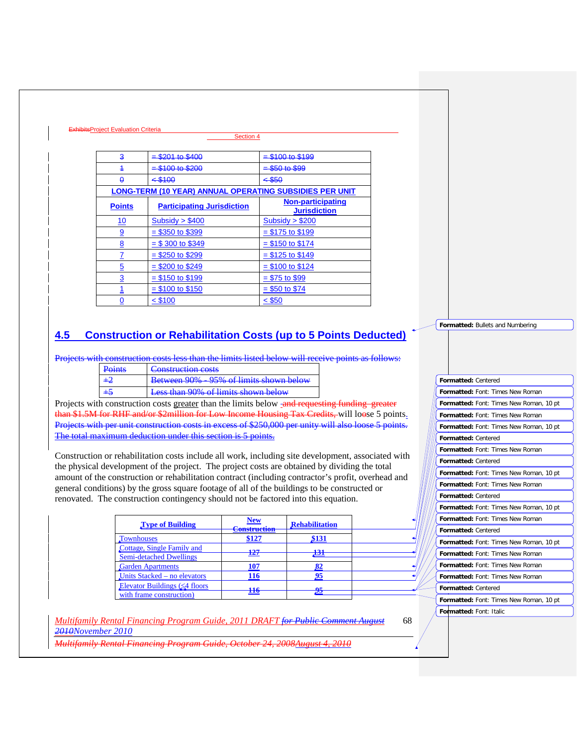| 3 | = $201 to $400 | = $100 to $199 |
|---|---|---|
| 1 | = $100 to $200 | = $50 to $99 |
| 0 | < $100 | < $50 |
| **LONG-TERM (10 YEAR) ANNUAL OPERATING SUBSIDIES PER UNIT** | | |
| **Points** | **Participating Jurisdiction** | **Non-participating Jurisdiction** |
| 10 | Subsidy > $400 | Subsidy > $200 |
| 9 | = $350 to $399 | = $175 to $199 |
| 8 | = $ 300 to $349 | = $150 to $174 |
| 7 | = $250 to $299 | = $125 to $149 |
| 5 | = $200 to $249 | = $100 to $124 |
| 3 | = $150 to $199 | = $75 to $99 |
| 1 | = $100 to $150 | = $50 to $74 |
| 0 | < $100 | < $50 |

## 4.5 Construction or Rehabilitation Costs (up to 5 Points Deducted)

Projects with construction costs less than the limits listed below will receive points as follows:

| Points | Construction costs |
|---|---|
| +2 | Between 90% - 95% of limits shown below |
| +5 | Less than 90% of limits shown below |

Projects with construction costs greater than the limits below and requesting funding greater than $1.5M for RHF and/or $2million for Low Income Housing Tax Credits, will loose 5 points. Projects with per unit construction costs in excess of $250,000 per unity will also loose 5 points. The total maximum deduction under this section is 5 points.

Construction or rehabilitation costs include all work, including site development, associated with the physical development of the project. The project costs are obtained by dividing the total amount of the construction or rehabilitation contract (including contractor's profit, overhead and general conditions) by the gross square footage of all of the buildings to be constructed or renovated. The construction contingency should not be factored into this equation.

| Type of Building | New Construction | Rehabilitation |
|---|---|---|
| Townhouses | $127 | $131 |
| Cottage, Single Family and Semi-detached Dwellings | 127 | 131 |
| Garden Apartments | 107 | 82 |
| Units Stacked – no elevators | 116 | 95 |
| Elevator Buildings (≤4 floors with frame construction) | 116 | 95 |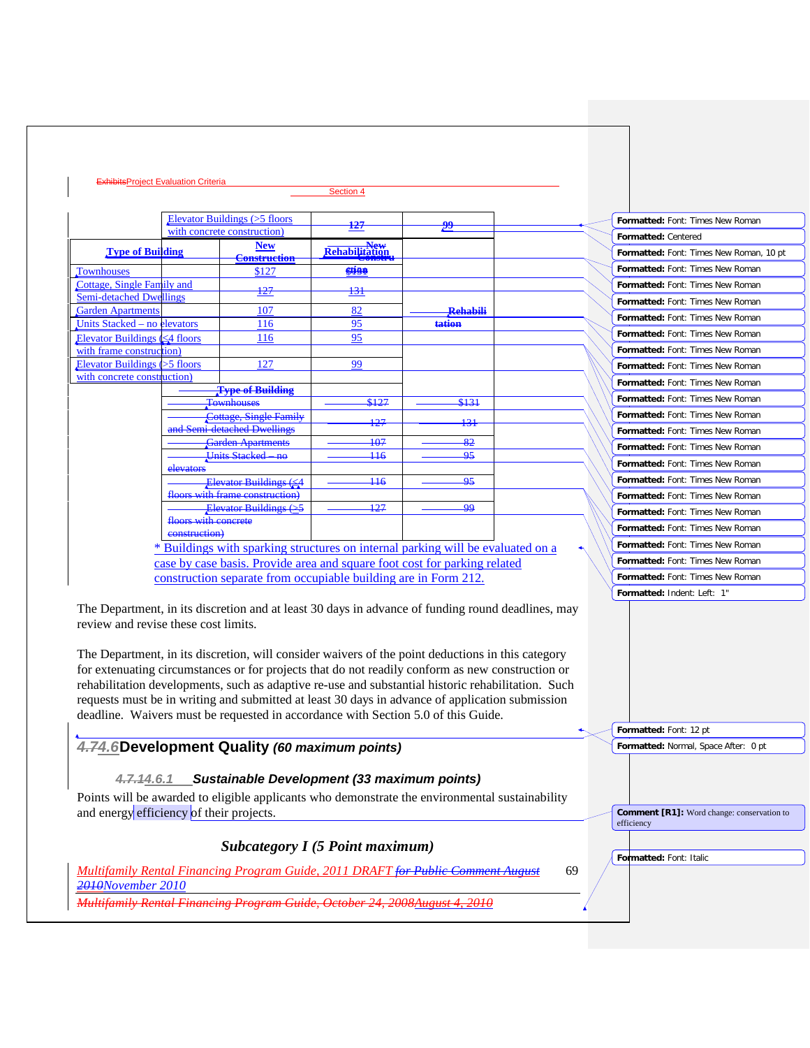| Type of Building | New Construction | Rehabilitation |
|---|---|---|
| Townhouses | $127 | |
| Cottage, Single Family and Semi-detached Dwellings | 127 | 131 |
| Garden Apartments | 107 | 82 |
| Units Stacked – no elevators | 116 | 95 |
| Elevator Buildings (≤4 floors with frame construction) | 116 | 95 |
| Elevator Buildings (>5 floors with concrete construction) | 127 | 99 |

* Buildings with sparking structures on internal parking will be evaluated on a case by case basis. Provide area and square foot cost for parking related construction separate from occupiable building are in Form 212.

The Department, in its discretion and at least 30 days in advance of funding round deadlines, may review and revise these cost limits.

The Department, in its discretion, will consider waivers of the point deductions in this category for extenuating circumstances or for projects that do not readily conform as new construction or rehabilitation developments, such as adaptive re-use and substantial historic rehabilitation. Such requests must be in writing and submitted at least 30 days in advance of application submission deadline. Waivers must be requested in accordance with Section 5.0 of this Guide.

## 4.6 Development Quality *(60 maximum points)*

### 4.6.1 *Sustainable Development (33 maximum points)*

Points will be awarded to eligible applicants who demonstrate the environmental sustainability and energy efficiency of their projects.

### *Subcategory I (5 Point maximum)*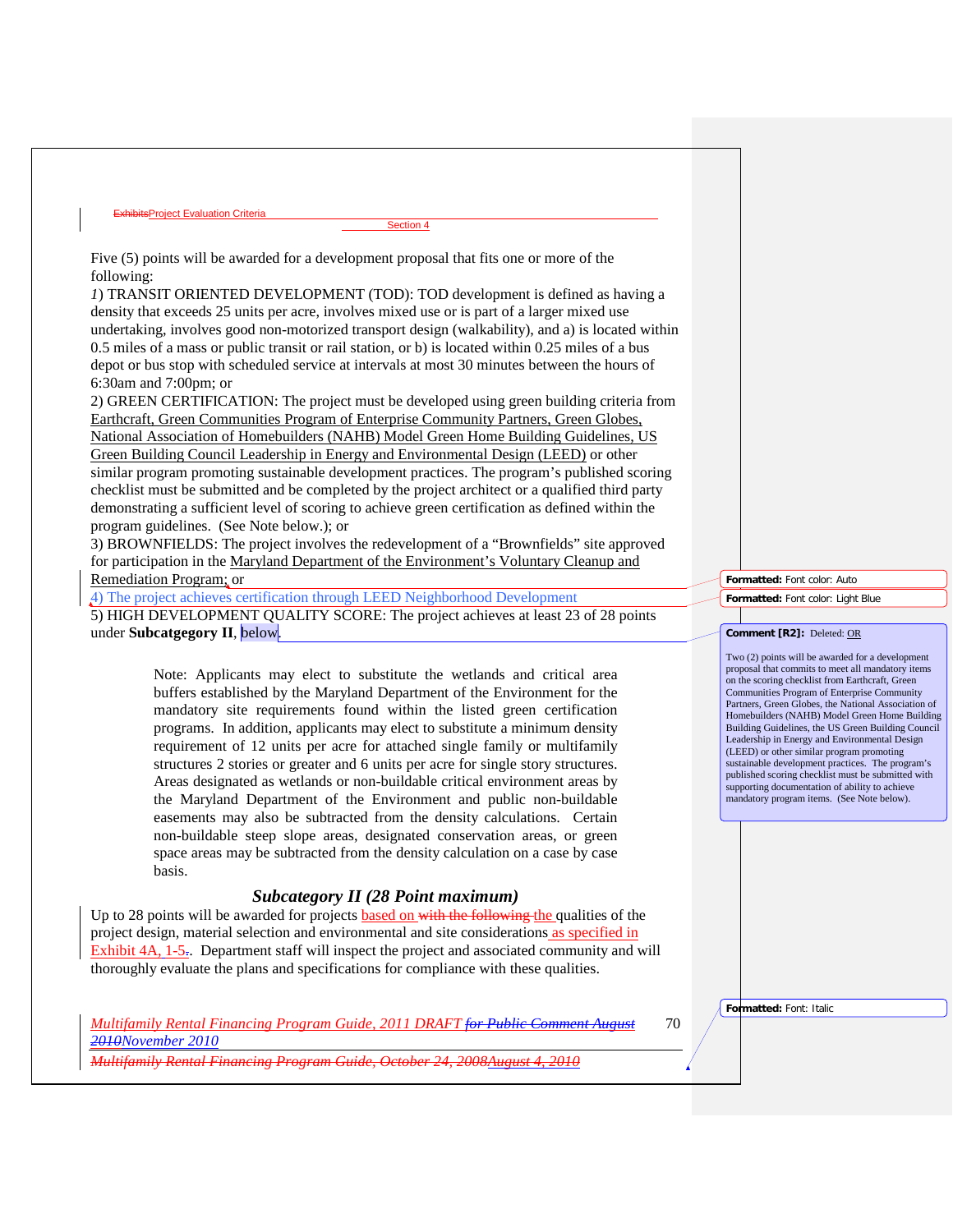Five (5) points will be awarded for a development proposal that fits one or more of the following:

1) TRANSIT ORIENTED DEVELOPMENT (TOD): TOD development is defined as having a density that exceeds 25 units per acre, involves mixed use or is part of a larger mixed use undertaking, involves good non-motorized transport design (walkability), and a) is located within 0.5 miles of a mass or public transit or rail station, or b) is located within 0.25 miles of a bus depot or bus stop with scheduled service at intervals at most 30 minutes between the hours of 6:30am and 7:00pm; or

2) GREEN CERTIFICATION: The project must be developed using green building criteria from Earthcraft, Green Communities Program of Enterprise Community Partners, Green Globes, National Association of Homebuilders (NAHB) Model Green Home Building Guidelines, US Green Building Council Leadership in Energy and Environmental Design (LEED) or other similar program promoting sustainable development practices. The program's published scoring checklist must be submitted and be completed by the project architect or a qualified third party demonstrating a sufficient level of scoring to achieve green certification as defined within the program guidelines. (See Note below.); or

3) BROWNFIELDS: The project involves the redevelopment of a "Brownfields" site approved for participation in the Maryland Department of the Environment's Voluntary Cleanup and Remediation Program; or

4) The project achieves certification through LEED Neighborhood Development

5) HIGH DEVELOPMENT QUALITY SCORE: The project achieves at least 23 of 28 points under **Subcatgegory II**, below.

> Note: Applicants may elect to substitute the wetlands and critical area buffers established by the Maryland Department of the Environment for the mandatory site requirements found within the listed green certification programs. In addition, applicants may elect to substitute a minimum density requirement of 12 units per acre for attached single family or multifamily structures 2 stories or greater and 6 units per acre for single story structures. Areas designated as wetlands or non-buildable critical environment areas by the Maryland Department of the Environment and public non-buildable easements may also be subtracted from the density calculations. Certain non-buildable steep slope areas, designated conservation areas, or green space areas may be subtracted from the density calculation on a case by case basis.

### *Subcategory II (28 Point maximum)*

Up to 28 points will be awarded for projects based on the qualities of the project design, material selection and environmental and site considerations as specified in Exhibit 4A, 1-5. Department staff will inspect the project and associated community and will thoroughly evaluate the plans and specifications for compliance with these qualities.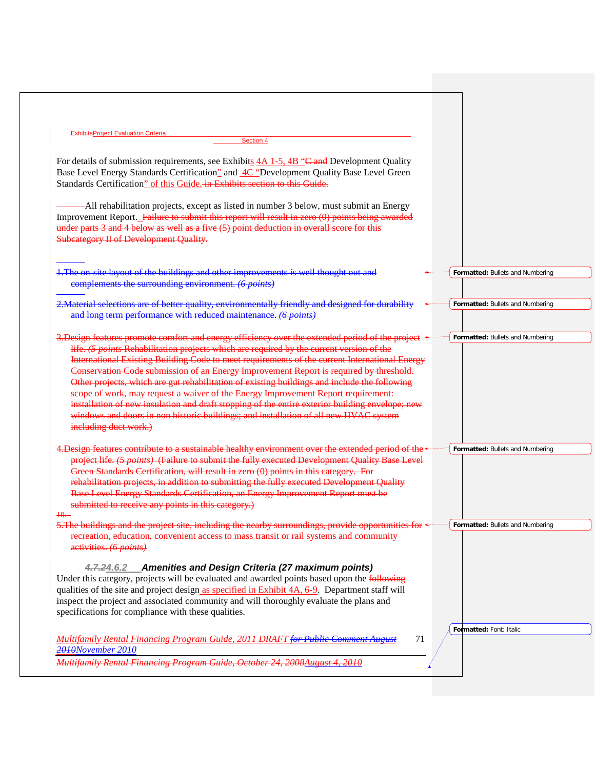For details of submission requirements, see Exhibits 4A 1-5, 4B "C and Development Quality Base Level Energy Standards Certification" and 4C "Development Quality Base Level Green Standards Certification" of this Guide. in Exhibits section to this Guide.

All rehabilitation projects, except as listed in number 3 below, must submit an Energy Improvement Report. Failure to submit this report will result in zero (0) points being awarded under parts 3 and 4 below as well as a five (5) point deduction in overall score for this Subcategory II of Development Quality.

1. The on-site layout of the buildings and other improvements is well thought out and complements the surrounding environment. *(6 points)*

2. Material selections are of better quality, environmentally friendly and designed for durability and long term performance with reduced maintenance. *(6 points)*

3. Design features promote comfort and energy efficiency over the extended period of the project life. *(5 points* Rehabilitation projects which are required by the current version of the International Existing Building Code to meet requirements of the current International Energy Conservation Code submission of an Energy Improvement Report is required by threshold. Other projects, which are gut rehabilitation of existing buildings and include the following scope of work, may request a waiver of the Energy Improvement Report requirement: installation of new insulation and draft stopping of the entire exterior building envelope; new windows and doors in non historic buildings; and installation of all new HVAC system including duct work.)

4. Design features contribute to a sustainable healthy environment over the extended period of the project life. *(5 points)* (Failure to submit the fully executed Development Quality Base Level Green Standards Certification, will result in zero (0) points in this category. For rehabilitation projects, in addition to submitting the fully executed Development Quality Base Level Energy Standards Certification, an Energy Improvement Report must be submitted to receive any points in this category.)

10.

5. The buildings and the project site, including the nearby surroundings, provide opportunities for recreation, education, convenient access to mass transit or rail systems and community activities. *(6 points)*

#### *4.7.24.6.2 Amenities and Design Criteria (27 maximum points)*

Under this category, projects will be evaluated and awarded points based upon the following qualities of the site and project design as specified in Exhibit 4A, 6-9. Department staff will inspect the project and associated community and will thoroughly evaluate the plans and specifications for compliance with these qualities.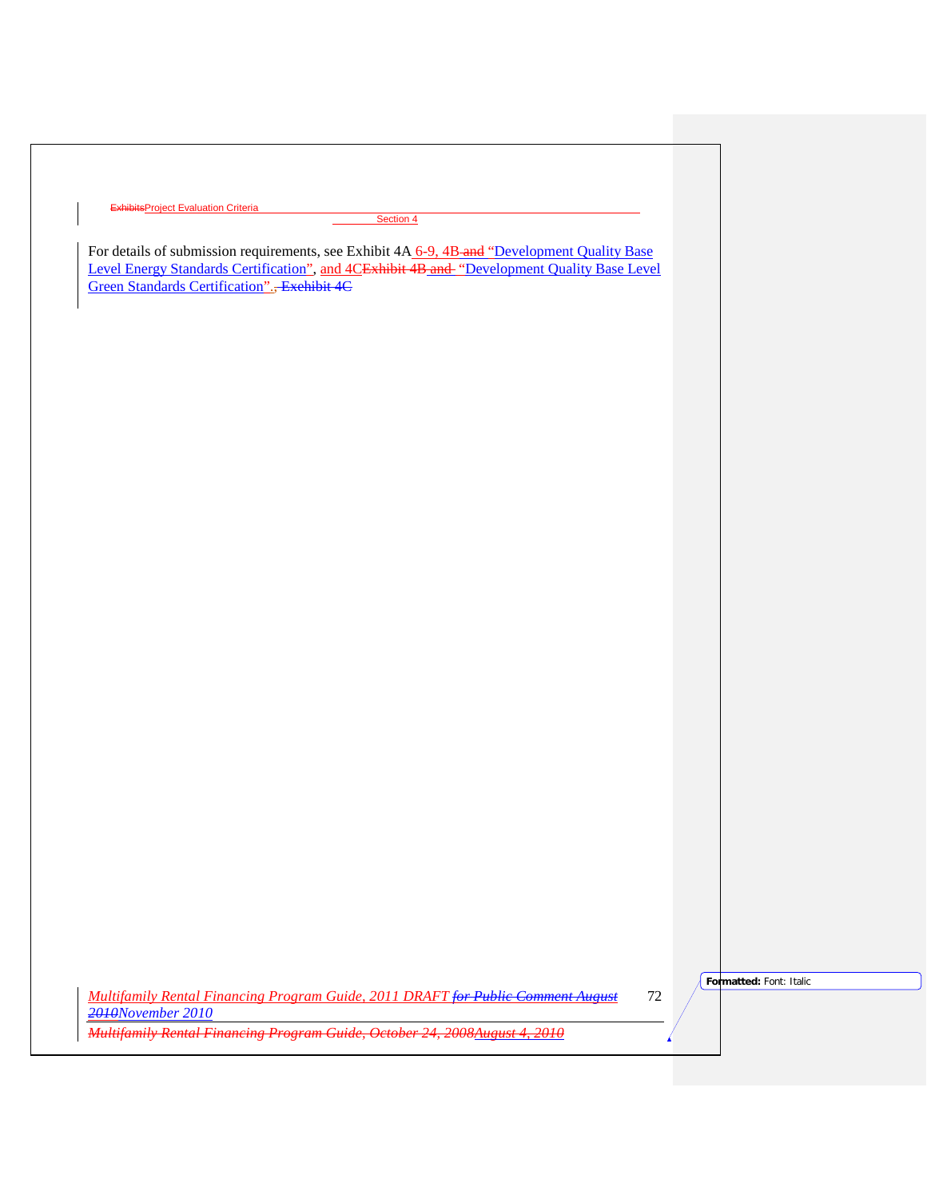For details of submission requirements, see Exhibit 4A 6-9, 4B and "Development Quality Base Level Energy Standards Certification", and 4CExhibit 4B and "Development Quality Base Level Green Standards Certification"., Exehibit 4C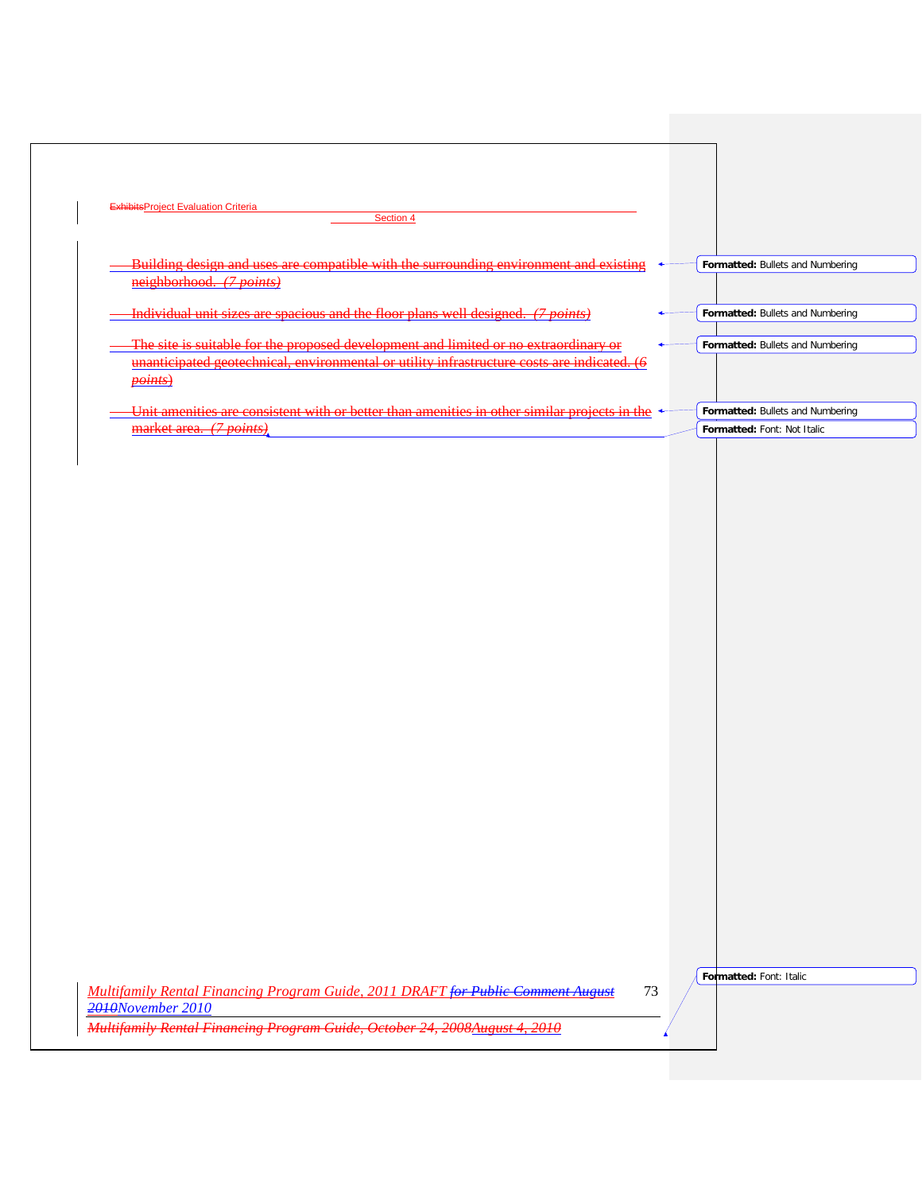- Building design and uses are compatible with the surrounding environment and existing neighborhood. *(7 points)*

- Individual unit sizes are spacious and the floor plans well designed. *(7 points)*

- The site is suitable for the proposed development and limited or no extraordinary or unanticipated geotechnical, environmental or utility infrastructure costs are indicated. (6 *points*)

- Unit amenities are consistent with or better than amenities in other similar projects in the market area. *(7 points)*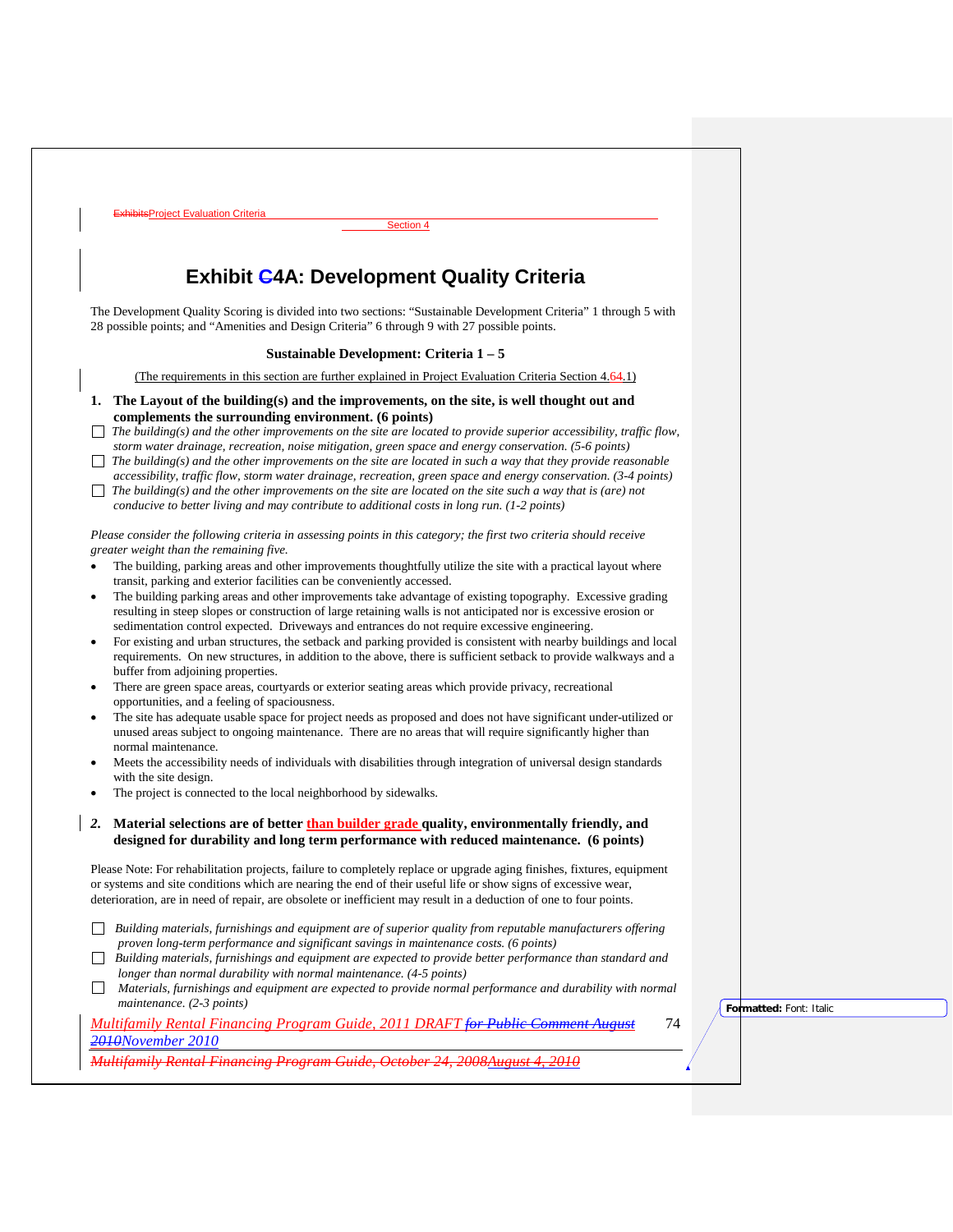# Exhibit C4A: Development Quality Criteria

The Development Quality Scoring is divided into two sections: "Sustainable Development Criteria" 1 through 5 with 28 possible points; and "Amenities and Design Criteria" 6 through 9 with 27 possible points.

**Sustainable Development: Criteria 1 – 5**

(The requirements in this section are further explained in Project Evaluation Criteria Section 4.64.1)

**1. The Layout of the building(s) and the improvements, on the site, is well thought out and complements the surrounding environment. (6 points)**

- ☐ *The building(s) and the other improvements on the site are located to provide superior accessibility, traffic flow, storm water drainage, recreation, noise mitigation, green space and energy conservation. (5-6 points)*
- ☐ *The building(s) and the other improvements on the site are located in such a way that they provide reasonable accessibility, traffic flow, storm water drainage, recreation, green space and energy conservation. (3-4 points)*
- ☐ *The building(s) and the other improvements on the site are located on the site such a way that is (are) not conducive to better living and may contribute to additional costs in long run. (1-2 points)*

*Please consider the following criteria in assessing points in this category; the first two criteria should receive greater weight than the remaining five.*

- The building, parking areas and other improvements thoughtfully utilize the site with a practical layout where transit, parking and exterior facilities can be conveniently accessed.
- The building parking areas and other improvements take advantage of existing topography. Excessive grading resulting in steep slopes or construction of large retaining walls is not anticipated nor is excessive erosion or sedimentation control expected. Driveways and entrances do not require excessive engineering.
- For existing and urban structures, the setback and parking provided is consistent with nearby buildings and local requirements. On new structures, in addition to the above, there is sufficient setback to provide walkways and a buffer from adjoining properties.
- There are green space areas, courtyards or exterior seating areas which provide privacy, recreational opportunities, and a feeling of spaciousness.
- The site has adequate usable space for project needs as proposed and does not have significant under-utilized or unused areas subject to ongoing maintenance. There are no areas that will require significantly higher than normal maintenance.
- Meets the accessibility needs of individuals with disabilities through integration of universal design standards with the site design.
- The project is connected to the local neighborhood by sidewalks.

***2.*** **Material selections are of better than builder grade quality, environmentally friendly, and designed for durability and long term performance with reduced maintenance. (6 points)**

Please Note: For rehabilitation projects, failure to completely replace or upgrade aging finishes, fixtures, equipment or systems and site conditions which are nearing the end of their useful life or show signs of excessive wear, deterioration, are in need of repair, are obsolete or inefficient may result in a deduction of one to four points.

- ☐ *Building materials, furnishings and equipment are of superior quality from reputable manufacturers offering proven long-term performance and significant savings in maintenance costs. (6 points)*
- ☐ *Building materials, furnishings and equipment are expected to provide better performance than standard and longer than normal durability with normal maintenance. (4-5 points)*
- ☐ *Materials, furnishings and equipment are expected to provide normal performance and durability with normal maintenance. (2-3 points)*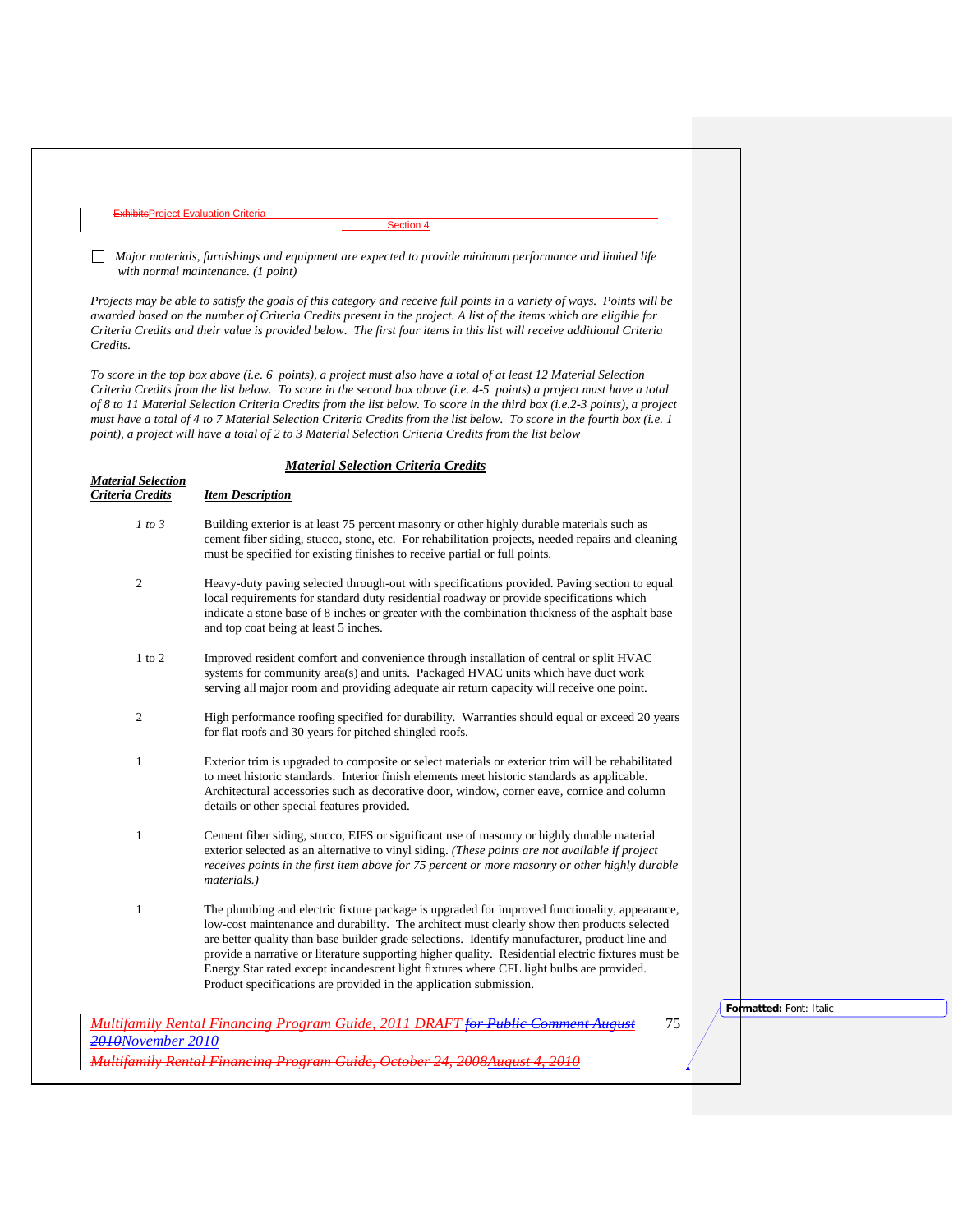☐ *Major materials, furnishings and equipment are expected to provide minimum performance and limited life with normal maintenance. (1 point)*

*Projects may be able to satisfy the goals of this category and receive full points in a variety of ways. Points will be awarded based on the number of Criteria Credits present in the project. A list of the items which are eligible for Criteria Credits and their value is provided below. The first four items in this list will receive additional Criteria Credits.*

*To score in the top box above (i.e. 6 points), a project must also have a total of at least 12 Material Selection Criteria Credits from the list below. To score in the second box above (i.e. 4-5 points) a project must have a total of 8 to 11 Material Selection Criteria Credits from the list below. To score in the third box (i.e.2-3 points), a project must have a total of 4 to 7 Material Selection Criteria Credits from the list below. To score in the fourth box (i.e. 1 point), a project will have a total of 2 to 3 Material Selection Criteria Credits from the list below*

## ***Material Selection Criteria Credits***

| ***Material Selection Criteria Credits*** | ***Item Description*** |
|---|---|
| *1 to 3* | Building exterior is at least 75 percent masonry or other highly durable materials such as cement fiber siding, stucco, stone, etc. For rehabilitation projects, needed repairs and cleaning must be specified for existing finishes to receive partial or full points. |
| 2 | Heavy-duty paving selected through-out with specifications provided. Paving section to equal local requirements for standard duty residential roadway or provide specifications which indicate a stone base of 8 inches or greater with the combination thickness of the asphalt base and top coat being at least 5 inches. |
| 1 to 2 | Improved resident comfort and convenience through installation of central or split HVAC systems for community area(s) and units. Packaged HVAC units which have duct work serving all major room and providing adequate air return capacity will receive one point. |
| 2 | High performance roofing specified for durability. Warranties should equal or exceed 20 years for flat roofs and 30 years for pitched shingled roofs. |
| 1 | Exterior trim is upgraded to composite or select materials or exterior trim will be rehabilitated to meet historic standards. Interior finish elements meet historic standards as applicable. Architectural accessories such as decorative door, window, corner eave, cornice and column details or other special features provided. |
| 1 | Cement fiber siding, stucco, EIFS or significant use of masonry or highly durable material exterior selected as an alternative to vinyl siding. *(These points are not available if project receives points in the first item above for 75 percent or more masonry or other highly durable materials.)* |
| 1 | The plumbing and electric fixture package is upgraded for improved functionality, appearance, low-cost maintenance and durability. The architect must clearly show then products selected are better quality than base builder grade selections. Identify manufacturer, product line and provide a narrative or literature supporting higher quality. Residential electric fixtures must be Energy Star rated except incandescent light fixtures where CFL light bulbs are provided. Product specifications are provided in the application submission. |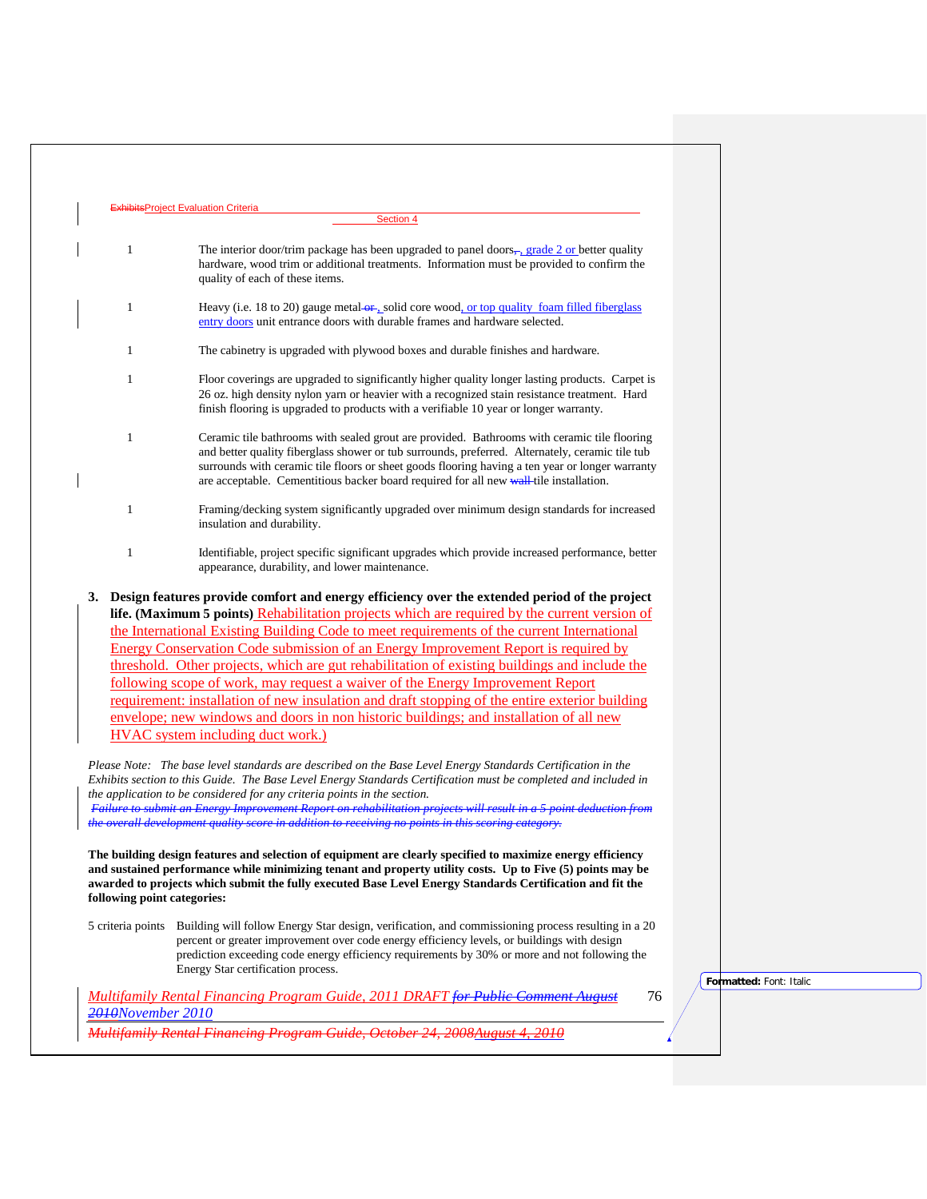| | |
|---|---|
| 1 | The interior door/trim package has been upgraded to panel doors, grade 2 or better quality hardware, wood trim or additional treatments. Information must be provided to confirm the quality of each of these items. |
| 1 | Heavy (i.e. 18 to 20) gauge metal, solid core wood, or top quality foam filled fiberglass entry doors unit entrance doors with durable frames and hardware selected. |
| 1 | The cabinetry is upgraded with plywood boxes and durable finishes and hardware. |
| 1 | Floor coverings are upgraded to significantly higher quality longer lasting products. Carpet is 26 oz. high density nylon yarn or heavier with a recognized stain resistance treatment. Hard finish flooring is upgraded to products with a verifiable 10 year or longer warranty. |
| 1 | Ceramic tile bathrooms with sealed grout are provided. Bathrooms with ceramic tile flooring and better quality fiberglass shower or tub surrounds, preferred. Alternately, ceramic tile tub surrounds with ceramic tile floors or sheet goods flooring having a ten year or longer warranty are acceptable. Cementitious backer board required for all new tile installation. |
| 1 | Framing/decking system significantly upgraded over minimum design standards for increased insulation and durability. |
| 1 | Identifiable, project specific significant upgrades which provide increased performance, better appearance, durability, and lower maintenance. |

3. **Design features provide comfort and energy efficiency over the extended period of the project life. (Maximum 5 points)** Rehabilitation projects which are required by the current version of the International Existing Building Code to meet requirements of the current International Energy Conservation Code submission of an Energy Improvement Report is required by threshold. Other projects, which are gut rehabilitation of existing buildings and include the following scope of work, may request a waiver of the Energy Improvement Report requirement: installation of new insulation and draft stopping of the entire exterior building envelope; new windows and doors in non historic buildings; and installation of all new HVAC system including duct work.)

*Please Note: The base level standards are described on the Base Level Energy Standards Certification in the Exhibits section to this Guide. The Base Level Energy Standards Certification must be completed and included in the application to be considered for any criteria points in the section.*

**The building design features and selection of equipment are clearly specified to maximize energy efficiency and sustained performance while minimizing tenant and property utility costs. Up to Five (5) points may be awarded to projects which submit the fully executed Base Level Energy Standards Certification and fit the following point categories:**

5 criteria points Building will follow Energy Star design, verification, and commissioning process resulting in a 20 percent or greater improvement over code energy efficiency levels, or buildings with design prediction exceeding code energy efficiency requirements by 30% or more and not following the Energy Star certification process.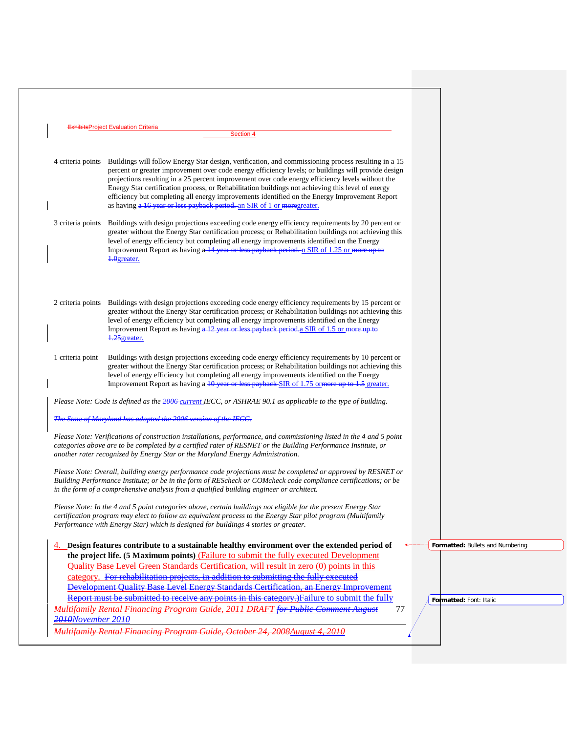4 criteria points Buildings will follow Energy Star design, verification, and commissioning process resulting in a 15 percent or greater improvement over code energy efficiency levels; or buildings will provide design projections resulting in a 25 percent improvement over code energy efficiency levels without the Energy Star certification process, or Rehabilitation buildings not achieving this level of energy efficiency but completing all energy improvements identified on the Energy Improvement Report as having ~~a 16 year or less payback period.~~ an SIR of 1 or ~~more~~greater.

3 criteria points Buildings with design projections exceeding code energy efficiency requirements by 20 percent or greater without the Energy Star certification process; or Rehabilitation buildings not achieving this level of energy efficiency but completing all energy improvements identified on the Energy Improvement Report as having a ~~14 year or less payback period.~~ n SIR of 1.25 or ~~more up to 1.0~~greater.

2 criteria points Buildings with design projections exceeding code energy efficiency requirements by 15 percent or greater without the Energy Star certification process; or Rehabilitation buildings not achieving this level of energy efficiency but completing all energy improvements identified on the Energy Improvement Report as having ~~a 12 year or less payback period.~~a SIR of 1.5 or ~~more up to 1.25~~greater.

1 criteria point Buildings with design projections exceeding code energy efficiency requirements by 10 percent or greater without the Energy Star certification process; or Rehabilitation buildings not achieving this level of energy efficiency but completing all energy improvements identified on the Energy Improvement Report as having a ~~10 year or less payback~~ SIR of 1.75 or~~more up to 1.5~~ greater.

*Please Note: Code is defined as the ~~2006~~ current IECC, or ASHRAE 90.1 as applicable to the type of building.*

~~*The State of Maryland has adopted the 2006 version of the IECC.*~~

*Please Note: Verifications of construction installations, performance, and commissioning listed in the 4 and 5 point categories above are to be completed by a certified rater of RESNET or the Building Performance Institute, or another rater recognized by Energy Star or the Maryland Energy Administration.*

*Please Note: Overall, building energy performance code projections must be completed or approved by RESNET or Building Performance Institute; or be in the form of REScheck or COMcheck code compliance certifications; or be in the form of a comprehensive analysis from a qualified building engineer or architect.*

*Please Note: In the 4 and 5 point categories above, certain buildings not eligible for the present Energy Star certification program may elect to follow an equivalent process to the Energy Star pilot program (Multifamily Performance with Energy Star) which is designed for buildings 4 stories or greater.*

4. **Design features contribute to a sustainable healthy environment over the extended period of the project life. (5 Maximum points)** (Failure to submit the fully executed Development Quality Base Level Green Standards Certification, will result in zero (0) points in this category. ~~For rehabilitation projects, in addition to submitting the fully executed Development Quality Base Level Energy Standards Certification, an Energy Improvement Report must be submitted to receive any points in this category.)~~Failure to submit the fully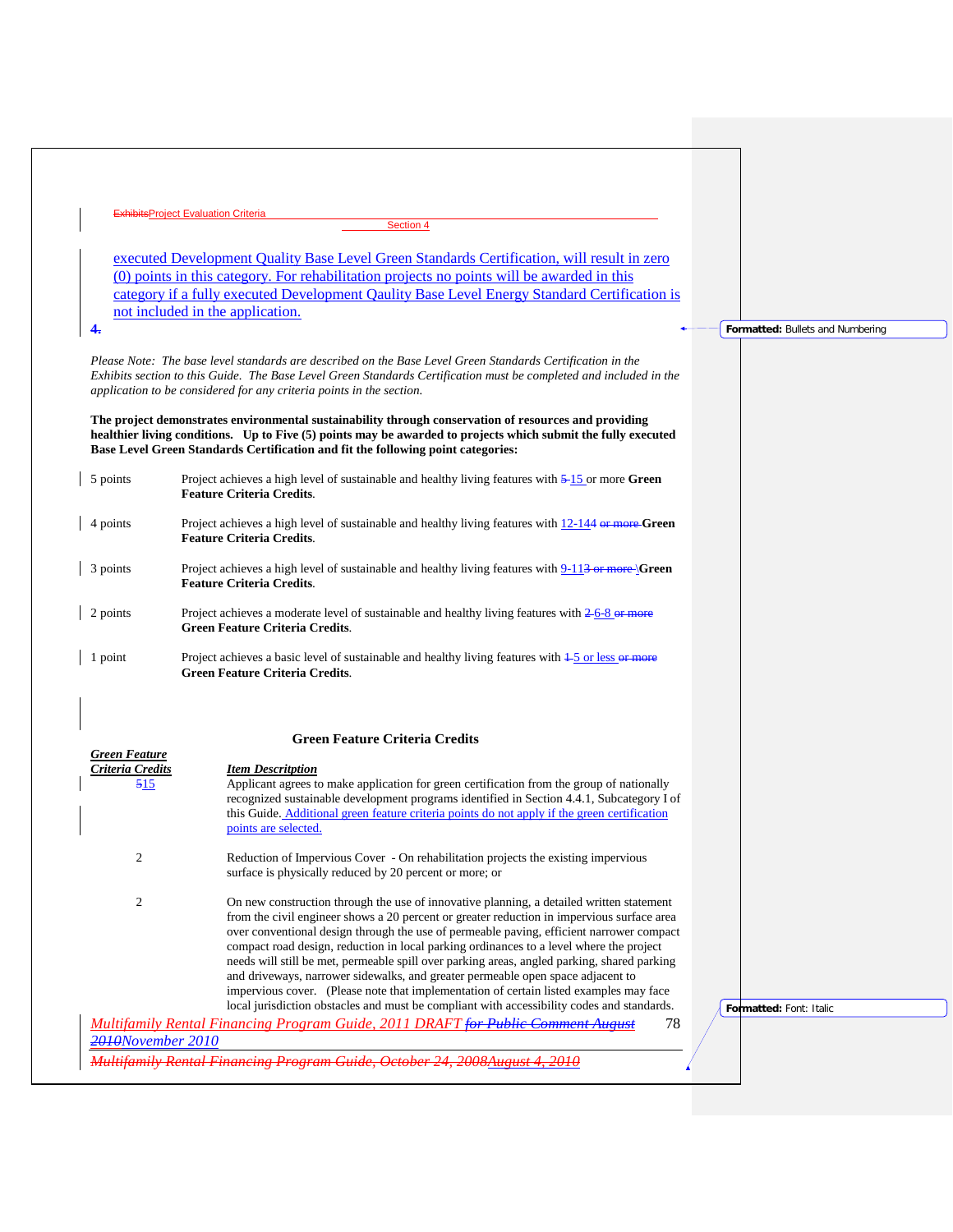executed Development Quality Base Level Green Standards Certification, will result in zero (0) points in this category. For rehabilitation projects no points will be awarded in this category if a fully executed Development Qaulity Base Level Energy Standard Certification is not included in the application.

4.

*Please Note: The base level standards are described on the Base Level Green Standards Certification in the Exhibits section to this Guide. The Base Level Green Standards Certification must be completed and included in the application to be considered for any criteria points in the section.*

**The project demonstrates environmental sustainability through conservation of resources and providing healthier living conditions. Up to Five (5) points may be awarded to projects which submit the fully executed Base Level Green Standards Certification and fit the following point categories:**

| | |
|---|---|
| 5 points | Project achieves a high level of sustainable and healthy living features with 5 15 or more **Green Feature Criteria Credits**. |
| 4 points | Project achieves a high level of sustainable and healthy living features with 12-144 or more **Green Feature Criteria Credits**. |
| 3 points | Project achieves a high level of sustainable and healthy living features with 9-113 or more \**Green Feature Criteria Credits**. |
| 2 points | Project achieves a moderate level of sustainable and healthy living features with 2 6-8 or more **Green Feature Criteria Credits**. |
| 1 point | Project achieves a basic level of sustainable and healthy living features with 1 5 or less or more **Green Feature Criteria Credits**. |

**Green Feature Criteria Credits**

| ***Green Feature Criteria Credits*** | ***Item Descritption*** |
|---|---|
| 515 | Applicant agrees to make application for green certification from the group of nationally recognized sustainable development programs identified in Section 4.4.1, Subcategory I of this Guide. Additional green feature criteria points do not apply if the green certification points are selected. |
| 2 | Reduction of Impervious Cover - On rehabilitation projects the existing impervious surface is physically reduced by 20 percent or more; or |
| 2 | On new construction through the use of innovative planning, a detailed written statement from the civil engineer shows a 20 percent or greater reduction in impervious surface area over conventional design through the use of permeable paving, efficient narrower compact compact road design, reduction in local parking ordinances to a level where the project needs will still be met, permeable spill over parking areas, angled parking, shared parking and driveways, narrower sidewalks, and greater permeable open space adjacent to impervious cover. (Please note that implementation of certain listed examples may face local jurisdiction obstacles and must be compliant with accessibility codes and standards. |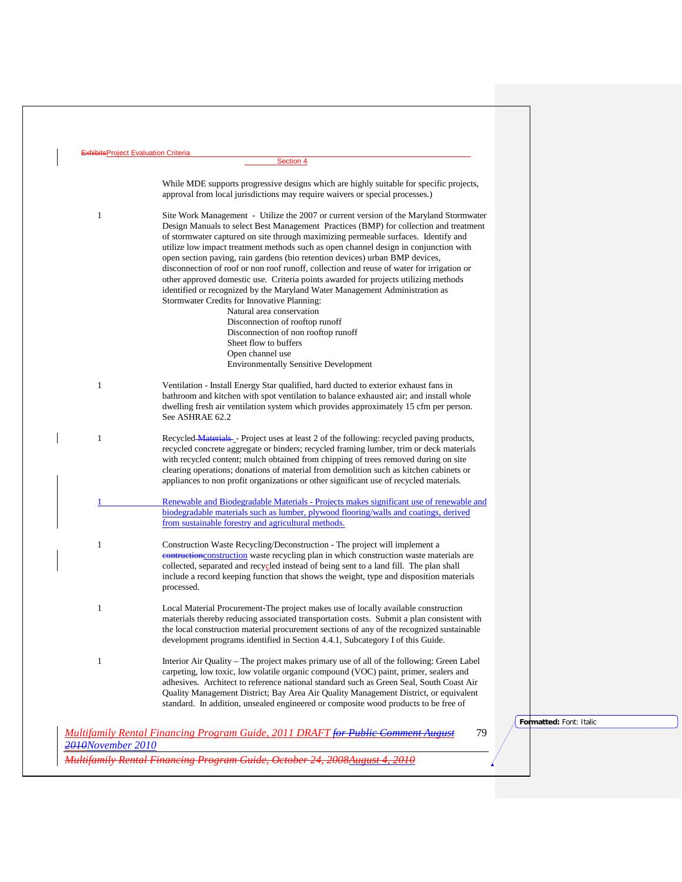While MDE supports progressive designs which are highly suitable for specific projects, approval from local jurisdictions may require waivers or special processes.)

1 Site Work Management - Utilize the 2007 or current version of the Maryland Stormwater Design Manuals to select Best Management Practices (BMP) for collection and treatment of stormwater captured on site through maximizing permeable surfaces. Identify and utilize low impact treatment methods such as open channel design in conjunction with open section paving, rain gardens (bio retention devices) urban BMP devices, disconnection of roof or non roof runoff, collection and reuse of water for irrigation or other approved domestic use. Criteria points awarded for projects utilizing methods identified or recognized by the Maryland Water Management Administration as Stormwater Credits for Innovative Planning:

- Natural area conservation
- Disconnection of rooftop runoff
- Disconnection of non rooftop runoff
- Sheet flow to buffers
- Open channel use
- Environmentally Sensitive Development

1 Ventilation - Install Energy Star qualified, hard ducted to exterior exhaust fans in bathroom and kitchen with spot ventilation to balance exhausted air; and install whole dwelling fresh air ventilation system which provides approximately 15 cfm per person. See ASHRAE 62.2

1 Recycled - Project uses at least 2 of the following: recycled paving products, recycled concrete aggregate or binders; recycled framing lumber, trim or deck materials with recycled content; mulch obtained from chipping of trees removed during on site clearing operations; donations of material from demolition such as kitchen cabinets or appliances to non profit organizations or other significant use of recycled materials.

1 Renewable and Biodegradable Materials - Projects makes significant use of renewable and biodegradable materials such as lumber, plywood flooring/walls and coatings, derived from sustainable forestry and agricultural methods.

1 Construction Waste Recycling/Deconstruction - The project will implement a construction waste recycling plan in which construction waste materials are collected, separated and recycled instead of being sent to a land fill. The plan shall include a record keeping function that shows the weight, type and disposition materials processed.

1 Local Material Procurement-The project makes use of locally available construction materials thereby reducing associated transportation costs. Submit a plan consistent with the local construction material procurement sections of any of the recognized sustainable development programs identified in Section 4.4.1, Subcategory I of this Guide.

1 Interior Air Quality – The project makes primary use of all of the following: Green Label carpeting, low toxic, low volatile organic compound (VOC) paint, primer, sealers and adhesives. Architect to reference national standard such as Green Seal, South Coast Air Quality Management District; Bay Area Air Quality Management District, or equivalent standard. In addition, unsealed engineered or composite wood products to be free of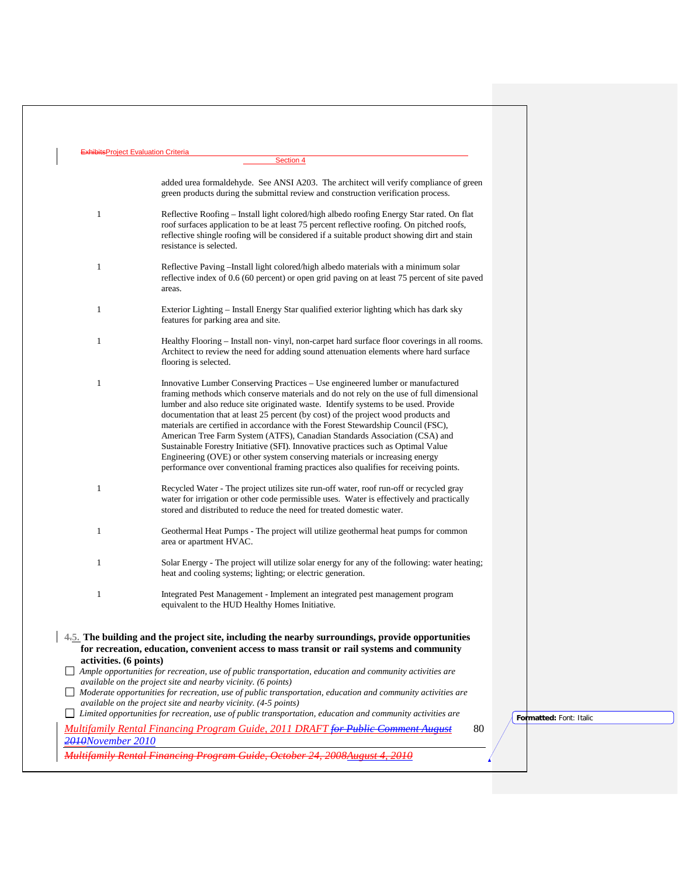added urea formaldehyde. See ANSI A203. The architect will verify compliance of green green products during the submittal review and construction verification process.

| | |
|---|---|
| 1 | Reflective Roofing – Install light colored/high albedo roofing Energy Star rated. On flat roof surfaces application to be at least 75 percent reflective roofing. On pitched roofs, reflective shingle roofing will be considered if a suitable product showing dirt and stain resistance is selected. |
| 1 | Reflective Paving –Install light colored/high albedo materials with a minimum solar reflective index of 0.6 (60 percent) or open grid paving on at least 75 percent of site paved areas. |
| 1 | Exterior Lighting – Install Energy Star qualified exterior lighting which has dark sky features for parking area and site. |
| 1 | Healthy Flooring – Install non- vinyl, non-carpet hard surface floor coverings in all rooms. Architect to review the need for adding sound attenuation elements where hard surface flooring is selected. |
| 1 | Innovative Lumber Conserving Practices – Use engineered lumber or manufactured framing methods which conserve materials and do not rely on the use of full dimensional lumber and also reduce site originated waste. Identify systems to be used. Provide documentation that at least 25 percent (by cost) of the project wood products and materials are certified in accordance with the Forest Stewardship Council (FSC), American Tree Farm System (ATFS), Canadian Standards Association (CSA) and Sustainable Forestry Initiative (SFI). Innovative practices such as Optimal Value Engineering (OVE) or other system conserving materials or increasing energy performance over conventional framing practices also qualifies for receiving points. |
| 1 | Recycled Water - The project utilizes site run-off water, roof run-off or recycled gray water for irrigation or other code permissible uses. Water is effectively and practically stored and distributed to reduce the need for treated domestic water. |
| 1 | Geothermal Heat Pumps - The project will utilize geothermal heat pumps for common area or apartment HVAC. |
| 1 | Solar Energy - The project will utilize solar energy for any of the following: water heating; heat and cooling systems; lighting; or electric generation. |
| 1 | Integrated Pest Management - Implement an integrated pest management program equivalent to the HUD Healthy Homes Initiative. |

**4.5. The building and the project site, including the nearby surroundings, provide opportunities for recreation, education, convenient access to mass transit or rail systems and community activities. (6 points)**

- ☐ *Ample opportunities for recreation, use of public transportation, education and community activities are available on the project site and nearby vicinity. (6 points)*
- ☐ *Moderate opportunities for recreation, use of public transportation, education and community activities are available on the project site and nearby vicinity. (4-5 points)*
- ☐ *Limited opportunities for recreation, use of public transportation, education and community activities are*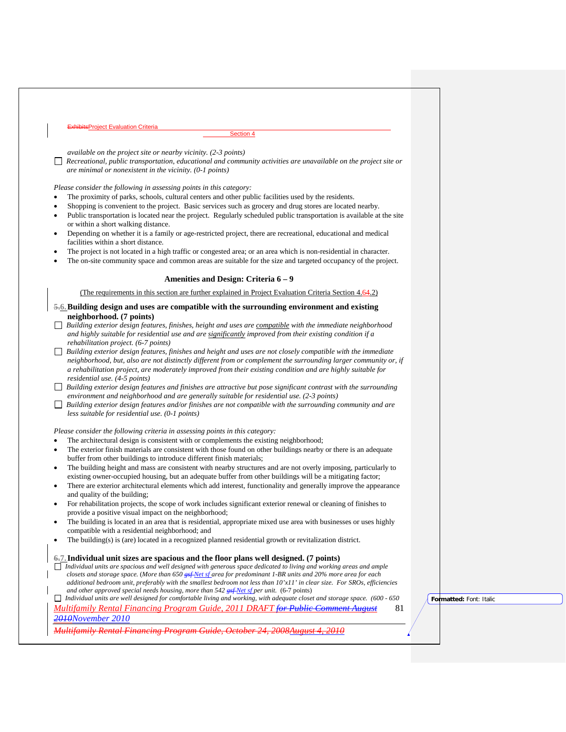available on the project site or nearby vicinity. (2-3 points)

- ☐ *Recreational, public transportation, educational and community activities are unavailable on the project site or are minimal or nonexistent in the vicinity. (0-1 points)*

*Please consider the following in assessing points in this category:*

- The proximity of parks, schools, cultural centers and other public facilities used by the residents.
- Shopping is convenient to the project. Basic services such as grocery and drug stores are located nearby.
- Public transportation is located near the project. Regularly scheduled public transportation is available at the site or within a short walking distance.
- Depending on whether it is a family or age-restricted project, there are recreational, educational and medical facilities within a short distance.
- The project is not located in a high traffic or congested area; or an area which is non-residential in character.
- The on-site community space and common areas are suitable for the size and targeted occupancy of the project.

### Amenities and Design: Criteria 6 – 9

(The requirements in this section are further explained in Project Evaluation Criteria Section 4.64.2)

**5.6. Building design and uses are compatible with the surrounding environment and existing neighborhood. (7 points)**

- ☐ *Building exterior design features, finishes, height and uses are compatible with the immediate neighborhood and highly suitable for residential use and are significantly improved from their existing condition if a rehabilitation project. (6-7 points)*
- ☐ *Building exterior design features, finishes and height and uses are not closely compatible with the immediate neighborhood, but, also are not distinctly different from or complement the surrounding larger community or, if a rehabilitation project, are moderately improved from their existing condition and are highly suitable for residential use. (4-5 points)*
- ☐ *Building exterior design features and finishes are attractive but pose significant contrast with the surrounding environment and neighborhood and are generally suitable for residential use. (2-3 points)*
- ☐ *Building exterior design features and/or finishes are not compatible with the surrounding community and are less suitable for residential use. (0-1 points)*

*Please consider the following criteria in assessing points in this category:*

- The architectural design is consistent with or complements the existing neighborhood;
- The exterior finish materials are consistent with those found on other buildings nearby or there is an adequate buffer from other buildings to introduce different finish materials;
- The building height and mass are consistent with nearby structures and are not overly imposing, particularly to existing owner-occupied housing, but an adequate buffer from other buildings will be a mitigating factor;
- There are exterior architectural elements which add interest, functionality and generally improve the appearance and quality of the building;
- For rehabilitation projects, the scope of work includes significant exterior renewal or cleaning of finishes to provide a positive visual impact on the neighborhood;
- The building is located in an area that is residential, appropriate mixed use area with businesses or uses highly compatible with a residential neighborhood; and
- The building(s) is (are) located in a recognized planned residential growth or revitalization district.

**6.7. Individual unit sizes are spacious and the floor plans well designed. (7 points)**

- ☐ *Individual units are spacious and well designed with generous space dedicated to living and working areas and ample closets and storage space. (More than 650 gsf Net sf area for predominant 1-BR units and 20% more area for each additional bedroom unit, preferably with the smallest bedroom not less than 10'x11' in clear size. For SROs, efficiencies and other approved special needs housing, more than 542 gsf Net sf per unit.* (6-7 points)
- ☐ *Individual units are well designed for comfortable living and working, with adequate closet and storage space. (600 - 650*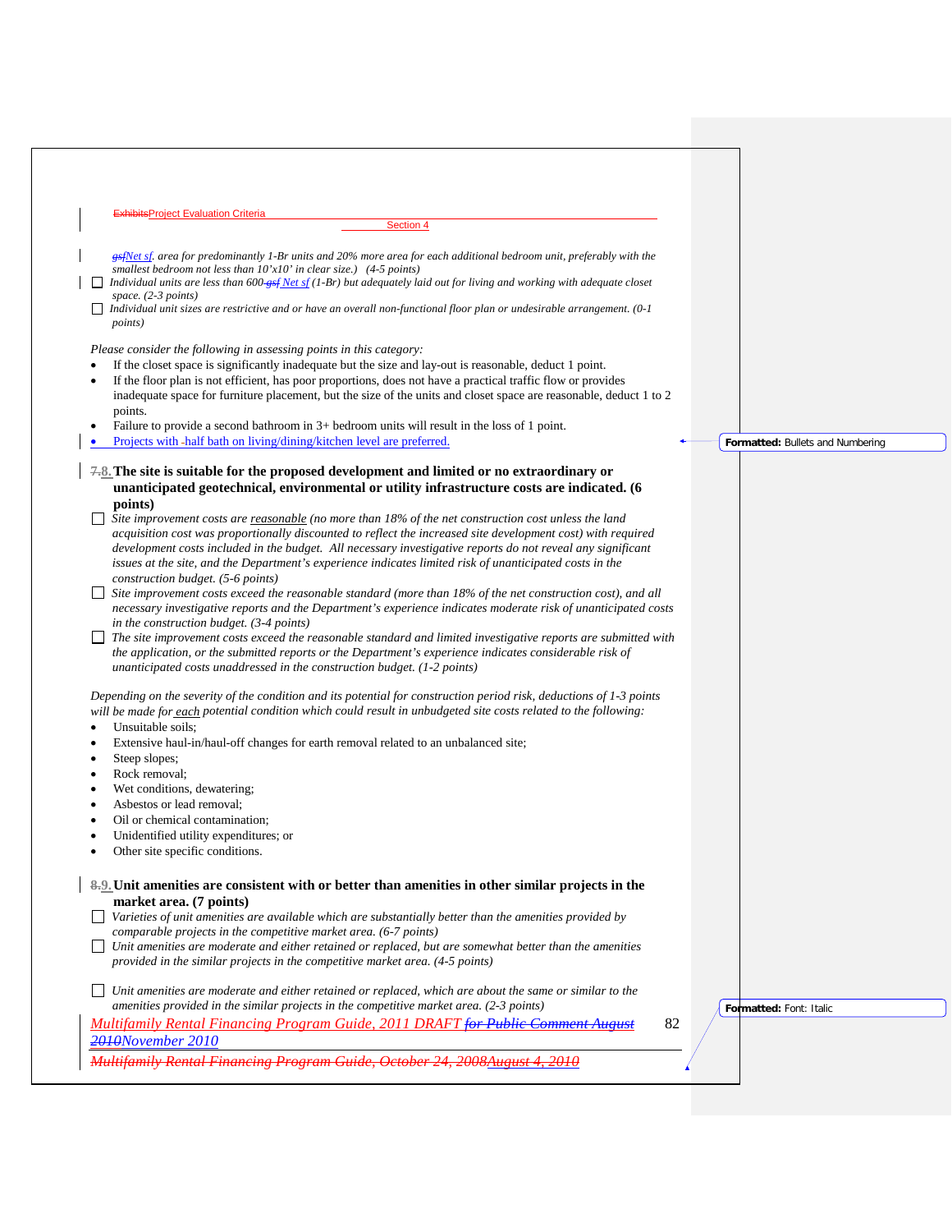*Net sf.* *area for predominantly 1-Br units and 20% more area for each additional bedroom unit, preferably with the smallest bedroom not less than 10'x10' in clear size.) (4-5 points)*

- ☐ *Individual units are less than 600 Net sf (1-Br) but adequately laid out for living and working with adequate closet space. (2-3 points)*
- ☐ *Individual unit sizes are restrictive and or have an overall non-functional floor plan or undesirable arrangement. (0-1 points)*

*Please consider the following in assessing points in this category:*

- If the closet space is significantly inadequate but the size and lay-out is reasonable, deduct 1 point.
- If the floor plan is not efficient, has poor proportions, does not have a practical traffic flow or provides inadequate space for furniture placement, but the size of the units and closet space are reasonable, deduct 1 to 2 points.
- Failure to provide a second bathroom in 3+ bedroom units will result in the loss of 1 point.
- Projects with half bath on living/dining/kitchen level are preferred.

**8. The site is suitable for the proposed development and limited or no extraordinary or unanticipated geotechnical, environmental or utility infrastructure costs are indicated. (6 points)**

- ☐ *Site improvement costs are reasonable (no more than 18% of the net construction cost unless the land acquisition cost was proportionally discounted to reflect the increased site development cost) with required development costs included in the budget. All necessary investigative reports do not reveal any significant issues at the site, and the Department's experience indicates limited risk of unanticipated costs in the construction budget. (5-6 points)*
- ☐ *Site improvement costs exceed the reasonable standard (more than 18% of the net construction cost), and all necessary investigative reports and the Department's experience indicates moderate risk of unanticipated costs in the construction budget. (3-4 points)*
- ☐ *The site improvement costs exceed the reasonable standard and limited investigative reports are submitted with the application, or the submitted reports or the Department's experience indicates considerable risk of unanticipated costs unaddressed in the construction budget. (1-2 points)*

*Depending on the severity of the condition and its potential for construction period risk, deductions of 1-3 points will be made for each potential condition which could result in unbudgeted site costs related to the following:*

- Unsuitable soils;
- Extensive haul-in/haul-off changes for earth removal related to an unbalanced site;
- Steep slopes;
- Rock removal;
- Wet conditions, dewatering;
- Asbestos or lead removal;
- Oil or chemical contamination;
- Unidentified utility expenditures; or
- Other site specific conditions.

**9. Unit amenities are consistent with or better than amenities in other similar projects in the market area. (7 points)**

- ☐ *Varieties of unit amenities are available which are substantially better than the amenities provided by comparable projects in the competitive market area. (6-7 points)*
- ☐ *Unit amenities are moderate and either retained or replaced, but are somewhat better than the amenities provided in the similar projects in the competitive market area. (4-5 points)*
- ☐ *Unit amenities are moderate and either retained or replaced, which are about the same or similar to the amenities provided in the similar projects in the competitive market area. (2-3 points)*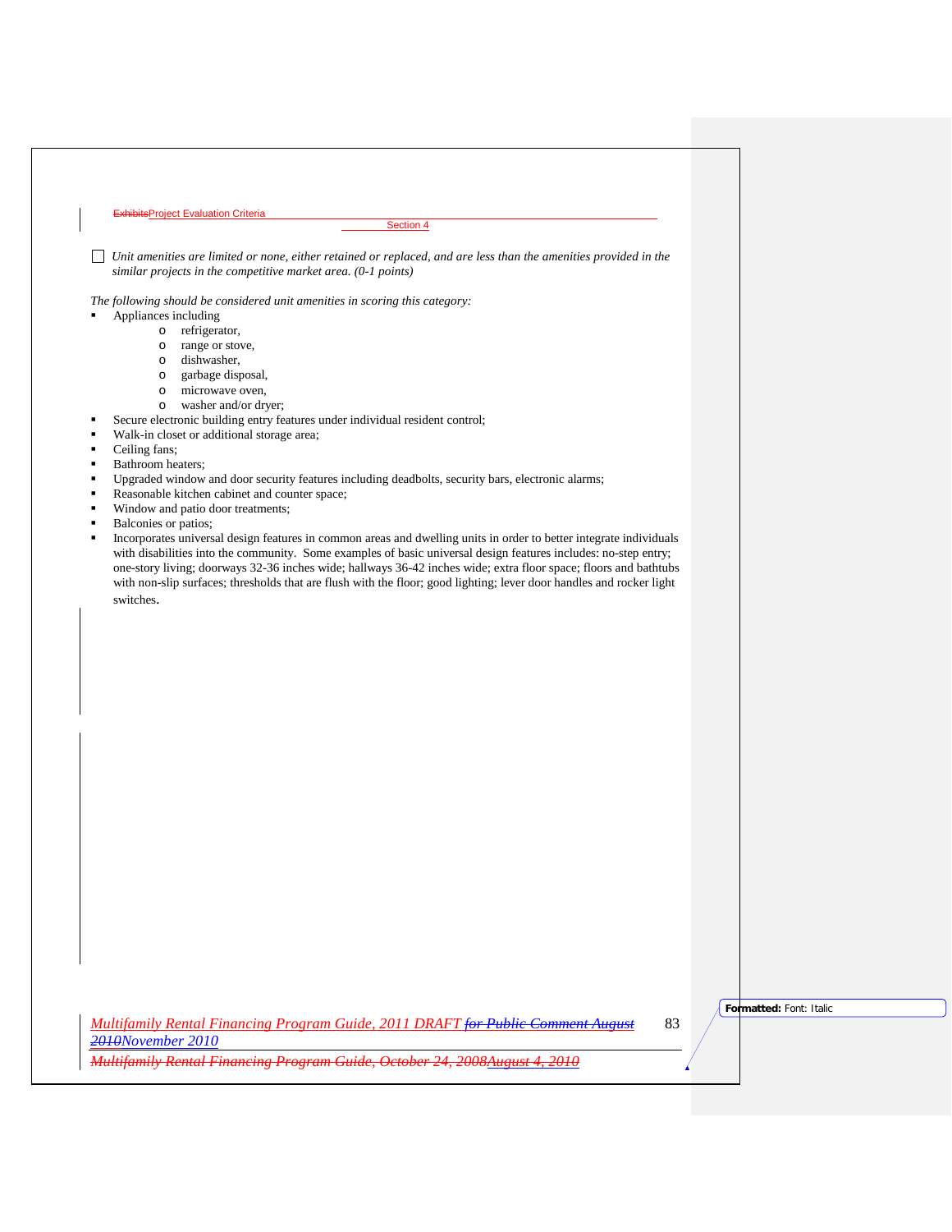☐ *Unit amenities are limited or none, either retained or replaced, and are less than the amenities provided in the similar projects in the competitive market area. (0-1 points)*

*The following should be considered unit amenities in scoring this category:*

- Appliances including
  - refrigerator,
  - range or stove,
  - dishwasher,
  - garbage disposal,
  - microwave oven,
  - washer and/or dryer;
- Secure electronic building entry features under individual resident control;
- Walk-in closet or additional storage area;
- Ceiling fans;
- Bathroom heaters;
- Upgraded window and door security features including deadbolts, security bars, electronic alarms;
- Reasonable kitchen cabinet and counter space;
- Window and patio door treatments;
- Balconies or patios;
- Incorporates universal design features in common areas and dwelling units in order to better integrate individuals with disabilities into the community. Some examples of basic universal design features includes: no-step entry; one-story living; doorways 32-36 inches wide; hallways 36-42 inches wide; extra floor space; floors and bathtubs with non-slip surfaces; thresholds that are flush with the floor; good lighting; lever door handles and rocker light switches.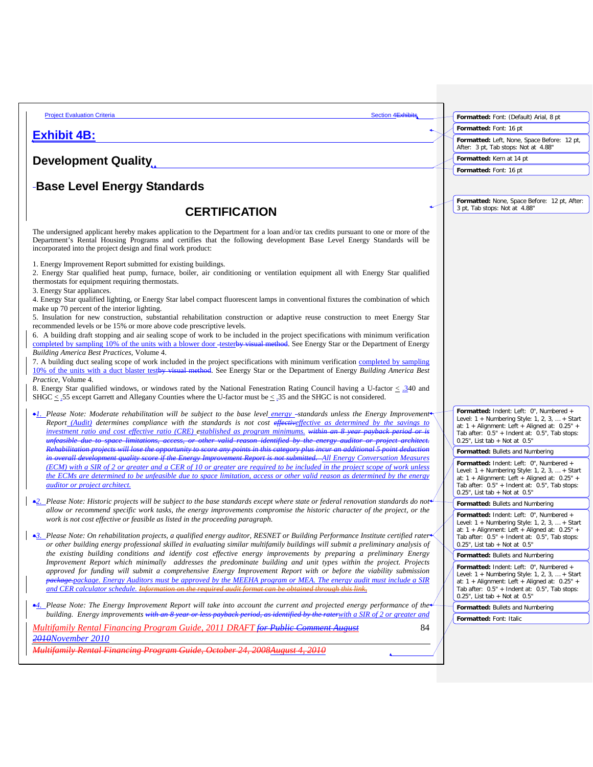# Exhibit 4B:

## Development Quality

## Base Level Energy Standards

## CERTIFICATION

The undersigned applicant hereby makes application to the Department for a loan and/or tax credits pursuant to one or more of the Department's Rental Housing Programs and certifies that the following development Base Level Energy Standards will be incorporated into the project design and final work product:

1. Energy Improvement Report submitted for existing buildings.
2. Energy Star qualified heat pump, furnace, boiler, air conditioning or ventilation equipment all with Energy Star qualified thermostats for equipment requiring thermostats.
3. Energy Star appliances.
4. Energy Star qualified lighting, or Energy Star label compact fluorescent lamps in conventional fixtures the combination of which make up 70 percent of the interior lighting.
5. Insulation for new construction, substantial rehabilitation construction or adaptive reuse construction to meet Energy Star recommended levels or be 15% or more above code prescriptive levels.
6. A building draft stopping and air sealing scope of work to be included in the project specifications with minimum verification completed by sampling 10% of the units with a blower door tester. See Energy Star or the Department of Energy *Building America Best Practices*, Volume 4.
7. A building duct sealing scope of work included in the project specifications with minimum verification completed by sampling 10% of the units with a duct blaster test. See Energy Star or the Department of Energy *Building America Best Practice*, Volume 4.
8. Energy Star qualified windows, or windows rated by the National Fenestration Rating Council having a U-factor ≤ .40 and SHGC ≤ .55 except Garrett and Allegany Counties where the U-factor must be ≤ .35 and the SHGC is not considered.

1. *Please Note: Moderate rehabilitation will be subject to the base level energy standards unless the Energy Improvement Report (Audit) determines compliance with the standards is not cost effective as determined by the savings to investment ratio and cost effective ratio (CRE) established as program minimums. All Energy Conservation Measures (ECM) with a SIR of 2 or greater and a CER of 10 or greater are required to be included in the project scope of work unless the ECMs are determined to be unfeasible due to space limitation, access or other valid reason as determined by the energy auditor or project architect.*

2. *Please Note: Historic projects will be subject to the base standards except where state or federal renovation standards do not allow or recommend specific work tasks, the energy improvements compromise the historic character of the project, or the work is not cost effective or feasible as listed in the proceeding paragraph.*

3. *Please Note: On rehabilitation projects, a qualified energy auditor, RESNET or Building Performance Institute certified rater or other building energy professional skilled in evaluating similar multifamily buildings will submit a preliminary analysis of the existing building conditions and identify cost effective energy improvements by preparing a preliminary Energy Improvement Report which minimally addresses the predominate building and unit types within the project. Projects approved for funding will submit a comprehensive Energy Improvement Report with or before the viability submission package. Energy Auditors must be approved by the MEEHA program or MEA. The energy audit must include a SIR and CER calculator schedule.*

4. *Please Note: The Energy Improvement Report will take into account the current and projected energy performance of the building. Energy improvements with a SIR of 2 or greater and*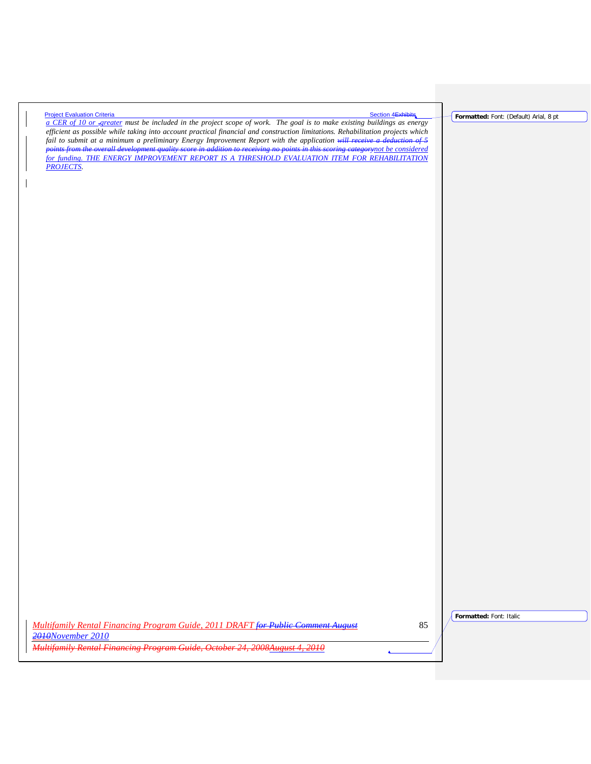*a CER of 10 or ,greater must be included in the project scope of work. The goal is to make existing buildings as energy efficient as possible while taking into account practical financial and construction limitations. Rehabilitation projects which fail to submit at a minimum a preliminary Energy Improvement Report with the application ~~will receive a deduction of 5 points from the overall development quality score in addition to receiving no points in this scoring category~~not be considered for funding. THE ENERGY IMPROVEMENT REPORT IS A THRESHOLD EVALUATION ITEM FOR REHABILITATION PROJECTS.*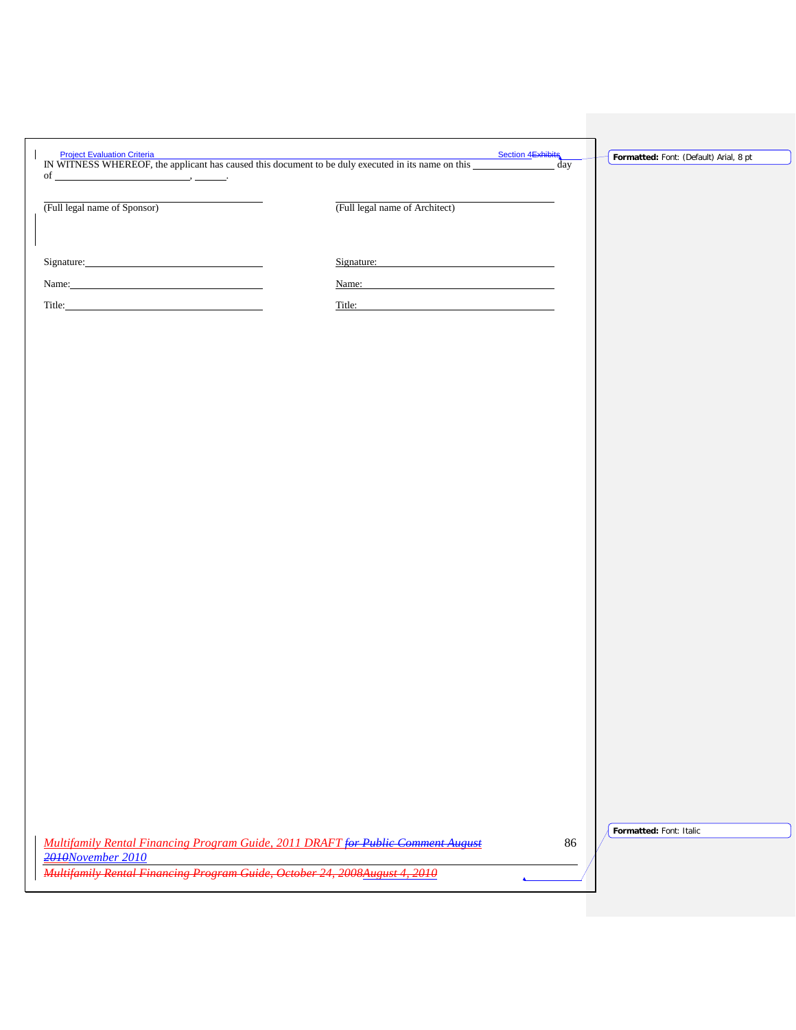IN WITNESS WHEREOF, the applicant has caused this document to be duly executed in its name on this ______________ day of ________________________, ______.

| ______________________________ | ______________________________ |
| --- | --- |
| (Full legal name of Sponsor) | (Full legal name of Architect) |
| Signature: ____________________ | Signature: ____________________ |
| Name: ____________________ | Name: ____________________ |
| Title: ____________________ | Title: ____________________ |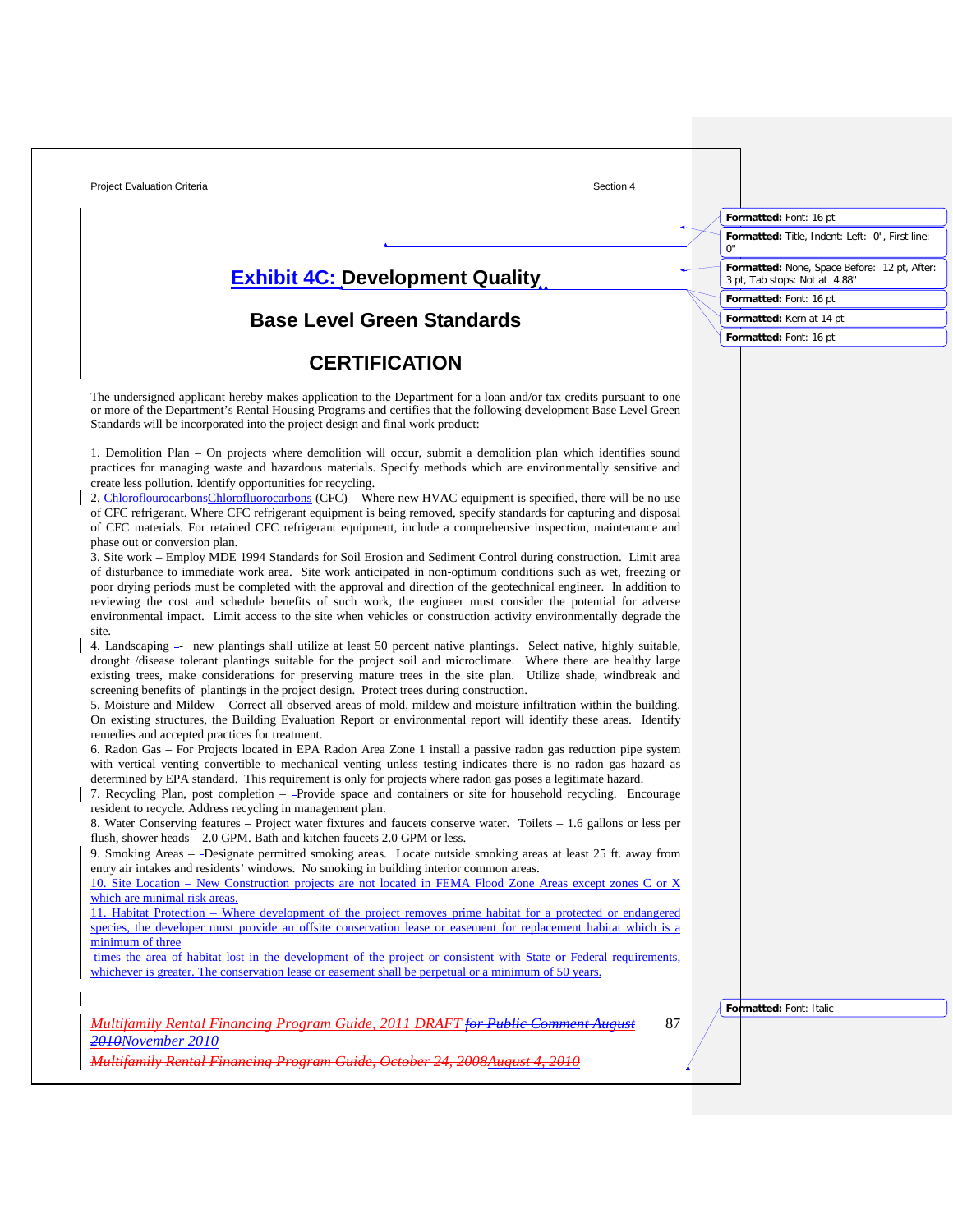# Exhibit 4C: Development Quality

## Base Level Green Standards

## CERTIFICATION

The undersigned applicant hereby makes application to the Department for a loan and/or tax credits pursuant to one or more of the Department's Rental Housing Programs and certifies that the following development Base Level Green Standards will be incorporated into the project design and final work product:

1. Demolition Plan – On projects where demolition will occur, submit a demolition plan which identifies sound practices for managing waste and hazardous materials. Specify methods which are environmentally sensitive and create less pollution. Identify opportunities for recycling.
2. Chlorofluorocarbons (CFC) – Where new HVAC equipment is specified, there will be no use of CFC refrigerant. Where CFC refrigerant equipment is being removed, specify standards for capturing and disposal of CFC materials. For retained CFC refrigerant equipment, include a comprehensive inspection, maintenance and phase out or conversion plan.
3. Site work – Employ MDE 1994 Standards for Soil Erosion and Sediment Control during construction. Limit area of disturbance to immediate work area. Site work anticipated in non-optimum conditions such as wet, freezing or poor drying periods must be completed with the approval and direction of the geotechnical engineer. In addition to reviewing the cost and schedule benefits of such work, the engineer must consider the potential for adverse environmental impact. Limit access to the site when vehicles or construction activity environmentally degrade the site.
4. Landscaping - new plantings shall utilize at least 50 percent native plantings. Select native, highly suitable, drought /disease tolerant plantings suitable for the project soil and microclimate. Where there are healthy large existing trees, make considerations for preserving mature trees in the site plan. Utilize shade, windbreak and screening benefits of plantings in the project design. Protect trees during construction.
5. Moisture and Mildew – Correct all observed areas of mold, mildew and moisture infiltration within the building. On existing structures, the Building Evaluation Report or environmental report will identify these areas. Identify remedies and accepted practices for treatment.
6. Radon Gas – For Projects located in EPA Radon Area Zone 1 install a passive radon gas reduction pipe system with vertical venting convertible to mechanical venting unless testing indicates there is no radon gas hazard as determined by EPA standard. This requirement is only for projects where radon gas poses a legitimate hazard.
7. Recycling Plan, post completion – Provide space and containers or site for household recycling. Encourage resident to recycle. Address recycling in management plan.
8. Water Conserving features – Project water fixtures and faucets conserve water. Toilets – 1.6 gallons or less per flush, shower heads – 2.0 GPM. Bath and kitchen faucets 2.0 GPM or less.
9. Smoking Areas – Designate permitted smoking areas. Locate outside smoking areas at least 25 ft. away from entry air intakes and residents' windows. No smoking in building interior common areas.
10. Site Location – New Construction projects are not located in FEMA Flood Zone Areas except zones C or X which are minimal risk areas.
11. Habitat Protection – Where development of the project removes prime habitat for a protected or endangered species, the developer must provide an offsite conservation lease or easement for replacement habitat which is a minimum of three times the area of habitat lost in the development of the project or consistent with State or Federal requirements, whichever is greater. The conservation lease or easement shall be perpetual or a minimum of 50 years.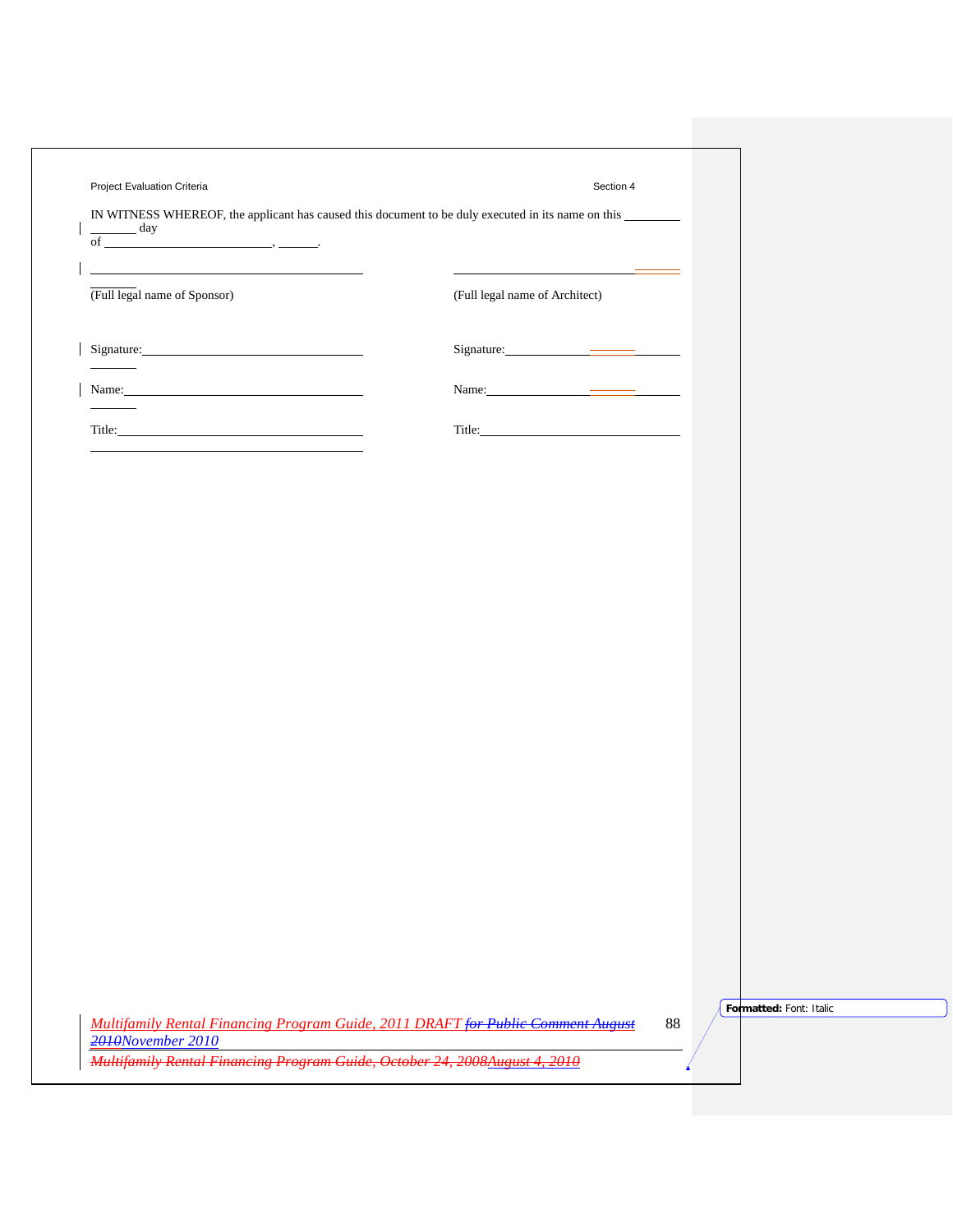IN WITNESS WHEREOF, the applicant has caused this document to be duly executed in its name on this ________ ________ day of ________________________, ______.

| | |
|---|---|
| ________________________________ | ________________________________ |
| (Full legal name of Sponsor) | (Full legal name of Architect) |
| Signature:________________________ | Signature:________________________ |
| Name:___________________________ | Name:___________________________ |
| Title:____________________________ | Title:____________________________ |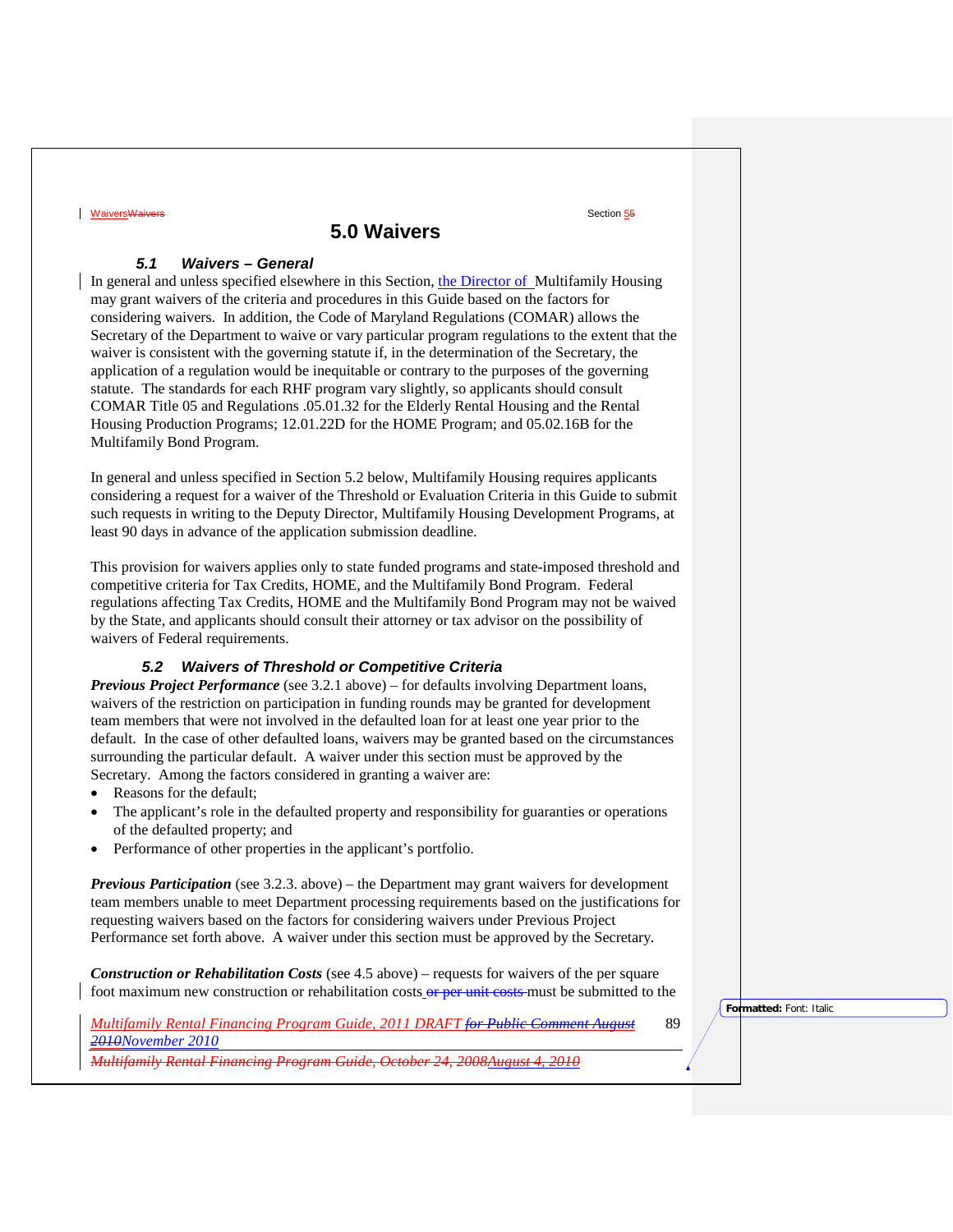# 5.0 Waivers

### *5.1 Waivers – General*

In general and unless specified elsewhere in this Section, the Director of Multifamily Housing may grant waivers of the criteria and procedures in this Guide based on the factors for considering waivers. In addition, the Code of Maryland Regulations (COMAR) allows the Secretary of the Department to waive or vary particular program regulations to the extent that the waiver is consistent with the governing statute if, in the determination of the Secretary, the application of a regulation would be inequitable or contrary to the purposes of the governing statute. The standards for each RHF program vary slightly, so applicants should consult COMAR Title 05 and Regulations .05.01.32 for the Elderly Rental Housing and the Rental Housing Production Programs; 12.01.22D for the HOME Program; and 05.02.16B for the Multifamily Bond Program.

In general and unless specified in Section 5.2 below, Multifamily Housing requires applicants considering a request for a waiver of the Threshold or Evaluation Criteria in this Guide to submit such requests in writing to the Deputy Director, Multifamily Housing Development Programs, at least 90 days in advance of the application submission deadline.

This provision for waivers applies only to state funded programs and state-imposed threshold and competitive criteria for Tax Credits, HOME, and the Multifamily Bond Program. Federal regulations affecting Tax Credits, HOME and the Multifamily Bond Program may not be waived by the State, and applicants should consult their attorney or tax advisor on the possibility of waivers of Federal requirements.

### *5.2 Waivers of Threshold or Competitive Criteria*

***Previous Project Performance*** (see 3.2.1 above) – for defaults involving Department loans, waivers of the restriction on participation in funding rounds may be granted for development team members that were not involved in the defaulted loan for at least one year prior to the default. In the case of other defaulted loans, waivers may be granted based on the circumstances surrounding the particular default. A waiver under this section must be approved by the Secretary. Among the factors considered in granting a waiver are:

- Reasons for the default;
- The applicant's role in the defaulted property and responsibility for guaranties or operations of the defaulted property; and
- Performance of other properties in the applicant's portfolio.

***Previous Participation*** (see 3.2.3. above) – the Department may grant waivers for development team members unable to meet Department processing requirements based on the justifications for requesting waivers based on the factors for considering waivers under Previous Project Performance set forth above. A waiver under this section must be approved by the Secretary.

***Construction or Rehabilitation Costs*** (see 4.5 above) – requests for waivers of the per square foot maximum new construction or rehabilitation costs ~~or per unit costs~~ must be submitted to the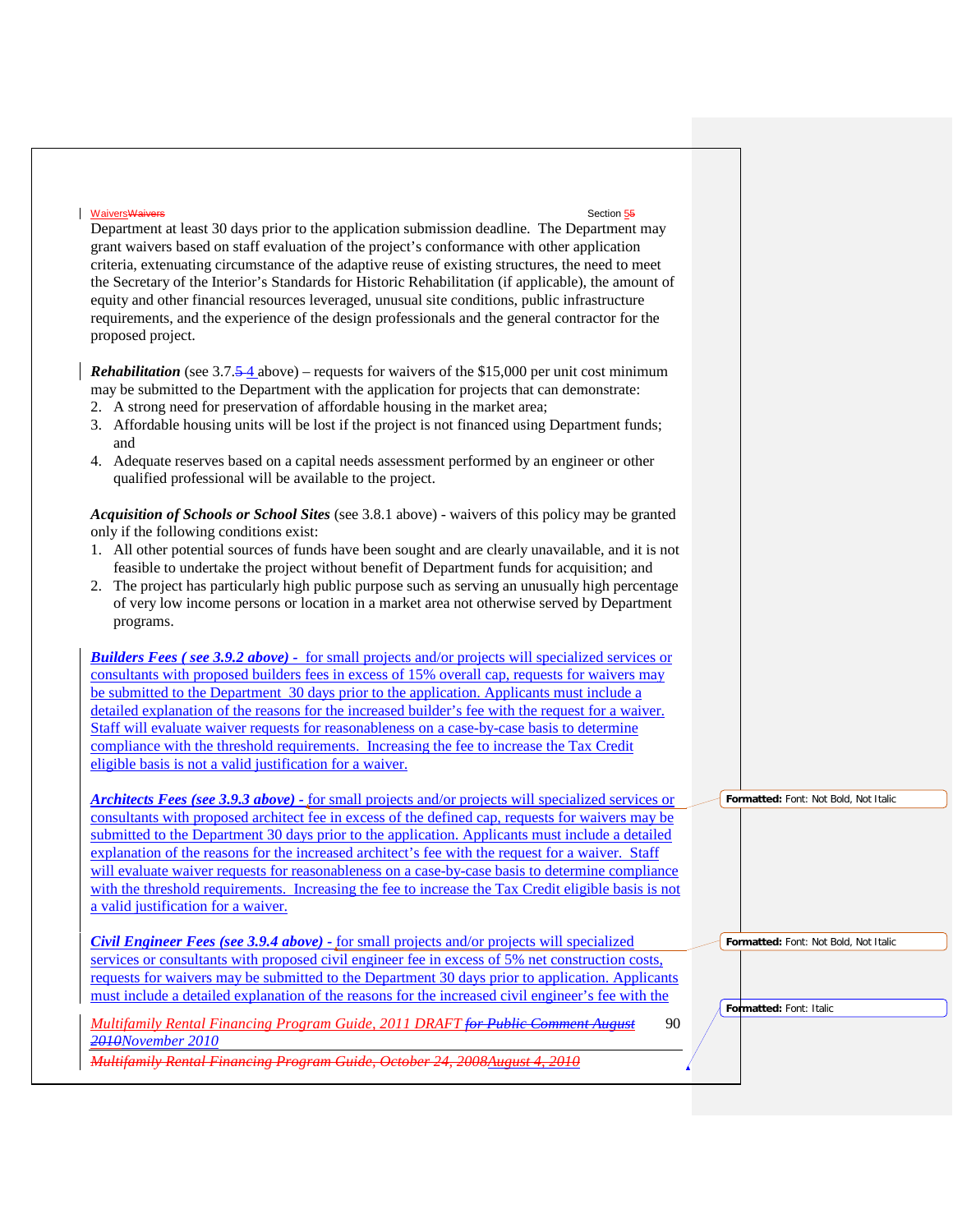Department at least 30 days prior to the application submission deadline. The Department may grant waivers based on staff evaluation of the project's conformance with other application criteria, extenuating circumstance of the adaptive reuse of existing structures, the need to meet the Secretary of the Interior's Standards for Historic Rehabilitation (if applicable), the amount of equity and other financial resources leveraged, unusual site conditions, public infrastructure requirements, and the experience of the design professionals and the general contractor for the proposed project.

***Rehabilitation*** (see 3.7.4 above) – requests for waivers of the $15,000 per unit cost minimum may be submitted to the Department with the application for projects that can demonstrate:

2. A strong need for preservation of affordable housing in the market area;
3. Affordable housing units will be lost if the project is not financed using Department funds; and
4. Adequate reserves based on a capital needs assessment performed by an engineer or other qualified professional will be available to the project.

***Acquisition of Schools or School Sites*** (see 3.8.1 above) - waivers of this policy may be granted only if the following conditions exist:

1. All other potential sources of funds have been sought and are clearly unavailable, and it is not feasible to undertake the project without benefit of Department funds for acquisition; and
2. The project has particularly high public purpose such as serving an unusually high percentage of very low income persons or location in a market area not otherwise served by Department programs.

***Builders Fees ( see 3.9.2 above) -*** for small projects and/or projects will specialized services or consultants with proposed builders fees in excess of 15% overall cap, requests for waivers may be submitted to the Department 30 days prior to the application. Applicants must include a detailed explanation of the reasons for the increased builder's fee with the request for a waiver. Staff will evaluate waiver requests for reasonableness on a case-by-case basis to determine compliance with the threshold requirements. Increasing the fee to increase the Tax Credit eligible basis is not a valid justification for a waiver.

***Architects Fees (see 3.9.3 above) -*** for small projects and/or projects will specialized services or consultants with proposed architect fee in excess of the defined cap, requests for waivers may be submitted to the Department 30 days prior to the application. Applicants must include a detailed explanation of the reasons for the increased architect's fee with the request for a waiver. Staff will evaluate waiver requests for reasonableness on a case-by-case basis to determine compliance with the threshold requirements. Increasing the fee to increase the Tax Credit eligible basis is not a valid justification for a waiver.

***Civil Engineer Fees (see 3.9.4 above) -*** for small projects and/or projects will specialized services or consultants with proposed civil engineer fee in excess of 5% net construction costs, requests for waivers may be submitted to the Department 30 days prior to application. Applicants must include a detailed explanation of the reasons for the increased civil engineer's fee with the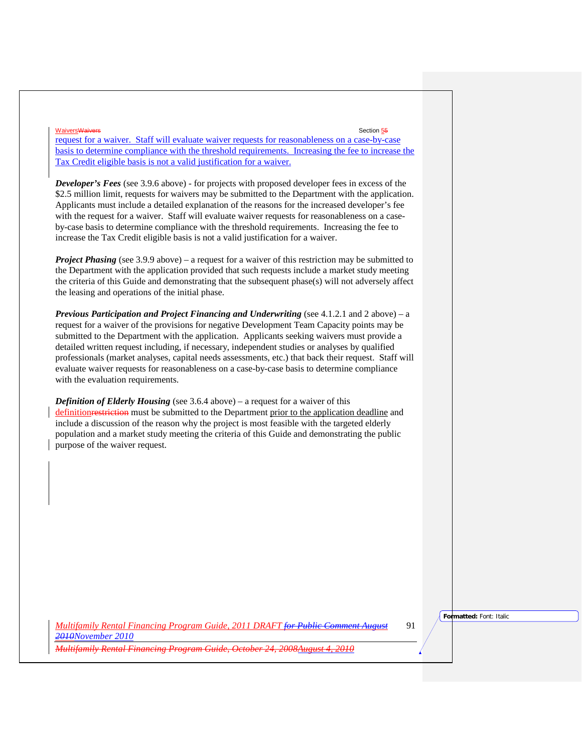request for a waiver. Staff will evaluate waiver requests for reasonableness on a case-by-case basis to determine compliance with the threshold requirements. Increasing the fee to increase the Tax Credit eligible basis is not a valid justification for a waiver.

***Developer's Fees*** (see 3.9.6 above) - for projects with proposed developer fees in excess of the $2.5 million limit, requests for waivers may be submitted to the Department with the application. Applicants must include a detailed explanation of the reasons for the increased developer's fee with the request for a waiver. Staff will evaluate waiver requests for reasonableness on a case-by-case basis to determine compliance with the threshold requirements. Increasing the fee to increase the Tax Credit eligible basis is not a valid justification for a waiver.

***Project Phasing*** (see 3.9.9 above) – a request for a waiver of this restriction may be submitted to the Department with the application provided that such requests include a market study meeting the criteria of this Guide and demonstrating that the subsequent phase(s) will not adversely affect the leasing and operations of the initial phase.

***Previous Participation and Project Financing and Underwriting*** (see 4.1.2.1 and 2 above) – a request for a waiver of the provisions for negative Development Team Capacity points may be submitted to the Department with the application. Applicants seeking waivers must provide a detailed written request including, if necessary, independent studies or analyses by qualified professionals (market analyses, capital needs assessments, etc.) that back their request. Staff will evaluate waiver requests for reasonableness on a case-by-case basis to determine compliance with the evaluation requirements.

***Definition of Elderly Housing*** (see 3.6.4 above) – a request for a waiver of this definition~~restriction~~ must be submitted to the Department prior to the application deadline and include a discussion of the reason why the project is most feasible with the targeted elderly population and a market study meeting the criteria of this Guide and demonstrating the public purpose of the waiver request.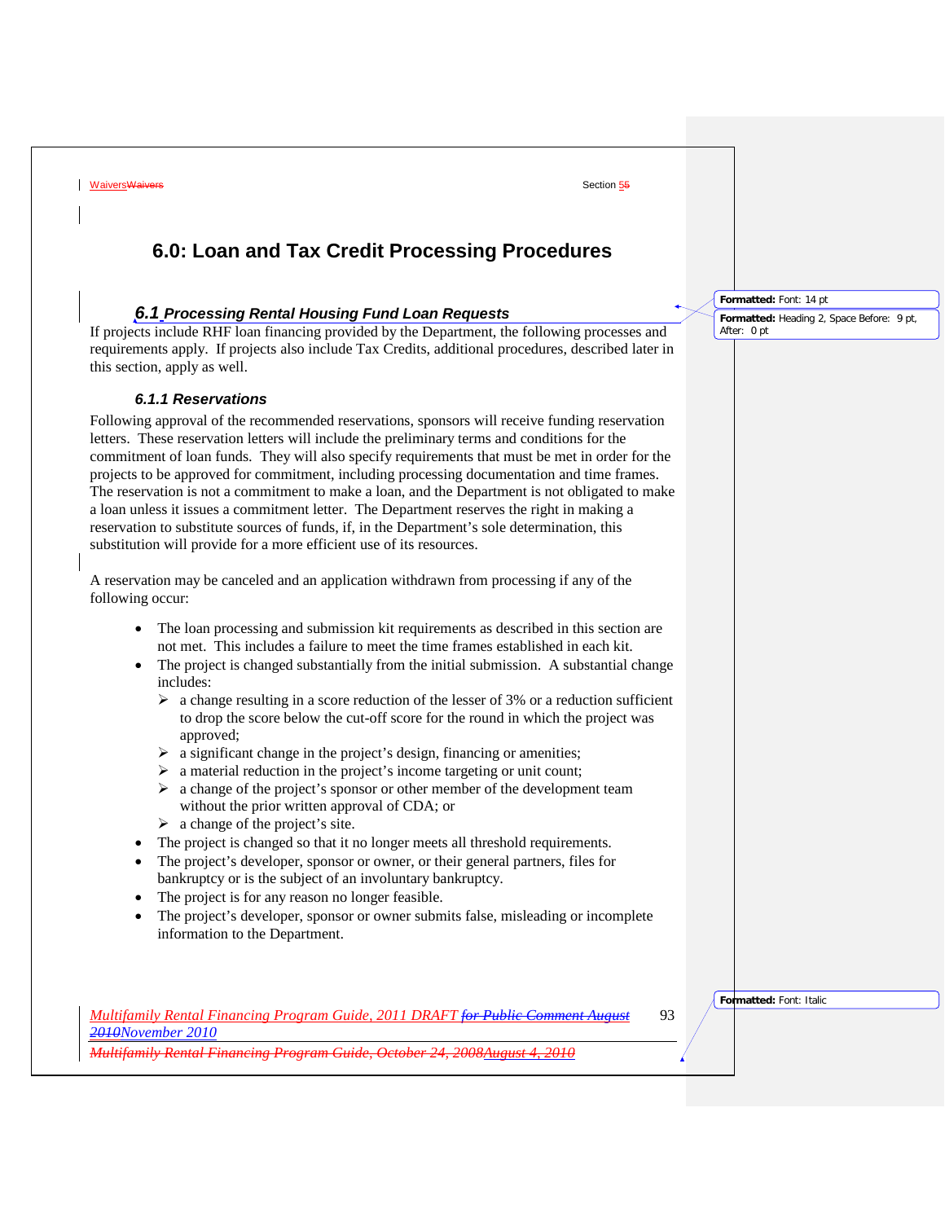# 6.0: Loan and Tax Credit Processing Procedures

## *6.1 Processing Rental Housing Fund Loan Requests*

If projects include RHF loan financing provided by the Department, the following processes and requirements apply. If projects also include Tax Credits, additional procedures, described later in this section, apply as well.

### *6.1.1 Reservations*

Following approval of the recommended reservations, sponsors will receive funding reservation letters. These reservation letters will include the preliminary terms and conditions for the commitment of loan funds. They will also specify requirements that must be met in order for the projects to be approved for commitment, including processing documentation and time frames. The reservation is not a commitment to make a loan, and the Department is not obligated to make a loan unless it issues a commitment letter. The Department reserves the right in making a reservation to substitute sources of funds, if, in the Department's sole determination, this substitution will provide for a more efficient use of its resources.

A reservation may be canceled and an application withdrawn from processing if any of the following occur:

- The loan processing and submission kit requirements as described in this section are not met. This includes a failure to meet the time frames established in each kit.
- The project is changed substantially from the initial submission. A substantial change includes:
  - a change resulting in a score reduction of the lesser of 3% or a reduction sufficient to drop the score below the cut-off score for the round in which the project was approved;
  - a significant change in the project's design, financing or amenities;
  - a material reduction in the project's income targeting or unit count;
  - a change of the project's sponsor or other member of the development team without the prior written approval of CDA; or
  - a change of the project's site.
- The project is changed so that it no longer meets all threshold requirements.
- The project's developer, sponsor or owner, or their general partners, files for bankruptcy or is the subject of an involuntary bankruptcy.
- The project is for any reason no longer feasible.
- The project's developer, sponsor or owner submits false, misleading or incomplete information to the Department.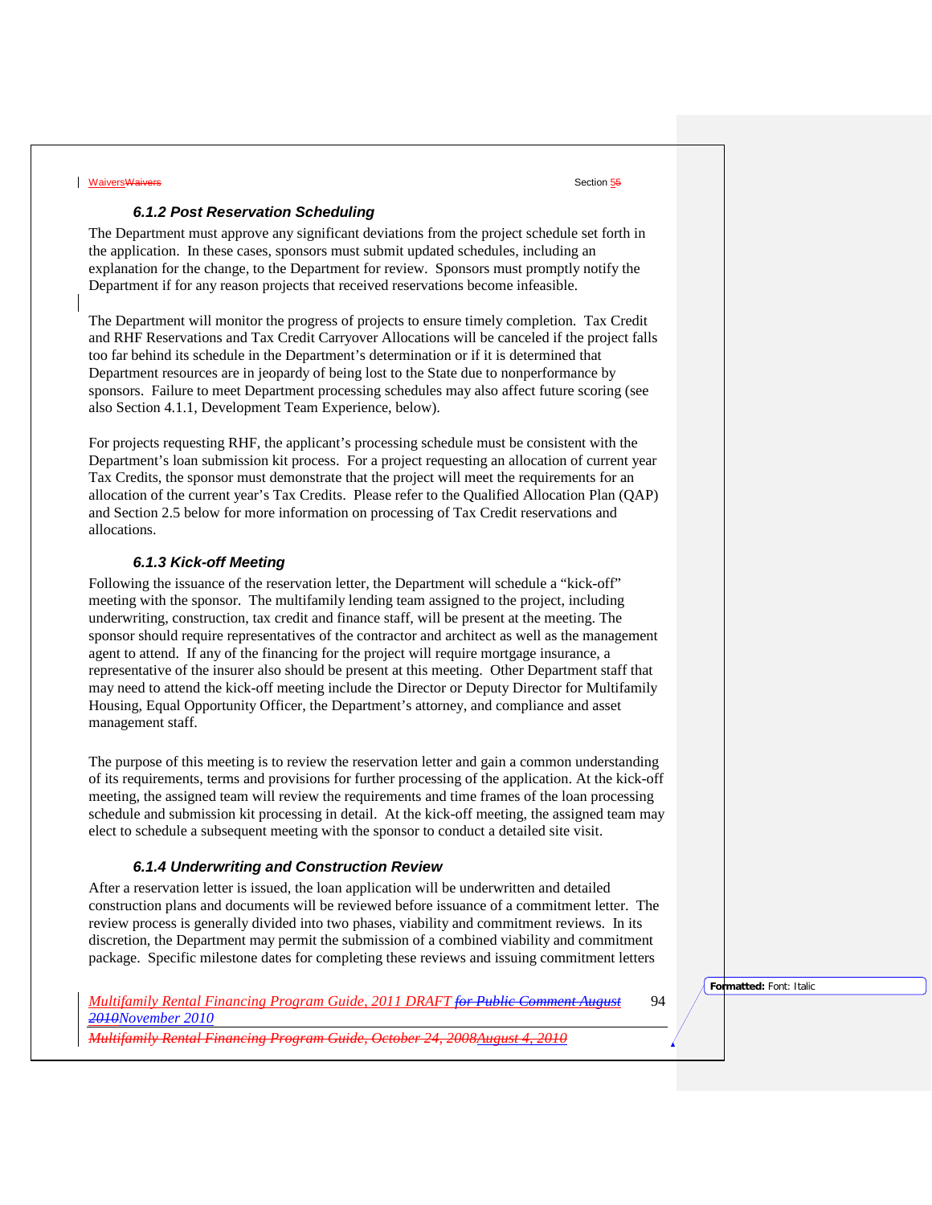### 6.1.2 Post Reservation Scheduling

The Department must approve any significant deviations from the project schedule set forth in the application. In these cases, sponsors must submit updated schedules, including an explanation for the change, to the Department for review. Sponsors must promptly notify the Department if for any reason projects that received reservations become infeasible.

The Department will monitor the progress of projects to ensure timely completion. Tax Credit and RHF Reservations and Tax Credit Carryover Allocations will be canceled if the project falls too far behind its schedule in the Department's determination or if it is determined that Department resources are in jeopardy of being lost to the State due to nonperformance by sponsors. Failure to meet Department processing schedules may also affect future scoring (see also Section 4.1.1, Development Team Experience, below).

For projects requesting RHF, the applicant's processing schedule must be consistent with the Department's loan submission kit process. For a project requesting an allocation of current year Tax Credits, the sponsor must demonstrate that the project will meet the requirements for an allocation of the current year's Tax Credits. Please refer to the Qualified Allocation Plan (QAP) and Section 2.5 below for more information on processing of Tax Credit reservations and allocations.

### 6.1.3 Kick-off Meeting

Following the issuance of the reservation letter, the Department will schedule a "kick-off" meeting with the sponsor. The multifamily lending team assigned to the project, including underwriting, construction, tax credit and finance staff, will be present at the meeting. The sponsor should require representatives of the contractor and architect as well as the management agent to attend. If any of the financing for the project will require mortgage insurance, a representative of the insurer also should be present at this meeting. Other Department staff that may need to attend the kick-off meeting include the Director or Deputy Director for Multifamily Housing, Equal Opportunity Officer, the Department's attorney, and compliance and asset management staff.

The purpose of this meeting is to review the reservation letter and gain a common understanding of its requirements, terms and provisions for further processing of the application. At the kick-off meeting, the assigned team will review the requirements and time frames of the loan processing schedule and submission kit processing in detail. At the kick-off meeting, the assigned team may elect to schedule a subsequent meeting with the sponsor to conduct a detailed site visit.

### 6.1.4 Underwriting and Construction Review

After a reservation letter is issued, the loan application will be underwritten and detailed construction plans and documents will be reviewed before issuance of a commitment letter. The review process is generally divided into two phases, viability and commitment reviews. In its discretion, the Department may permit the submission of a combined viability and commitment package. Specific milestone dates for completing these reviews and issuing commitment letters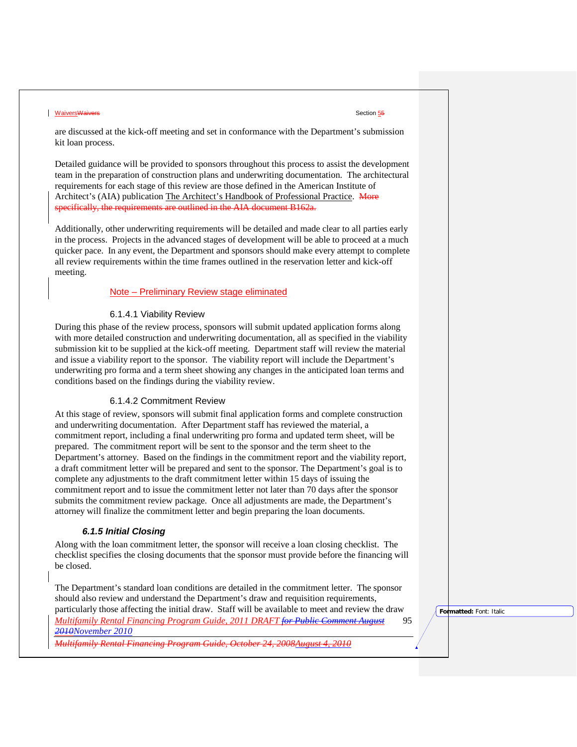are discussed at the kick-off meeting and set in conformance with the Department's submission kit loan process.

Detailed guidance will be provided to sponsors throughout this process to assist the development team in the preparation of construction plans and underwriting documentation. The architectural requirements for each stage of this review are those defined in the American Institute of Architect's (AIA) publication The Architect's Handbook of Professional Practice. ~~More specifically, the requirements are outlined in the AIA document B162a.~~

Additionally, other underwriting requirements will be detailed and made clear to all parties early in the process. Projects in the advanced stages of development will be able to proceed at a much quicker pace. In any event, the Department and sponsors should make every attempt to complete all review requirements within the time frames outlined in the reservation letter and kick-off meeting.

Note – Preliminary Review stage eliminated

#### 6.1.4.1 Viability Review

During this phase of the review process, sponsors will submit updated application forms along with more detailed construction and underwriting documentation, all as specified in the viability submission kit to be supplied at the kick-off meeting. Department staff will review the material and issue a viability report to the sponsor. The viability report will include the Department's underwriting pro forma and a term sheet showing any changes in the anticipated loan terms and conditions based on the findings during the viability review.

#### 6.1.4.2 Commitment Review

At this stage of review, sponsors will submit final application forms and complete construction and underwriting documentation. After Department staff has reviewed the material, a commitment report, including a final underwriting pro forma and updated term sheet, will be prepared. The commitment report will be sent to the sponsor and the term sheet to the Department's attorney. Based on the findings in the commitment report and the viability report, a draft commitment letter will be prepared and sent to the sponsor. The Department's goal is to complete any adjustments to the draft commitment letter within 15 days of issuing the commitment report and to issue the commitment letter not later than 70 days after the sponsor submits the commitment review package. Once all adjustments are made, the Department's attorney will finalize the commitment letter and begin preparing the loan documents.

### *6.1.5 Initial Closing*

Along with the loan commitment letter, the sponsor will receive a loan closing checklist. The checklist specifies the closing documents that the sponsor must provide before the financing will be closed.

The Department's standard loan conditions are detailed in the commitment letter. The sponsor should also review and understand the Department's draw and requisition requirements, particularly those affecting the initial draw. Staff will be available to meet and review the draw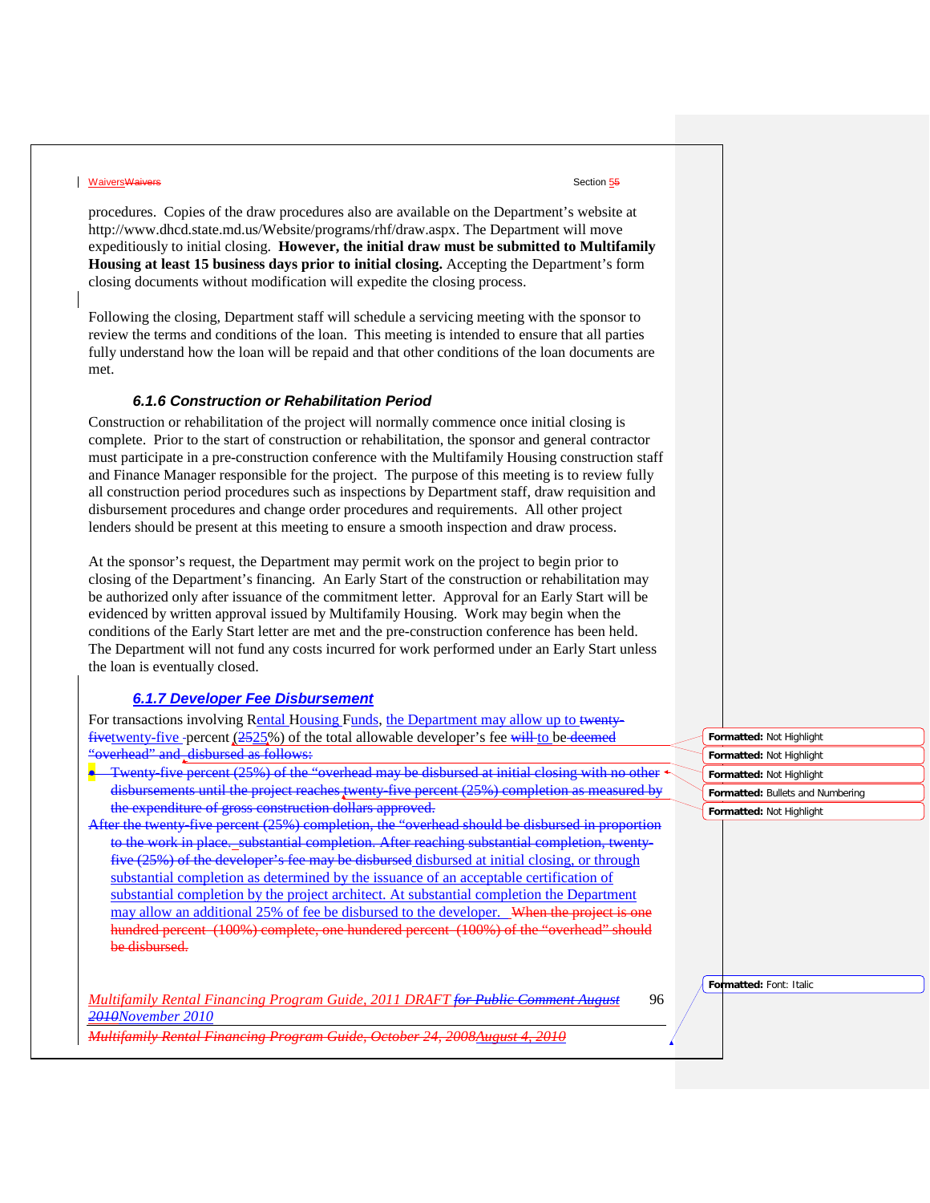procedures. Copies of the draw procedures also are available on the Department's website at http://www.dhcd.state.md.us/Website/programs/rhf/draw.aspx. The Department will move expeditiously to initial closing. **However, the initial draw must be submitted to Multifamily Housing at least 15 business days prior to initial closing.** Accepting the Department's form closing documents without modification will expedite the closing process.

Following the closing, Department staff will schedule a servicing meeting with the sponsor to review the terms and conditions of the loan. This meeting is intended to ensure that all parties fully understand how the loan will be repaid and that other conditions of the loan documents are met.

### *6.1.6 Construction or Rehabilitation Period*

Construction or rehabilitation of the project will normally commence once initial closing is complete. Prior to the start of construction or rehabilitation, the sponsor and general contractor must participate in a pre-construction conference with the Multifamily Housing construction staff and Finance Manager responsible for the project. The purpose of this meeting is to review fully all construction period procedures such as inspections by Department staff, draw requisition and disbursement procedures and change order procedures and requirements. All other project lenders should be present at this meeting to ensure a smooth inspection and draw process.

At the sponsor's request, the Department may permit work on the project to begin prior to closing of the Department's financing. An Early Start of the construction or rehabilitation may be authorized only after issuance of the commitment letter. Approval for an Early Start will be evidenced by written approval issued by Multifamily Housing. Work may begin when the conditions of the Early Start letter are met and the pre-construction conference has been held. The Department will not fund any costs incurred for work performed under an Early Start unless the loan is eventually closed.

### *6.1.7 Developer Fee Disbursement*

For transactions involving Rental Housing Funds, the Department may allow up to twenty-five percent (25%) of the total allowable developer's fee to be disbursed at initial closing, or through substantial completion as determined by the issuance of an acceptable certification of substantial completion by the project architect. At substantial completion the Department may allow an additional 25% of fee be disbursed to the developer.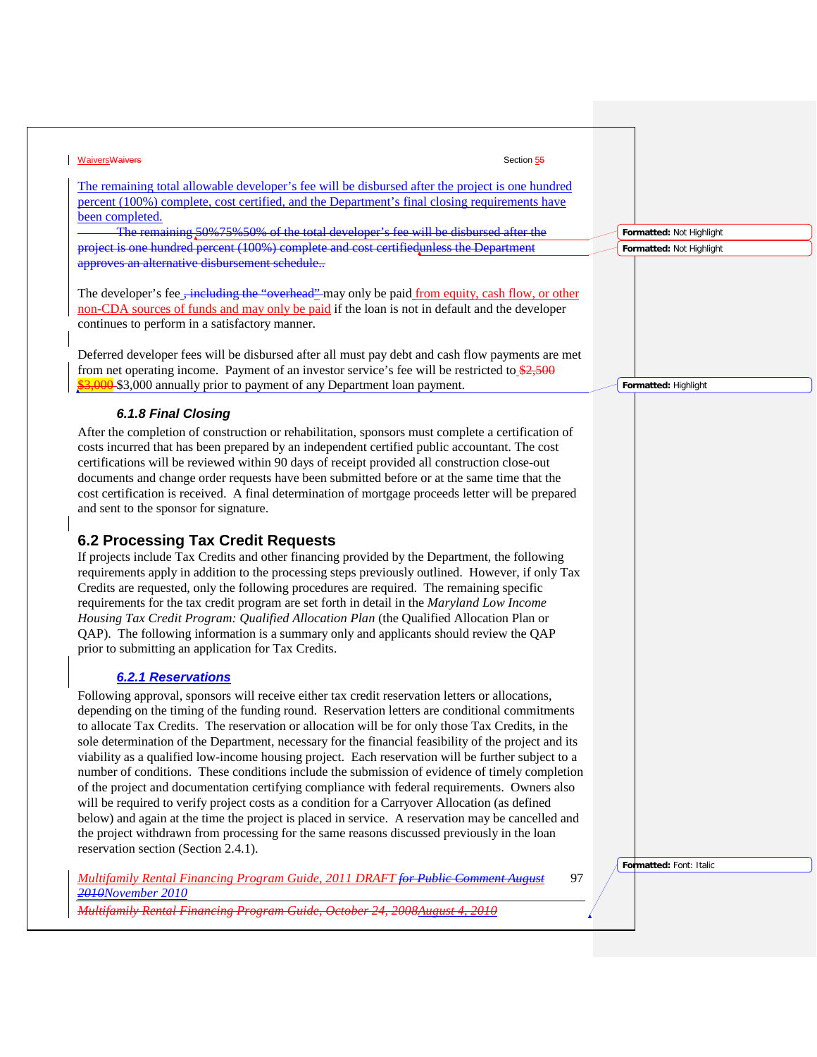The remaining total allowable developer's fee will be disbursed after the project is one hundred percent (100%) complete, cost certified, and the Department's final closing requirements have been completed.

~~The remaining 50%75%50% of the total developer's fee will be disbursed after the project is one hundred percent (100%) complete and cost certifiedunless the Department approves an alternative disbursement schedule..~~

The developer's fee ~~, including the "overhead"~~ may only be paid from equity, cash flow, or other non-CDA sources of funds and may only be paid if the loan is not in default and the developer continues to perform in a satisfactory manner.

Deferred developer fees will be disbursed after all must pay debt and cash flow payments are met from net operating income. Payment of an investor service's fee will be restricted to ~~$2,500~~ ~~$3,000~~ $3,000 annually prior to payment of any Department loan payment.

### *6.1.8 Final Closing*

After the completion of construction or rehabilitation, sponsors must complete a certification of costs incurred that has been prepared by an independent certified public accountant. The cost certifications will be reviewed within 90 days of receipt provided all construction close-out documents and change order requests have been submitted before or at the same time that the cost certification is received. A final determination of mortgage proceeds letter will be prepared and sent to the sponsor for signature.

## 6.2 Processing Tax Credit Requests

If projects include Tax Credits and other financing provided by the Department, the following requirements apply in addition to the processing steps previously outlined. However, if only Tax Credits are requested, only the following procedures are required. The remaining specific requirements for the tax credit program are set forth in detail in the *Maryland Low Income Housing Tax Credit Program: Qualified Allocation Plan* (the Qualified Allocation Plan or QAP). The following information is a summary only and applicants should review the QAP prior to submitting an application for Tax Credits.

### *6.2.1 Reservations*

Following approval, sponsors will receive either tax credit reservation letters or allocations, depending on the timing of the funding round. Reservation letters are conditional commitments to allocate Tax Credits. The reservation or allocation will be for only those Tax Credits, in the sole determination of the Department, necessary for the financial feasibility of the project and its viability as a qualified low-income housing project. Each reservation will be further subject to a number of conditions. These conditions include the submission of evidence of timely completion of the project and documentation certifying compliance with federal requirements. Owners also will be required to verify project costs as a condition for a Carryover Allocation (as defined below) and again at the time the project is placed in service. A reservation may be cancelled and the project withdrawn from processing for the same reasons discussed previously in the loan reservation section (Section 2.4.1).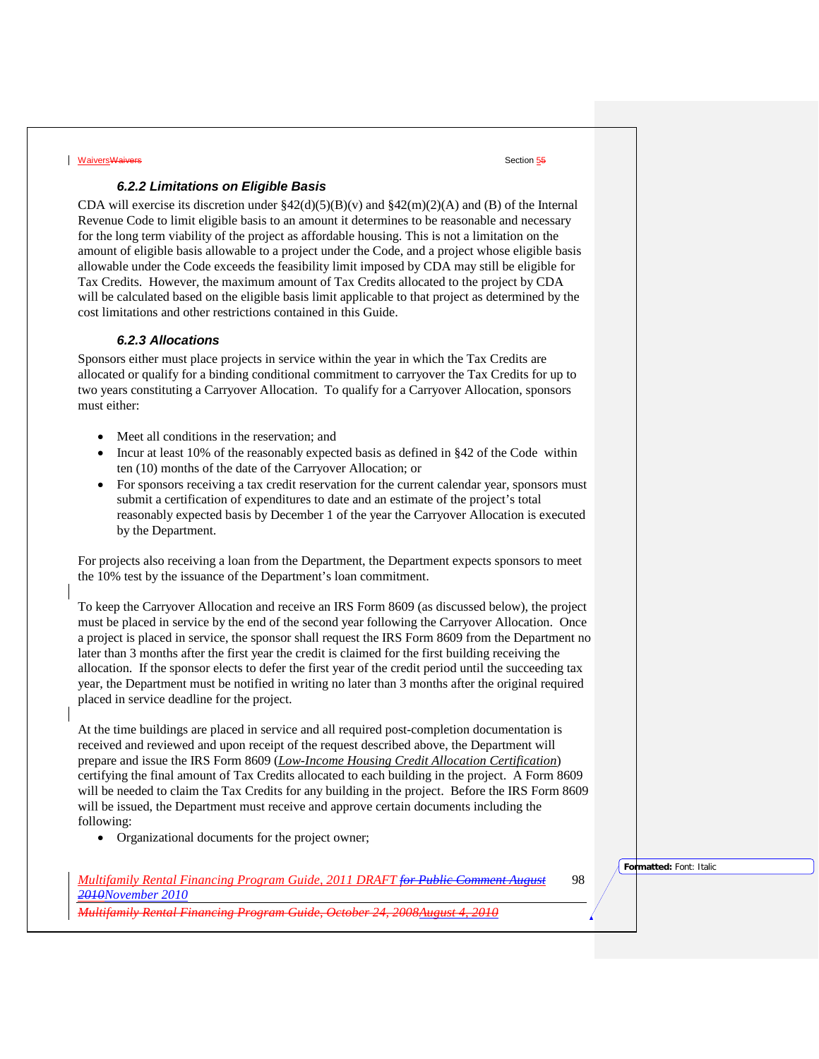### *6.2.2 Limitations on Eligible Basis*

CDA will exercise its discretion under §42(d)(5)(B)(v) and §42(m)(2)(A) and (B) of the Internal Revenue Code to limit eligible basis to an amount it determines to be reasonable and necessary for the long term viability of the project as affordable housing. This is not a limitation on the amount of eligible basis allowable to a project under the Code, and a project whose eligible basis allowable under the Code exceeds the feasibility limit imposed by CDA may still be eligible for Tax Credits. However, the maximum amount of Tax Credits allocated to the project by CDA will be calculated based on the eligible basis limit applicable to that project as determined by the cost limitations and other restrictions contained in this Guide.

### *6.2.3 Allocations*

Sponsors either must place projects in service within the year in which the Tax Credits are allocated or qualify for a binding conditional commitment to carryover the Tax Credits for up to two years constituting a Carryover Allocation. To qualify for a Carryover Allocation, sponsors must either:

- Meet all conditions in the reservation; and
- Incur at least 10% of the reasonably expected basis as defined in §42 of the Code within ten (10) months of the date of the Carryover Allocation; or
- For sponsors receiving a tax credit reservation for the current calendar year, sponsors must submit a certification of expenditures to date and an estimate of the project's total reasonably expected basis by December 1 of the year the Carryover Allocation is executed by the Department.

For projects also receiving a loan from the Department, the Department expects sponsors to meet the 10% test by the issuance of the Department's loan commitment.

To keep the Carryover Allocation and receive an IRS Form 8609 (as discussed below), the project must be placed in service by the end of the second year following the Carryover Allocation. Once a project is placed in service, the sponsor shall request the IRS Form 8609 from the Department no later than 3 months after the first year the credit is claimed for the first building receiving the allocation. If the sponsor elects to defer the first year of the credit period until the succeeding tax year, the Department must be notified in writing no later than 3 months after the original required placed in service deadline for the project.

At the time buildings are placed in service and all required post-completion documentation is received and reviewed and upon receipt of the request described above, the Department will prepare and issue the IRS Form 8609 (*Low-Income Housing Credit Allocation Certification*) certifying the final amount of Tax Credits allocated to each building in the project. A Form 8609 will be needed to claim the Tax Credits for any building in the project. Before the IRS Form 8609 will be issued, the Department must receive and approve certain documents including the following:

- Organizational documents for the project owner;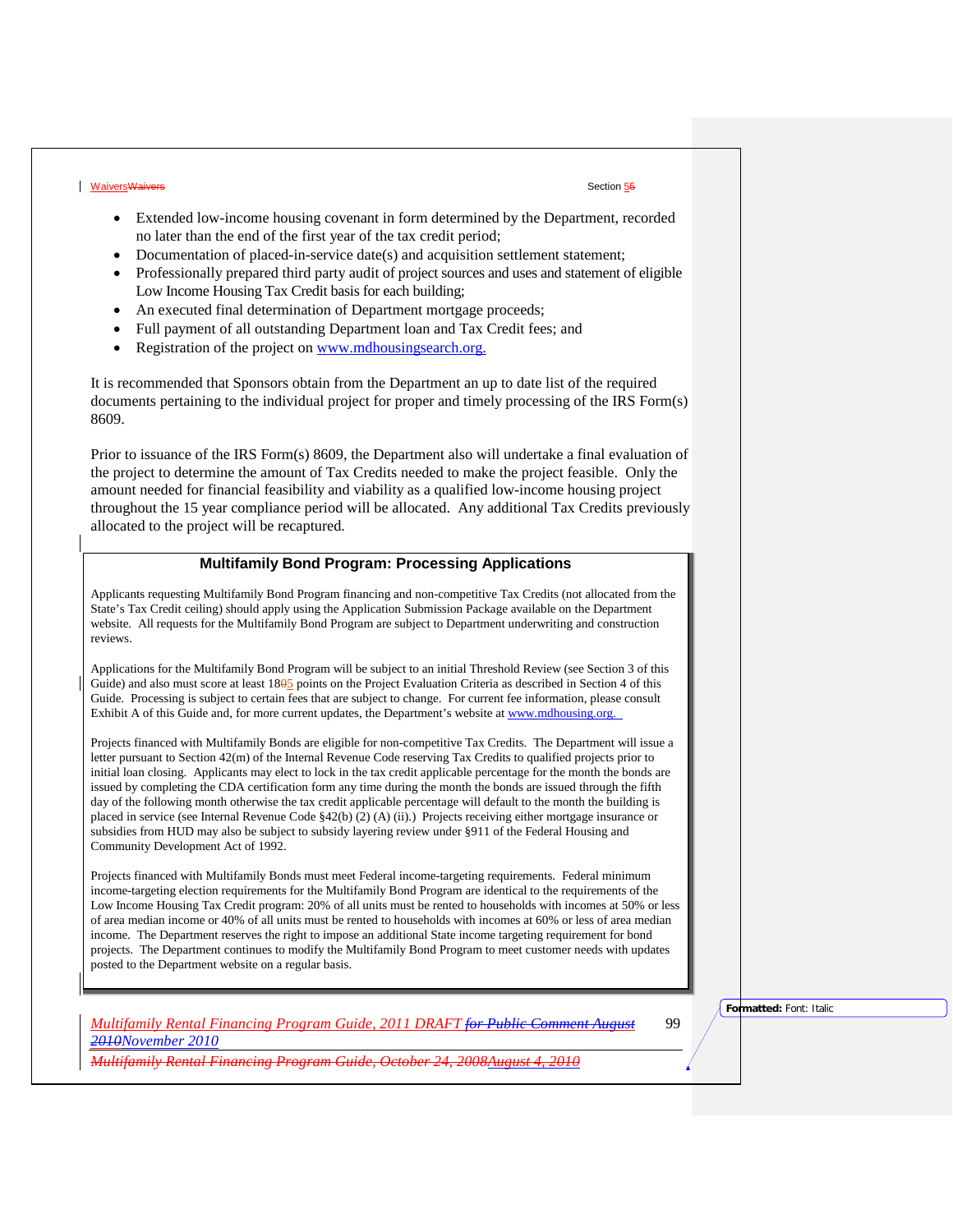- Extended low-income housing covenant in form determined by the Department, recorded no later than the end of the first year of the tax credit period;
- Documentation of placed-in-service date(s) and acquisition settlement statement;
- Professionally prepared third party audit of project sources and uses and statement of eligible Low Income Housing Tax Credit basis for each building;
- An executed final determination of Department mortgage proceeds;
- Full payment of all outstanding Department loan and Tax Credit fees; and
- Registration of the project on www.mdhousingsearch.org.

It is recommended that Sponsors obtain from the Department an up to date list of the required documents pertaining to the individual project for proper and timely processing of the IRS Form(s) 8609.

Prior to issuance of the IRS Form(s) 8609, the Department also will undertake a final evaluation of the project to determine the amount of Tax Credits needed to make the project feasible. Only the amount needed for financial feasibility and viability as a qualified low-income housing project throughout the 15 year compliance period will be allocated. Any additional Tax Credits previously allocated to the project will be recaptured.

## Multifamily Bond Program: Processing Applications

Applicants requesting Multifamily Bond Program financing and non-competitive Tax Credits (not allocated from the State's Tax Credit ceiling) should apply using the Application Submission Package available on the Department website. All requests for the Multifamily Bond Program are subject to Department underwriting and construction reviews.

Applications for the Multifamily Bond Program will be subject to an initial Threshold Review (see Section 3 of this Guide) and also must score at least 185 points on the Project Evaluation Criteria as described in Section 4 of this Guide. Processing is subject to certain fees that are subject to change. For current fee information, please consult Exhibit A of this Guide and, for more current updates, the Department's website at www.mdhousing.org.

Projects financed with Multifamily Bonds are eligible for non-competitive Tax Credits. The Department will issue a letter pursuant to Section 42(m) of the Internal Revenue Code reserving Tax Credits to qualified projects prior to initial loan closing. Applicants may elect to lock in the tax credit applicable percentage for the month the bonds are issued by completing the CDA certification form any time during the month the bonds are issued through the fifth day of the following month otherwise the tax credit applicable percentage will default to the month the building is placed in service (see Internal Revenue Code §42(b) (2) (A) (ii).) Projects receiving either mortgage insurance or subsidies from HUD may also be subject to subsidy layering review under §911 of the Federal Housing and Community Development Act of 1992.

Projects financed with Multifamily Bonds must meet Federal income-targeting requirements. Federal minimum income-targeting election requirements for the Multifamily Bond Program are identical to the requirements of the Low Income Housing Tax Credit program: 20% of all units must be rented to households with incomes at 50% or less of area median income or 40% of all units must be rented to households with incomes at 60% or less of area median income. The Department reserves the right to impose an additional State income targeting requirement for bond projects. The Department continues to modify the Multifamily Bond Program to meet customer needs with updates posted to the Department website on a regular basis.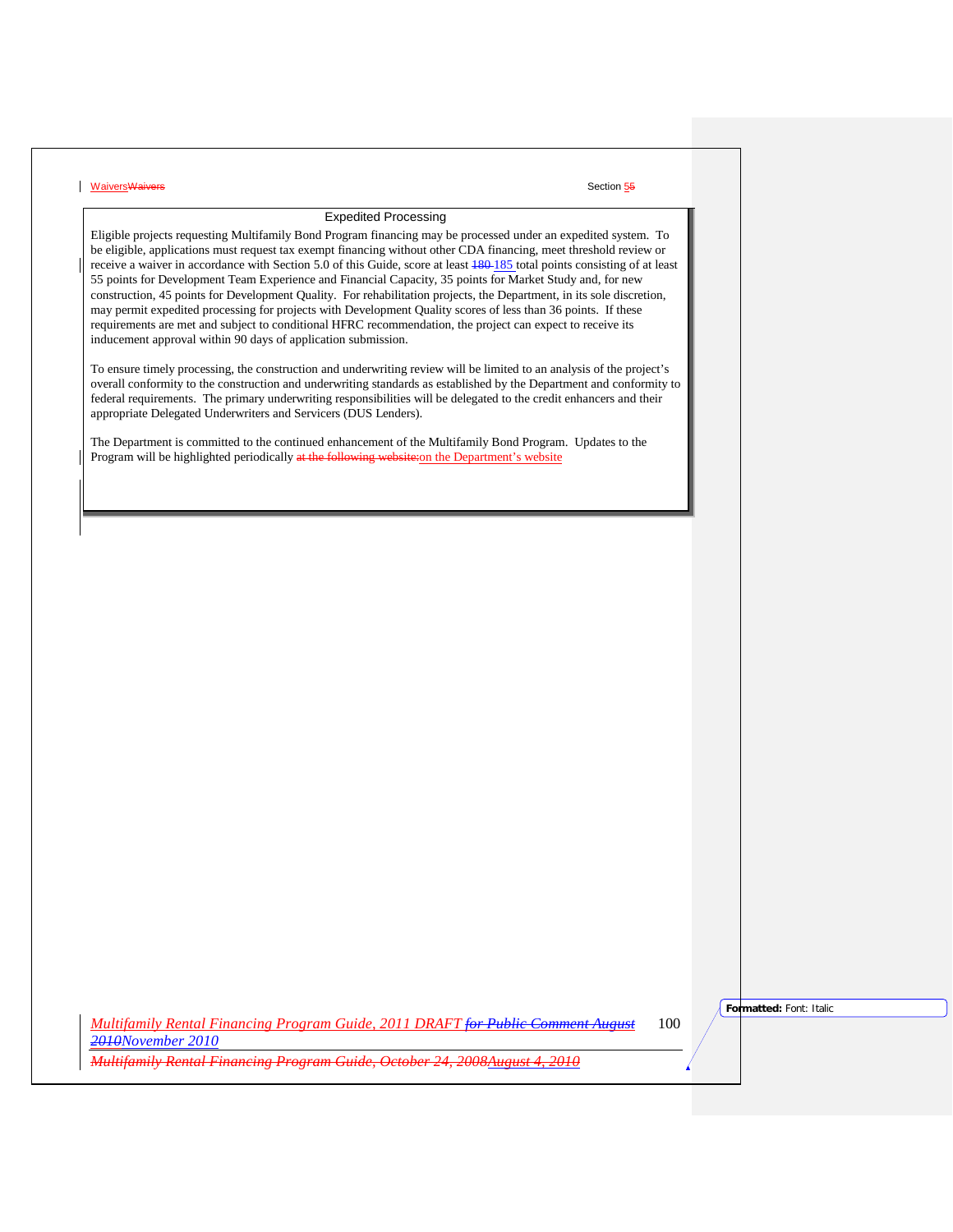## Expedited Processing

Eligible projects requesting Multifamily Bond Program financing may be processed under an expedited system. To be eligible, applications must request tax exempt financing without other CDA financing, meet threshold review or receive a waiver in accordance with Section 5.0 of this Guide, score at least 185 total points consisting of at least 55 points for Development Team Experience and Financial Capacity, 35 points for Market Study and, for new construction, 45 points for Development Quality. For rehabilitation projects, the Department, in its sole discretion, may permit expedited processing for projects with Development Quality scores of less than 36 points. If these requirements are met and subject to conditional HFRC recommendation, the project can expect to receive its inducement approval within 90 days of application submission.

To ensure timely processing, the construction and underwriting review will be limited to an analysis of the project's overall conformity to the construction and underwriting standards as established by the Department and conformity to federal requirements. The primary underwriting responsibilities will be delegated to the credit enhancers and their appropriate Delegated Underwriters and Servicers (DUS Lenders).

The Department is committed to the continued enhancement of the Multifamily Bond Program. Updates to the Program will be highlighted periodically on the Department's website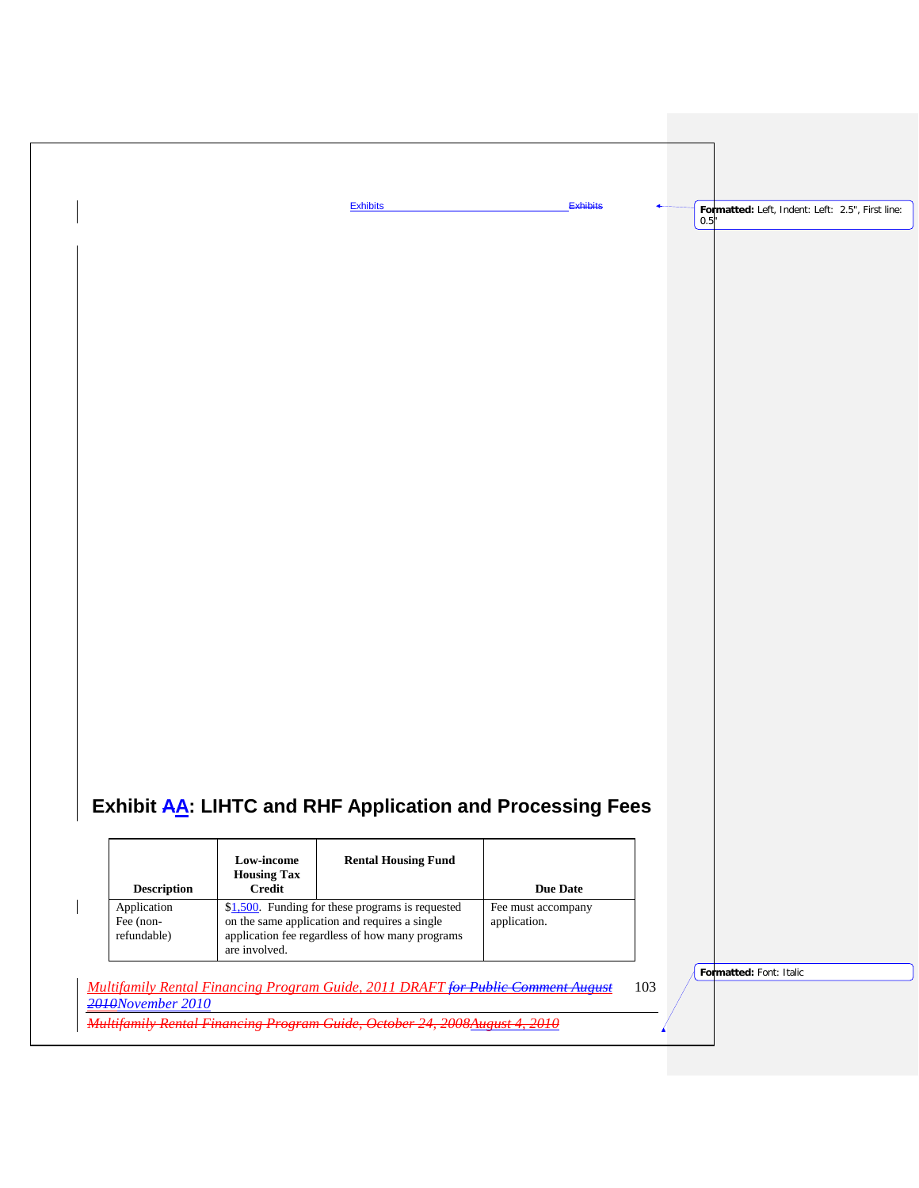# Exhibit AA: LIHTC and RHF Application and Processing Fees

| Description | Low-income Housing Tax Credit | Rental Housing Fund | Due Date |
|---|---|---|---|
| Application Fee (non-refundable) | $1,500. Funding for these programs is requested on the same application and requires a single application fee regardless of how many programs are involved. | | Fee must accompany application. |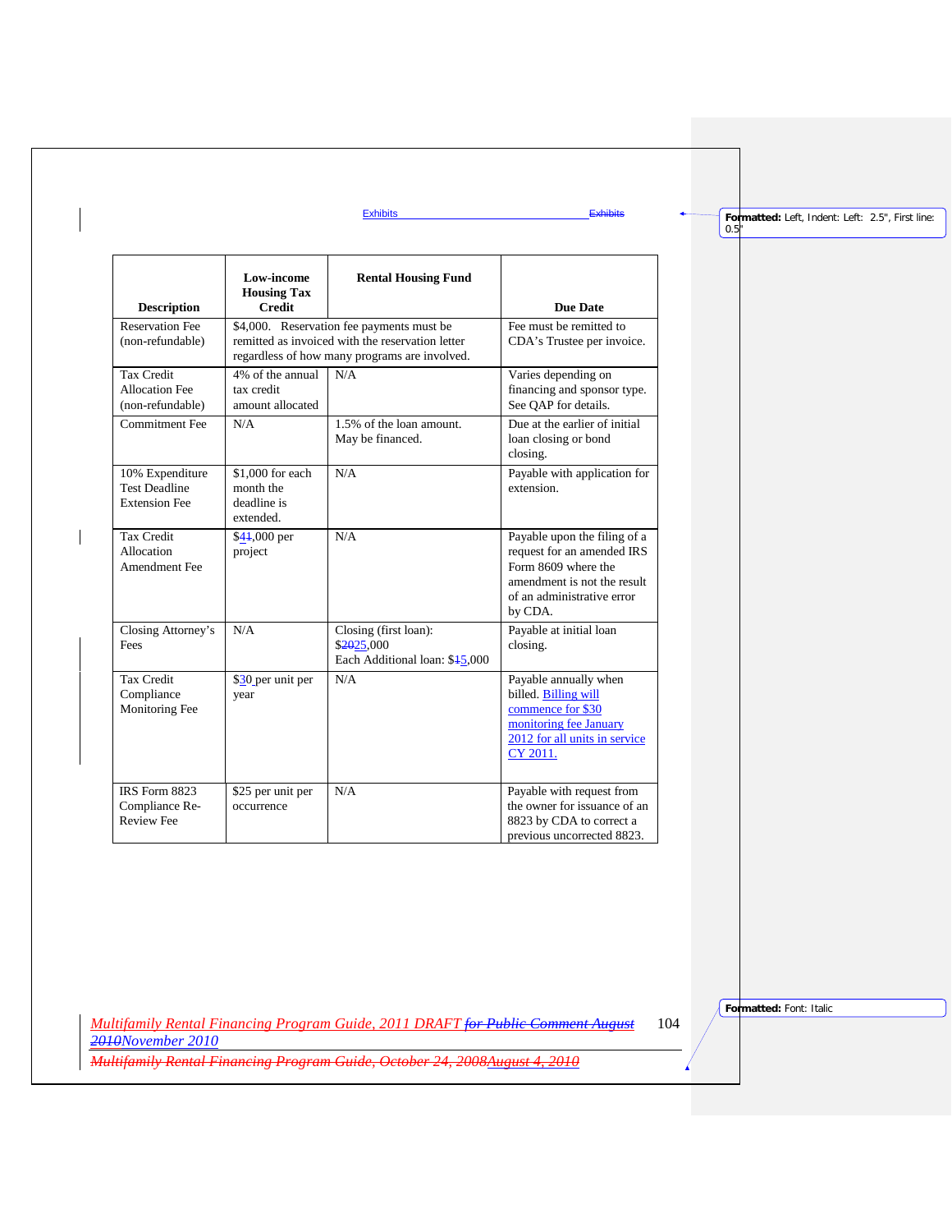| Description | Low-income Housing Tax Credit | Rental Housing Fund | Due Date |
|---|---|---|---|
| Reservation Fee (non-refundable) | $4,000. Reservation fee payments must be remitted as invoiced with the reservation letter regardless of how many programs are involved. | | Fee must be remitted to CDA's Trustee per invoice. |
| Tax Credit Allocation Fee (non-refundable) | 4% of the annual tax credit amount allocated | N/A | Varies depending on financing and sponsor type. See QAP for details. |
| Commitment Fee | N/A | 1.5% of the loan amount. May be financed. | Due at the earlier of initial loan closing or bond closing. |
| 10% Expenditure Test Deadline Extension Fee | $1,000 for each month the deadline is extended. | N/A | Payable with application for extension. |
| Tax Credit Allocation Amendment Fee | $41,000 per project | N/A | Payable upon the filing of a request for an amended IRS Form 8609 where the amendment is not the result of an administrative error by CDA. |
| Closing Attorney's Fees | N/A | Closing (first loan): $2025,000<br>Each Additional loan: $15,000 | Payable at initial loan closing. |
| Tax Credit Compliance Monitoring Fee | $30 per unit per year | N/A | Payable annually when billed. Billing will commence for $30 monitoring fee January 2012 for all units in service CY 2011. |
| IRS Form 8823 Compliance Re-Review Fee | $25 per unit per occurrence | N/A | Payable with request from the owner for issuance of an 8823 by CDA to correct a previous uncorrected 8823. |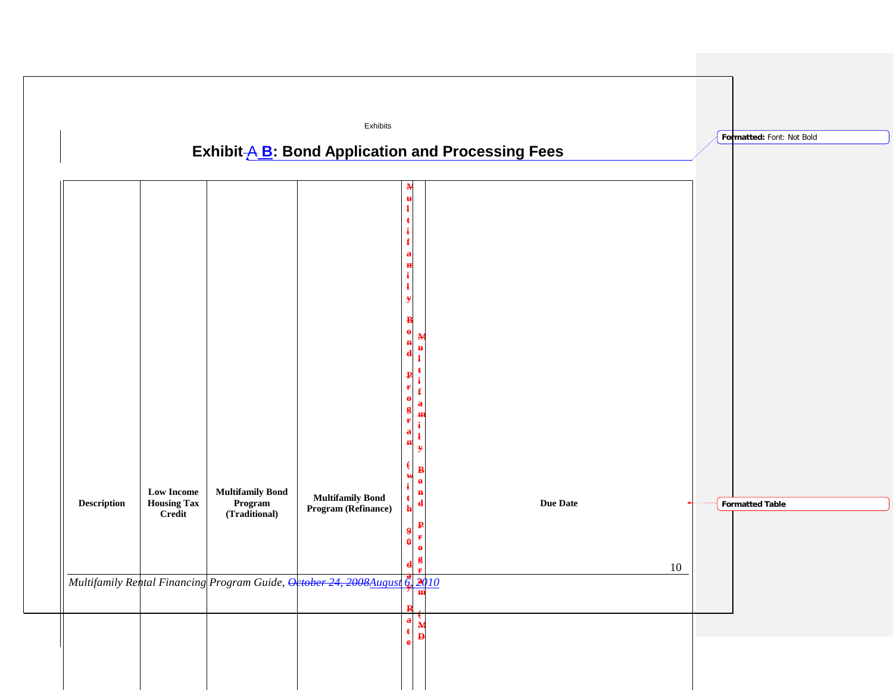# Exhibit A B: Bond Application and Processing Fees

| Description | Low Income Housing Tax Credit | Multifamily Bond Program (Traditional) | Multifamily Bond Program (Refinance) | Multifamily Bond Program (with 90 day Rate | Multifamily Bond Program (MD | Due Date |
|---|---|---|---|---|---|---|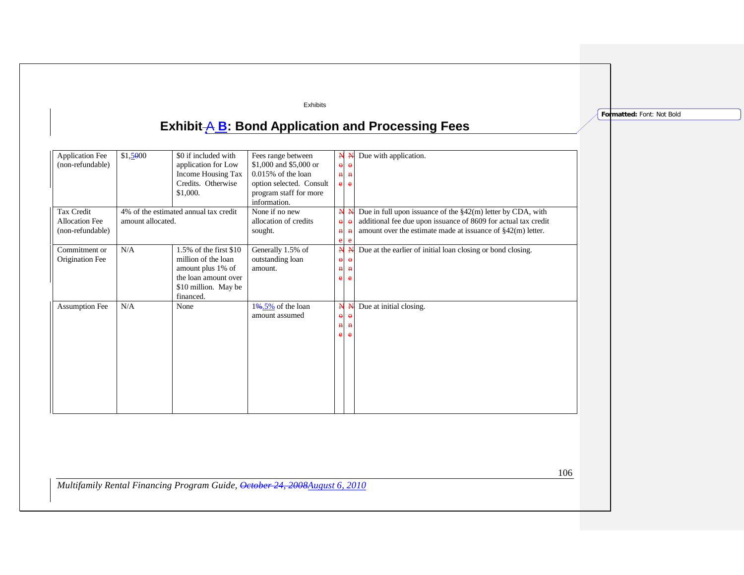# Exhibit A B: Bond Application and Processing Fees

| | | | | | | |
|---|---|---|---|---|---|---|
| Application Fee (non-refundable) | $1,500 | $0 if included with application for Low Income Housing Tax Credits. Otherwise $1,000. | Fees range between $1,000 and $5,000 or 0.015% of the loan option selected. Consult program staff for more information. | None | None | Due with application. |
| Tax Credit Allocation Fee (non-refundable) | 4% of the estimated annual tax credit amount allocated. | | None if no new allocation of credits sought. | None | None | Due in full upon issuance of the §42(m) letter by CDA, with additional fee due upon issuance of 8609 for actual tax credit amount over the estimate made at issuance of §42(m) letter. |
| Commitment or Origination Fee | N/A | 1.5% of the first $10 million of the loan amount plus 1% of the loan amount over $10 million. May be financed. | Generally 1.5% of outstanding loan amount. | None | None | Due at the earlier of initial loan closing or bond closing. |
| Assumption Fee | N/A | None | 1%.5% of the loan amount assumed | None | None | Due at initial closing. |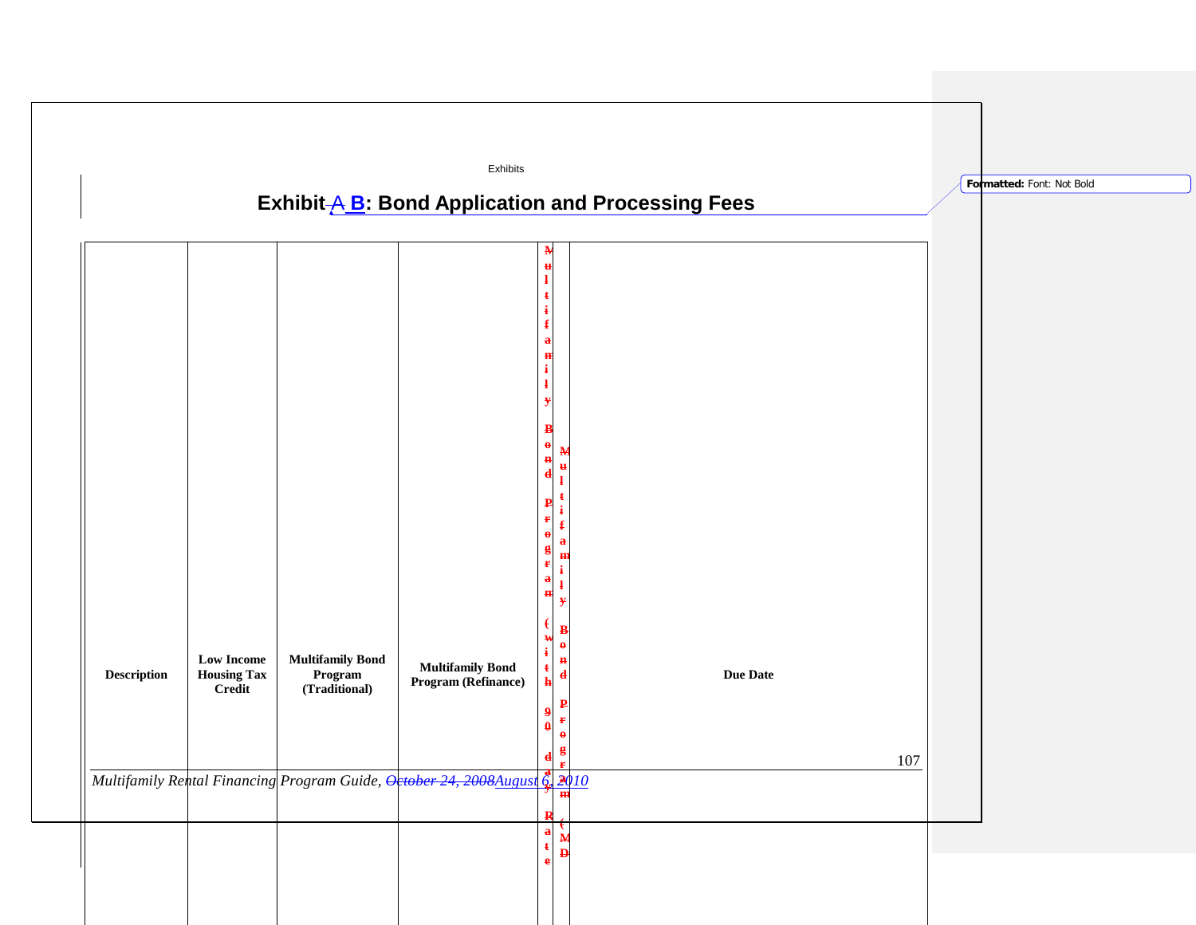# Exhibit B: Bond Application and Processing Fees

| Description | Low Income Housing Tax Credit | Multifamily Bond Program (Traditional) | Multifamily Bond Program (Refinance) | Due Date |
|---|---|---|---|---|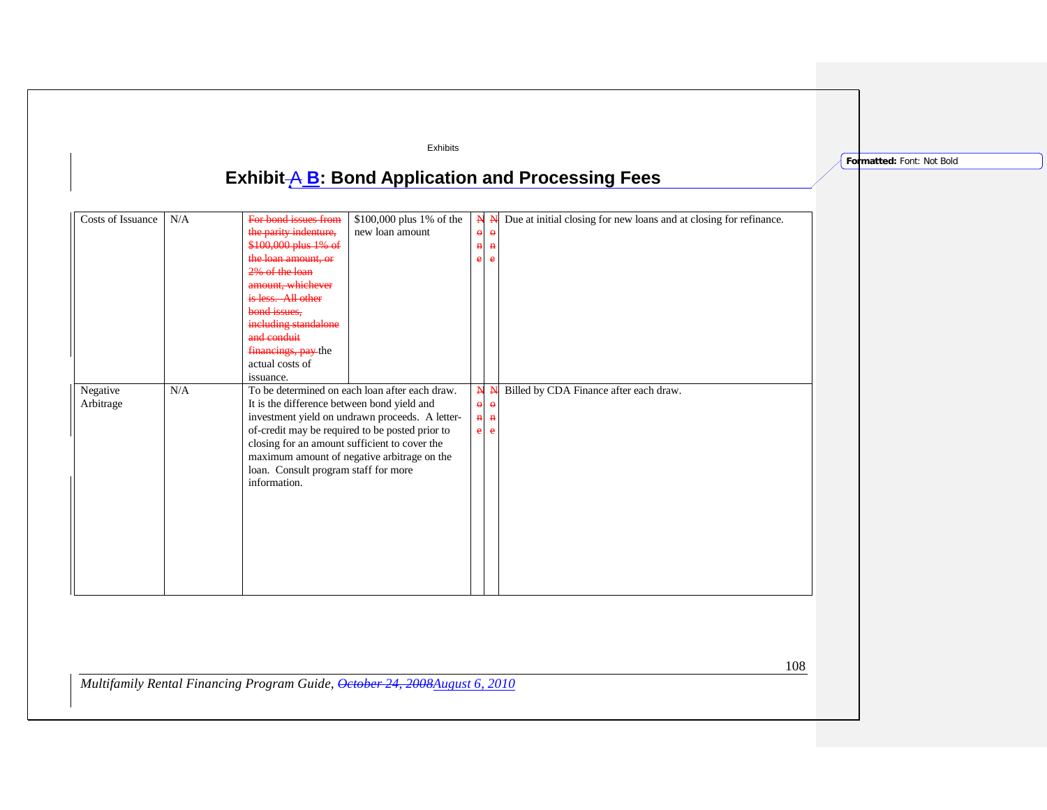# Exhibit ~~A~~ B: Bond Application and Processing Fees

| | | | | | | |
|---|---|---|---|---|---|---|
| Costs of Issuance | N/A | ~~For bond issues from the parity indenture, $100,000 plus 1% of the loan amount, or 2% of the loan amount, whichever is less. All other bond issues, including standalone and conduit financings, pay~~ the actual costs of issuance. | $100,000 plus 1% of the new loan amount | ~~None~~ | ~~None~~ | Due at initial closing for new loans and at closing for refinance. |
| Negative Arbitrage | N/A | To be determined on each loan after each draw. It is the difference between bond yield and investment yield on undrawn proceeds. A letter-of-credit may be required to be posted prior to closing for an amount sufficient to cover the maximum amount of negative arbitrage on the loan. Consult program staff for more information. | | ~~None~~ | ~~None~~ | Billed by CDA Finance after each draw. |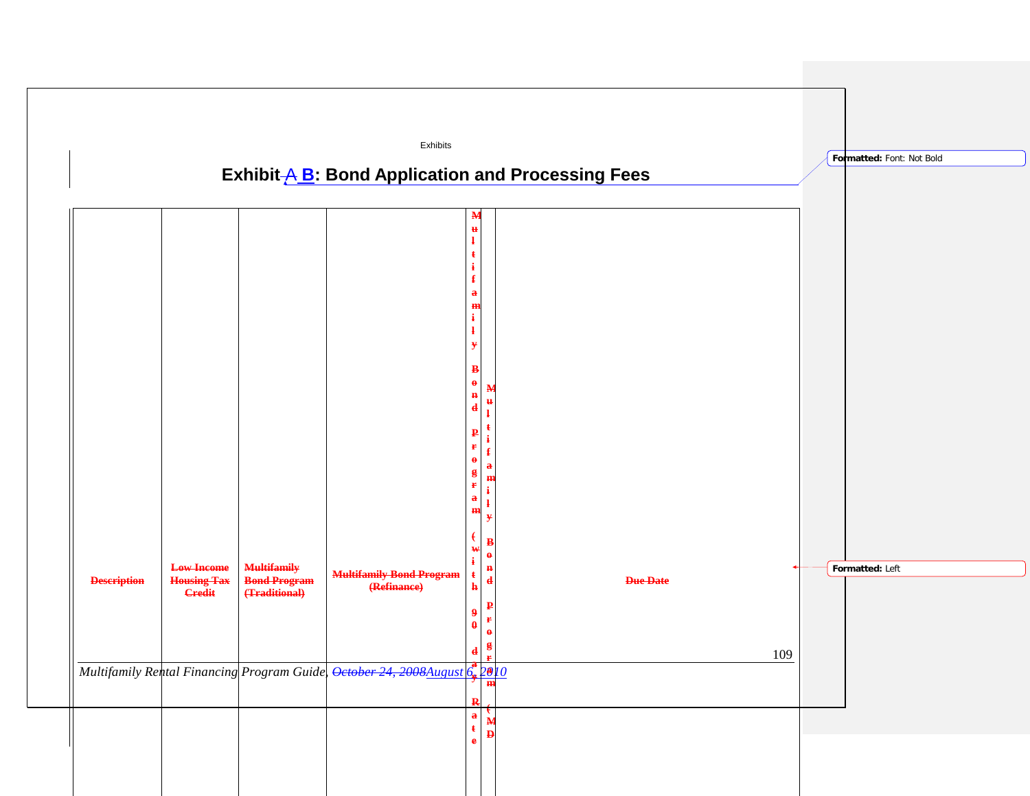# Exhibit A B: Bond Application and Processing Fees

| Description | Low Income Housing Tax Credit | Multifamily Bond Program (Traditional) | Multifamily Bond Program (Refinance) | Multifamily Bond Program (with 90 day Rate | Multifamily Bond Program (MD | Due Date |
|---|---|---|---|---|---|---|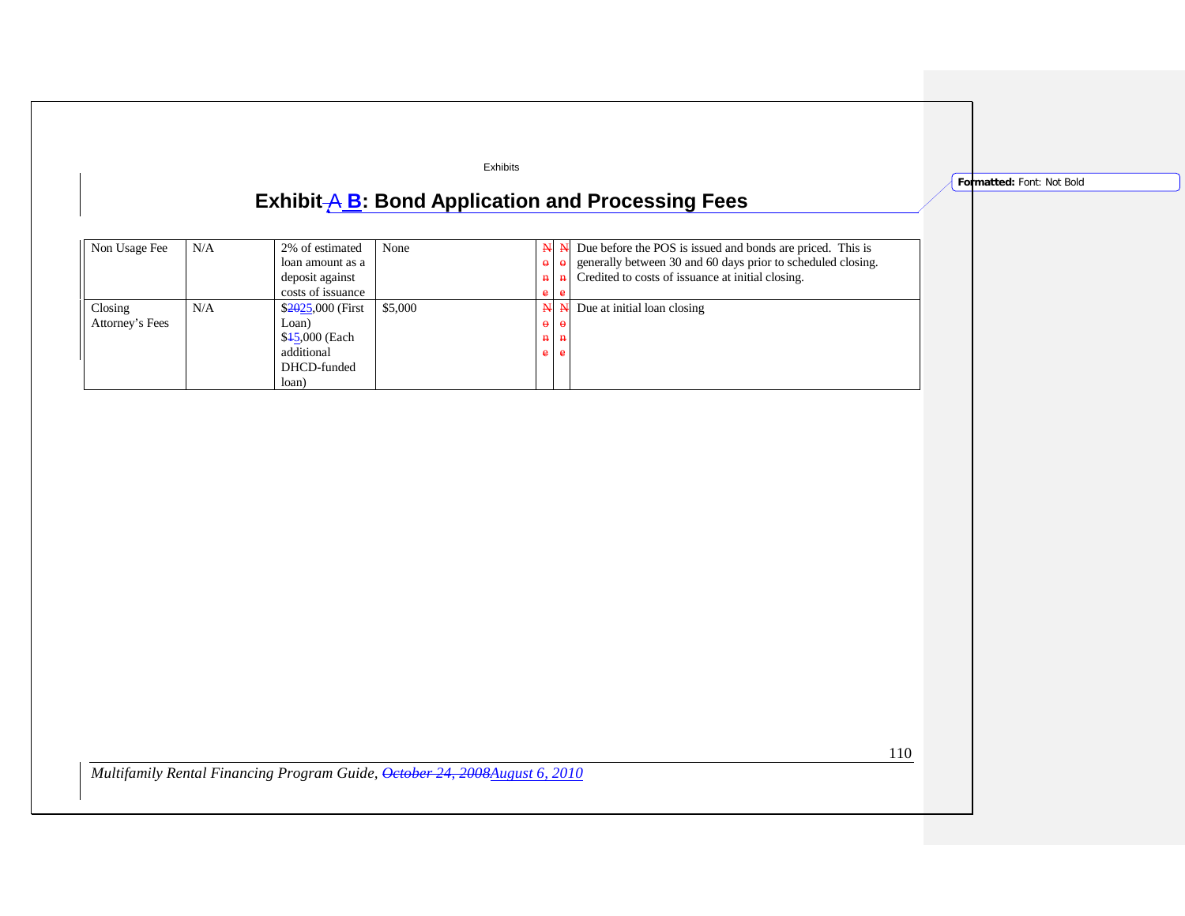# Exhibit B: Bond Application and Processing Fees

| | | | | | | |
|---|---|---|---|---|---|---|
| Non Usage Fee | N/A | 2% of estimated loan amount as a deposit against costs of issuance | None | | | Due before the POS is issued and bonds are priced. This is generally between 30 and 60 days prior to scheduled closing. Credited to costs of issuance at initial closing. |
| Closing Attorney's Fees | N/A | $25,000 (First Loan) $5,000 (Each additional DHCD-funded loan) | $5,000 | | | Due at initial loan closing |

*Multifamily Rental Financing Program Guide, August 6, 2010*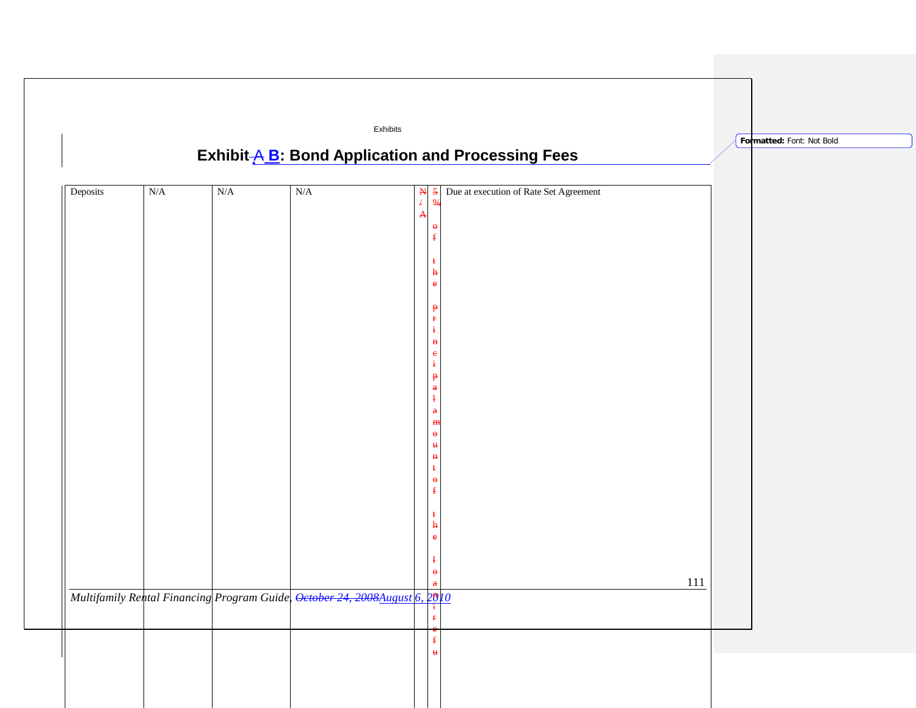# Exhibit A B: Bond Application and Processing Fees

| Deposits | N/A | N/A | N/A | N/A | 5% of the principal amount of the loan, refu | Due at execution of Rate Set Agreement |
|---|---|---|---|---|---|---|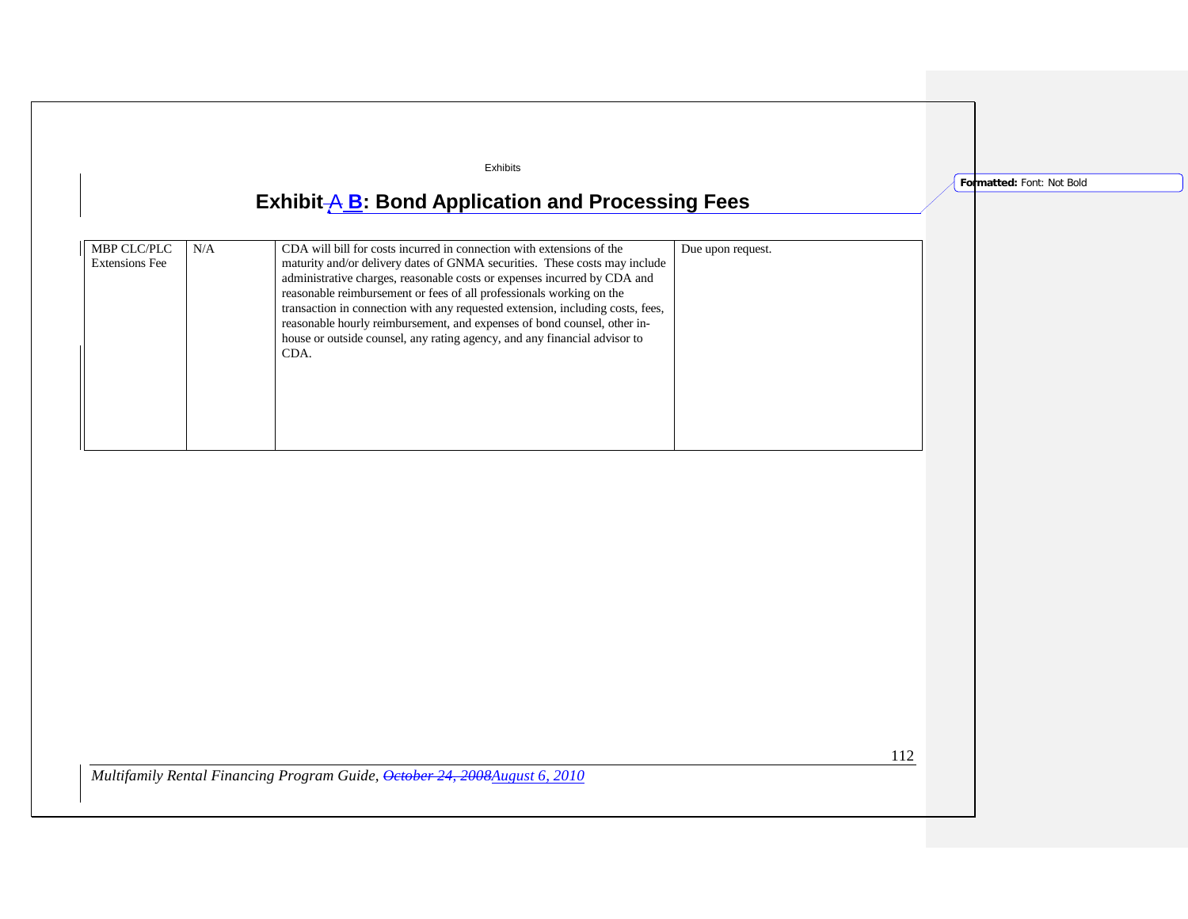# Exhibit ~~A~~ B: Bond Application and Processing Fees

| | | | |
|---|---|---|---|
| MBP CLC/PLC Extensions Fee | N/A | CDA will bill for costs incurred in connection with extensions of the maturity and/or delivery dates of GNMA securities. These costs may include administrative charges, reasonable costs or expenses incurred by CDA and reasonable reimbursement or fees of all professionals working on the transaction in connection with any requested extension, including costs, fees, reasonable hourly reimbursement, and expenses of bond counsel, other in-house or outside counsel, any rating agency, and any financial advisor to CDA. | Due upon request. |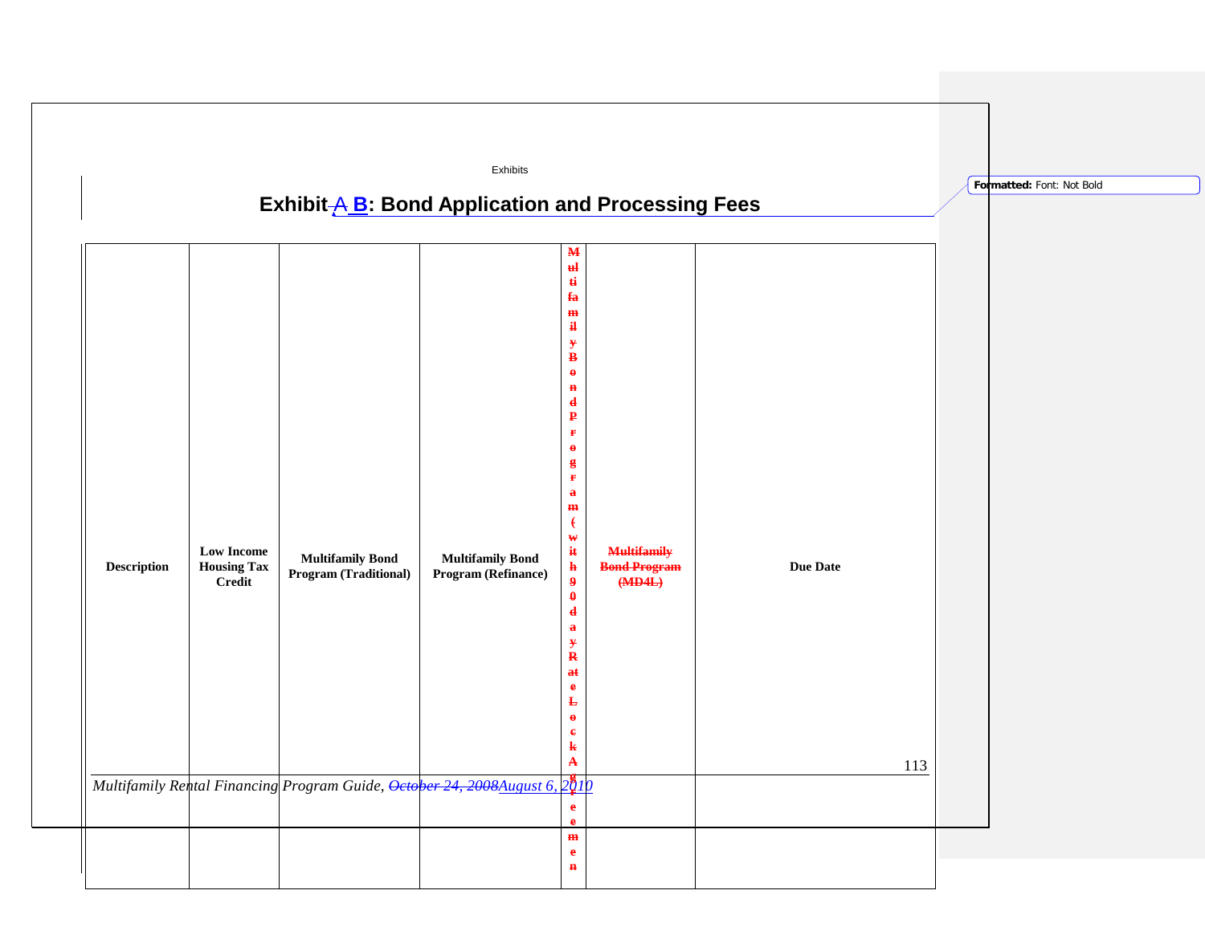## Exhibit ~~A~~ B: Bond Application and Processing Fees

| Description | Low Income Housing Tax Credit | Multifamily Bond Program (Traditional) | Multifamily Bond Program (Refinance) | ~~Multifamily Bond Program (with 90 day Rate Lock Agreemen~~ | ~~Multifamily Bond Program (MD4L)~~ | Due Date |
|---|---|---|---|---|---|---|
| | | | | | | |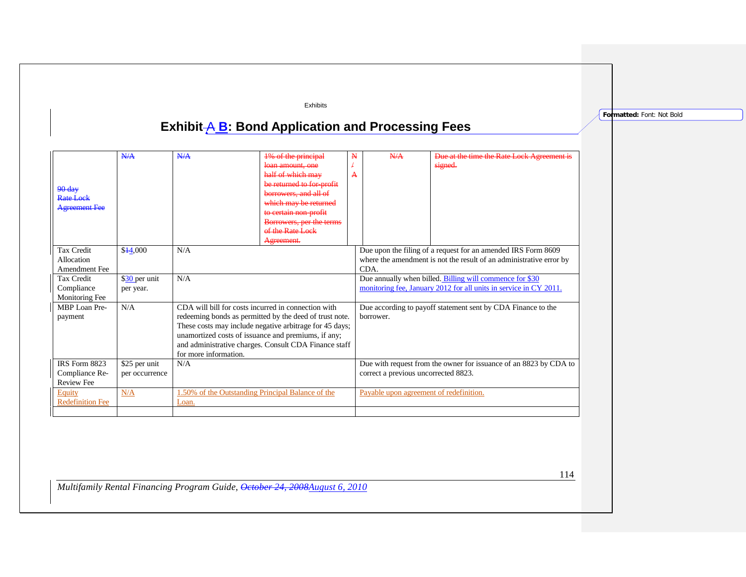# Exhibit A B: Bond Application and Processing Fees

| | | | | | | |
|---|---|---|---|---|---|---|
| 90 day Rate Lock Agreement Fee | N/A | N/A | 1% of the principal loan amount, one half of which may be returned to for-profit borrowers, and all of which may be returned to certain non-profit Borrowers, per the terms of the Rate Lock Agreement. | N/A | N/A | Due at the time the Rate Lock Agreement is signed. |
| Tax Credit Allocation Amendment Fee | $14,000 | N/A | | | Due upon the filing of a request for an amended IRS Form 8609 where the amendment is not the result of an administrative error by CDA. | |
| Tax Credit Compliance Monitoring Fee | $30 per unit per year. | N/A | | | Due annually when billed. Billing will commence for $30 monitoring fee, January 2012 for all units in service in CY 2011. | |
| MBP Loan Pre-payment | N/A | CDA will bill for costs incurred in connection with redeeming bonds as permitted by the deed of trust note. These costs may include negative arbitrage for 45 days; unamortized costs of issuance and premiums, if any; and administrative charges. Consult CDA Finance staff for more information. | | | Due according to payoff statement sent by CDA Finance to the borrower. | |
| IRS Form 8823 Compliance Re-Review Fee | $25 per unit per occurrence | N/A | | | Due with request from the owner for issuance of an 8823 by CDA to correct a previous uncorrected 8823. | |
| Equity Redefinition Fee | N/A | 1.50% of the Outstanding Principal Balance of the Loan. | | | Payable upon agreement of redefinition. | |
| | | | | | | |

*Multifamily Rental Financing Program Guide, October 24, 2008August 6, 2010*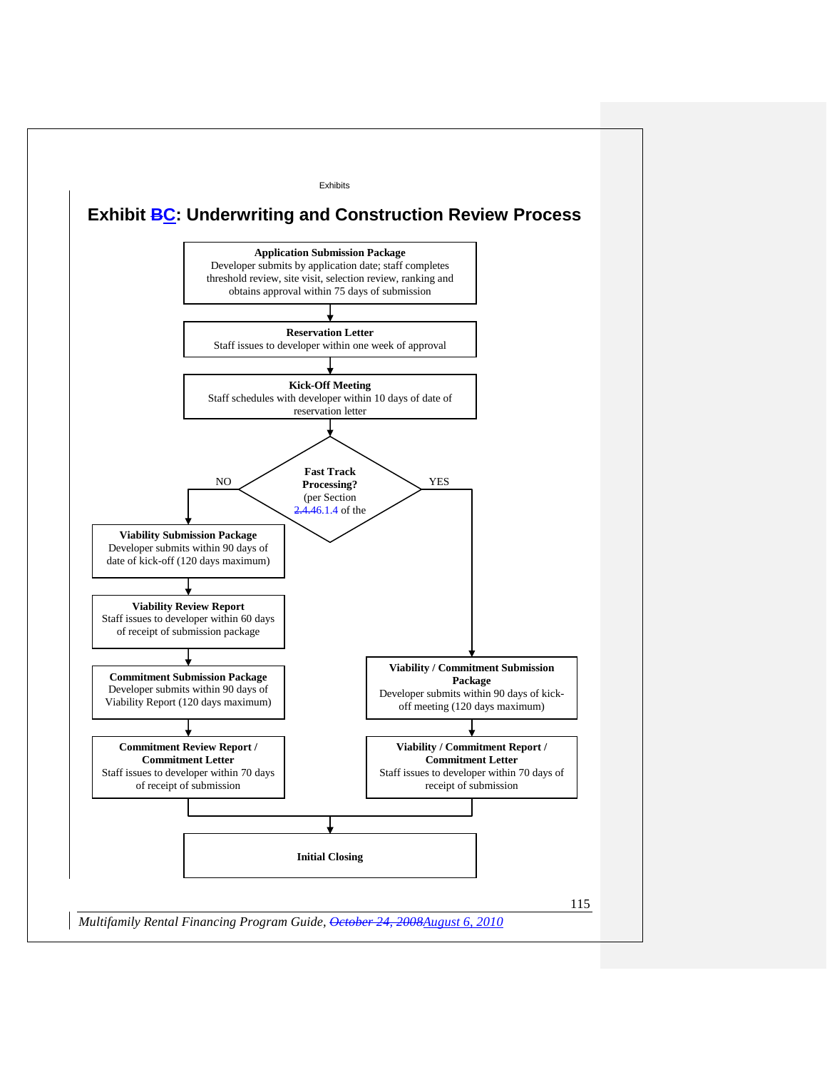# Exhibit ~~B~~C: Underwriting and Construction Review Process

**Application Submission Package**
Developer submits by application date; staff completes threshold review, site visit, selection review, ranking and obtains approval within 75 days of submission

↓

**Reservation Letter**
Staff issues to developer within one week of approval

↓

**Kick-Off Meeting**
Staff schedules with developer within 10 days of date of reservation letter

↓

**Fast Track Processing?** (per Section ~~2.4.4~~6.1.4 of the

**NO:**

**Viability Submission Package**
Developer submits within 90 days of date of kick-off (120 days maximum)

↓

**Viability Review Report**
Staff issues to developer within 60 days of receipt of submission package

↓

**Commitment Submission Package**
Developer submits within 90 days of Viability Report (120 days maximum)

↓

**Commitment Review Report / Commitment Letter**
Staff issues to developer within 70 days of receipt of submission

**YES:**

**Viability / Commitment Submission Package**
Developer submits within 90 days of kick-off meeting (120 days maximum)

↓

**Viability / Commitment Report / Commitment Letter**
Staff issues to developer within 70 days of receipt of submission

↓

**Initial Closing**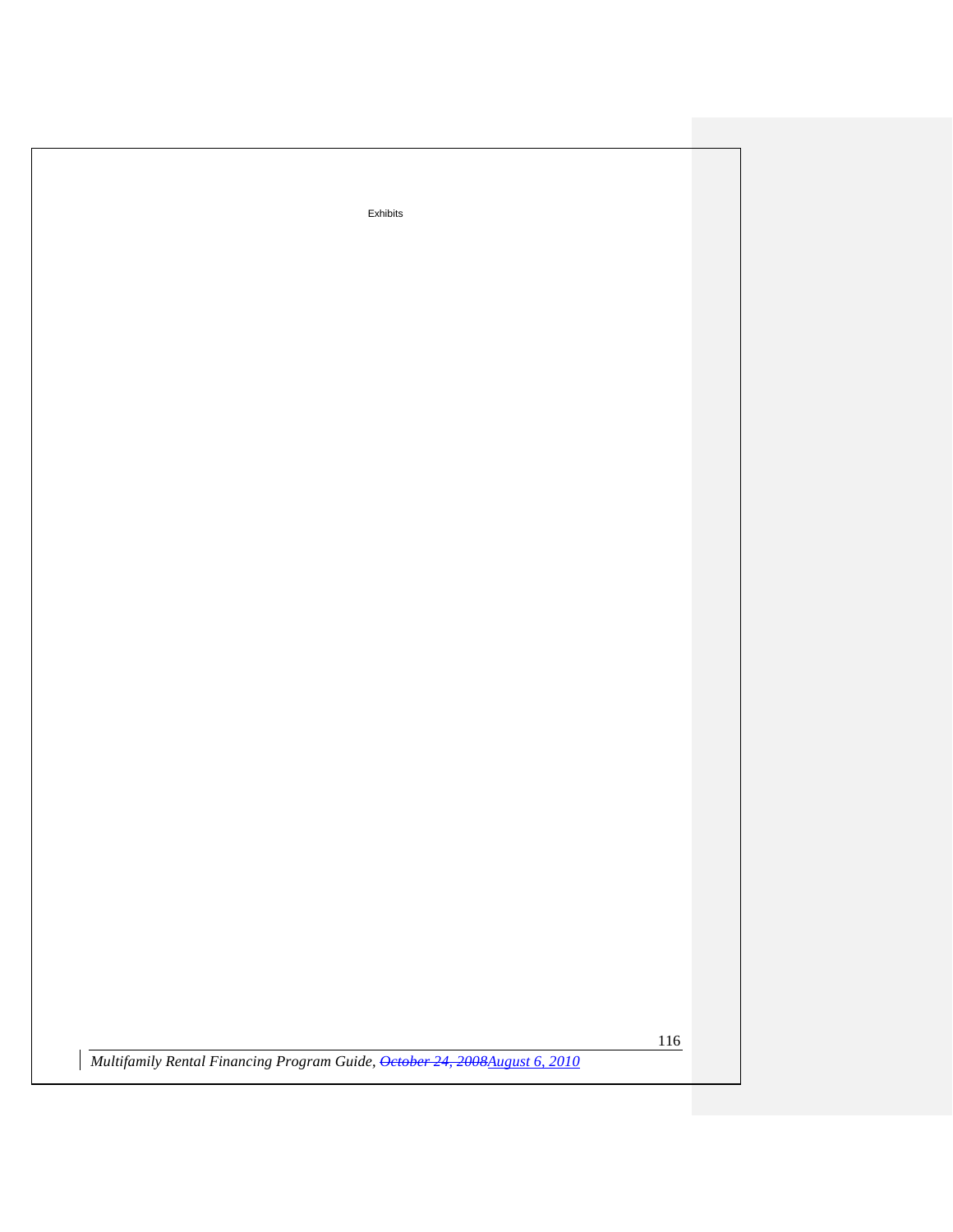Exhibits